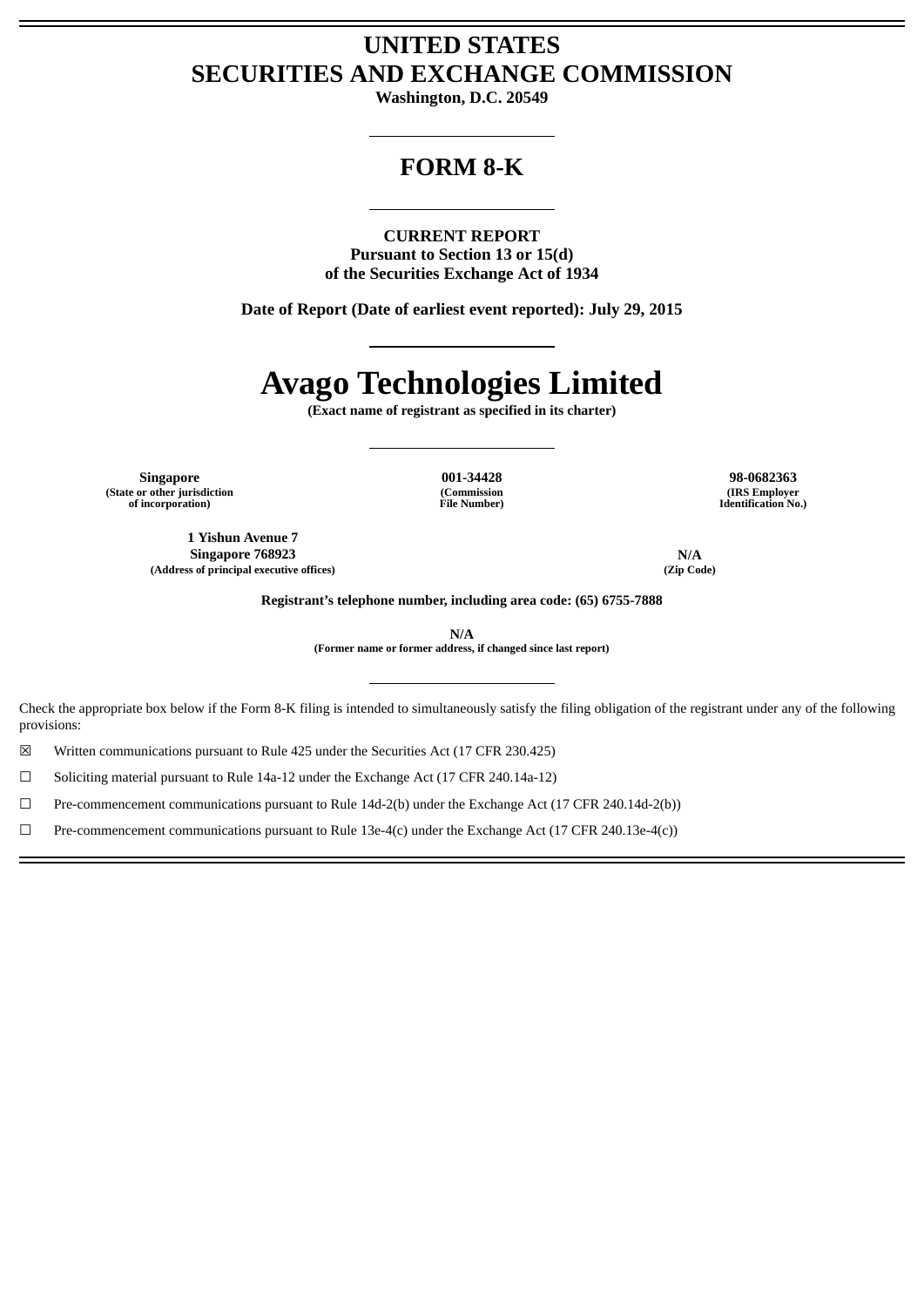# UNITED STATES
# SECURITIES AND EXCHANGE COMMISSION

**Washington, D.C. 20549**

---

# FORM 8-K

---

**CURRENT REPORT**
**Pursuant to Section 13 or 15(d)**
**of the Securities Exchange Act of 1934**

**Date of Report (Date of earliest event reported): July 29, 2015**

---

# Avago Technologies Limited

**(Exact name of registrant as specified in its charter)**

---

| Singapore | 001-34428 | 98-0682363 |
|---|---|---|
| (State or other jurisdiction of incorporation) | (Commission File Number) | (IRS Employer Identification No.) |

| 1 Yishun Avenue 7 Singapore 768923 | N/A |
|---|---|
| (Address of principal executive offices) | (Zip Code) |

**Registrant's telephone number, including area code: (65) 6755-7888**

**N/A**
**(Former name or former address, if changed since last report)**

---

Check the appropriate box below if the Form 8-K filing is intended to simultaneously satisfy the filing obligation of the registrant under any of the following provisions:

☒ Written communications pursuant to Rule 425 under the Securities Act (17 CFR 230.425)

☐ Soliciting material pursuant to Rule 14a-12 under the Exchange Act (17 CFR 240.14a-12)

☐ Pre-commencement communications pursuant to Rule 14d-2(b) under the Exchange Act (17 CFR 240.14d-2(b))

☐ Pre-commencement communications pursuant to Rule 13e-4(c) under the Exchange Act (17 CFR 240.13e-4(c))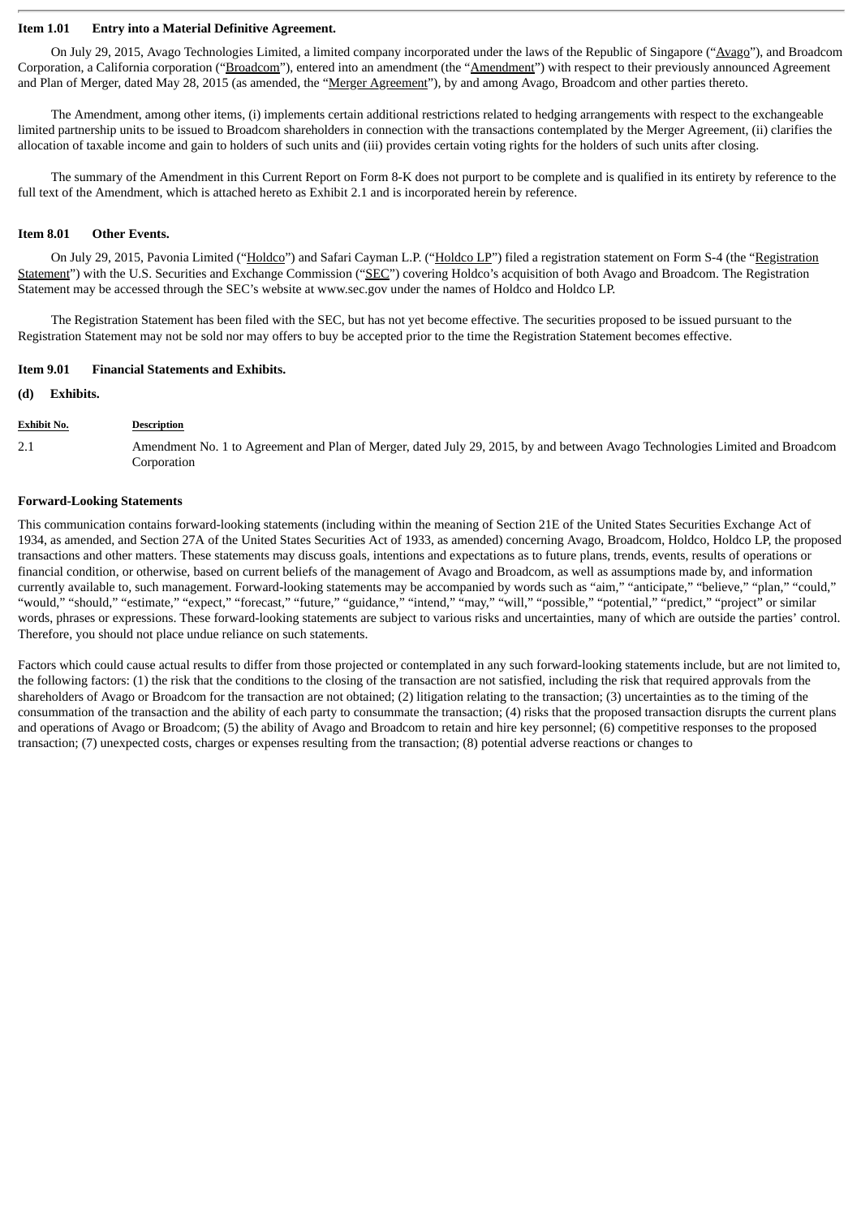### Item 1.01 Entry into a Material Definitive Agreement.

On July 29, 2015, Avago Technologies Limited, a limited company incorporated under the laws of the Republic of Singapore ("Avago"), and Broadcom Corporation, a California corporation ("Broadcom"), entered into an amendment (the "Amendment") with respect to their previously announced Agreement and Plan of Merger, dated May 28, 2015 (as amended, the "Merger Agreement"), by and among Avago, Broadcom and other parties thereto.

The Amendment, among other items, (i) implements certain additional restrictions related to hedging arrangements with respect to the exchangeable limited partnership units to be issued to Broadcom shareholders in connection with the transactions contemplated by the Merger Agreement, (ii) clarifies the allocation of taxable income and gain to holders of such units and (iii) provides certain voting rights for the holders of such units after closing.

The summary of the Amendment in this Current Report on Form 8-K does not purport to be complete and is qualified in its entirety by reference to the full text of the Amendment, which is attached hereto as Exhibit 2.1 and is incorporated herein by reference.

### Item 8.01 Other Events.

On July 29, 2015, Pavonia Limited ("Holdco") and Safari Cayman L.P. ("Holdco LP") filed a registration statement on Form S-4 (the "Registration Statement") with the U.S. Securities and Exchange Commission ("SEC") covering Holdco's acquisition of both Avago and Broadcom. The Registration Statement may be accessed through the SEC's website at www.sec.gov under the names of Holdco and Holdco LP.

The Registration Statement has been filed with the SEC, but has not yet become effective. The securities proposed to be issued pursuant to the Registration Statement may not be sold nor may offers to buy be accepted prior to the time the Registration Statement becomes effective.

### Item 9.01 Financial Statements and Exhibits.

**(d) Exhibits.**

| Exhibit No. | Description |
|---|---|
| 2.1 | Amendment No. 1 to Agreement and Plan of Merger, dated July 29, 2015, by and between Avago Technologies Limited and Broadcom Corporation |

### Forward-Looking Statements

This communication contains forward-looking statements (including within the meaning of Section 21E of the United States Securities Exchange Act of 1934, as amended, and Section 27A of the United States Securities Act of 1933, as amended) concerning Avago, Broadcom, Holdco, Holdco LP, the proposed transactions and other matters. These statements may discuss goals, intentions and expectations as to future plans, trends, events, results of operations or financial condition, or otherwise, based on current beliefs of the management of Avago and Broadcom, as well as assumptions made by, and information currently available to, such management. Forward-looking statements may be accompanied by words such as "aim," "anticipate," "believe," "plan," "could," "would," "should," "estimate," "expect," "forecast," "future," "guidance," "intend," "may," "will," "possible," "potential," "predict," "project" or similar words, phrases or expressions. These forward-looking statements are subject to various risks and uncertainties, many of which are outside the parties' control. Therefore, you should not place undue reliance on such statements.

Factors which could cause actual results to differ from those projected or contemplated in any such forward-looking statements include, but are not limited to, the following factors: (1) the risk that the conditions to the closing of the transaction are not satisfied, including the risk that required approvals from the shareholders of Avago or Broadcom for the transaction are not obtained; (2) litigation relating to the transaction; (3) uncertainties as to the timing of the consummation of the transaction and the ability of each party to consummate the transaction; (4) risks that the proposed transaction disrupts the current plans and operations of Avago or Broadcom; (5) the ability of Avago and Broadcom to retain and hire key personnel; (6) competitive responses to the proposed transaction; (7) unexpected costs, charges or expenses resulting from the transaction; (8) potential adverse reactions or changes to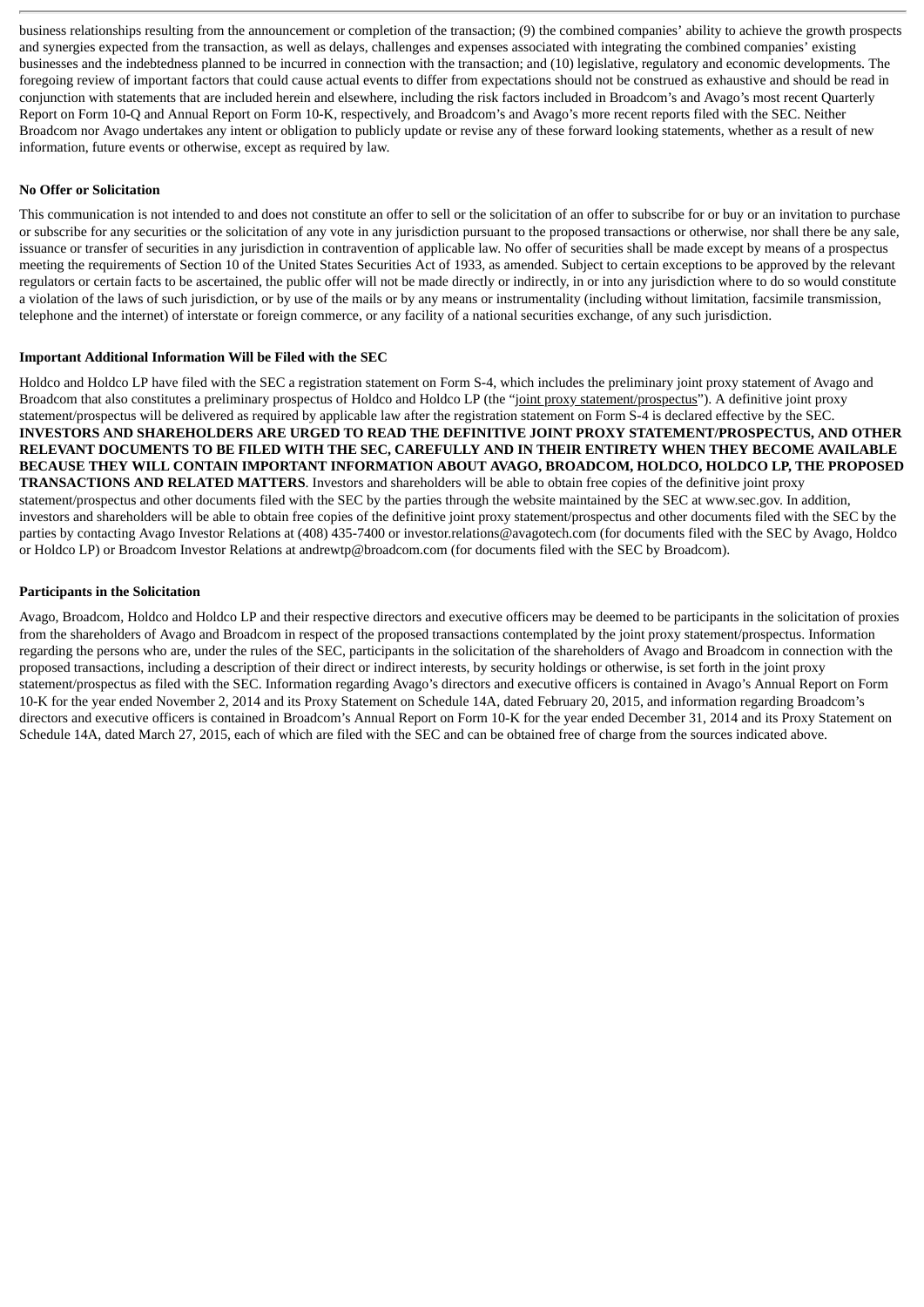business relationships resulting from the announcement or completion of the transaction; (9) the combined companies' ability to achieve the growth prospects and synergies expected from the transaction, as well as delays, challenges and expenses associated with integrating the combined companies' existing businesses and the indebtedness planned to be incurred in connection with the transaction; and (10) legislative, regulatory and economic developments. The foregoing review of important factors that could cause actual events to differ from expectations should not be construed as exhaustive and should be read in conjunction with statements that are included herein and elsewhere, including the risk factors included in Broadcom's and Avago's most recent Quarterly Report on Form 10-Q and Annual Report on Form 10-K, respectively, and Broadcom's and Avago's more recent reports filed with the SEC. Neither Broadcom nor Avago undertakes any intent or obligation to publicly update or revise any of these forward looking statements, whether as a result of new information, future events or otherwise, except as required by law.

**No Offer or Solicitation**

This communication is not intended to and does not constitute an offer to sell or the solicitation of an offer to subscribe for or buy or an invitation to purchase or subscribe for any securities or the solicitation of any vote in any jurisdiction pursuant to the proposed transactions or otherwise, nor shall there be any sale, issuance or transfer of securities in any jurisdiction in contravention of applicable law. No offer of securities shall be made except by means of a prospectus meeting the requirements of Section 10 of the United States Securities Act of 1933, as amended. Subject to certain exceptions to be approved by the relevant regulators or certain facts to be ascertained, the public offer will not be made directly or indirectly, in or into any jurisdiction where to do so would constitute a violation of the laws of such jurisdiction, or by use of the mails or by any means or instrumentality (including without limitation, facsimile transmission, telephone and the internet) of interstate or foreign commerce, or any facility of a national securities exchange, of any such jurisdiction.

**Important Additional Information Will be Filed with the SEC**

Holdco and Holdco LP have filed with the SEC a registration statement on Form S-4, which includes the preliminary joint proxy statement of Avago and Broadcom that also constitutes a preliminary prospectus of Holdco and Holdco LP (the "joint proxy statement/prospectus"). A definitive joint proxy statement/prospectus will be delivered as required by applicable law after the registration statement on Form S-4 is declared effective by the SEC. **INVESTORS AND SHAREHOLDERS ARE URGED TO READ THE DEFINITIVE JOINT PROXY STATEMENT/PROSPECTUS, AND OTHER RELEVANT DOCUMENTS TO BE FILED WITH THE SEC, CAREFULLY AND IN THEIR ENTIRETY WHEN THEY BECOME AVAILABLE BECAUSE THEY WILL CONTAIN IMPORTANT INFORMATION ABOUT AVAGO, BROADCOM, HOLDCO, HOLDCO LP, THE PROPOSED TRANSACTIONS AND RELATED MATTERS**. Investors and shareholders will be able to obtain free copies of the definitive joint proxy statement/prospectus and other documents filed with the SEC by the parties through the website maintained by the SEC at www.sec.gov. In addition, investors and shareholders will be able to obtain free copies of the definitive joint proxy statement/prospectus and other documents filed with the SEC by the parties by contacting Avago Investor Relations at (408) 435-7400 or investor.relations@avagotech.com (for documents filed with the SEC by Avago, Holdco or Holdco LP) or Broadcom Investor Relations at andrewtp@broadcom.com (for documents filed with the SEC by Broadcom).

**Participants in the Solicitation**

Avago, Broadcom, Holdco and Holdco LP and their respective directors and executive officers may be deemed to be participants in the solicitation of proxies from the shareholders of Avago and Broadcom in respect of the proposed transactions contemplated by the joint proxy statement/prospectus. Information regarding the persons who are, under the rules of the SEC, participants in the solicitation of the shareholders of Avago and Broadcom in connection with the proposed transactions, including a description of their direct or indirect interests, by security holdings or otherwise, is set forth in the joint proxy statement/prospectus as filed with the SEC. Information regarding Avago's directors and executive officers is contained in Avago's Annual Report on Form 10-K for the year ended November 2, 2014 and its Proxy Statement on Schedule 14A, dated February 20, 2015, and information regarding Broadcom's directors and executive officers is contained in Broadcom's Annual Report on Form 10-K for the year ended December 31, 2014 and its Proxy Statement on Schedule 14A, dated March 27, 2015, each of which are filed with the SEC and can be obtained free of charge from the sources indicated above.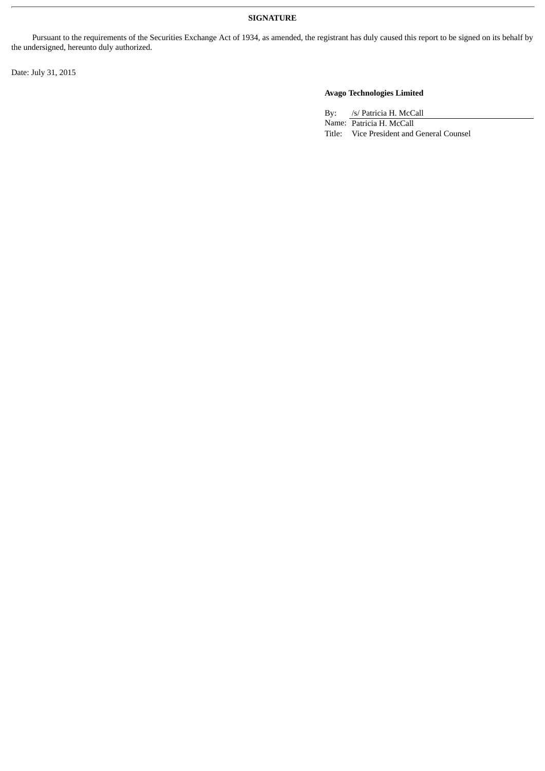**SIGNATURE**

Pursuant to the requirements of the Securities Exchange Act of 1934, as amended, the registrant has duly caused this report to be signed on its behalf by the undersigned, hereunto duly authorized.

Date: July 31, 2015

**Avago Technologies Limited**

By: /s/ Patricia H. McCall
Name: Patricia H. McCall
Title: Vice President and General Counsel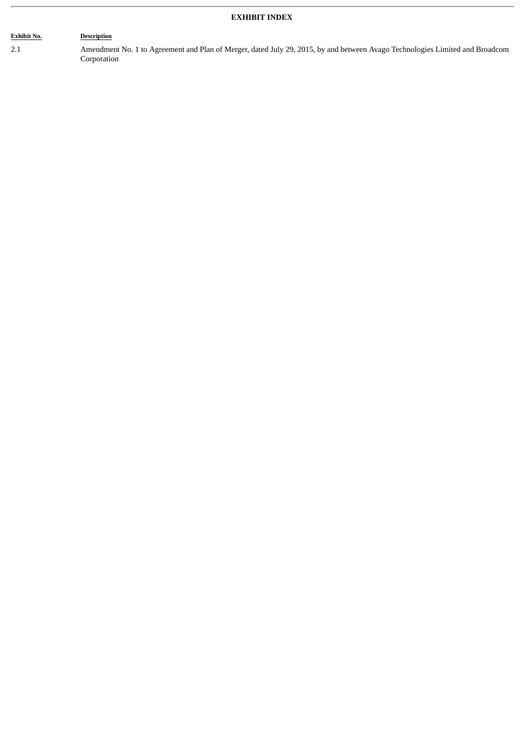**EXHIBIT INDEX**

| Exhibit No. | Description |
|---|---|
| 2.1 | Amendment No. 1 to Agreement and Plan of Merger, dated July 29, 2015, by and between Avago Technologies Limited and Broadcom Corporation |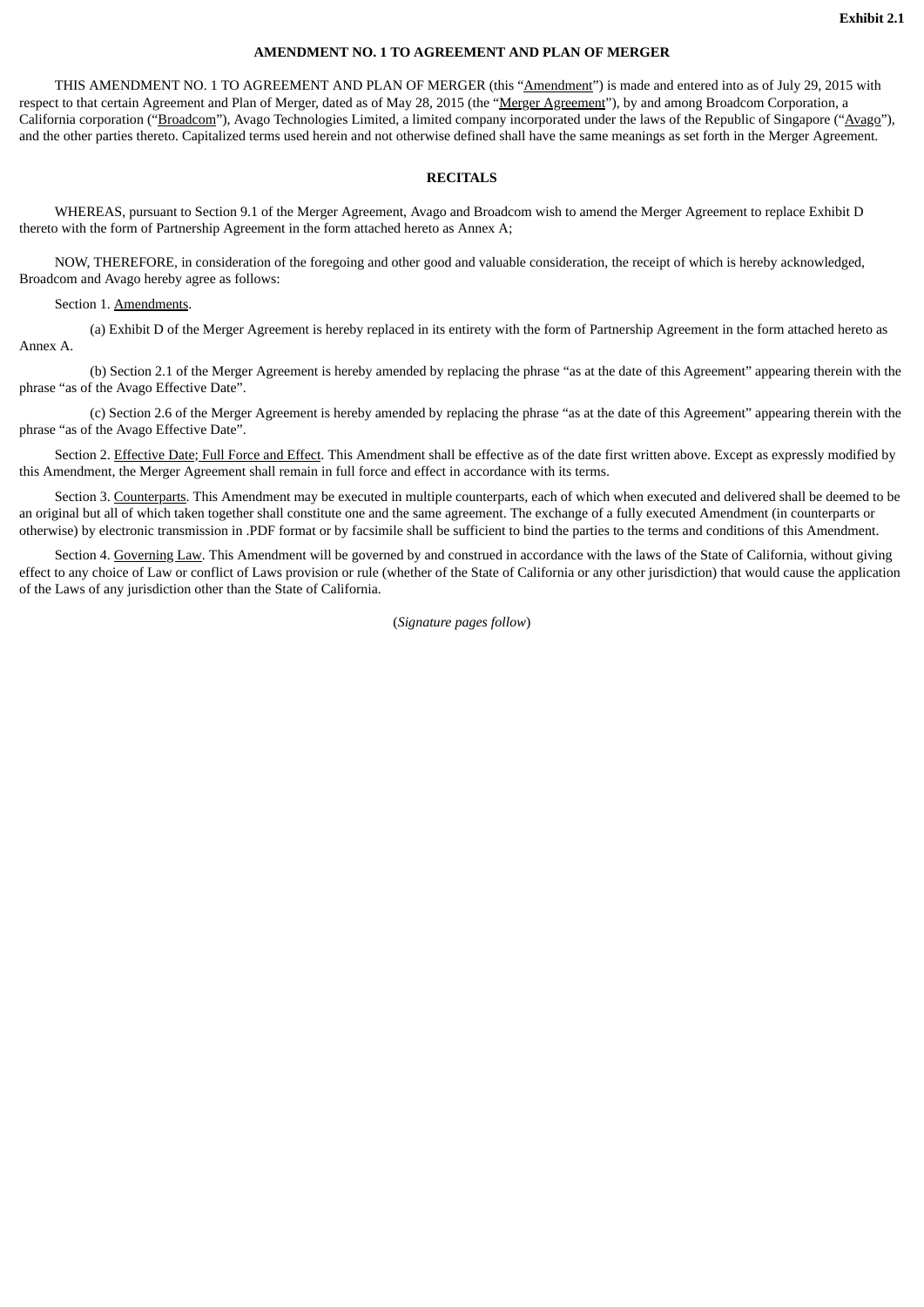**Exhibit 2.1**

**AMENDMENT NO. 1 TO AGREEMENT AND PLAN OF MERGER**

THIS AMENDMENT NO. 1 TO AGREEMENT AND PLAN OF MERGER (this "Amendment") is made and entered into as of July 29, 2015 with respect to that certain Agreement and Plan of Merger, dated as of May 28, 2015 (the "Merger Agreement"), by and among Broadcom Corporation, a California corporation ("Broadcom"), Avago Technologies Limited, a limited company incorporated under the laws of the Republic of Singapore ("Avago"), and the other parties thereto. Capitalized terms used herein and not otherwise defined shall have the same meanings as set forth in the Merger Agreement.

**RECITALS**

WHEREAS, pursuant to Section 9.1 of the Merger Agreement, Avago and Broadcom wish to amend the Merger Agreement to replace Exhibit D thereto with the form of Partnership Agreement in the form attached hereto as Annex A;

NOW, THEREFORE, in consideration of the foregoing and other good and valuable consideration, the receipt of which is hereby acknowledged, Broadcom and Avago hereby agree as follows:

Section 1. Amendments.

(a) Exhibit D of the Merger Agreement is hereby replaced in its entirety with the form of Partnership Agreement in the form attached hereto as Annex A.

(b) Section 2.1 of the Merger Agreement is hereby amended by replacing the phrase "as at the date of this Agreement" appearing therein with the phrase "as of the Avago Effective Date".

(c) Section 2.6 of the Merger Agreement is hereby amended by replacing the phrase "as at the date of this Agreement" appearing therein with the phrase "as of the Avago Effective Date".

Section 2. Effective Date; Full Force and Effect. This Amendment shall be effective as of the date first written above. Except as expressly modified by this Amendment, the Merger Agreement shall remain in full force and effect in accordance with its terms.

Section 3. Counterparts. This Amendment may be executed in multiple counterparts, each of which when executed and delivered shall be deemed to be an original but all of which taken together shall constitute one and the same agreement. The exchange of a fully executed Amendment (in counterparts or otherwise) by electronic transmission in .PDF format or by facsimile shall be sufficient to bind the parties to the terms and conditions of this Amendment.

Section 4. Governing Law. This Amendment will be governed by and construed in accordance with the laws of the State of California, without giving effect to any choice of Law or conflict of Laws provision or rule (whether of the State of California or any other jurisdiction) that would cause the application of the Laws of any jurisdiction other than the State of California.

(*Signature pages follow*)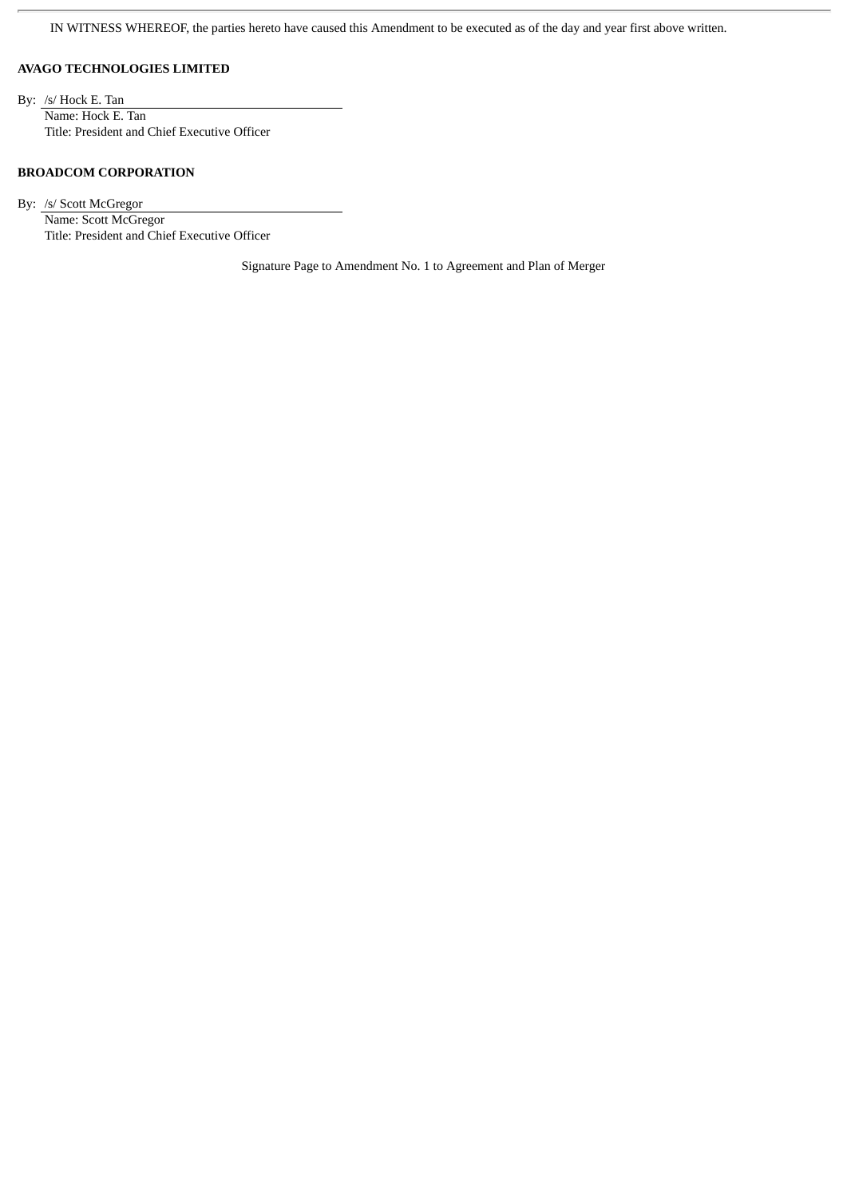IN WITNESS WHEREOF, the parties hereto have caused this Amendment to be executed as of the day and year first above written.

**AVAGO TECHNOLOGIES LIMITED**

By: /s/ Hock E. Tan
Name: Hock E. Tan
Title: President and Chief Executive Officer

**BROADCOM CORPORATION**

By: /s/ Scott McGregor
Name: Scott McGregor
Title: President and Chief Executive Officer

Signature Page to Amendment No. 1 to Agreement and Plan of Merger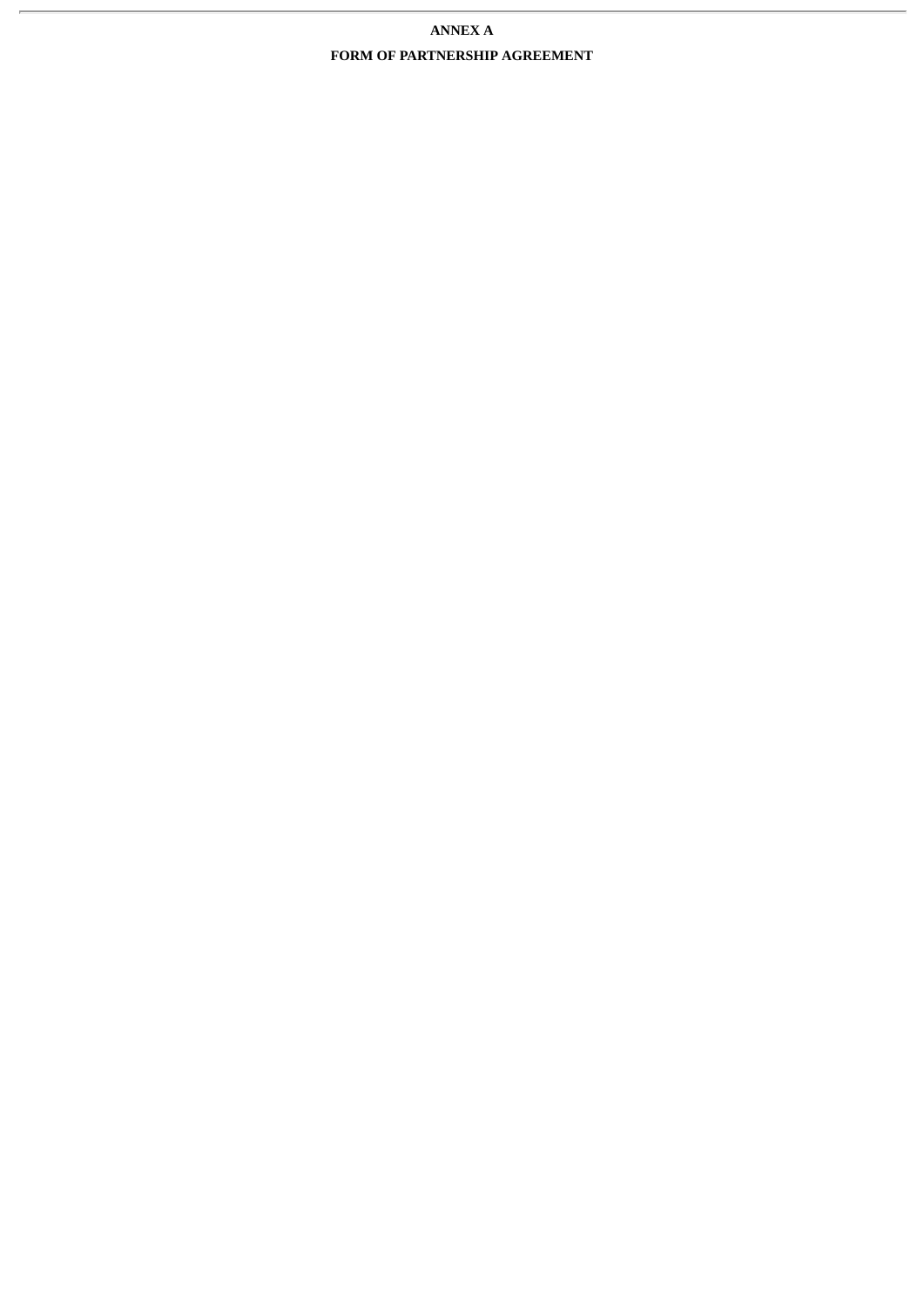# ANNEX A

## FORM OF PARTNERSHIP AGREEMENT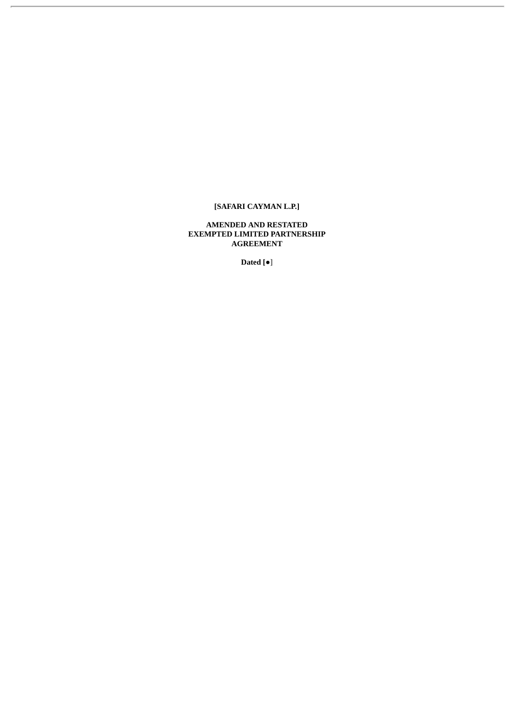**[SAFARI CAYMAN L.P.]**

**AMENDED AND RESTATED
EXEMPTED LIMITED PARTNERSHIP
AGREEMENT**

**Dated [●]**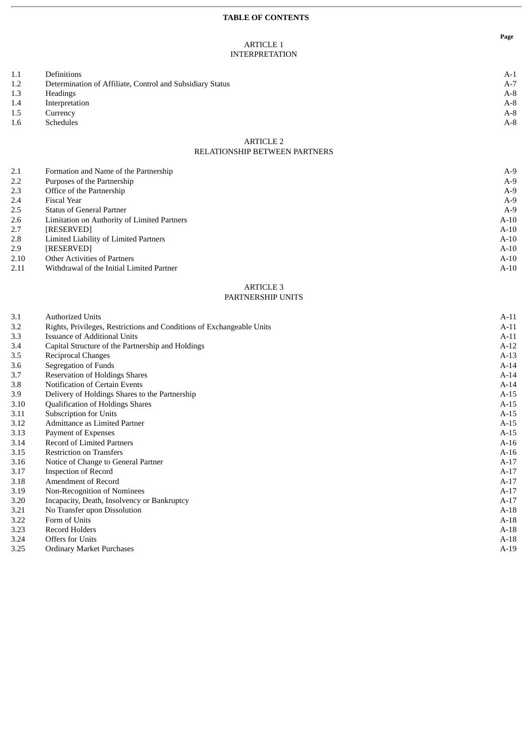# TABLE OF CONTENTS

| | | Page |
|---|---|---|
| | **ARTICLE 1**<br>**INTERPRETATION** | |
| 1.1 | Definitions | A-1 |
| 1.2 | Determination of Affiliate, Control and Subsidiary Status | A-7 |
| 1.3 | Headings | A-8 |
| 1.4 | Interpretation | A-8 |
| 1.5 | Currency | A-8 |
| 1.6 | Schedules | A-8 |
| | **ARTICLE 2**<br>**RELATIONSHIP BETWEEN PARTNERS** | |
| 2.1 | Formation and Name of the Partnership | A-9 |
| 2.2 | Purposes of the Partnership | A-9 |
| 2.3 | Office of the Partnership | A-9 |
| 2.4 | Fiscal Year | A-9 |
| 2.5 | Status of General Partner | A-9 |
| 2.6 | Limitation on Authority of Limited Partners | A-10 |
| 2.7 | [RESERVED] | A-10 |
| 2.8 | Limited Liability of Limited Partners | A-10 |
| 2.9 | [RESERVED] | A-10 |
| 2.10 | Other Activities of Partners | A-10 |
| 2.11 | Withdrawal of the Initial Limited Partner | A-10 |
| | **ARTICLE 3**<br>**PARTNERSHIP UNITS** | |
| 3.1 | Authorized Units | A-11 |
| 3.2 | Rights, Privileges, Restrictions and Conditions of Exchangeable Units | A-11 |
| 3.3 | Issuance of Additional Units | A-11 |
| 3.4 | Capital Structure of the Partnership and Holdings | A-12 |
| 3.5 | Reciprocal Changes | A-13 |
| 3.6 | Segregation of Funds | A-14 |
| 3.7 | Reservation of Holdings Shares | A-14 |
| 3.8 | Notification of Certain Events | A-14 |
| 3.9 | Delivery of Holdings Shares to the Partnership | A-15 |
| 3.10 | Qualification of Holdings Shares | A-15 |
| 3.11 | Subscription for Units | A-15 |
| 3.12 | Admittance as Limited Partner | A-15 |
| 3.13 | Payment of Expenses | A-15 |
| 3.14 | Record of Limited Partners | A-16 |
| 3.15 | Restriction on Transfers | A-16 |
| 3.16 | Notice of Change to General Partner | A-17 |
| 3.17 | Inspection of Record | A-17 |
| 3.18 | Amendment of Record | A-17 |
| 3.19 | Non-Recognition of Nominees | A-17 |
| 3.20 | Incapacity, Death, Insolvency or Bankruptcy | A-17 |
| 3.21 | No Transfer upon Dissolution | A-18 |
| 3.22 | Form of Units | A-18 |
| 3.23 | Record Holders | A-18 |
| 3.24 | Offers for Units | A-18 |
| 3.25 | Ordinary Market Purchases | A-19 |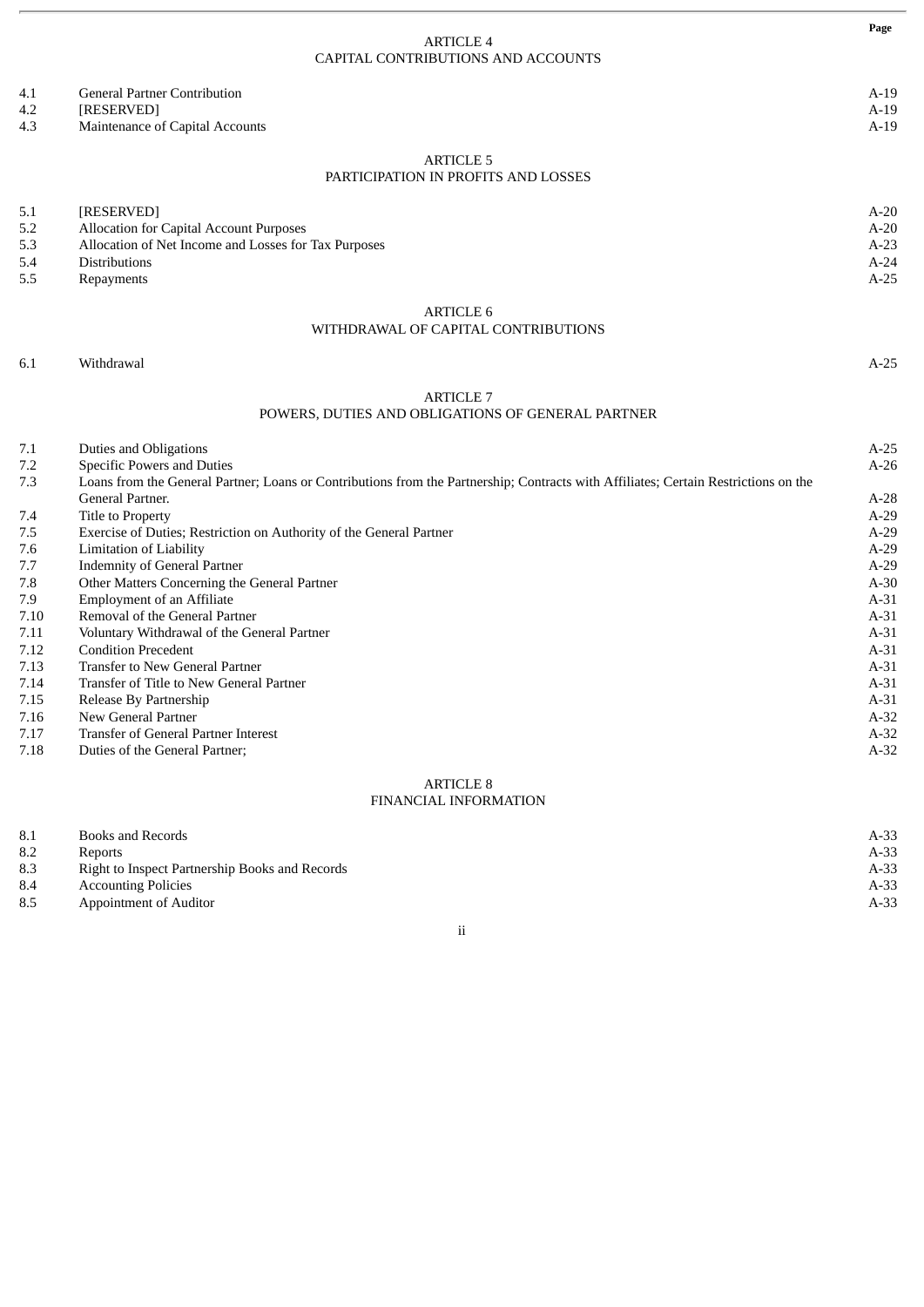| | | Page |
|---|---|---|
| | **ARTICLE 4**<br>**CAPITAL CONTRIBUTIONS AND ACCOUNTS** | |
| 4.1 | General Partner Contribution | A-19 |
| 4.2 | [RESERVED] | A-19 |
| 4.3 | Maintenance of Capital Accounts | A-19 |
| | **ARTICLE 5**<br>**PARTICIPATION IN PROFITS AND LOSSES** | |
| 5.1 | [RESERVED] | A-20 |
| 5.2 | Allocation for Capital Account Purposes | A-20 |
| 5.3 | Allocation of Net Income and Losses for Tax Purposes | A-23 |
| 5.4 | Distributions | A-24 |
| 5.5 | Repayments | A-25 |
| | **ARTICLE 6**<br>**WITHDRAWAL OF CAPITAL CONTRIBUTIONS** | |
| 6.1 | Withdrawal | A-25 |
| | **ARTICLE 7**<br>**POWERS, DUTIES AND OBLIGATIONS OF GENERAL PARTNER** | |
| 7.1 | Duties and Obligations | A-25 |
| 7.2 | Specific Powers and Duties | A-26 |
| 7.3 | Loans from the General Partner; Loans or Contributions from the Partnership; Contracts with Affiliates; Certain Restrictions on the General Partner. | A-28 |
| 7.4 | Title to Property | A-29 |
| 7.5 | Exercise of Duties; Restriction on Authority of the General Partner | A-29 |
| 7.6 | Limitation of Liability | A-29 |
| 7.7 | Indemnity of General Partner | A-29 |
| 7.8 | Other Matters Concerning the General Partner | A-30 |
| 7.9 | Employment of an Affiliate | A-31 |
| 7.10 | Removal of the General Partner | A-31 |
| 7.11 | Voluntary Withdrawal of the General Partner | A-31 |
| 7.12 | Condition Precedent | A-31 |
| 7.13 | Transfer to New General Partner | A-31 |
| 7.14 | Transfer of Title to New General Partner | A-31 |
| 7.15 | Release By Partnership | A-31 |
| 7.16 | New General Partner | A-32 |
| 7.17 | Transfer of General Partner Interest | A-32 |
| 7.18 | Duties of the General Partner; | A-32 |
| | **ARTICLE 8**<br>**FINANCIAL INFORMATION** | |
| 8.1 | Books and Records | A-33 |
| 8.2 | Reports | A-33 |
| 8.3 | Right to Inspect Partnership Books and Records | A-33 |
| 8.4 | Accounting Policies | A-33 |
| 8.5 | Appointment of Auditor | A-33 |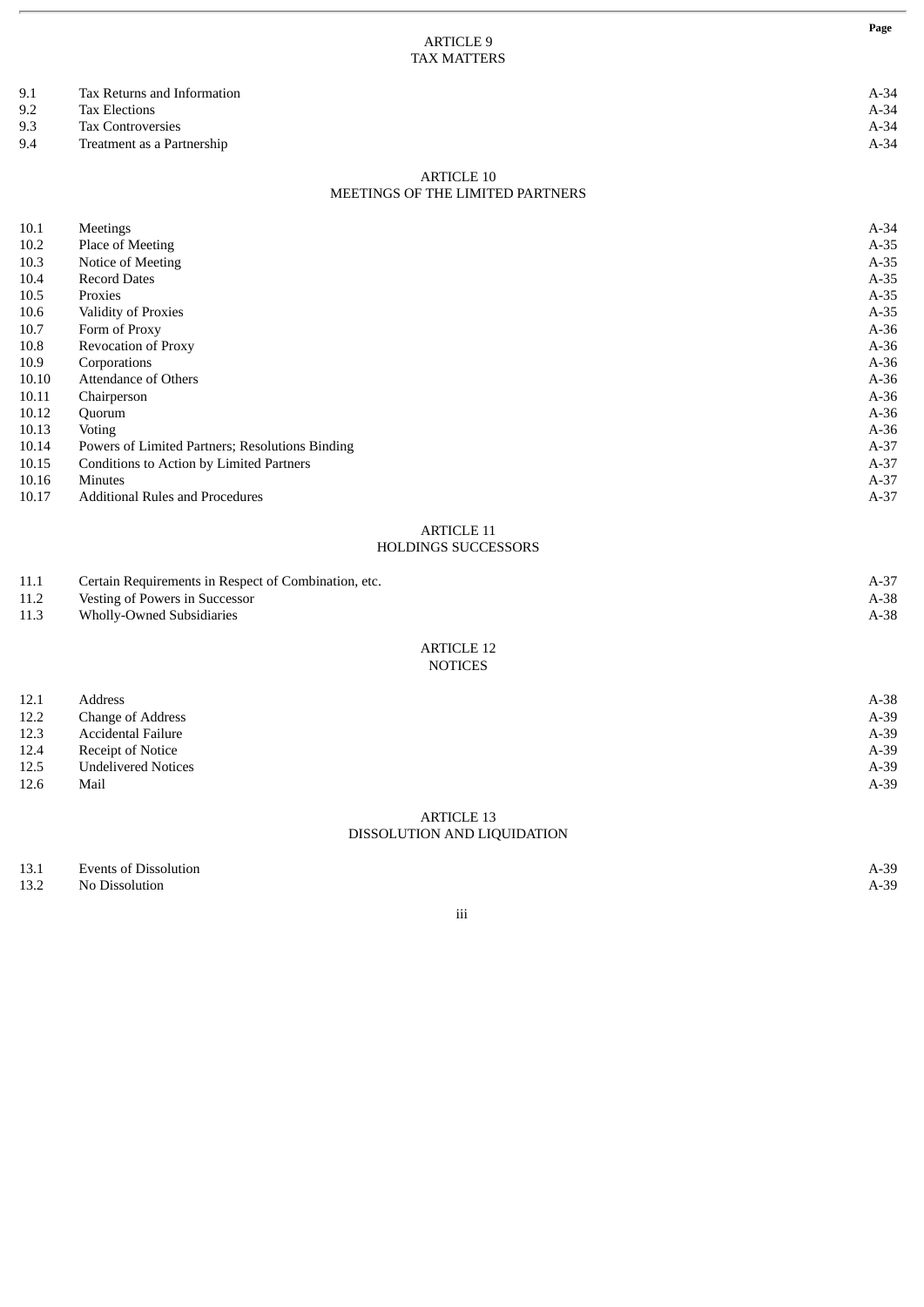| | | Page |
|---|---|---|
| | **ARTICLE 9**<br>**TAX MATTERS** | |
| 9.1 | Tax Returns and Information | A-34 |
| 9.2 | Tax Elections | A-34 |
| 9.3 | Tax Controversies | A-34 |
| 9.4 | Treatment as a Partnership | A-34 |
| | **ARTICLE 10**<br>**MEETINGS OF THE LIMITED PARTNERS** | |
| 10.1 | Meetings | A-34 |
| 10.2 | Place of Meeting | A-35 |
| 10.3 | Notice of Meeting | A-35 |
| 10.4 | Record Dates | A-35 |
| 10.5 | Proxies | A-35 |
| 10.6 | Validity of Proxies | A-35 |
| 10.7 | Form of Proxy | A-36 |
| 10.8 | Revocation of Proxy | A-36 |
| 10.9 | Corporations | A-36 |
| 10.10 | Attendance of Others | A-36 |
| 10.11 | Chairperson | A-36 |
| 10.12 | Quorum | A-36 |
| 10.13 | Voting | A-36 |
| 10.14 | Powers of Limited Partners; Resolutions Binding | A-37 |
| 10.15 | Conditions to Action by Limited Partners | A-37 |
| 10.16 | Minutes | A-37 |
| 10.17 | Additional Rules and Procedures | A-37 |
| | **ARTICLE 11**<br>**HOLDINGS SUCCESSORS** | |
| 11.1 | Certain Requirements in Respect of Combination, etc. | A-37 |
| 11.2 | Vesting of Powers in Successor | A-38 |
| 11.3 | Wholly-Owned Subsidiaries | A-38 |
| | **ARTICLE 12**<br>**NOTICES** | |
| 12.1 | Address | A-38 |
| 12.2 | Change of Address | A-39 |
| 12.3 | Accidental Failure | A-39 |
| 12.4 | Receipt of Notice | A-39 |
| 12.5 | Undelivered Notices | A-39 |
| 12.6 | Mail | A-39 |
| | **ARTICLE 13**<br>**DISSOLUTION AND LIQUIDATION** | |
| 13.1 | Events of Dissolution | A-39 |
| 13.2 | No Dissolution | A-39 |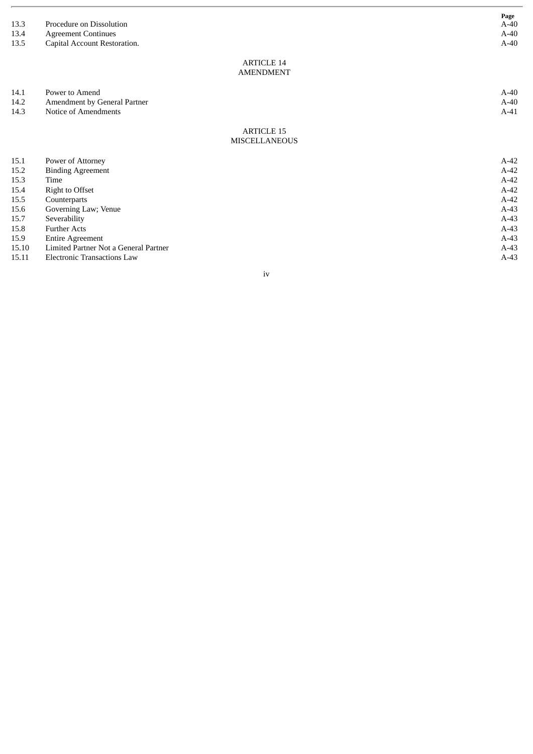| | | Page |
|---|---|---|
| 13.3 | Procedure on Dissolution | A-40 |
| 13.4 | Agreement Continues | A-40 |
| 13.5 | Capital Account Restoration. | A-40 |

ARTICLE 14
AMENDMENT

| | | |
|---|---|---|
| 14.1 | Power to Amend | A-40 |
| 14.2 | Amendment by General Partner | A-40 |
| 14.3 | Notice of Amendments | A-41 |

ARTICLE 15
MISCELLANEOUS

| | | |
|---|---|---|
| 15.1 | Power of Attorney | A-42 |
| 15.2 | Binding Agreement | A-42 |
| 15.3 | Time | A-42 |
| 15.4 | Right to Offset | A-42 |
| 15.5 | Counterparts | A-42 |
| 15.6 | Governing Law; Venue | A-43 |
| 15.7 | Severability | A-43 |
| 15.8 | Further Acts | A-43 |
| 15.9 | Entire Agreement | A-43 |
| 15.10 | Limited Partner Not a General Partner | A-43 |
| 15.11 | Electronic Transactions Law | A-43 |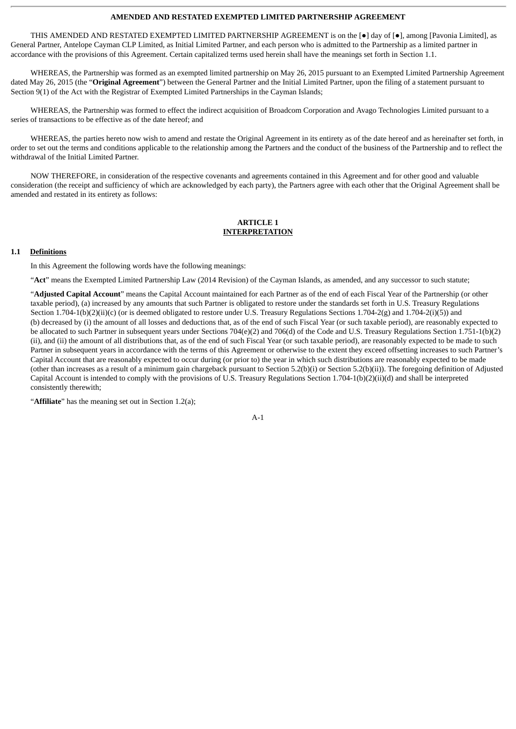**AMENDED AND RESTATED EXEMPTED LIMITED PARTNERSHIP AGREEMENT**

THIS AMENDED AND RESTATED EXEMPTED LIMITED PARTNERSHIP AGREEMENT is on the [●] day of [●], among [Pavonia Limited], as General Partner, Antelope Cayman CLP Limited, as Initial Limited Partner, and each person who is admitted to the Partnership as a limited partner in accordance with the provisions of this Agreement. Certain capitalized terms used herein shall have the meanings set forth in Section 1.1.

WHEREAS, the Partnership was formed as an exempted limited partnership on May 26, 2015 pursuant to an Exempted Limited Partnership Agreement dated May 26, 2015 (the "**Original Agreement**") between the General Partner and the Initial Limited Partner, upon the filing of a statement pursuant to Section 9(1) of the Act with the Registrar of Exempted Limited Partnerships in the Cayman Islands;

WHEREAS, the Partnership was formed to effect the indirect acquisition of Broadcom Corporation and Avago Technologies Limited pursuant to a series of transactions to be effective as of the date hereof; and

WHEREAS, the parties hereto now wish to amend and restate the Original Agreement in its entirety as of the date hereof and as hereinafter set forth, in order to set out the terms and conditions applicable to the relationship among the Partners and the conduct of the business of the Partnership and to reflect the withdrawal of the Initial Limited Partner.

NOW THEREFORE, in consideration of the respective covenants and agreements contained in this Agreement and for other good and valuable consideration (the receipt and sufficiency of which are acknowledged by each party), the Partners agree with each other that the Original Agreement shall be amended and restated in its entirety as follows:

## ARTICLE 1
## INTERPRETATION

### 1.1 Definitions

In this Agreement the following words have the following meanings:

"**Act**" means the Exempted Limited Partnership Law (2014 Revision) of the Cayman Islands, as amended, and any successor to such statute;

"**Adjusted Capital Account**" means the Capital Account maintained for each Partner as of the end of each Fiscal Year of the Partnership (or other taxable period), (a) increased by any amounts that such Partner is obligated to restore under the standards set forth in U.S. Treasury Regulations Section 1.704-1(b)(2)(ii)(c) (or is deemed obligated to restore under U.S. Treasury Regulations Sections 1.704-2(g) and 1.704-2(i)(5)) and (b) decreased by (i) the amount of all losses and deductions that, as of the end of such Fiscal Year (or such taxable period), are reasonably expected to be allocated to such Partner in subsequent years under Sections 704(e)(2) and 706(d) of the Code and U.S. Treasury Regulations Section 1.751-1(b)(2)(ii), and (ii) the amount of all distributions that, as of the end of such Fiscal Year (or such taxable period), are reasonably expected to be made to such Partner in subsequent years in accordance with the terms of this Agreement or otherwise to the extent they exceed offsetting increases to such Partner's Capital Account that are reasonably expected to occur during (or prior to) the year in which such distributions are reasonably expected to be made (other than increases as a result of a minimum gain chargeback pursuant to Section 5.2(b)(i) or Section 5.2(b)(ii)). The foregoing definition of Adjusted Capital Account is intended to comply with the provisions of U.S. Treasury Regulations Section 1.704-1(b)(2)(ii)(d) and shall be interpreted consistently therewith;

"**Affiliate**" has the meaning set out in Section 1.2(a);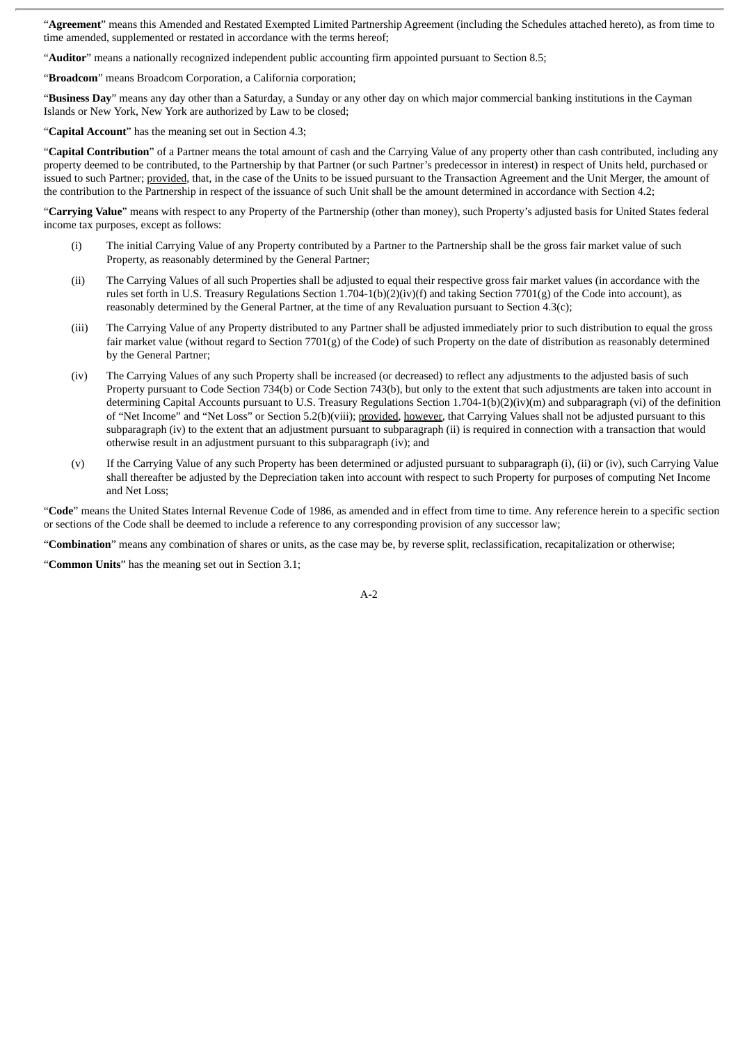"**Agreement**" means this Amended and Restated Exempted Limited Partnership Agreement (including the Schedules attached hereto), as from time to time amended, supplemented or restated in accordance with the terms hereof;

"**Auditor**" means a nationally recognized independent public accounting firm appointed pursuant to Section 8.5;

"**Broadcom**" means Broadcom Corporation, a California corporation;

"**Business Day**" means any day other than a Saturday, a Sunday or any other day on which major commercial banking institutions in the Cayman Islands or New York, New York are authorized by Law to be closed;

"**Capital Account**" has the meaning set out in Section 4.3;

"**Capital Contribution**" of a Partner means the total amount of cash and the Carrying Value of any property other than cash contributed, including any property deemed to be contributed, to the Partnership by that Partner (or such Partner's predecessor in interest) in respect of Units held, purchased or issued to such Partner; provided, that, in the case of the Units to be issued pursuant to the Transaction Agreement and the Unit Merger, the amount of the contribution to the Partnership in respect of the issuance of such Unit shall be the amount determined in accordance with Section 4.2;

"**Carrying Value**" means with respect to any Property of the Partnership (other than money), such Property's adjusted basis for United States federal income tax purposes, except as follows:

(i) The initial Carrying Value of any Property contributed by a Partner to the Partnership shall be the gross fair market value of such Property, as reasonably determined by the General Partner;

(ii) The Carrying Values of all such Properties shall be adjusted to equal their respective gross fair market values (in accordance with the rules set forth in U.S. Treasury Regulations Section 1.704-1(b)(2)(iv)(f) and taking Section 7701(g) of the Code into account), as reasonably determined by the General Partner, at the time of any Revaluation pursuant to Section 4.3(c);

(iii) The Carrying Value of any Property distributed to any Partner shall be adjusted immediately prior to such distribution to equal the gross fair market value (without regard to Section 7701(g) of the Code) of such Property on the date of distribution as reasonably determined by the General Partner;

(iv) The Carrying Values of any such Property shall be increased (or decreased) to reflect any adjustments to the adjusted basis of such Property pursuant to Code Section 734(b) or Code Section 743(b), but only to the extent that such adjustments are taken into account in determining Capital Accounts pursuant to U.S. Treasury Regulations Section 1.704-1(b)(2)(iv)(m) and subparagraph (vi) of the definition of "Net Income" and "Net Loss" or Section 5.2(b)(viii); provided, however, that Carrying Values shall not be adjusted pursuant to this subparagraph (iv) to the extent that an adjustment pursuant to subparagraph (ii) is required in connection with a transaction that would otherwise result in an adjustment pursuant to this subparagraph (iv); and

(v) If the Carrying Value of any such Property has been determined or adjusted pursuant to subparagraph (i), (ii) or (iv), such Carrying Value shall thereafter be adjusted by the Depreciation taken into account with respect to such Property for purposes of computing Net Income and Net Loss;

"**Code**" means the United States Internal Revenue Code of 1986, as amended and in effect from time to time. Any reference herein to a specific section or sections of the Code shall be deemed to include a reference to any corresponding provision of any successor law;

"**Combination**" means any combination of shares or units, as the case may be, by reverse split, reclassification, recapitalization or otherwise;

"**Common Units**" has the meaning set out in Section 3.1;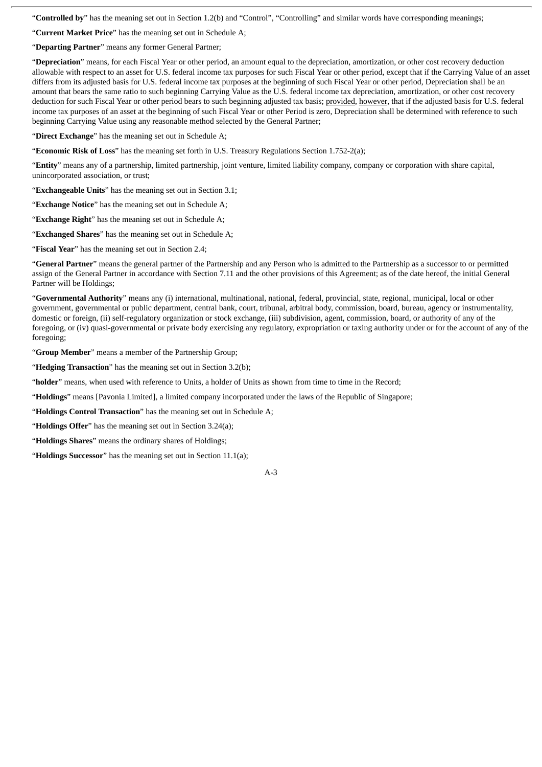"**Controlled by**" has the meaning set out in Section 1.2(b) and "Control", "Controlling" and similar words have corresponding meanings;

"**Current Market Price**" has the meaning set out in Schedule A;

"**Departing Partner**" means any former General Partner;

"**Depreciation**" means, for each Fiscal Year or other period, an amount equal to the depreciation, amortization, or other cost recovery deduction allowable with respect to an asset for U.S. federal income tax purposes for such Fiscal Year or other period, except that if the Carrying Value of an asset differs from its adjusted basis for U.S. federal income tax purposes at the beginning of such Fiscal Year or other period, Depreciation shall be an amount that bears the same ratio to such beginning Carrying Value as the U.S. federal income tax depreciation, amortization, or other cost recovery deduction for such Fiscal Year or other period bears to such beginning adjusted tax basis; provided, however, that if the adjusted basis for U.S. federal income tax purposes of an asset at the beginning of such Fiscal Year or other Period is zero, Depreciation shall be determined with reference to such beginning Carrying Value using any reasonable method selected by the General Partner;

"**Direct Exchange**" has the meaning set out in Schedule A;

"**Economic Risk of Loss**" has the meaning set forth in U.S. Treasury Regulations Section 1.752-2(a);

"**Entity**" means any of a partnership, limited partnership, joint venture, limited liability company, company or corporation with share capital, unincorporated association, or trust;

"**Exchangeable Units**" has the meaning set out in Section 3.1;

"**Exchange Notice**" has the meaning set out in Schedule A;

"**Exchange Right**" has the meaning set out in Schedule A;

"**Exchanged Shares**" has the meaning set out in Schedule A;

"**Fiscal Year**" has the meaning set out in Section 2.4;

"**General Partner**" means the general partner of the Partnership and any Person who is admitted to the Partnership as a successor to or permitted assign of the General Partner in accordance with Section 7.11 and the other provisions of this Agreement; as of the date hereof, the initial General Partner will be Holdings;

"**Governmental Authority**" means any (i) international, multinational, national, federal, provincial, state, regional, municipal, local or other government, governmental or public department, central bank, court, tribunal, arbitral body, commission, board, bureau, agency or instrumentality, domestic or foreign, (ii) self-regulatory organization or stock exchange, (iii) subdivision, agent, commission, board, or authority of any of the foregoing, or (iv) quasi-governmental or private body exercising any regulatory, expropriation or taxing authority under or for the account of any of the foregoing;

"**Group Member**" means a member of the Partnership Group;

"**Hedging Transaction**" has the meaning set out in Section 3.2(b);

"**holder**" means, when used with reference to Units, a holder of Units as shown from time to time in the Record;

"**Holdings**" means [Pavonia Limited], a limited company incorporated under the laws of the Republic of Singapore;

"**Holdings Control Transaction**" has the meaning set out in Schedule A;

"**Holdings Offer**" has the meaning set out in Section 3.24(a);

"**Holdings Shares**" means the ordinary shares of Holdings;

"**Holdings Successor**" has the meaning set out in Section 11.1(a);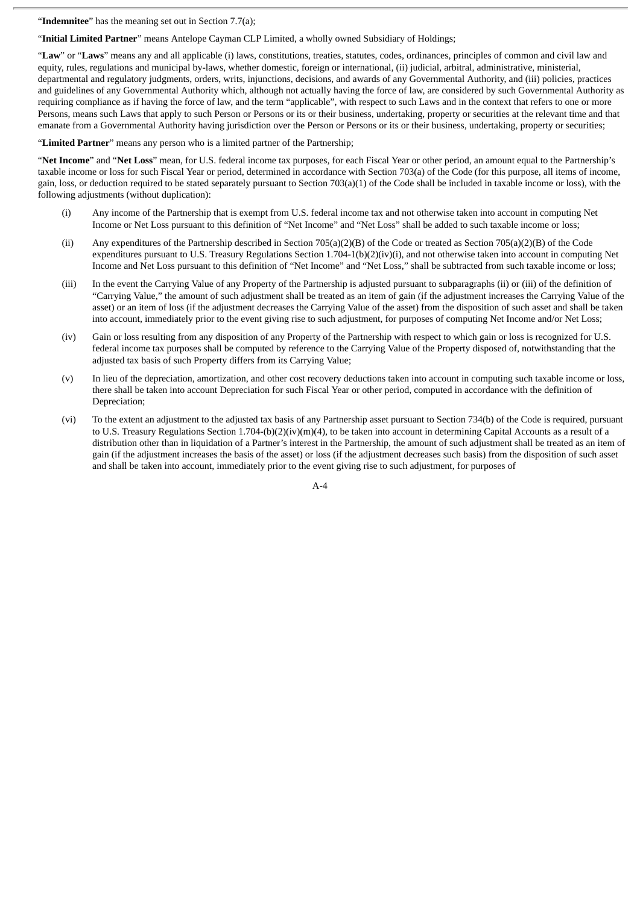"**Indemnitee**" has the meaning set out in Section 7.7(a);

"**Initial Limited Partner**" means Antelope Cayman CLP Limited, a wholly owned Subsidiary of Holdings;

"**Law**" or "**Laws**" means any and all applicable (i) laws, constitutions, treaties, statutes, codes, ordinances, principles of common and civil law and equity, rules, regulations and municipal by-laws, whether domestic, foreign or international, (ii) judicial, arbitral, administrative, ministerial, departmental and regulatory judgments, orders, writs, injunctions, decisions, and awards of any Governmental Authority, and (iii) policies, practices and guidelines of any Governmental Authority which, although not actually having the force of law, are considered by such Governmental Authority as requiring compliance as if having the force of law, and the term "applicable", with respect to such Laws and in the context that refers to one or more Persons, means such Laws that apply to such Person or Persons or its or their business, undertaking, property or securities at the relevant time and that emanate from a Governmental Authority having jurisdiction over the Person or Persons or its or their business, undertaking, property or securities;

"**Limited Partner**" means any person who is a limited partner of the Partnership;

"**Net Income**" and "**Net Loss**" mean, for U.S. federal income tax purposes, for each Fiscal Year or other period, an amount equal to the Partnership's taxable income or loss for such Fiscal Year or period, determined in accordance with Section 703(a) of the Code (for this purpose, all items of income, gain, loss, or deduction required to be stated separately pursuant to Section 703(a)(1) of the Code shall be included in taxable income or loss), with the following adjustments (without duplication):

(i) Any income of the Partnership that is exempt from U.S. federal income tax and not otherwise taken into account in computing Net Income or Net Loss pursuant to this definition of "Net Income" and "Net Loss" shall be added to such taxable income or loss;

(ii) Any expenditures of the Partnership described in Section 705(a)(2)(B) of the Code or treated as Section 705(a)(2)(B) of the Code expenditures pursuant to U.S. Treasury Regulations Section 1.704-1(b)(2)(iv)(i), and not otherwise taken into account in computing Net Income and Net Loss pursuant to this definition of "Net Income" and "Net Loss," shall be subtracted from such taxable income or loss;

(iii) In the event the Carrying Value of any Property of the Partnership is adjusted pursuant to subparagraphs (ii) or (iii) of the definition of "Carrying Value," the amount of such adjustment shall be treated as an item of gain (if the adjustment increases the Carrying Value of the asset) or an item of loss (if the adjustment decreases the Carrying Value of the asset) from the disposition of such asset and shall be taken into account, immediately prior to the event giving rise to such adjustment, for purposes of computing Net Income and/or Net Loss;

(iv) Gain or loss resulting from any disposition of any Property of the Partnership with respect to which gain or loss is recognized for U.S. federal income tax purposes shall be computed by reference to the Carrying Value of the Property disposed of, notwithstanding that the adjusted tax basis of such Property differs from its Carrying Value;

(v) In lieu of the depreciation, amortization, and other cost recovery deductions taken into account in computing such taxable income or loss, there shall be taken into account Depreciation for such Fiscal Year or other period, computed in accordance with the definition of Depreciation;

(vi) To the extent an adjustment to the adjusted tax basis of any Partnership asset pursuant to Section 734(b) of the Code is required, pursuant to U.S. Treasury Regulations Section 1.704-(b)(2)(iv)(m)(4), to be taken into account in determining Capital Accounts as a result of a distribution other than in liquidation of a Partner's interest in the Partnership, the amount of such adjustment shall be treated as an item of gain (if the adjustment increases the basis of the asset) or loss (if the adjustment decreases such basis) from the disposition of such asset and shall be taken into account, immediately prior to the event giving rise to such adjustment, for purposes of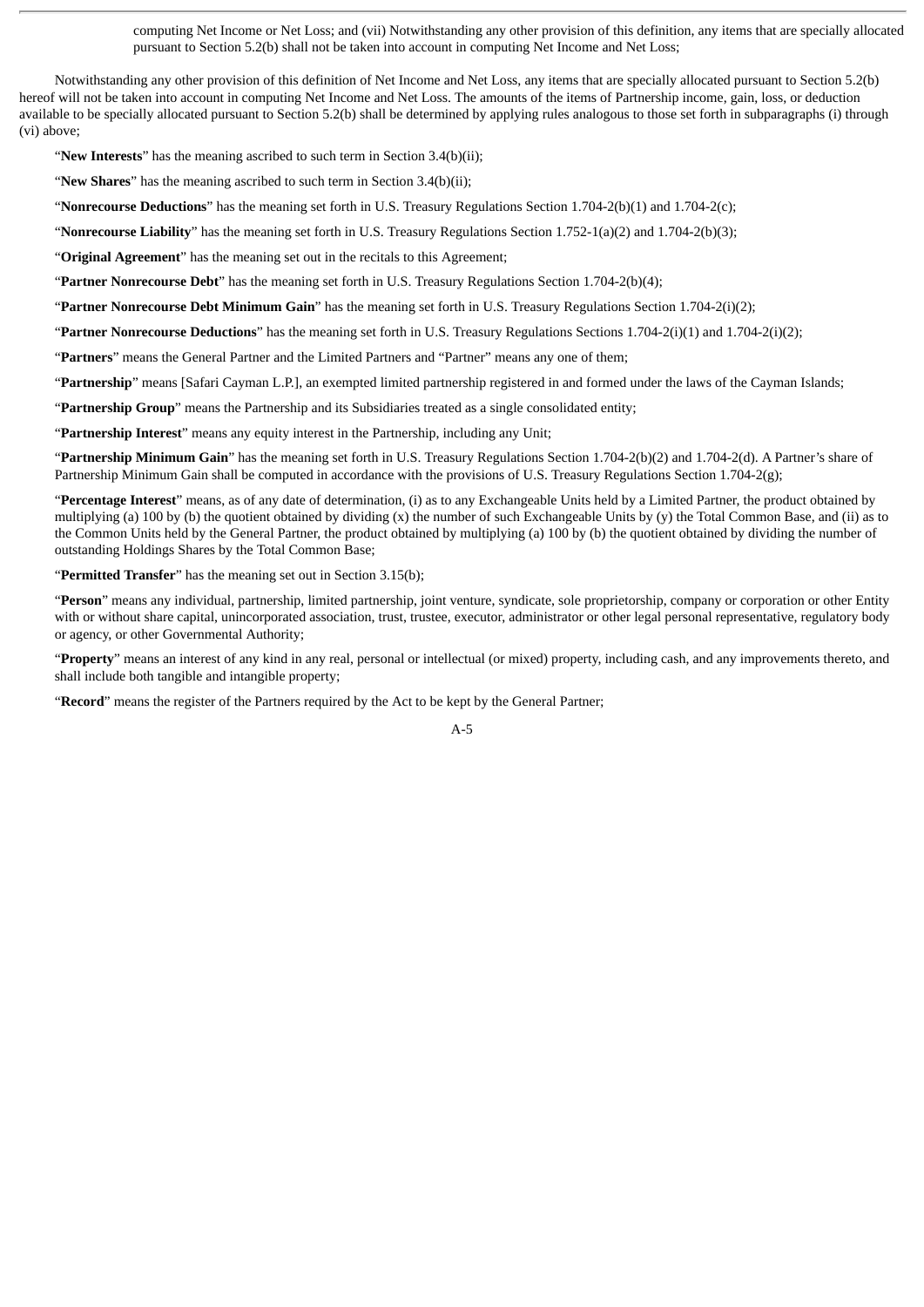computing Net Income or Net Loss; and (vii) Notwithstanding any other provision of this definition, any items that are specially allocated pursuant to Section 5.2(b) shall not be taken into account in computing Net Income and Net Loss;

Notwithstanding any other provision of this definition of Net Income and Net Loss, any items that are specially allocated pursuant to Section 5.2(b) hereof will not be taken into account in computing Net Income and Net Loss. The amounts of the items of Partnership income, gain, loss, or deduction available to be specially allocated pursuant to Section 5.2(b) shall be determined by applying rules analogous to those set forth in subparagraphs (i) through (vi) above;

"**New Interests**" has the meaning ascribed to such term in Section 3.4(b)(ii);

"**New Shares**" has the meaning ascribed to such term in Section 3.4(b)(ii);

"**Nonrecourse Deductions**" has the meaning set forth in U.S. Treasury Regulations Section 1.704-2(b)(1) and 1.704-2(c);

"**Nonrecourse Liability**" has the meaning set forth in U.S. Treasury Regulations Section 1.752-1(a)(2) and 1.704-2(b)(3);

"**Original Agreement**" has the meaning set out in the recitals to this Agreement;

"**Partner Nonrecourse Debt**" has the meaning set forth in U.S. Treasury Regulations Section 1.704-2(b)(4);

"**Partner Nonrecourse Debt Minimum Gain**" has the meaning set forth in U.S. Treasury Regulations Section 1.704-2(i)(2);

"**Partner Nonrecourse Deductions**" has the meaning set forth in U.S. Treasury Regulations Sections 1.704-2(i)(1) and 1.704-2(i)(2);

"**Partners**" means the General Partner and the Limited Partners and "Partner" means any one of them;

"**Partnership**" means [Safari Cayman L.P.], an exempted limited partnership registered in and formed under the laws of the Cayman Islands;

"**Partnership Group**" means the Partnership and its Subsidiaries treated as a single consolidated entity;

"**Partnership Interest**" means any equity interest in the Partnership, including any Unit;

"**Partnership Minimum Gain**" has the meaning set forth in U.S. Treasury Regulations Section 1.704-2(b)(2) and 1.704-2(d). A Partner's share of Partnership Minimum Gain shall be computed in accordance with the provisions of U.S. Treasury Regulations Section 1.704-2(g);

"**Percentage Interest**" means, as of any date of determination, (i) as to any Exchangeable Units held by a Limited Partner, the product obtained by multiplying (a) 100 by (b) the quotient obtained by dividing (x) the number of such Exchangeable Units by (y) the Total Common Base, and (ii) as to the Common Units held by the General Partner, the product obtained by multiplying (a) 100 by (b) the quotient obtained by dividing the number of outstanding Holdings Shares by the Total Common Base;

"**Permitted Transfer**" has the meaning set out in Section 3.15(b);

"**Person**" means any individual, partnership, limited partnership, joint venture, syndicate, sole proprietorship, company or corporation or other Entity with or without share capital, unincorporated association, trust, trustee, executor, administrator or other legal personal representative, regulatory body or agency, or other Governmental Authority;

"**Property**" means an interest of any kind in any real, personal or intellectual (or mixed) property, including cash, and any improvements thereto, and shall include both tangible and intangible property;

"**Record**" means the register of the Partners required by the Act to be kept by the General Partner;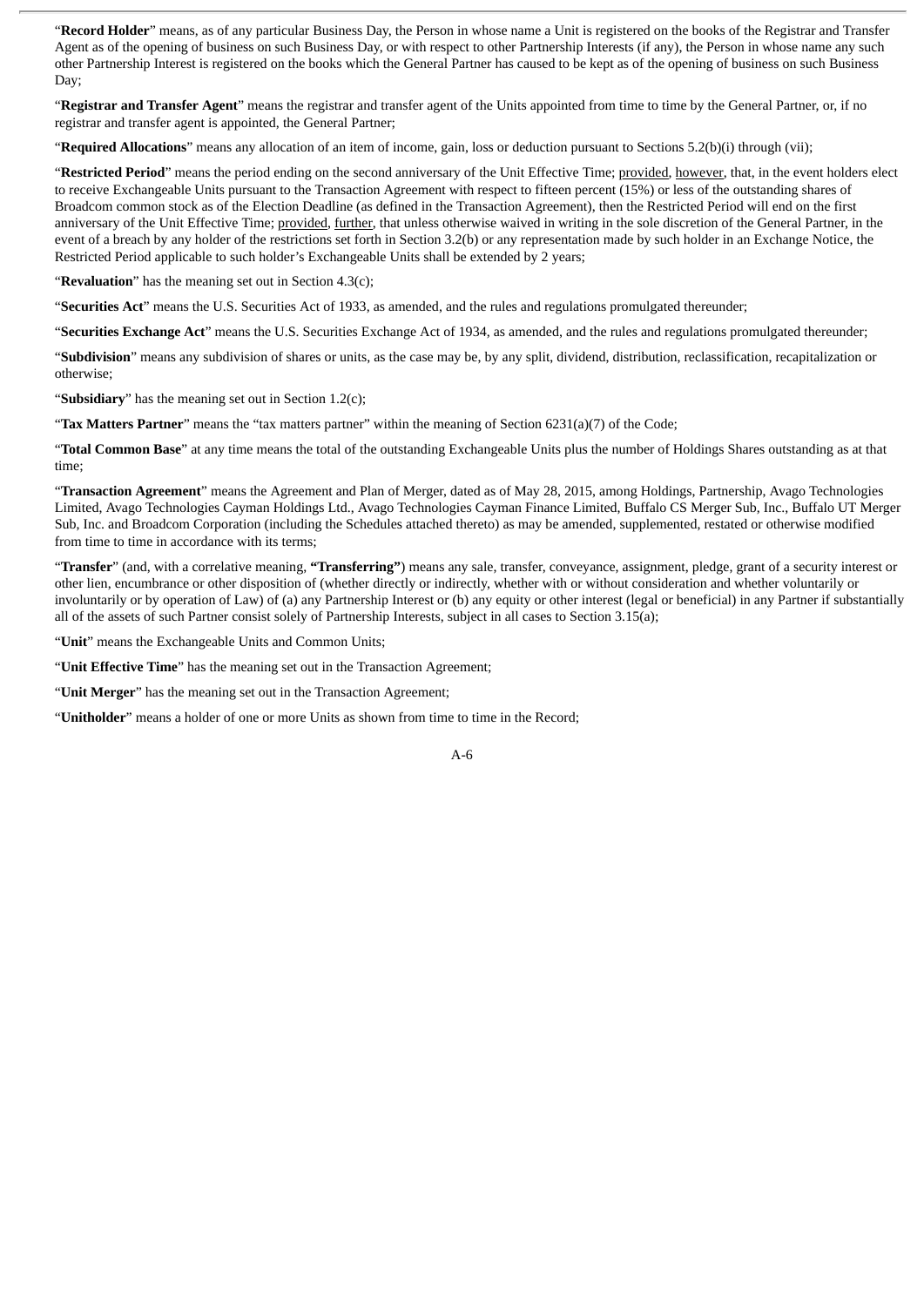"**Record Holder**" means, as of any particular Business Day, the Person in whose name a Unit is registered on the books of the Registrar and Transfer Agent as of the opening of business on such Business Day, or with respect to other Partnership Interests (if any), the Person in whose name any such other Partnership Interest is registered on the books which the General Partner has caused to be kept as of the opening of business on such Business Day;

"**Registrar and Transfer Agent**" means the registrar and transfer agent of the Units appointed from time to time by the General Partner, or, if no registrar and transfer agent is appointed, the General Partner;

"**Required Allocations**" means any allocation of an item of income, gain, loss or deduction pursuant to Sections 5.2(b)(i) through (vii);

"**Restricted Period**" means the period ending on the second anniversary of the Unit Effective Time; provided, however, that, in the event holders elect to receive Exchangeable Units pursuant to the Transaction Agreement with respect to fifteen percent (15%) or less of the outstanding shares of Broadcom common stock as of the Election Deadline (as defined in the Transaction Agreement), then the Restricted Period will end on the first anniversary of the Unit Effective Time; provided, further, that unless otherwise waived in writing in the sole discretion of the General Partner, in the event of a breach by any holder of the restrictions set forth in Section 3.2(b) or any representation made by such holder in an Exchange Notice, the Restricted Period applicable to such holder's Exchangeable Units shall be extended by 2 years;

"**Revaluation**" has the meaning set out in Section 4.3(c);

"**Securities Act**" means the U.S. Securities Act of 1933, as amended, and the rules and regulations promulgated thereunder;

"**Securities Exchange Act**" means the U.S. Securities Exchange Act of 1934, as amended, and the rules and regulations promulgated thereunder;

"**Subdivision**" means any subdivision of shares or units, as the case may be, by any split, dividend, distribution, reclassification, recapitalization or otherwise;

"**Subsidiary**" has the meaning set out in Section 1.2(c);

"**Tax Matters Partner**" means the "tax matters partner" within the meaning of Section 6231(a)(7) of the Code;

"**Total Common Base**" at any time means the total of the outstanding Exchangeable Units plus the number of Holdings Shares outstanding as at that time;

"**Transaction Agreement**" means the Agreement and Plan of Merger, dated as of May 28, 2015, among Holdings, Partnership, Avago Technologies Limited, Avago Technologies Cayman Holdings Ltd., Avago Technologies Cayman Finance Limited, Buffalo CS Merger Sub, Inc., Buffalo UT Merger Sub, Inc. and Broadcom Corporation (including the Schedules attached thereto) as may be amended, supplemented, restated or otherwise modified from time to time in accordance with its terms;

"**Transfer**" (and, with a correlative meaning, **"Transferring"**) means any sale, transfer, conveyance, assignment, pledge, grant of a security interest or other lien, encumbrance or other disposition of (whether directly or indirectly, whether with or without consideration and whether voluntarily or involuntarily or by operation of Law) of (a) any Partnership Interest or (b) any equity or other interest (legal or beneficial) in any Partner if substantially all of the assets of such Partner consist solely of Partnership Interests, subject in all cases to Section 3.15(a);

"**Unit**" means the Exchangeable Units and Common Units;

"**Unit Effective Time**" has the meaning set out in the Transaction Agreement;

"**Unit Merger**" has the meaning set out in the Transaction Agreement;

"**Unitholder**" means a holder of one or more Units as shown from time to time in the Record;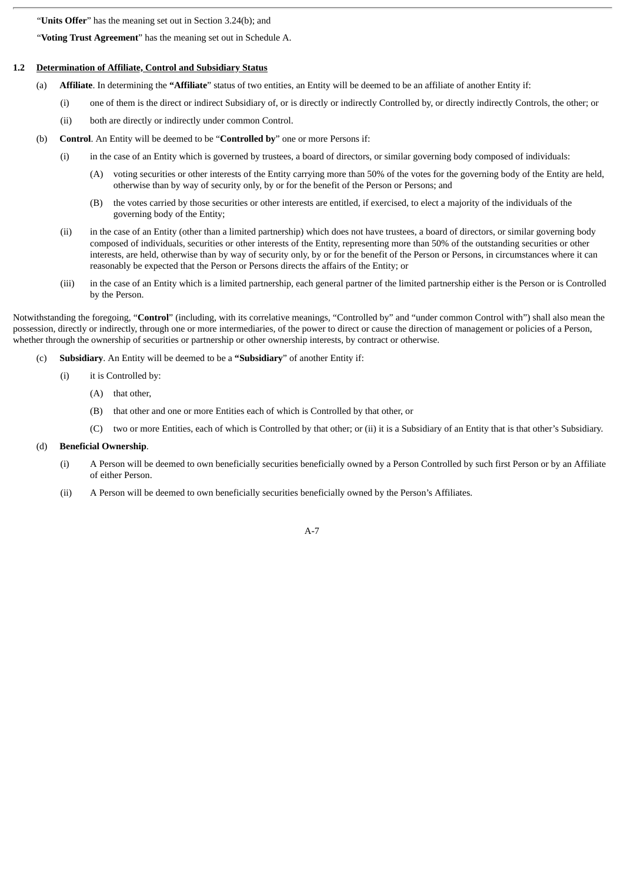"**Units Offer**" has the meaning set out in Section 3.24(b); and

"**Voting Trust Agreement**" has the meaning set out in Schedule A.

**1.2 Determination of Affiliate, Control and Subsidiary Status**

(a) **Affiliate**. In determining the **"Affiliate"** status of two entities, an Entity will be deemed to be an affiliate of another Entity if:

(i) one of them is the direct or indirect Subsidiary of, or is directly or indirectly Controlled by, or directly indirectly Controls, the other; or

(ii) both are directly or indirectly under common Control.

(b) **Control**. An Entity will be deemed to be "**Controlled by**" one or more Persons if:

(i) in the case of an Entity which is governed by trustees, a board of directors, or similar governing body composed of individuals:

(A) voting securities or other interests of the Entity carrying more than 50% of the votes for the governing body of the Entity are held, otherwise than by way of security only, by or for the benefit of the Person or Persons; and

(B) the votes carried by those securities or other interests are entitled, if exercised, to elect a majority of the individuals of the governing body of the Entity;

(ii) in the case of an Entity (other than a limited partnership) which does not have trustees, a board of directors, or similar governing body composed of individuals, securities or other interests of the Entity, representing more than 50% of the outstanding securities or other interests, are held, otherwise than by way of security only, by or for the benefit of the Person or Persons, in circumstances where it can reasonably be expected that the Person or Persons directs the affairs of the Entity; or

(iii) in the case of an Entity which is a limited partnership, each general partner of the limited partnership either is the Person or is Controlled by the Person.

Notwithstanding the foregoing, "**Control**" (including, with its correlative meanings, "Controlled by" and "under common Control with") shall also mean the possession, directly or indirectly, through one or more intermediaries, of the power to direct or cause the direction of management or policies of a Person, whether through the ownership of securities or partnership or other ownership interests, by contract or otherwise.

(c) **Subsidiary**. An Entity will be deemed to be a **"Subsidiary"** of another Entity if:

(i) it is Controlled by:

(A) that other,

(B) that other and one or more Entities each of which is Controlled by that other, or

(C) two or more Entities, each of which is Controlled by that other; or (ii) it is a Subsidiary of an Entity that is that other's Subsidiary.

(d) **Beneficial Ownership**.

(i) A Person will be deemed to own beneficially securities beneficially owned by a Person Controlled by such first Person or by an Affiliate of either Person.

(ii) A Person will be deemed to own beneficially securities beneficially owned by the Person's Affiliates.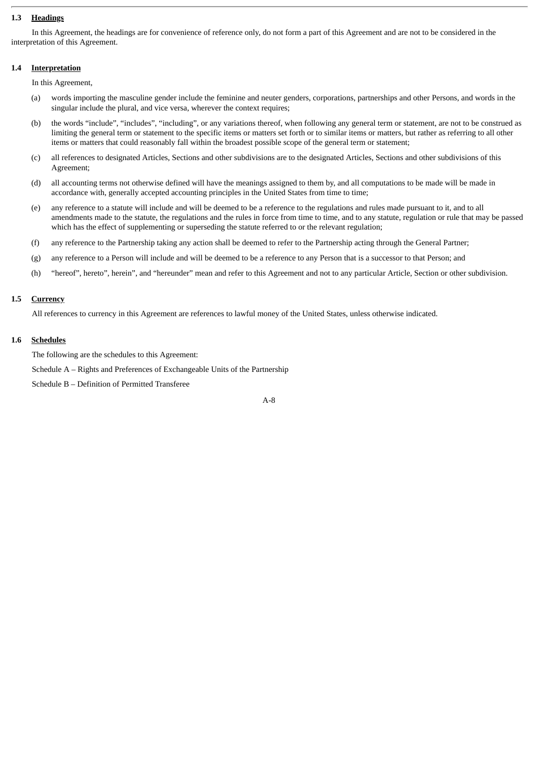### 1.3 **Headings**

In this Agreement, the headings are for convenience of reference only, do not form a part of this Agreement and are not to be considered in the interpretation of this Agreement.

### 1.4 **Interpretation**

In this Agreement,

(a) words importing the masculine gender include the feminine and neuter genders, corporations, partnerships and other Persons, and words in the singular include the plural, and vice versa, wherever the context requires;

(b) the words "include", "includes", "including", or any variations thereof, when following any general term or statement, are not to be construed as limiting the general term or statement to the specific items or matters set forth or to similar items or matters, but rather as referring to all other items or matters that could reasonably fall within the broadest possible scope of the general term or statement;

(c) all references to designated Articles, Sections and other subdivisions are to the designated Articles, Sections and other subdivisions of this Agreement;

(d) all accounting terms not otherwise defined will have the meanings assigned to them by, and all computations to be made will be made in accordance with, generally accepted accounting principles in the United States from time to time;

(e) any reference to a statute will include and will be deemed to be a reference to the regulations and rules made pursuant to it, and to all amendments made to the statute, the regulations and the rules in force from time to time, and to any statute, regulation or rule that may be passed which has the effect of supplementing or superseding the statute referred to or the relevant regulation;

(f) any reference to the Partnership taking any action shall be deemed to refer to the Partnership acting through the General Partner;

(g) any reference to a Person will include and will be deemed to be a reference to any Person that is a successor to that Person; and

(h) "hereof", hereto", herein", and "hereunder" mean and refer to this Agreement and not to any particular Article, Section or other subdivision.

### 1.5 **Currency**

All references to currency in this Agreement are references to lawful money of the United States, unless otherwise indicated.

### 1.6 **Schedules**

The following are the schedules to this Agreement:

Schedule A – Rights and Preferences of Exchangeable Units of the Partnership

Schedule B – Definition of Permitted Transferee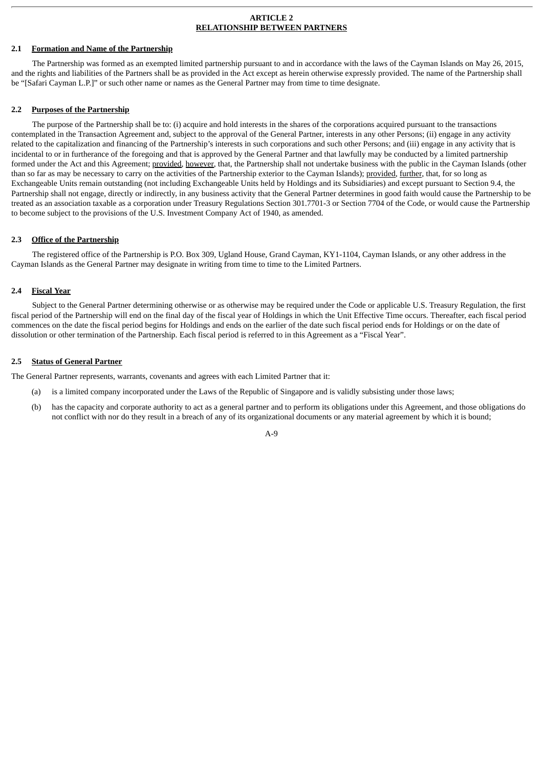# ARTICLE 2
## RELATIONSHIP BETWEEN PARTNERS

### 2.1 Formation and Name of the Partnership

The Partnership was formed as an exempted limited partnership pursuant to and in accordance with the laws of the Cayman Islands on May 26, 2015, and the rights and liabilities of the Partners shall be as provided in the Act except as herein otherwise expressly provided. The name of the Partnership shall be "[Safari Cayman L.P.]" or such other name or names as the General Partner may from time to time designate.

### 2.2 Purposes of the Partnership

The purpose of the Partnership shall be to: (i) acquire and hold interests in the shares of the corporations acquired pursuant to the transactions contemplated in the Transaction Agreement and, subject to the approval of the General Partner, interests in any other Persons; (ii) engage in any activity related to the capitalization and financing of the Partnership's interests in such corporations and such other Persons; and (iii) engage in any activity that is incidental to or in furtherance of the foregoing and that is approved by the General Partner and that lawfully may be conducted by a limited partnership formed under the Act and this Agreement; provided, however, that, the Partnership shall not undertake business with the public in the Cayman Islands (other than so far as may be necessary to carry on the activities of the Partnership exterior to the Cayman Islands); provided, further, that, for so long as Exchangeable Units remain outstanding (not including Exchangeable Units held by Holdings and its Subsidiaries) and except pursuant to Section 9.4, the Partnership shall not engage, directly or indirectly, in any business activity that the General Partner determines in good faith would cause the Partnership to be treated as an association taxable as a corporation under Treasury Regulations Section 301.7701-3 or Section 7704 of the Code, or would cause the Partnership to become subject to the provisions of the U.S. Investment Company Act of 1940, as amended.

### 2.3 Office of the Partnership

The registered office of the Partnership is P.O. Box 309, Ugland House, Grand Cayman, KY1-1104, Cayman Islands, or any other address in the Cayman Islands as the General Partner may designate in writing from time to time to the Limited Partners.

### 2.4 Fiscal Year

Subject to the General Partner determining otherwise or as otherwise may be required under the Code or applicable U.S. Treasury Regulation, the first fiscal period of the Partnership will end on the final day of the fiscal year of Holdings in which the Unit Effective Time occurs. Thereafter, each fiscal period commences on the date the fiscal period begins for Holdings and ends on the earlier of the date such fiscal period ends for Holdings or on the date of dissolution or other termination of the Partnership. Each fiscal period is referred to in this Agreement as a "Fiscal Year".

### 2.5 Status of General Partner

The General Partner represents, warrants, covenants and agrees with each Limited Partner that it:

(a) is a limited company incorporated under the Laws of the Republic of Singapore and is validly subsisting under those laws;

(b) has the capacity and corporate authority to act as a general partner and to perform its obligations under this Agreement, and those obligations do not conflict with nor do they result in a breach of any of its organizational documents or any material agreement by which it is bound;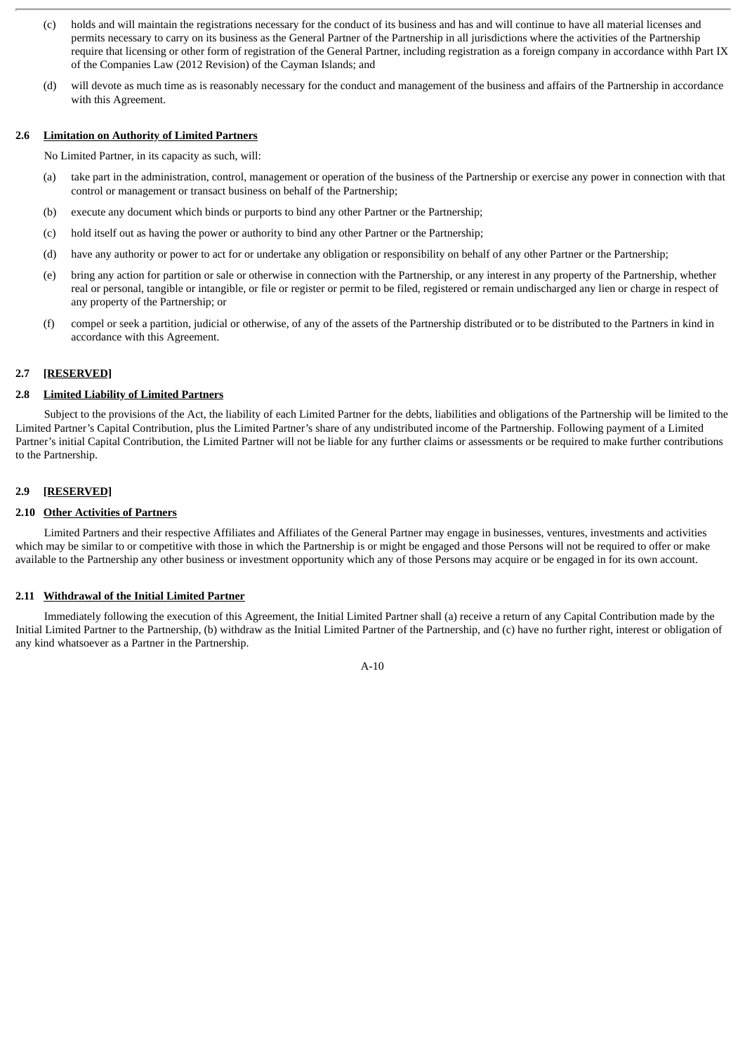(c) holds and will maintain the registrations necessary for the conduct of its business and has and will continue to have all material licenses and permits necessary to carry on its business as the General Partner of the Partnership in all jurisdictions where the activities of the Partnership require that licensing or other form of registration of the General Partner, including registration as a foreign company in accordance withh Part IX of the Companies Law (2012 Revision) of the Cayman Islands; and

(d) will devote as much time as is reasonably necessary for the conduct and management of the business and affairs of the Partnership in accordance with this Agreement.

**2.6 Limitation on Authority of Limited Partners**

No Limited Partner, in its capacity as such, will:

(a) take part in the administration, control, management or operation of the business of the Partnership or exercise any power in connection with that control or management or transact business on behalf of the Partnership;

(b) execute any document which binds or purports to bind any other Partner or the Partnership;

(c) hold itself out as having the power or authority to bind any other Partner or the Partnership;

(d) have any authority or power to act for or undertake any obligation or responsibility on behalf of any other Partner or the Partnership;

(e) bring any action for partition or sale or otherwise in connection with the Partnership, or any interest in any property of the Partnership, whether real or personal, tangible or intangible, or file or register or permit to be filed, registered or remain undischarged any lien or charge in respect of any property of the Partnership; or

(f) compel or seek a partition, judicial or otherwise, of any of the assets of the Partnership distributed or to be distributed to the Partners in kind in accordance with this Agreement.

**2.7 [RESERVED]**

**2.8 Limited Liability of Limited Partners**

Subject to the provisions of the Act, the liability of each Limited Partner for the debts, liabilities and obligations of the Partnership will be limited to the Limited Partner's Capital Contribution, plus the Limited Partner's share of any undistributed income of the Partnership. Following payment of a Limited Partner's initial Capital Contribution, the Limited Partner will not be liable for any further claims or assessments or be required to make further contributions to the Partnership.

**2.9 [RESERVED]**

**2.10 Other Activities of Partners**

Limited Partners and their respective Affiliates and Affiliates of the General Partner may engage in businesses, ventures, investments and activities which may be similar to or competitive with those in which the Partnership is or might be engaged and those Persons will not be required to offer or make available to the Partnership any other business or investment opportunity which any of those Persons may acquire or be engaged in for its own account.

**2.11 Withdrawal of the Initial Limited Partner**

Immediately following the execution of this Agreement, the Initial Limited Partner shall (a) receive a return of any Capital Contribution made by the Initial Limited Partner to the Partnership, (b) withdraw as the Initial Limited Partner of the Partnership, and (c) have no further right, interest or obligation of any kind whatsoever as a Partner in the Partnership.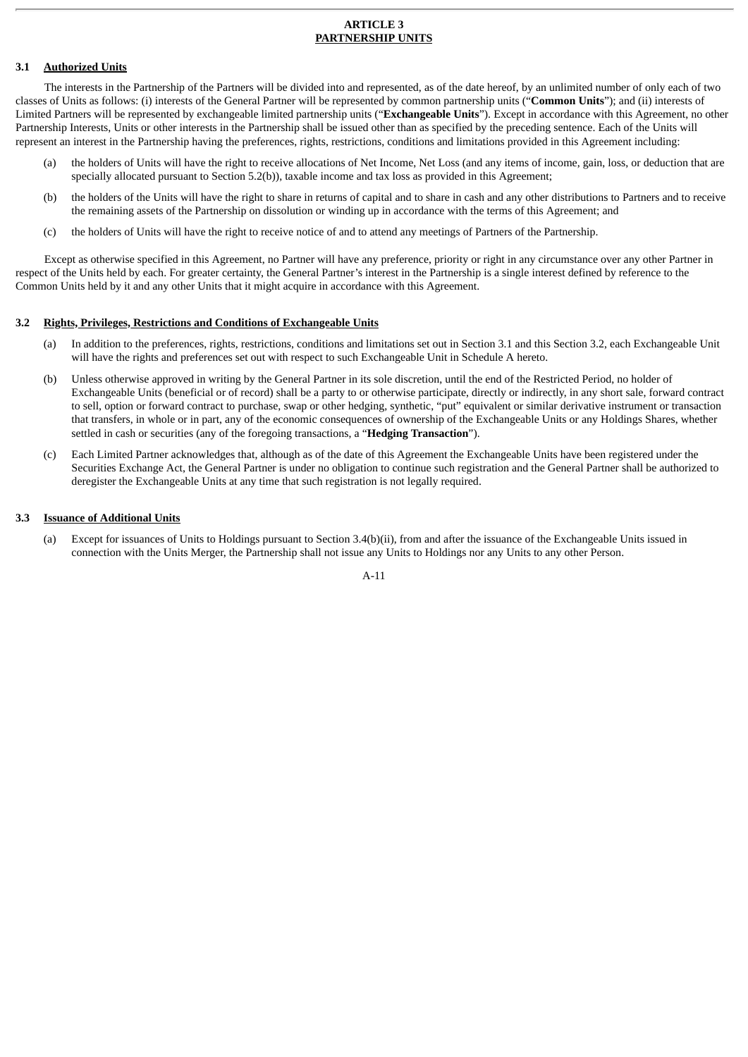# ARTICLE 3
# PARTNERSHIP UNITS

## 3.1 Authorized Units

The interests in the Partnership of the Partners will be divided into and represented, as of the date hereof, by an unlimited number of only each of two classes of Units as follows: (i) interests of the General Partner will be represented by common partnership units ("**Common Units**"); and (ii) interests of Limited Partners will be represented by exchangeable limited partnership units ("**Exchangeable Units**"). Except in accordance with this Agreement, no other Partnership Interests, Units or other interests in the Partnership shall be issued other than as specified by the preceding sentence. Each of the Units will represent an interest in the Partnership having the preferences, rights, restrictions, conditions and limitations provided in this Agreement including:

(a) the holders of Units will have the right to receive allocations of Net Income, Net Loss (and any items of income, gain, loss, or deduction that are specially allocated pursuant to Section 5.2(b)), taxable income and tax loss as provided in this Agreement;

(b) the holders of the Units will have the right to share in returns of capital and to share in cash and any other distributions to Partners and to receive the remaining assets of the Partnership on dissolution or winding up in accordance with the terms of this Agreement; and

(c) the holders of Units will have the right to receive notice of and to attend any meetings of Partners of the Partnership.

Except as otherwise specified in this Agreement, no Partner will have any preference, priority or right in any circumstance over any other Partner in respect of the Units held by each. For greater certainty, the General Partner's interest in the Partnership is a single interest defined by reference to the Common Units held by it and any other Units that it might acquire in accordance with this Agreement.

## 3.2 Rights, Privileges, Restrictions and Conditions of Exchangeable Units

(a) In addition to the preferences, rights, restrictions, conditions and limitations set out in Section 3.1 and this Section 3.2, each Exchangeable Unit will have the rights and preferences set out with respect to such Exchangeable Unit in Schedule A hereto.

(b) Unless otherwise approved in writing by the General Partner in its sole discretion, until the end of the Restricted Period, no holder of Exchangeable Units (beneficial or of record) shall be a party to or otherwise participate, directly or indirectly, in any short sale, forward contract to sell, option or forward contract to purchase, swap or other hedging, synthetic, "put" equivalent or similar derivative instrument or transaction that transfers, in whole or in part, any of the economic consequences of ownership of the Exchangeable Units or any Holdings Shares, whether settled in cash or securities (any of the foregoing transactions, a "**Hedging Transaction**").

(c) Each Limited Partner acknowledges that, although as of the date of this Agreement the Exchangeable Units have been registered under the Securities Exchange Act, the General Partner is under no obligation to continue such registration and the General Partner shall be authorized to deregister the Exchangeable Units at any time that such registration is not legally required.

## 3.3 Issuance of Additional Units

(a) Except for issuances of Units to Holdings pursuant to Section 3.4(b)(ii), from and after the issuance of the Exchangeable Units issued in connection with the Units Merger, the Partnership shall not issue any Units to Holdings nor any Units to any other Person.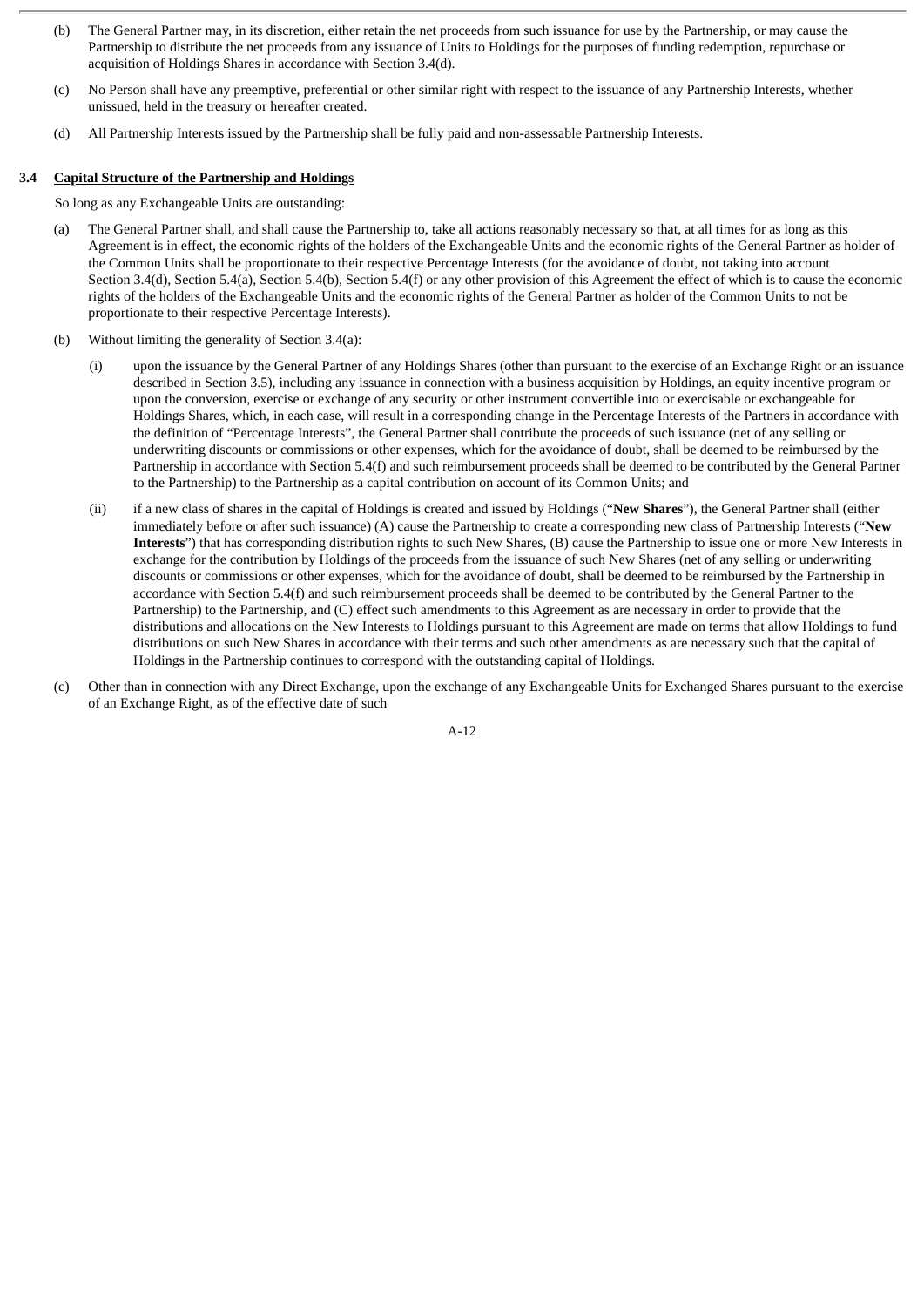(b) The General Partner may, in its discretion, either retain the net proceeds from such issuance for use by the Partnership, or may cause the Partnership to distribute the net proceeds from any issuance of Units to Holdings for the purposes of funding redemption, repurchase or acquisition of Holdings Shares in accordance with Section 3.4(d).

(c) No Person shall have any preemptive, preferential or other similar right with respect to the issuance of any Partnership Interests, whether unissued, held in the treasury or hereafter created.

(d) All Partnership Interests issued by the Partnership shall be fully paid and non-assessable Partnership Interests.

**3.4 Capital Structure of the Partnership and Holdings**

So long as any Exchangeable Units are outstanding:

(a) The General Partner shall, and shall cause the Partnership to, take all actions reasonably necessary so that, at all times for as long as this Agreement is in effect, the economic rights of the holders of the Exchangeable Units and the economic rights of the General Partner as holder of the Common Units shall be proportionate to their respective Percentage Interests (for the avoidance of doubt, not taking into account Section 3.4(d), Section 5.4(a), Section 5.4(b), Section 5.4(f) or any other provision of this Agreement the effect of which is to cause the economic rights of the holders of the Exchangeable Units and the economic rights of the General Partner as holder of the Common Units to not be proportionate to their respective Percentage Interests).

(b) Without limiting the generality of Section 3.4(a):

(i) upon the issuance by the General Partner of any Holdings Shares (other than pursuant to the exercise of an Exchange Right or an issuance described in Section 3.5), including any issuance in connection with a business acquisition by Holdings, an equity incentive program or upon the conversion, exercise or exchange of any security or other instrument convertible into or exercisable or exchangeable for Holdings Shares, which, in each case, will result in a corresponding change in the Percentage Interests of the Partners in accordance with the definition of "Percentage Interests", the General Partner shall contribute the proceeds of such issuance (net of any selling or underwriting discounts or commissions or other expenses, which for the avoidance of doubt, shall be deemed to be reimbursed by the Partnership in accordance with Section 5.4(f) and such reimbursement proceeds shall be deemed to be contributed by the General Partner to the Partnership) to the Partnership as a capital contribution on account of its Common Units; and

(ii) if a new class of shares in the capital of Holdings is created and issued by Holdings ("**New Shares**"), the General Partner shall (either immediately before or after such issuance) (A) cause the Partnership to create a corresponding new class of Partnership Interests ("**New Interests**") that has corresponding distribution rights to such New Shares, (B) cause the Partnership to issue one or more New Interests in exchange for the contribution by Holdings of the proceeds from the issuance of such New Shares (net of any selling or underwriting discounts or commissions or other expenses, which for the avoidance of doubt, shall be deemed to be reimbursed by the Partnership in accordance with Section 5.4(f) and such reimbursement proceeds shall be deemed to be contributed by the General Partner to the Partnership) to the Partnership, and (C) effect such amendments to this Agreement as are necessary in order to provide that the distributions and allocations on the New Interests to Holdings pursuant to this Agreement are made on terms that allow Holdings to fund distributions on such New Shares in accordance with their terms and such other amendments as are necessary such that the capital of Holdings in the Partnership continues to correspond with the outstanding capital of Holdings.

(c) Other than in connection with any Direct Exchange, upon the exchange of any Exchangeable Units for Exchanged Shares pursuant to the exercise of an Exchange Right, as of the effective date of such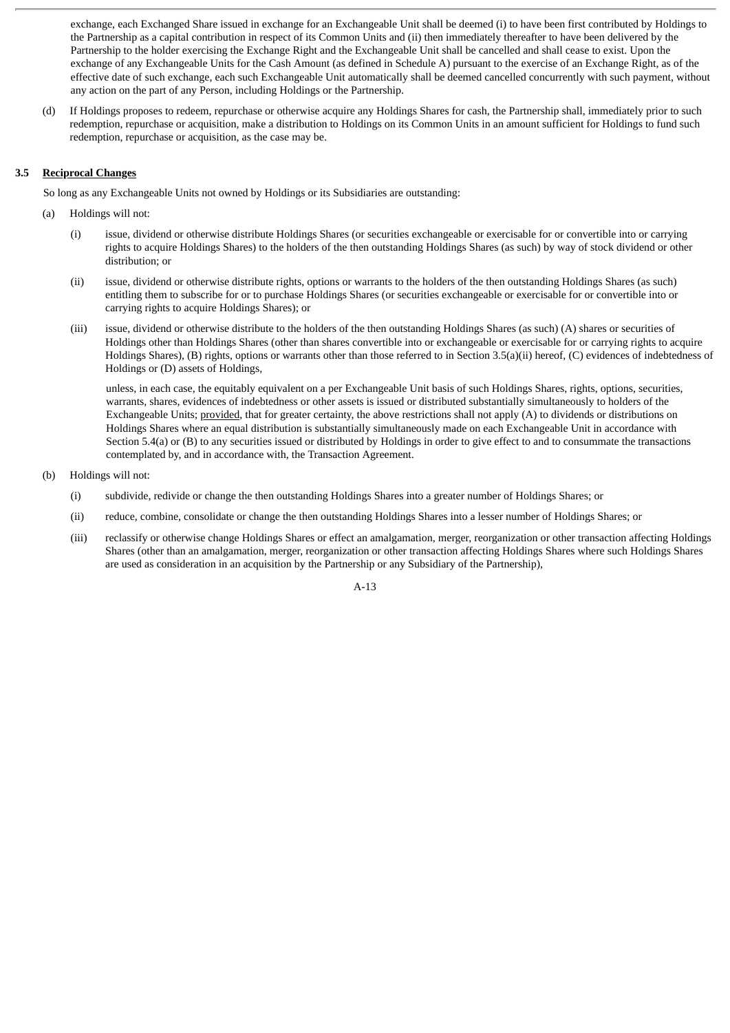exchange, each Exchanged Share issued in exchange for an Exchangeable Unit shall be deemed (i) to have been first contributed by Holdings to the Partnership as a capital contribution in respect of its Common Units and (ii) then immediately thereafter to have been delivered by the Partnership to the holder exercising the Exchange Right and the Exchangeable Unit shall be cancelled and shall cease to exist. Upon the exchange of any Exchangeable Units for the Cash Amount (as defined in Schedule A) pursuant to the exercise of an Exchange Right, as of the effective date of such exchange, each such Exchangeable Unit automatically shall be deemed cancelled concurrently with such payment, without any action on the part of any Person, including Holdings or the Partnership.

(d) If Holdings proposes to redeem, repurchase or otherwise acquire any Holdings Shares for cash, the Partnership shall, immediately prior to such redemption, repurchase or acquisition, make a distribution to Holdings on its Common Units in an amount sufficient for Holdings to fund such redemption, repurchase or acquisition, as the case may be.

**3.5 <u>Reciprocal Changes</u>**

So long as any Exchangeable Units not owned by Holdings or its Subsidiaries are outstanding:

(a) Holdings will not:

(i) issue, dividend or otherwise distribute Holdings Shares (or securities exchangeable or exercisable for or convertible into or carrying rights to acquire Holdings Shares) to the holders of the then outstanding Holdings Shares (as such) by way of stock dividend or other distribution; or

(ii) issue, dividend or otherwise distribute rights, options or warrants to the holders of the then outstanding Holdings Shares (as such) entitling them to subscribe for or to purchase Holdings Shares (or securities exchangeable or exercisable for or convertible into or carrying rights to acquire Holdings Shares); or

(iii) issue, dividend or otherwise distribute to the holders of the then outstanding Holdings Shares (as such) (A) shares or securities of Holdings other than Holdings Shares (other than shares convertible into or exchangeable or exercisable for or carrying rights to acquire Holdings Shares), (B) rights, options or warrants other than those referred to in Section 3.5(a)(ii) hereof, (C) evidences of indebtedness of Holdings or (D) assets of Holdings,

unless, in each case, the equitably equivalent on a per Exchangeable Unit basis of such Holdings Shares, rights, options, securities, warrants, shares, evidences of indebtedness or other assets is issued or distributed substantially simultaneously to holders of the Exchangeable Units; <u>provided</u>, that for greater certainty, the above restrictions shall not apply (A) to dividends or distributions on Holdings Shares where an equal distribution is substantially simultaneously made on each Exchangeable Unit in accordance with Section 5.4(a) or (B) to any securities issued or distributed by Holdings in order to give effect to and to consummate the transactions contemplated by, and in accordance with, the Transaction Agreement.

(b) Holdings will not:

(i) subdivide, redivide or change the then outstanding Holdings Shares into a greater number of Holdings Shares; or

(ii) reduce, combine, consolidate or change the then outstanding Holdings Shares into a lesser number of Holdings Shares; or

(iii) reclassify or otherwise change Holdings Shares or effect an amalgamation, merger, reorganization or other transaction affecting Holdings Shares (other than an amalgamation, merger, reorganization or other transaction affecting Holdings Shares where such Holdings Shares are used as consideration in an acquisition by the Partnership or any Subsidiary of the Partnership),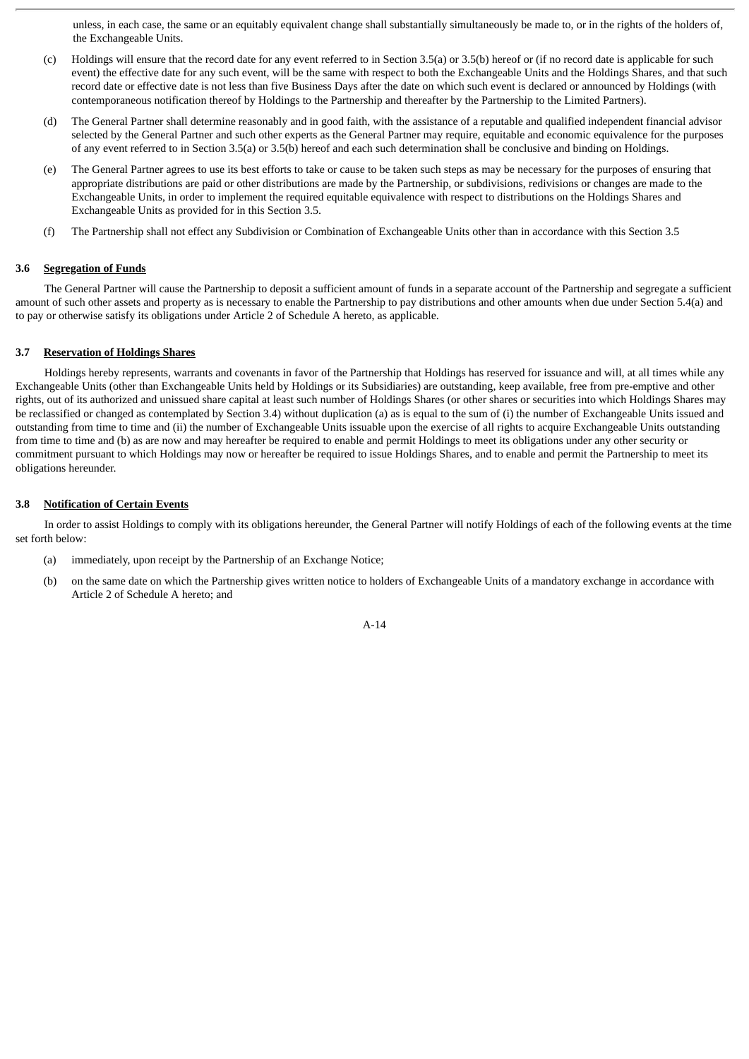unless, in each case, the same or an equitably equivalent change shall substantially simultaneously be made to, or in the rights of the holders of, the Exchangeable Units.

(c) Holdings will ensure that the record date for any event referred to in Section 3.5(a) or 3.5(b) hereof or (if no record date is applicable for such event) the effective date for any such event, will be the same with respect to both the Exchangeable Units and the Holdings Shares, and that such record date or effective date is not less than five Business Days after the date on which such event is declared or announced by Holdings (with contemporaneous notification thereof by Holdings to the Partnership and thereafter by the Partnership to the Limited Partners).

(d) The General Partner shall determine reasonably and in good faith, with the assistance of a reputable and qualified independent financial advisor selected by the General Partner and such other experts as the General Partner may require, equitable and economic equivalence for the purposes of any event referred to in Section 3.5(a) or 3.5(b) hereof and each such determination shall be conclusive and binding on Holdings.

(e) The General Partner agrees to use its best efforts to take or cause to be taken such steps as may be necessary for the purposes of ensuring that appropriate distributions are paid or other distributions are made by the Partnership, or subdivisions, redivisions or changes are made to the Exchangeable Units, in order to implement the required equitable equivalence with respect to distributions on the Holdings Shares and Exchangeable Units as provided for in this Section 3.5.

(f) The Partnership shall not effect any Subdivision or Combination of Exchangeable Units other than in accordance with this Section 3.5

### 3.6 Segregation of Funds

The General Partner will cause the Partnership to deposit a sufficient amount of funds in a separate account of the Partnership and segregate a sufficient amount of such other assets and property as is necessary to enable the Partnership to pay distributions and other amounts when due under Section 5.4(a) and to pay or otherwise satisfy its obligations under Article 2 of Schedule A hereto, as applicable.

### 3.7 Reservation of Holdings Shares

Holdings hereby represents, warrants and covenants in favor of the Partnership that Holdings has reserved for issuance and will, at all times while any Exchangeable Units (other than Exchangeable Units held by Holdings or its Subsidiaries) are outstanding, keep available, free from pre-emptive and other rights, out of its authorized and unissued share capital at least such number of Holdings Shares (or other shares or securities into which Holdings Shares may be reclassified or changed as contemplated by Section 3.4) without duplication (a) as is equal to the sum of (i) the number of Exchangeable Units issued and outstanding from time to time and (ii) the number of Exchangeable Units issuable upon the exercise of all rights to acquire Exchangeable Units outstanding from time to time and (b) as are now and may hereafter be required to enable and permit Holdings to meet its obligations under any other security or commitment pursuant to which Holdings may now or hereafter be required to issue Holdings Shares, and to enable and permit the Partnership to meet its obligations hereunder.

### 3.8 Notification of Certain Events

In order to assist Holdings to comply with its obligations hereunder, the General Partner will notify Holdings of each of the following events at the time set forth below:

(a) immediately, upon receipt by the Partnership of an Exchange Notice;

(b) on the same date on which the Partnership gives written notice to holders of Exchangeable Units of a mandatory exchange in accordance with Article 2 of Schedule A hereto; and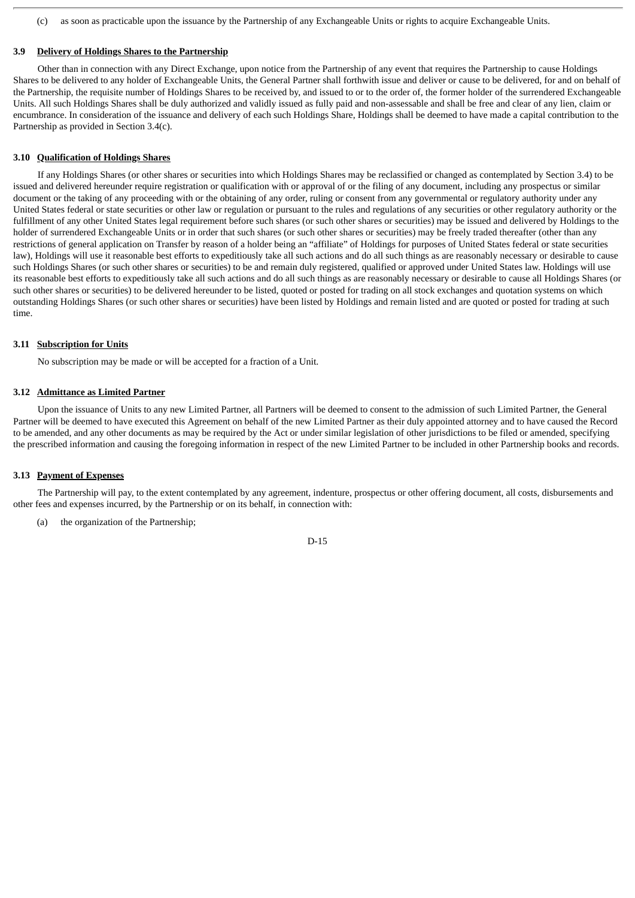(c) as soon as practicable upon the issuance by the Partnership of any Exchangeable Units or rights to acquire Exchangeable Units.

**3.9 <u>Delivery of Holdings Shares to the Partnership</u>**

Other than in connection with any Direct Exchange, upon notice from the Partnership of any event that requires the Partnership to cause Holdings Shares to be delivered to any holder of Exchangeable Units, the General Partner shall forthwith issue and deliver or cause to be delivered, for and on behalf of the Partnership, the requisite number of Holdings Shares to be received by, and issued to or to the order of, the former holder of the surrendered Exchangeable Units. All such Holdings Shares shall be duly authorized and validly issued as fully paid and non-assessable and shall be free and clear of any lien, claim or encumbrance. In consideration of the issuance and delivery of each such Holdings Share, Holdings shall be deemed to have made a capital contribution to the Partnership as provided in Section 3.4(c).

**3.10 <u>Qualification of Holdings Shares</u>**

If any Holdings Shares (or other shares or securities into which Holdings Shares may be reclassified or changed as contemplated by Section 3.4) to be issued and delivered hereunder require registration or qualification with or approval of or the filing of any document, including any prospectus or similar document or the taking of any proceeding with or the obtaining of any order, ruling or consent from any governmental or regulatory authority under any United States federal or state securities or other law or regulation or pursuant to the rules and regulations of any securities or other regulatory authority or the fulfillment of any other United States legal requirement before such shares (or such other shares or securities) may be issued and delivered by Holdings to the holder of surrendered Exchangeable Units or in order that such shares (or such other shares or securities) may be freely traded thereafter (other than any restrictions of general application on Transfer by reason of a holder being an "affiliate" of Holdings for purposes of United States federal or state securities law), Holdings will use it reasonable best efforts to expeditiously take all such actions and do all such things as are reasonably necessary or desirable to cause such Holdings Shares (or such other shares or securities) to be and remain duly registered, qualified or approved under United States law. Holdings will use its reasonable best efforts to expeditiously take all such actions and do all such things as are reasonably necessary or desirable to cause all Holdings Shares (or such other shares or securities) to be delivered hereunder to be listed, quoted or posted for trading on all stock exchanges and quotation systems on which outstanding Holdings Shares (or such other shares or securities) have been listed by Holdings and remain listed and are quoted or posted for trading at such time.

**3.11 <u>Subscription for Units</u>**

No subscription may be made or will be accepted for a fraction of a Unit.

**3.12 <u>Admittance as Limited Partner</u>**

Upon the issuance of Units to any new Limited Partner, all Partners will be deemed to consent to the admission of such Limited Partner, the General Partner will be deemed to have executed this Agreement on behalf of the new Limited Partner as their duly appointed attorney and to have caused the Record to be amended, and any other documents as may be required by the Act or under similar legislation of other jurisdictions to be filed or amended, specifying the prescribed information and causing the foregoing information in respect of the new Limited Partner to be included in other Partnership books and records.

**3.13 <u>Payment of Expenses</u>**

The Partnership will pay, to the extent contemplated by any agreement, indenture, prospectus or other offering document, all costs, disbursements and other fees and expenses incurred, by the Partnership or on its behalf, in connection with:

(a) the organization of the Partnership;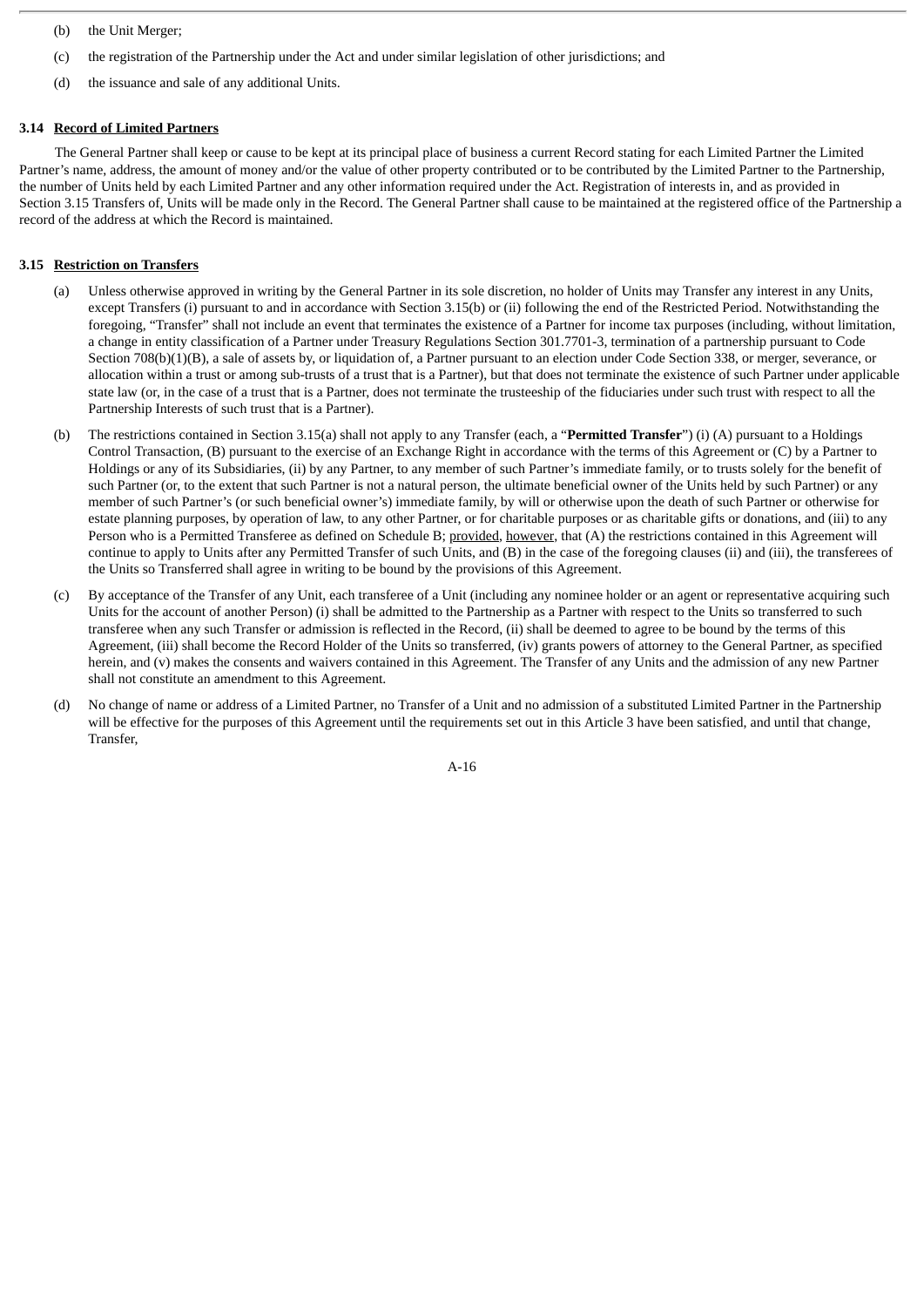(b) the Unit Merger;

(c) the registration of the Partnership under the Act and under similar legislation of other jurisdictions; and

(d) the issuance and sale of any additional Units.

### 3.14 Record of Limited Partners

The General Partner shall keep or cause to be kept at its principal place of business a current Record stating for each Limited Partner the Limited Partner's name, address, the amount of money and/or the value of other property contributed or to be contributed by the Limited Partner to the Partnership, the number of Units held by each Limited Partner and any other information required under the Act. Registration of interests in, and as provided in Section 3.15 Transfers of, Units will be made only in the Record. The General Partner shall cause to be maintained at the registered office of the Partnership a record of the address at which the Record is maintained.

### 3.15 Restriction on Transfers

(a) Unless otherwise approved in writing by the General Partner in its sole discretion, no holder of Units may Transfer any interest in any Units, except Transfers (i) pursuant to and in accordance with Section 3.15(b) or (ii) following the end of the Restricted Period. Notwithstanding the foregoing, "Transfer" shall not include an event that terminates the existence of a Partner for income tax purposes (including, without limitation, a change in entity classification of a Partner under Treasury Regulations Section 301.7701-3, termination of a partnership pursuant to Code Section 708(b)(1)(B), a sale of assets by, or liquidation of, a Partner pursuant to an election under Code Section 338, or merger, severance, or allocation within a trust or among sub-trusts of a trust that is a Partner), but that does not terminate the existence of such Partner under applicable state law (or, in the case of a trust that is a Partner, does not terminate the trusteeship of the fiduciaries under such trust with respect to all the Partnership Interests of such trust that is a Partner).

(b) The restrictions contained in Section 3.15(a) shall not apply to any Transfer (each, a "**Permitted Transfer**") (i) (A) pursuant to a Holdings Control Transaction, (B) pursuant to the exercise of an Exchange Right in accordance with the terms of this Agreement or (C) by a Partner to Holdings or any of its Subsidiaries, (ii) by any Partner, to any member of such Partner's immediate family, or to trusts solely for the benefit of such Partner (or, to the extent that such Partner is not a natural person, the ultimate beneficial owner of the Units held by such Partner) or any member of such Partner's (or such beneficial owner's) immediate family, by will or otherwise upon the death of such Partner or otherwise for estate planning purposes, by operation of law, to any other Partner, or for charitable purposes or as charitable gifts or donations, and (iii) to any Person who is a Permitted Transferee as defined on Schedule B; provided, however, that (A) the restrictions contained in this Agreement will continue to apply to Units after any Permitted Transfer of such Units, and (B) in the case of the foregoing clauses (ii) and (iii), the transferees of the Units so Transferred shall agree in writing to be bound by the provisions of this Agreement.

(c) By acceptance of the Transfer of any Unit, each transferee of a Unit (including any nominee holder or an agent or representative acquiring such Units for the account of another Person) (i) shall be admitted to the Partnership as a Partner with respect to the Units so transferred to such transferee when any such Transfer or admission is reflected in the Record, (ii) shall be deemed to agree to be bound by the terms of this Agreement, (iii) shall become the Record Holder of the Units so transferred, (iv) grants powers of attorney to the General Partner, as specified herein, and (v) makes the consents and waivers contained in this Agreement. The Transfer of any Units and the admission of any new Partner shall not constitute an amendment to this Agreement.

(d) No change of name or address of a Limited Partner, no Transfer of a Unit and no admission of a substituted Limited Partner in the Partnership will be effective for the purposes of this Agreement until the requirements set out in this Article 3 have been satisfied, and until that change, Transfer,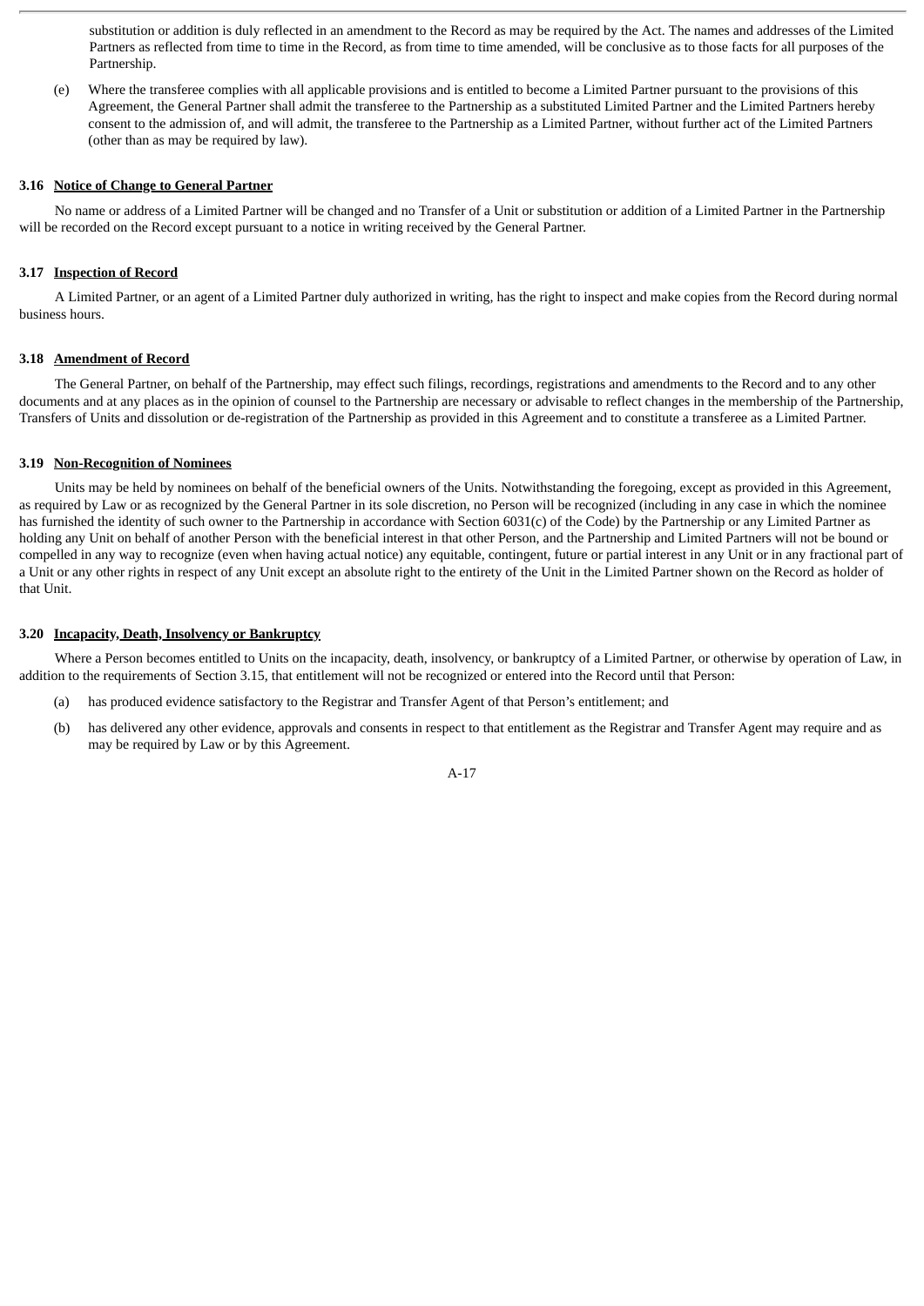substitution or addition is duly reflected in an amendment to the Record as may be required by the Act. The names and addresses of the Limited Partners as reflected from time to time in the Record, as from time to time amended, will be conclusive as to those facts for all purposes of the Partnership.

(e) Where the transferee complies with all applicable provisions and is entitled to become a Limited Partner pursuant to the provisions of this Agreement, the General Partner shall admit the transferee to the Partnership as a substituted Limited Partner and the Limited Partners hereby consent to the admission of, and will admit, the transferee to the Partnership as a Limited Partner, without further act of the Limited Partners (other than as may be required by law).

### 3.16 Notice of Change to General Partner

No name or address of a Limited Partner will be changed and no Transfer of a Unit or substitution or addition of a Limited Partner in the Partnership will be recorded on the Record except pursuant to a notice in writing received by the General Partner.

### 3.17 Inspection of Record

A Limited Partner, or an agent of a Limited Partner duly authorized in writing, has the right to inspect and make copies from the Record during normal business hours.

### 3.18 Amendment of Record

The General Partner, on behalf of the Partnership, may effect such filings, recordings, registrations and amendments to the Record and to any other documents and at any places as in the opinion of counsel to the Partnership are necessary or advisable to reflect changes in the membership of the Partnership, Transfers of Units and dissolution or de-registration of the Partnership as provided in this Agreement and to constitute a transferee as a Limited Partner.

### 3.19 Non-Recognition of Nominees

Units may be held by nominees on behalf of the beneficial owners of the Units. Notwithstanding the foregoing, except as provided in this Agreement, as required by Law or as recognized by the General Partner in its sole discretion, no Person will be recognized (including in any case in which the nominee has furnished the identity of such owner to the Partnership in accordance with Section 6031(c) of the Code) by the Partnership or any Limited Partner as holding any Unit on behalf of another Person with the beneficial interest in that other Person, and the Partnership and Limited Partners will not be bound or compelled in any way to recognize (even when having actual notice) any equitable, contingent, future or partial interest in any Unit or in any fractional part of a Unit or any other rights in respect of any Unit except an absolute right to the entirety of the Unit in the Limited Partner shown on the Record as holder of that Unit.

### 3.20 Incapacity, Death, Insolvency or Bankruptcy

Where a Person becomes entitled to Units on the incapacity, death, insolvency, or bankruptcy of a Limited Partner, or otherwise by operation of Law, in addition to the requirements of Section 3.15, that entitlement will not be recognized or entered into the Record until that Person:

(a) has produced evidence satisfactory to the Registrar and Transfer Agent of that Person's entitlement; and

(b) has delivered any other evidence, approvals and consents in respect to that entitlement as the Registrar and Transfer Agent may require and as may be required by Law or by this Agreement.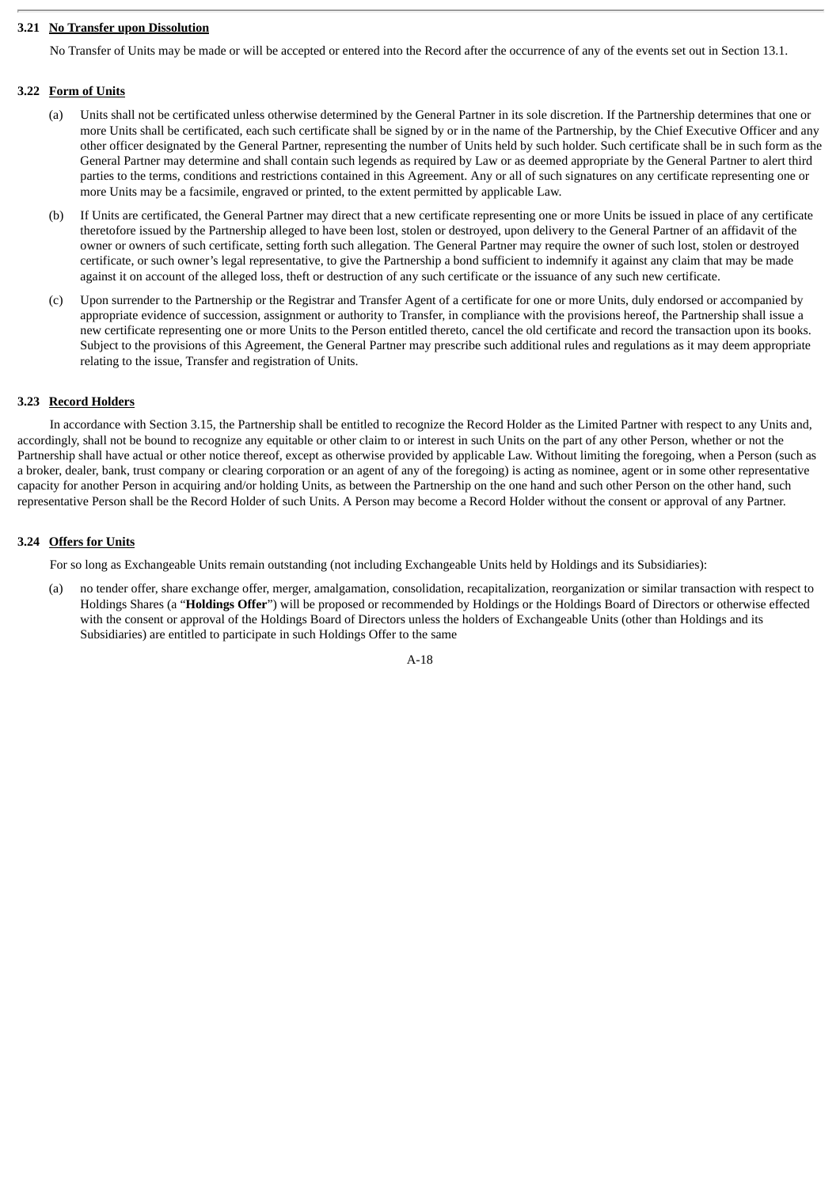### 3.21 <u>No Transfer upon Dissolution</u>

No Transfer of Units may be made or will be accepted or entered into the Record after the occurrence of any of the events set out in Section 13.1.

### 3.22 <u>Form of Units</u>

(a) Units shall not be certificated unless otherwise determined by the General Partner in its sole discretion. If the Partnership determines that one or more Units shall be certificated, each such certificate shall be signed by or in the name of the Partnership, by the Chief Executive Officer and any other officer designated by the General Partner, representing the number of Units held by such holder. Such certificate shall be in such form as the General Partner may determine and shall contain such legends as required by Law or as deemed appropriate by the General Partner to alert third parties to the terms, conditions and restrictions contained in this Agreement. Any or all of such signatures on any certificate representing one or more Units may be a facsimile, engraved or printed, to the extent permitted by applicable Law.

(b) If Units are certificated, the General Partner may direct that a new certificate representing one or more Units be issued in place of any certificate theretofore issued by the Partnership alleged to have been lost, stolen or destroyed, upon delivery to the General Partner of an affidavit of the owner or owners of such certificate, setting forth such allegation. The General Partner may require the owner of such lost, stolen or destroyed certificate, or such owner's legal representative, to give the Partnership a bond sufficient to indemnify it against any claim that may be made against it on account of the alleged loss, theft or destruction of any such certificate or the issuance of any such new certificate.

(c) Upon surrender to the Partnership or the Registrar and Transfer Agent of a certificate for one or more Units, duly endorsed or accompanied by appropriate evidence of succession, assignment or authority to Transfer, in compliance with the provisions hereof, the Partnership shall issue a new certificate representing one or more Units to the Person entitled thereto, cancel the old certificate and record the transaction upon its books. Subject to the provisions of this Agreement, the General Partner may prescribe such additional rules and regulations as it may deem appropriate relating to the issue, Transfer and registration of Units.

### 3.23 <u>Record Holders</u>

In accordance with Section 3.15, the Partnership shall be entitled to recognize the Record Holder as the Limited Partner with respect to any Units and, accordingly, shall not be bound to recognize any equitable or other claim to or interest in such Units on the part of any other Person, whether or not the Partnership shall have actual or other notice thereof, except as otherwise provided by applicable Law. Without limiting the foregoing, when a Person (such as a broker, dealer, bank, trust company or clearing corporation or an agent of any of the foregoing) is acting as nominee, agent or in some other representative capacity for another Person in acquiring and/or holding Units, as between the Partnership on the one hand and such other Person on the other hand, such representative Person shall be the Record Holder of such Units. A Person may become a Record Holder without the consent or approval of any Partner.

### 3.24 <u>Offers for Units</u>

For so long as Exchangeable Units remain outstanding (not including Exchangeable Units held by Holdings and its Subsidiaries):

(a) no tender offer, share exchange offer, merger, amalgamation, consolidation, recapitalization, reorganization or similar transaction with respect to Holdings Shares (a "**Holdings Offer**") will be proposed or recommended by Holdings or the Holdings Board of Directors or otherwise effected with the consent or approval of the Holdings Board of Directors unless the holders of Exchangeable Units (other than Holdings and its Subsidiaries) are entitled to participate in such Holdings Offer to the same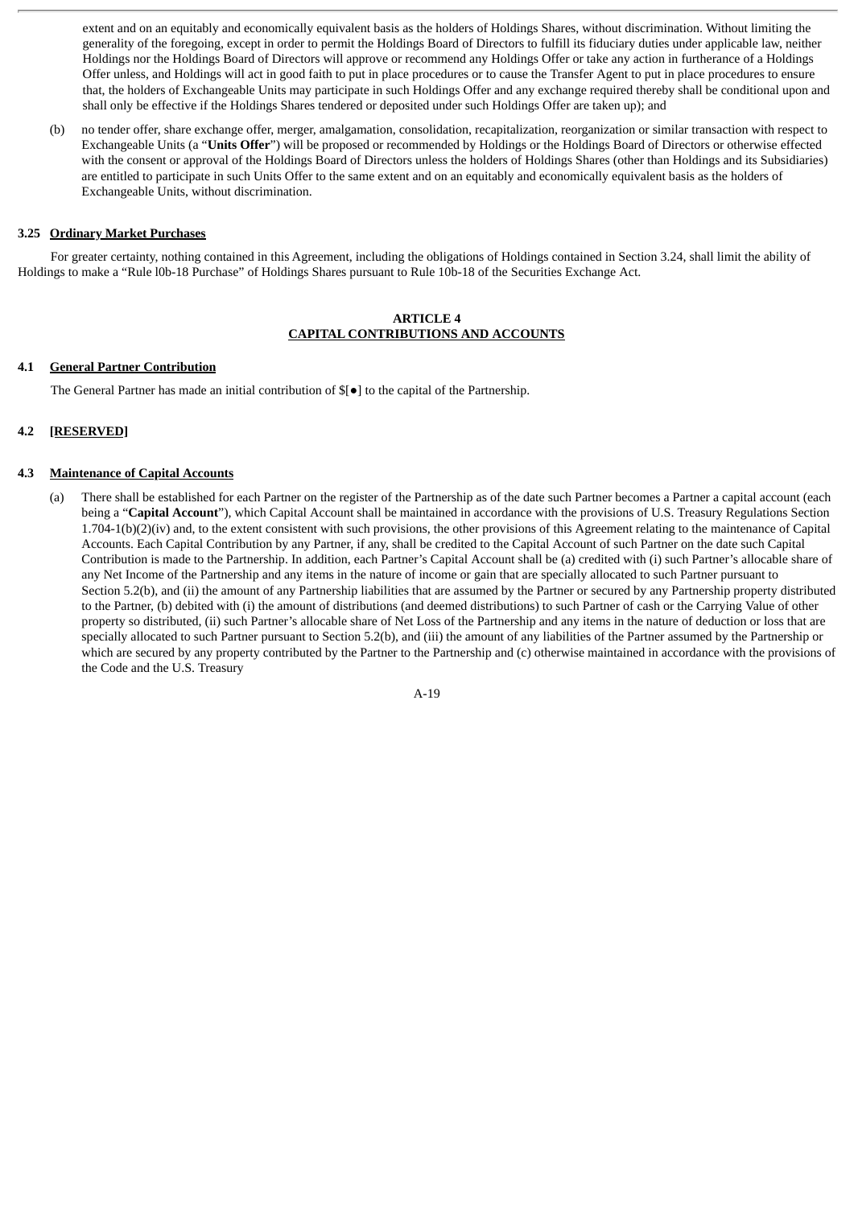extent and on an equitably and economically equivalent basis as the holders of Holdings Shares, without discrimination. Without limiting the generality of the foregoing, except in order to permit the Holdings Board of Directors to fulfill its fiduciary duties under applicable law, neither Holdings nor the Holdings Board of Directors will approve or recommend any Holdings Offer or take any action in furtherance of a Holdings Offer unless, and Holdings will act in good faith to put in place procedures or to cause the Transfer Agent to put in place procedures to ensure that, the holders of Exchangeable Units may participate in such Holdings Offer and any exchange required thereby shall be conditional upon and shall only be effective if the Holdings Shares tendered or deposited under such Holdings Offer are taken up); and

(b) no tender offer, share exchange offer, merger, amalgamation, consolidation, recapitalization, reorganization or similar transaction with respect to Exchangeable Units (a "**Units Offer**") will be proposed or recommended by Holdings or the Holdings Board of Directors or otherwise effected with the consent or approval of the Holdings Board of Directors unless the holders of Holdings Shares (other than Holdings and its Subsidiaries) are entitled to participate in such Units Offer to the same extent and on an equitably and economically equivalent basis as the holders of Exchangeable Units, without discrimination.

**3.25 Ordinary Market Purchases**

For greater certainty, nothing contained in this Agreement, including the obligations of Holdings contained in Section 3.24, shall limit the ability of Holdings to make a "Rule l0b-18 Purchase" of Holdings Shares pursuant to Rule 10b-18 of the Securities Exchange Act.

## ARTICLE 4
## CAPITAL CONTRIBUTIONS AND ACCOUNTS

**4.1 General Partner Contribution**

The General Partner has made an initial contribution of $[●] to the capital of the Partnership.

**4.2 [RESERVED]**

**4.3 Maintenance of Capital Accounts**

(a) There shall be established for each Partner on the register of the Partnership as of the date such Partner becomes a Partner a capital account (each being a "**Capital Account**"), which Capital Account shall be maintained in accordance with the provisions of U.S. Treasury Regulations Section 1.704-1(b)(2)(iv) and, to the extent consistent with such provisions, the other provisions of this Agreement relating to the maintenance of Capital Accounts. Each Capital Contribution by any Partner, if any, shall be credited to the Capital Account of such Partner on the date such Capital Contribution is made to the Partnership. In addition, each Partner's Capital Account shall be (a) credited with (i) such Partner's allocable share of any Net Income of the Partnership and any items in the nature of income or gain that are specially allocated to such Partner pursuant to Section 5.2(b), and (ii) the amount of any Partnership liabilities that are assumed by the Partner or secured by any Partnership property distributed to the Partner, (b) debited with (i) the amount of distributions (and deemed distributions) to such Partner of cash or the Carrying Value of other property so distributed, (ii) such Partner's allocable share of Net Loss of the Partnership and any items in the nature of deduction or loss that are specially allocated to such Partner pursuant to Section 5.2(b), and (iii) the amount of any liabilities of the Partner assumed by the Partnership or which are secured by any property contributed by the Partner to the Partnership and (c) otherwise maintained in accordance with the provisions of the Code and the U.S. Treasury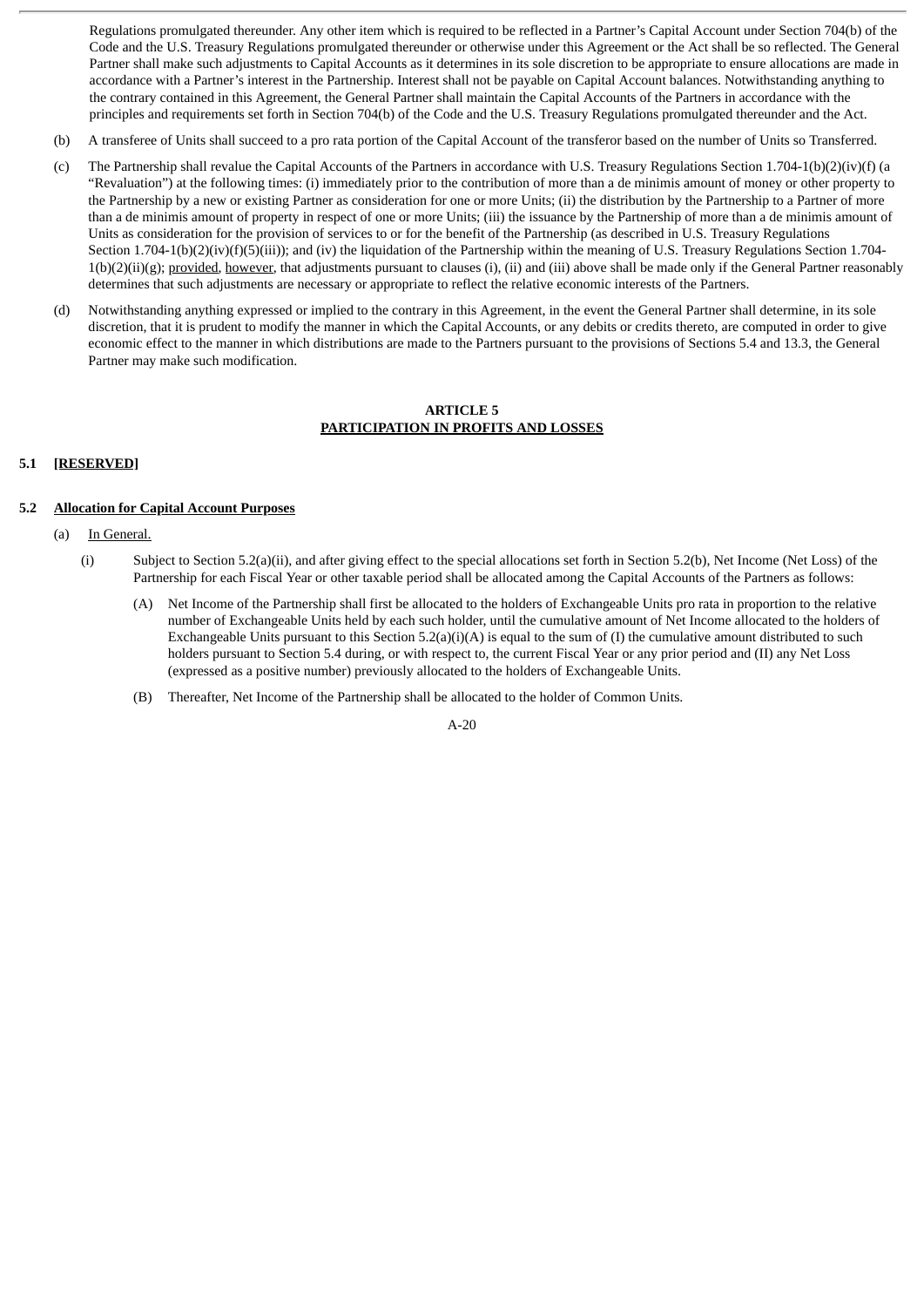Regulations promulgated thereunder. Any other item which is required to be reflected in a Partner's Capital Account under Section 704(b) of the Code and the U.S. Treasury Regulations promulgated thereunder or otherwise under this Agreement or the Act shall be so reflected. The General Partner shall make such adjustments to Capital Accounts as it determines in its sole discretion to be appropriate to ensure allocations are made in accordance with a Partner's interest in the Partnership. Interest shall not be payable on Capital Account balances. Notwithstanding anything to the contrary contained in this Agreement, the General Partner shall maintain the Capital Accounts of the Partners in accordance with the principles and requirements set forth in Section 704(b) of the Code and the U.S. Treasury Regulations promulgated thereunder and the Act.

(b) A transferee of Units shall succeed to a pro rata portion of the Capital Account of the transferor based on the number of Units so Transferred.

(c) The Partnership shall revalue the Capital Accounts of the Partners in accordance with U.S. Treasury Regulations Section 1.704-1(b)(2)(iv)(f) (a "Revaluation") at the following times: (i) immediately prior to the contribution of more than a de minimis amount of money or other property to the Partnership by a new or existing Partner as consideration for one or more Units; (ii) the distribution by the Partnership to a Partner of more than a de minimis amount of property in respect of one or more Units; (iii) the issuance by the Partnership of more than a de minimis amount of Units as consideration for the provision of services to or for the benefit of the Partnership (as described in U.S. Treasury Regulations Section 1.704-1(b)(2)(iv)(f)(5)(iii)); and (iv) the liquidation of the Partnership within the meaning of U.S. Treasury Regulations Section 1.704-1(b)(2)(ii)(g); provided, however, that adjustments pursuant to clauses (i), (ii) and (iii) above shall be made only if the General Partner reasonably determines that such adjustments are necessary or appropriate to reflect the relative economic interests of the Partners.

(d) Notwithstanding anything expressed or implied to the contrary in this Agreement, in the event the General Partner shall determine, in its sole discretion, that it is prudent to modify the manner in which the Capital Accounts, or any debits or credits thereto, are computed in order to give economic effect to the manner in which distributions are made to the Partners pursuant to the provisions of Sections 5.4 and 13.3, the General Partner may make such modification.

## ARTICLE 5
## PARTICIPATION IN PROFITS AND LOSSES

### 5.1 [RESERVED]

### 5.2 Allocation for Capital Account Purposes

(a) In General.

(i) Subject to Section 5.2(a)(ii), and after giving effect to the special allocations set forth in Section 5.2(b), Net Income (Net Loss) of the Partnership for each Fiscal Year or other taxable period shall be allocated among the Capital Accounts of the Partners as follows:

(A) Net Income of the Partnership shall first be allocated to the holders of Exchangeable Units pro rata in proportion to the relative number of Exchangeable Units held by each such holder, until the cumulative amount of Net Income allocated to the holders of Exchangeable Units pursuant to this Section 5.2(a)(i)(A) is equal to the sum of (I) the cumulative amount distributed to such holders pursuant to Section 5.4 during, or with respect to, the current Fiscal Year or any prior period and (II) any Net Loss (expressed as a positive number) previously allocated to the holders of Exchangeable Units.

(B) Thereafter, Net Income of the Partnership shall be allocated to the holder of Common Units.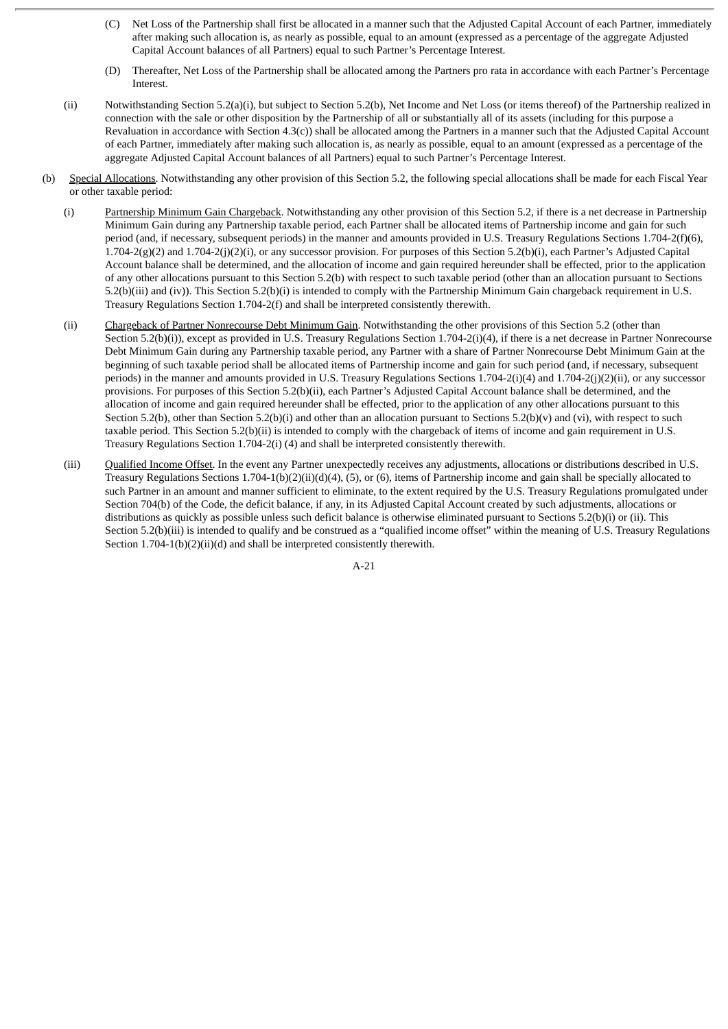(C) Net Loss of the Partnership shall first be allocated in a manner such that the Adjusted Capital Account of each Partner, immediately after making such allocation is, as nearly as possible, equal to an amount (expressed as a percentage of the aggregate Adjusted Capital Account balances of all Partners) equal to such Partner's Percentage Interest.

(D) Thereafter, Net Loss of the Partnership shall be allocated among the Partners pro rata in accordance with each Partner's Percentage Interest.

(ii) Notwithstanding Section 5.2(a)(i), but subject to Section 5.2(b), Net Income and Net Loss (or items thereof) of the Partnership realized in connection with the sale or other disposition by the Partnership of all or substantially all of its assets (including for this purpose a Revaluation in accordance with Section 4.3(c)) shall be allocated among the Partners in a manner such that the Adjusted Capital Account of each Partner, immediately after making such allocation is, as nearly as possible, equal to an amount (expressed as a percentage of the aggregate Adjusted Capital Account balances of all Partners) equal to such Partner's Percentage Interest.

(b) Special Allocations. Notwithstanding any other provision of this Section 5.2, the following special allocations shall be made for each Fiscal Year or other taxable period:

(i) Partnership Minimum Gain Chargeback. Notwithstanding any other provision of this Section 5.2, if there is a net decrease in Partnership Minimum Gain during any Partnership taxable period, each Partner shall be allocated items of Partnership income and gain for such period (and, if necessary, subsequent periods) in the manner and amounts provided in U.S. Treasury Regulations Sections 1.704-2(f)(6), 1.704-2(g)(2) and 1.704-2(j)(2)(i), or any successor provision. For purposes of this Section 5.2(b)(i), each Partner's Adjusted Capital Account balance shall be determined, and the allocation of income and gain required hereunder shall be effected, prior to the application of any other allocations pursuant to this Section 5.2(b) with respect to such taxable period (other than an allocation pursuant to Sections 5.2(b)(iii) and (iv)). This Section 5.2(b)(i) is intended to comply with the Partnership Minimum Gain chargeback requirement in U.S. Treasury Regulations Section 1.704-2(f) and shall be interpreted consistently therewith.

(ii) Chargeback of Partner Nonrecourse Debt Minimum Gain. Notwithstanding the other provisions of this Section 5.2 (other than Section 5.2(b)(i)), except as provided in U.S. Treasury Regulations Section 1.704-2(i)(4), if there is a net decrease in Partner Nonrecourse Debt Minimum Gain during any Partnership taxable period, any Partner with a share of Partner Nonrecourse Debt Minimum Gain at the beginning of such taxable period shall be allocated items of Partnership income and gain for such period (and, if necessary, subsequent periods) in the manner and amounts provided in U.S. Treasury Regulations Sections 1.704-2(i)(4) and 1.704-2(j)(2)(ii), or any successor provisions. For purposes of this Section 5.2(b)(ii), each Partner's Adjusted Capital Account balance shall be determined, and the allocation of income and gain required hereunder shall be effected, prior to the application of any other allocations pursuant to this Section 5.2(b), other than Section 5.2(b)(i) and other than an allocation pursuant to Sections 5.2(b)(v) and (vi), with respect to such taxable period. This Section 5.2(b)(ii) is intended to comply with the chargeback of items of income and gain requirement in U.S. Treasury Regulations Section 1.704-2(i) (4) and shall be interpreted consistently therewith.

(iii) Qualified Income Offset. In the event any Partner unexpectedly receives any adjustments, allocations or distributions described in U.S. Treasury Regulations Sections 1.704-1(b)(2)(ii)(d)(4), (5), or (6), items of Partnership income and gain shall be specially allocated to such Partner in an amount and manner sufficient to eliminate, to the extent required by the U.S. Treasury Regulations promulgated under Section 704(b) of the Code, the deficit balance, if any, in its Adjusted Capital Account created by such adjustments, allocations or distributions as quickly as possible unless such deficit balance is otherwise eliminated pursuant to Sections 5.2(b)(i) or (ii). This Section 5.2(b)(iii) is intended to qualify and be construed as a "qualified income offset" within the meaning of U.S. Treasury Regulations Section 1.704-1(b)(2)(ii)(d) and shall be interpreted consistently therewith.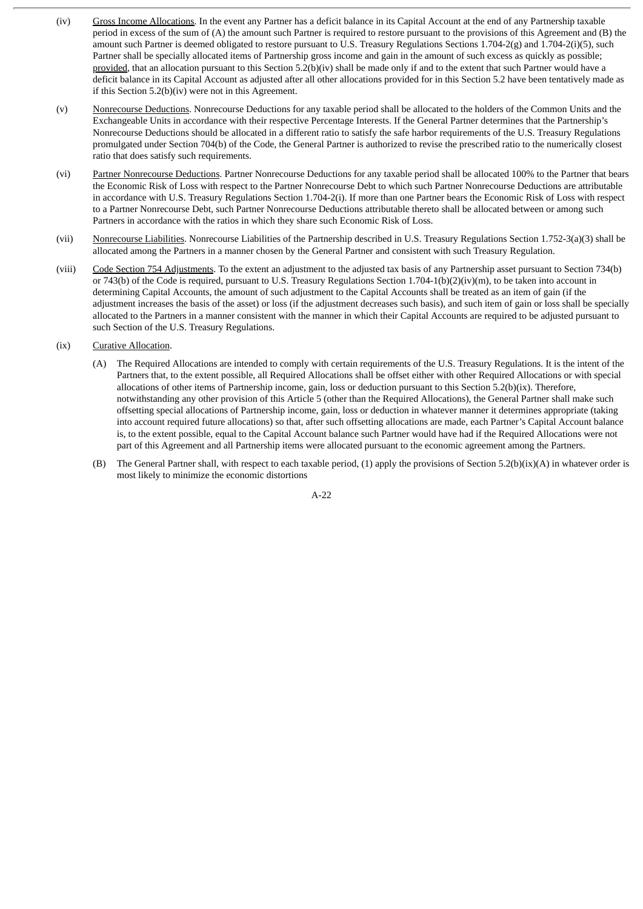(iv) Gross Income Allocations. In the event any Partner has a deficit balance in its Capital Account at the end of any Partnership taxable period in excess of the sum of (A) the amount such Partner is required to restore pursuant to the provisions of this Agreement and (B) the amount such Partner is deemed obligated to restore pursuant to U.S. Treasury Regulations Sections 1.704-2(g) and 1.704-2(i)(5), such Partner shall be specially allocated items of Partnership gross income and gain in the amount of such excess as quickly as possible; provided, that an allocation pursuant to this Section 5.2(b)(iv) shall be made only if and to the extent that such Partner would have a deficit balance in its Capital Account as adjusted after all other allocations provided for in this Section 5.2 have been tentatively made as if this Section 5.2(b)(iv) were not in this Agreement.

(v) Nonrecourse Deductions. Nonrecourse Deductions for any taxable period shall be allocated to the holders of the Common Units and the Exchangeable Units in accordance with their respective Percentage Interests. If the General Partner determines that the Partnership's Nonrecourse Deductions should be allocated in a different ratio to satisfy the safe harbor requirements of the U.S. Treasury Regulations promulgated under Section 704(b) of the Code, the General Partner is authorized to revise the prescribed ratio to the numerically closest ratio that does satisfy such requirements.

(vi) Partner Nonrecourse Deductions. Partner Nonrecourse Deductions for any taxable period shall be allocated 100% to the Partner that bears the Economic Risk of Loss with respect to the Partner Nonrecourse Debt to which such Partner Nonrecourse Deductions are attributable in accordance with U.S. Treasury Regulations Section 1.704-2(i). If more than one Partner bears the Economic Risk of Loss with respect to a Partner Nonrecourse Debt, such Partner Nonrecourse Deductions attributable thereto shall be allocated between or among such Partners in accordance with the ratios in which they share such Economic Risk of Loss.

(vii) Nonrecourse Liabilities. Nonrecourse Liabilities of the Partnership described in U.S. Treasury Regulations Section 1.752-3(a)(3) shall be allocated among the Partners in a manner chosen by the General Partner and consistent with such Treasury Regulation.

(viii) Code Section 754 Adjustments. To the extent an adjustment to the adjusted tax basis of any Partnership asset pursuant to Section 734(b) or 743(b) of the Code is required, pursuant to U.S. Treasury Regulations Section 1.704-1(b)(2)(iv)(m), to be taken into account in determining Capital Accounts, the amount of such adjustment to the Capital Accounts shall be treated as an item of gain (if the adjustment increases the basis of the asset) or loss (if the adjustment decreases such basis), and such item of gain or loss shall be specially allocated to the Partners in a manner consistent with the manner in which their Capital Accounts are required to be adjusted pursuant to such Section of the U.S. Treasury Regulations.

(ix) Curative Allocation.

(A) The Required Allocations are intended to comply with certain requirements of the U.S. Treasury Regulations. It is the intent of the Partners that, to the extent possible, all Required Allocations shall be offset either with other Required Allocations or with special allocations of other items of Partnership income, gain, loss or deduction pursuant to this Section 5.2(b)(ix). Therefore, notwithstanding any other provision of this Article 5 (other than the Required Allocations), the General Partner shall make such offsetting special allocations of Partnership income, gain, loss or deduction in whatever manner it determines appropriate (taking into account required future allocations) so that, after such offsetting allocations are made, each Partner's Capital Account balance is, to the extent possible, equal to the Capital Account balance such Partner would have had if the Required Allocations were not part of this Agreement and all Partnership items were allocated pursuant to the economic agreement among the Partners.

(B) The General Partner shall, with respect to each taxable period, (1) apply the provisions of Section 5.2(b)(ix)(A) in whatever order is most likely to minimize the economic distortions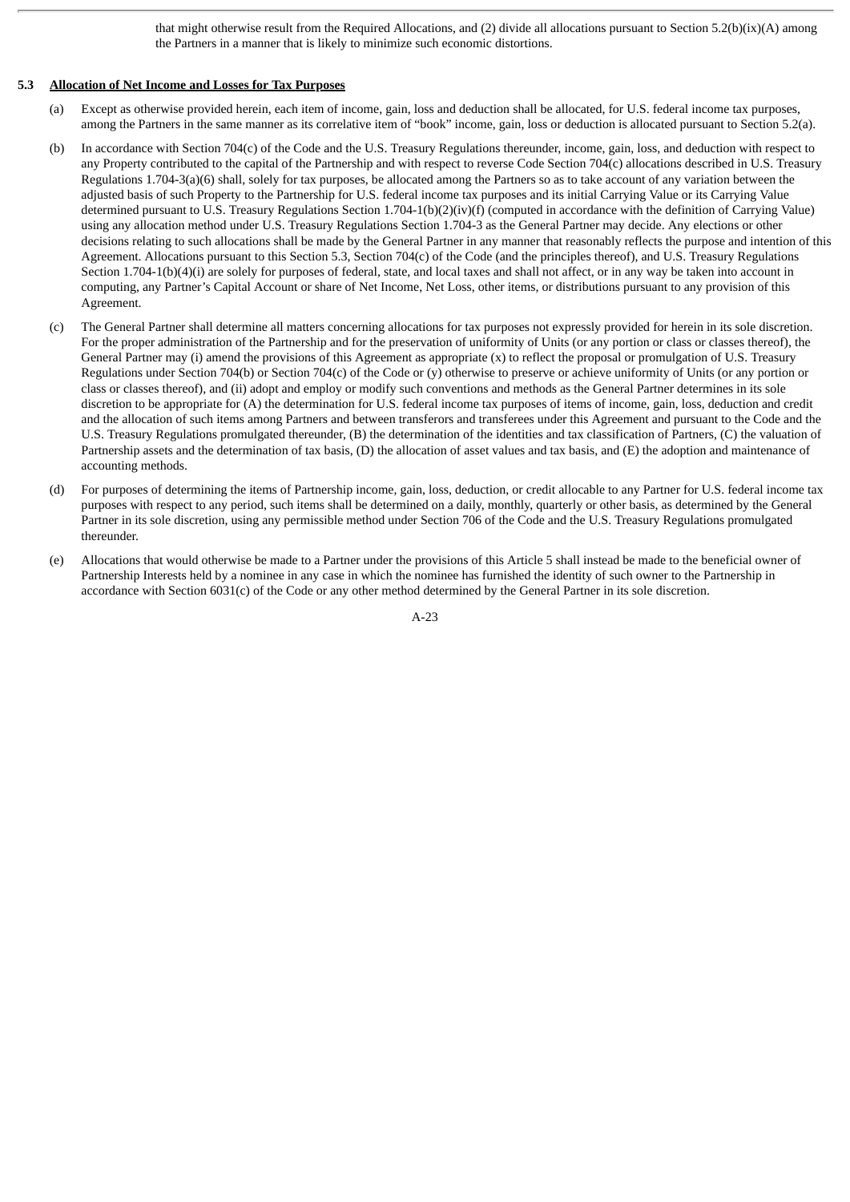that might otherwise result from the Required Allocations, and (2) divide all allocations pursuant to Section 5.2(b)(ix)(A) among the Partners in a manner that is likely to minimize such economic distortions.

**5.3 Allocation of Net Income and Losses for Tax Purposes**

(a) Except as otherwise provided herein, each item of income, gain, loss and deduction shall be allocated, for U.S. federal income tax purposes, among the Partners in the same manner as its correlative item of "book" income, gain, loss or deduction is allocated pursuant to Section 5.2(a).

(b) In accordance with Section 704(c) of the Code and the U.S. Treasury Regulations thereunder, income, gain, loss, and deduction with respect to any Property contributed to the capital of the Partnership and with respect to reverse Code Section 704(c) allocations described in U.S. Treasury Regulations 1.704-3(a)(6) shall, solely for tax purposes, be allocated among the Partners so as to take account of any variation between the adjusted basis of such Property to the Partnership for U.S. federal income tax purposes and its initial Carrying Value or its Carrying Value determined pursuant to U.S. Treasury Regulations Section 1.704-1(b)(2)(iv)(f) (computed in accordance with the definition of Carrying Value) using any allocation method under U.S. Treasury Regulations Section 1.704-3 as the General Partner may decide. Any elections or other decisions relating to such allocations shall be made by the General Partner in any manner that reasonably reflects the purpose and intention of this Agreement. Allocations pursuant to this Section 5.3, Section 704(c) of the Code (and the principles thereof), and U.S. Treasury Regulations Section 1.704-1(b)(4)(i) are solely for purposes of federal, state, and local taxes and shall not affect, or in any way be taken into account in computing, any Partner's Capital Account or share of Net Income, Net Loss, other items, or distributions pursuant to any provision of this Agreement.

(c) The General Partner shall determine all matters concerning allocations for tax purposes not expressly provided for herein in its sole discretion. For the proper administration of the Partnership and for the preservation of uniformity of Units (or any portion or class or classes thereof), the General Partner may (i) amend the provisions of this Agreement as appropriate (x) to reflect the proposal or promulgation of U.S. Treasury Regulations under Section 704(b) or Section 704(c) of the Code or (y) otherwise to preserve or achieve uniformity of Units (or any portion or class or classes thereof), and (ii) adopt and employ or modify such conventions and methods as the General Partner determines in its sole discretion to be appropriate for (A) the determination for U.S. federal income tax purposes of items of income, gain, loss, deduction and credit and the allocation of such items among Partners and between transferors and transferees under this Agreement and pursuant to the Code and the U.S. Treasury Regulations promulgated thereunder, (B) the determination of the identities and tax classification of Partners, (C) the valuation of Partnership assets and the determination of tax basis, (D) the allocation of asset values and tax basis, and (E) the adoption and maintenance of accounting methods.

(d) For purposes of determining the items of Partnership income, gain, loss, deduction, or credit allocable to any Partner for U.S. federal income tax purposes with respect to any period, such items shall be determined on a daily, monthly, quarterly or other basis, as determined by the General Partner in its sole discretion, using any permissible method under Section 706 of the Code and the U.S. Treasury Regulations promulgated thereunder.

(e) Allocations that would otherwise be made to a Partner under the provisions of this Article 5 shall instead be made to the beneficial owner of Partnership Interests held by a nominee in any case in which the nominee has furnished the identity of such owner to the Partnership in accordance with Section 6031(c) of the Code or any other method determined by the General Partner in its sole discretion.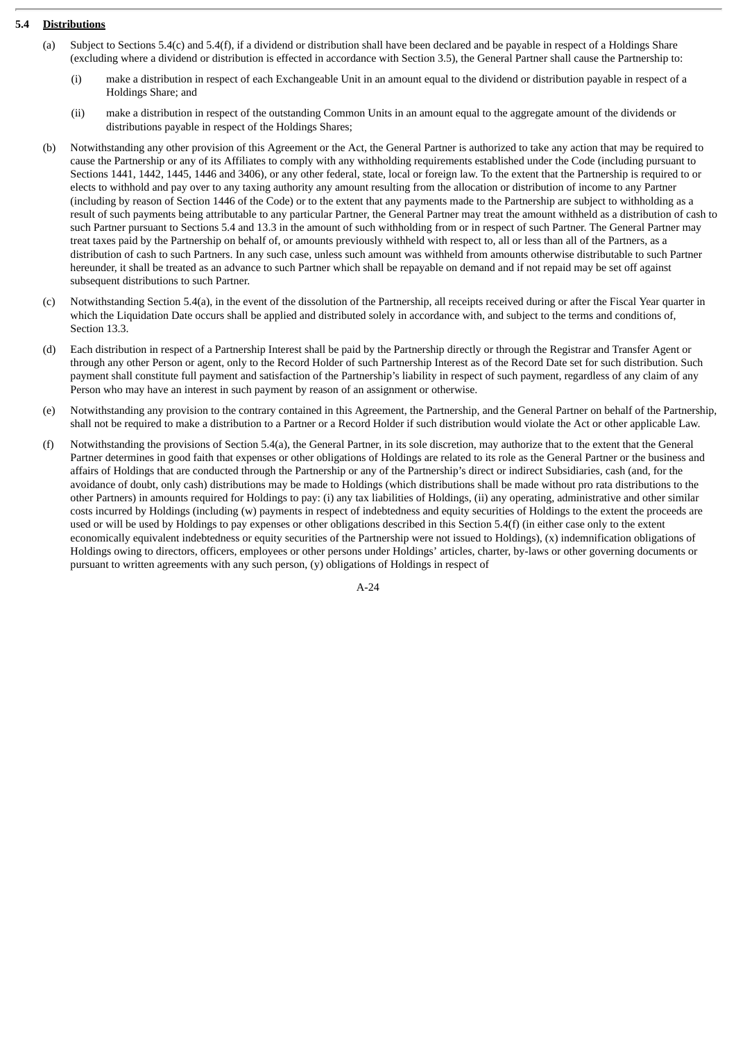### 5.4 **Distributions**

(a) Subject to Sections 5.4(c) and 5.4(f), if a dividend or distribution shall have been declared and be payable in respect of a Holdings Share (excluding where a dividend or distribution is effected in accordance with Section 3.5), the General Partner shall cause the Partnership to:

(i) make a distribution in respect of each Exchangeable Unit in an amount equal to the dividend or distribution payable in respect of a Holdings Share; and

(ii) make a distribution in respect of the outstanding Common Units in an amount equal to the aggregate amount of the dividends or distributions payable in respect of the Holdings Shares;

(b) Notwithstanding any other provision of this Agreement or the Act, the General Partner is authorized to take any action that may be required to cause the Partnership or any of its Affiliates to comply with any withholding requirements established under the Code (including pursuant to Sections 1441, 1442, 1445, 1446 and 3406), or any other federal, state, local or foreign law. To the extent that the Partnership is required to or elects to withhold and pay over to any taxing authority any amount resulting from the allocation or distribution of income to any Partner (including by reason of Section 1446 of the Code) or to the extent that any payments made to the Partnership are subject to withholding as a result of such payments being attributable to any particular Partner, the General Partner may treat the amount withheld as a distribution of cash to such Partner pursuant to Sections 5.4 and 13.3 in the amount of such withholding from or in respect of such Partner. The General Partner may treat taxes paid by the Partnership on behalf of, or amounts previously withheld with respect to, all or less than all of the Partners, as a distribution of cash to such Partners. In any such case, unless such amount was withheld from amounts otherwise distributable to such Partner hereunder, it shall be treated as an advance to such Partner which shall be repayable on demand and if not repaid may be set off against subsequent distributions to such Partner.

(c) Notwithstanding Section 5.4(a), in the event of the dissolution of the Partnership, all receipts received during or after the Fiscal Year quarter in which the Liquidation Date occurs shall be applied and distributed solely in accordance with, and subject to the terms and conditions of, Section 13.3.

(d) Each distribution in respect of a Partnership Interest shall be paid by the Partnership directly or through the Registrar and Transfer Agent or through any other Person or agent, only to the Record Holder of such Partnership Interest as of the Record Date set for such distribution. Such payment shall constitute full payment and satisfaction of the Partnership's liability in respect of such payment, regardless of any claim of any Person who may have an interest in such payment by reason of an assignment or otherwise.

(e) Notwithstanding any provision to the contrary contained in this Agreement, the Partnership, and the General Partner on behalf of the Partnership, shall not be required to make a distribution to a Partner or a Record Holder if such distribution would violate the Act or other applicable Law.

(f) Notwithstanding the provisions of Section 5.4(a), the General Partner, in its sole discretion, may authorize that to the extent that the General Partner determines in good faith that expenses or other obligations of Holdings are related to its role as the General Partner or the business and affairs of Holdings that are conducted through the Partnership or any of the Partnership's direct or indirect Subsidiaries, cash (and, for the avoidance of doubt, only cash) distributions may be made to Holdings (which distributions shall be made without pro rata distributions to the other Partners) in amounts required for Holdings to pay: (i) any tax liabilities of Holdings, (ii) any operating, administrative and other similar costs incurred by Holdings (including (w) payments in respect of indebtedness and equity securities of Holdings to the extent the proceeds are used or will be used by Holdings to pay expenses or other obligations described in this Section 5.4(f) (in either case only to the extent economically equivalent indebtedness or equity securities of the Partnership were not issued to Holdings), (x) indemnification obligations of Holdings owing to directors, officers, employees or other persons under Holdings' articles, charter, by-laws or other governing documents or pursuant to written agreements with any such person, (y) obligations of Holdings in respect of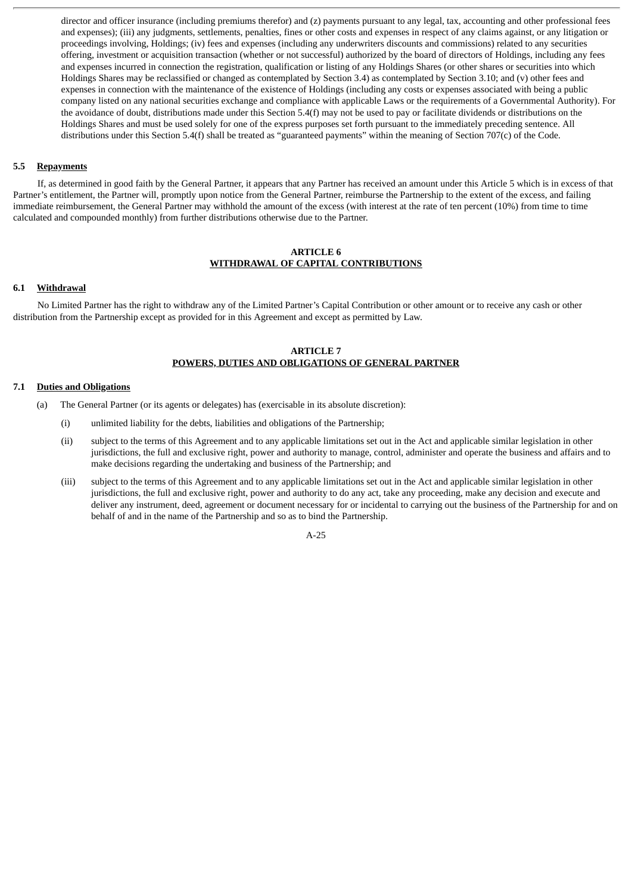director and officer insurance (including premiums therefor) and (z) payments pursuant to any legal, tax, accounting and other professional fees and expenses); (iii) any judgments, settlements, penalties, fines or other costs and expenses in respect of any claims against, or any litigation or proceedings involving, Holdings; (iv) fees and expenses (including any underwriters discounts and commissions) related to any securities offering, investment or acquisition transaction (whether or not successful) authorized by the board of directors of Holdings, including any fees and expenses incurred in connection the registration, qualification or listing of any Holdings Shares (or other shares or securities into which Holdings Shares may be reclassified or changed as contemplated by Section 3.4) as contemplated by Section 3.10; and (v) other fees and expenses in connection with the maintenance of the existence of Holdings (including any costs or expenses associated with being a public company listed on any national securities exchange and compliance with applicable Laws or the requirements of a Governmental Authority). For the avoidance of doubt, distributions made under this Section 5.4(f) may not be used to pay or facilitate dividends or distributions on the Holdings Shares and must be used solely for one of the express purposes set forth pursuant to the immediately preceding sentence. All distributions under this Section 5.4(f) shall be treated as "guaranteed payments" within the meaning of Section 707(c) of the Code.

### 5.5 Repayments

If, as determined in good faith by the General Partner, it appears that any Partner has received an amount under this Article 5 which is in excess of that Partner's entitlement, the Partner will, promptly upon notice from the General Partner, reimburse the Partnership to the extent of the excess, and failing immediate reimbursement, the General Partner may withhold the amount of the excess (with interest at the rate of ten percent (10%) from time to time calculated and compounded monthly) from further distributions otherwise due to the Partner.

## ARTICLE 6
## WITHDRAWAL OF CAPITAL CONTRIBUTIONS

### 6.1 Withdrawal

No Limited Partner has the right to withdraw any of the Limited Partner's Capital Contribution or other amount or to receive any cash or other distribution from the Partnership except as provided for in this Agreement and except as permitted by Law.

## ARTICLE 7
## POWERS, DUTIES AND OBLIGATIONS OF GENERAL PARTNER

### 7.1 Duties and Obligations

(a) The General Partner (or its agents or delegates) has (exercisable in its absolute discretion):

(i) unlimited liability for the debts, liabilities and obligations of the Partnership;

(ii) subject to the terms of this Agreement and to any applicable limitations set out in the Act and applicable similar legislation in other jurisdictions, the full and exclusive right, power and authority to manage, control, administer and operate the business and affairs and to make decisions regarding the undertaking and business of the Partnership; and

(iii) subject to the terms of this Agreement and to any applicable limitations set out in the Act and applicable similar legislation in other jurisdictions, the full and exclusive right, power and authority to do any act, take any proceeding, make any decision and execute and deliver any instrument, deed, agreement or document necessary for or incidental to carrying out the business of the Partnership for and on behalf of and in the name of the Partnership and so as to bind the Partnership.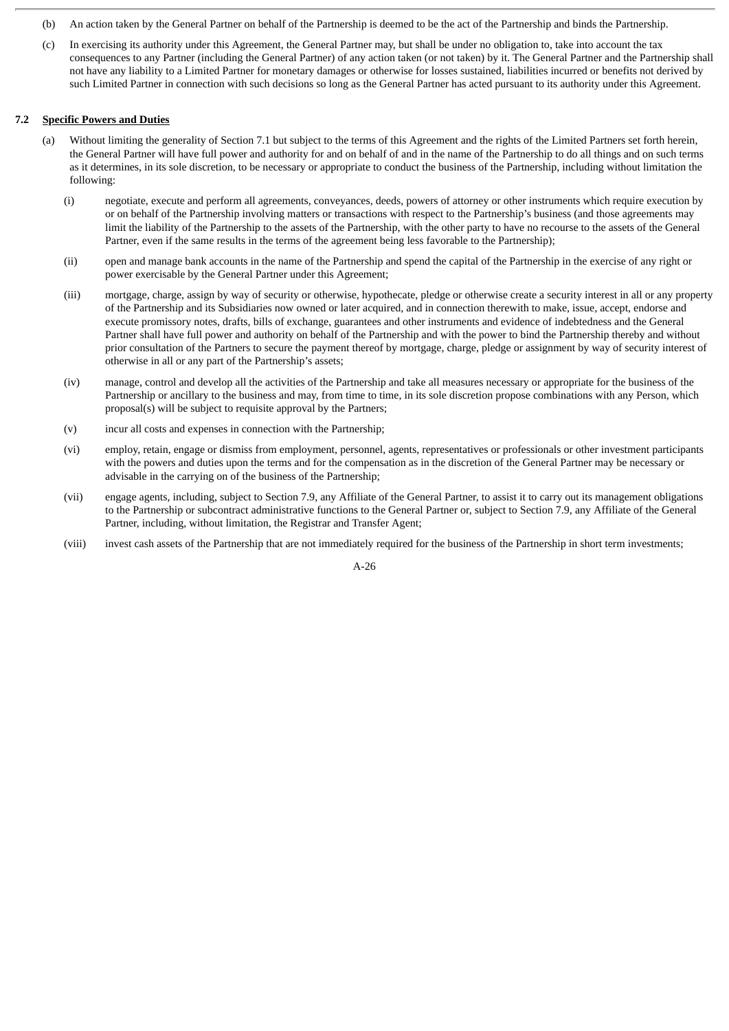(b) An action taken by the General Partner on behalf of the Partnership is deemed to be the act of the Partnership and binds the Partnership.

(c) In exercising its authority under this Agreement, the General Partner may, but shall be under no obligation to, take into account the tax consequences to any Partner (including the General Partner) of any action taken (or not taken) by it. The General Partner and the Partnership shall not have any liability to a Limited Partner for monetary damages or otherwise for losses sustained, liabilities incurred or benefits not derived by such Limited Partner in connection with such decisions so long as the General Partner has acted pursuant to its authority under this Agreement.

**7.2 <u>Specific Powers and Duties</u>**

(a) Without limiting the generality of Section 7.1 but subject to the terms of this Agreement and the rights of the Limited Partners set forth herein, the General Partner will have full power and authority for and on behalf of and in the name of the Partnership to do all things and on such terms as it determines, in its sole discretion, to be necessary or appropriate to conduct the business of the Partnership, including without limitation the following:

(i) negotiate, execute and perform all agreements, conveyances, deeds, powers of attorney or other instruments which require execution by or on behalf of the Partnership involving matters or transactions with respect to the Partnership's business (and those agreements may limit the liability of the Partnership to the assets of the Partnership, with the other party to have no recourse to the assets of the General Partner, even if the same results in the terms of the agreement being less favorable to the Partnership);

(ii) open and manage bank accounts in the name of the Partnership and spend the capital of the Partnership in the exercise of any right or power exercisable by the General Partner under this Agreement;

(iii) mortgage, charge, assign by way of security or otherwise, hypothecate, pledge or otherwise create a security interest in all or any property of the Partnership and its Subsidiaries now owned or later acquired, and in connection therewith to make, issue, accept, endorse and execute promissory notes, drafts, bills of exchange, guarantees and other instruments and evidence of indebtedness and the General Partner shall have full power and authority on behalf of the Partnership and with the power to bind the Partnership thereby and without prior consultation of the Partners to secure the payment thereof by mortgage, charge, pledge or assignment by way of security interest of otherwise in all or any part of the Partnership's assets;

(iv) manage, control and develop all the activities of the Partnership and take all measures necessary or appropriate for the business of the Partnership or ancillary to the business and may, from time to time, in its sole discretion propose combinations with any Person, which proposal(s) will be subject to requisite approval by the Partners;

(v) incur all costs and expenses in connection with the Partnership;

(vi) employ, retain, engage or dismiss from employment, personnel, agents, representatives or professionals or other investment participants with the powers and duties upon the terms and for the compensation as in the discretion of the General Partner may be necessary or advisable in the carrying on of the business of the Partnership;

(vii) engage agents, including, subject to Section 7.9, any Affiliate of the General Partner, to assist it to carry out its management obligations to the Partnership or subcontract administrative functions to the General Partner or, subject to Section 7.9, any Affiliate of the General Partner, including, without limitation, the Registrar and Transfer Agent;

(viii) invest cash assets of the Partnership that are not immediately required for the business of the Partnership in short term investments;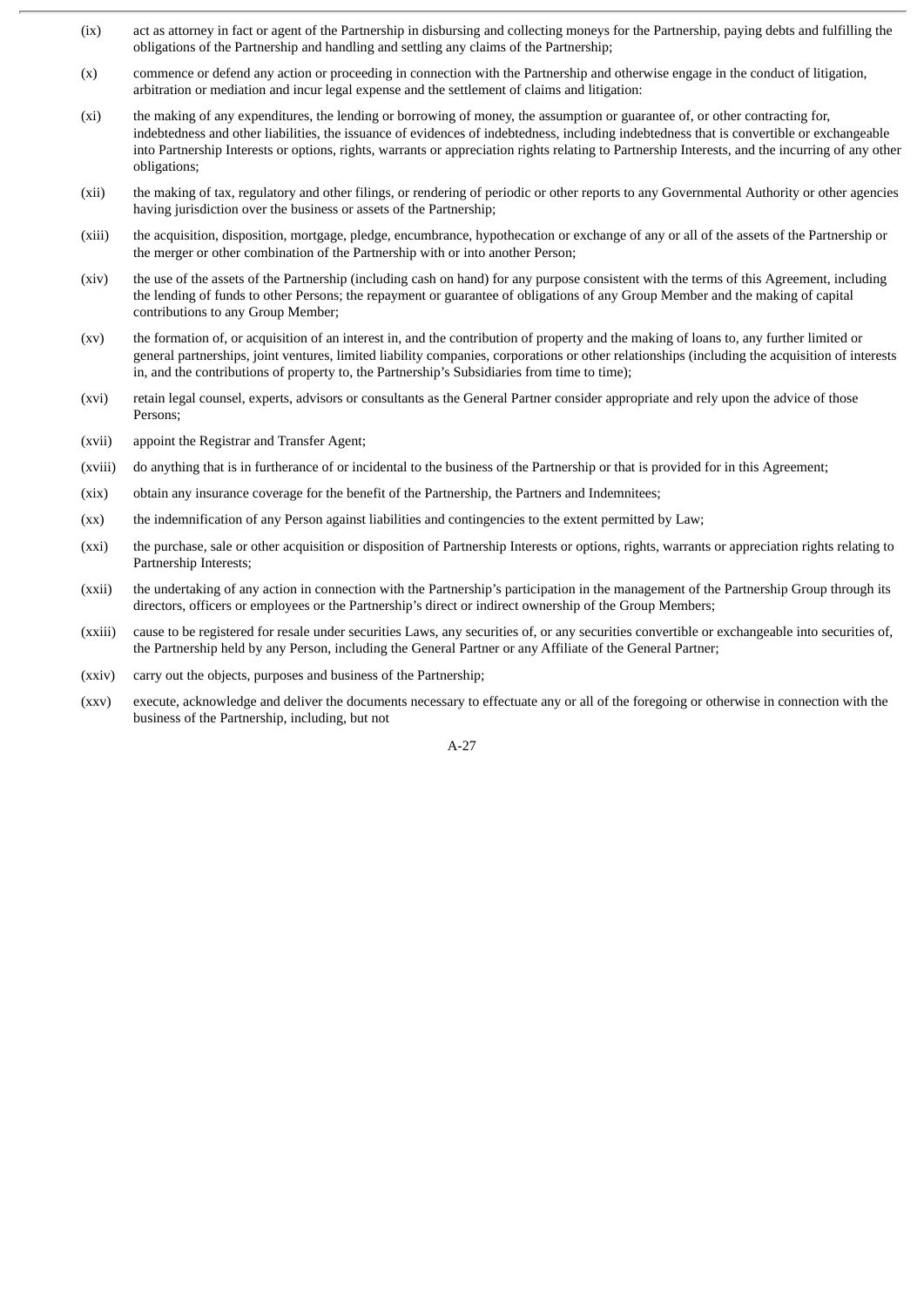(ix) act as attorney in fact or agent of the Partnership in disbursing and collecting moneys for the Partnership, paying debts and fulfilling the obligations of the Partnership and handling and settling any claims of the Partnership;

(x) commence or defend any action or proceeding in connection with the Partnership and otherwise engage in the conduct of litigation, arbitration or mediation and incur legal expense and the settlement of claims and litigation:

(xi) the making of any expenditures, the lending or borrowing of money, the assumption or guarantee of, or other contracting for, indebtedness and other liabilities, the issuance of evidences of indebtedness, including indebtedness that is convertible or exchangeable into Partnership Interests or options, rights, warrants or appreciation rights relating to Partnership Interests, and the incurring of any other obligations;

(xii) the making of tax, regulatory and other filings, or rendering of periodic or other reports to any Governmental Authority or other agencies having jurisdiction over the business or assets of the Partnership;

(xiii) the acquisition, disposition, mortgage, pledge, encumbrance, hypothecation or exchange of any or all of the assets of the Partnership or the merger or other combination of the Partnership with or into another Person;

(xiv) the use of the assets of the Partnership (including cash on hand) for any purpose consistent with the terms of this Agreement, including the lending of funds to other Persons; the repayment or guarantee of obligations of any Group Member and the making of capital contributions to any Group Member;

(xv) the formation of, or acquisition of an interest in, and the contribution of property and the making of loans to, any further limited or general partnerships, joint ventures, limited liability companies, corporations or other relationships (including the acquisition of interests in, and the contributions of property to, the Partnership's Subsidiaries from time to time);

(xvi) retain legal counsel, experts, advisors or consultants as the General Partner consider appropriate and rely upon the advice of those Persons;

(xvii) appoint the Registrar and Transfer Agent;

(xviii) do anything that is in furtherance of or incidental to the business of the Partnership or that is provided for in this Agreement;

(xix) obtain any insurance coverage for the benefit of the Partnership, the Partners and Indemnitees;

(xx) the indemnification of any Person against liabilities and contingencies to the extent permitted by Law;

(xxi) the purchase, sale or other acquisition or disposition of Partnership Interests or options, rights, warrants or appreciation rights relating to Partnership Interests;

(xxii) the undertaking of any action in connection with the Partnership's participation in the management of the Partnership Group through its directors, officers or employees or the Partnership's direct or indirect ownership of the Group Members;

(xxiii) cause to be registered for resale under securities Laws, any securities of, or any securities convertible or exchangeable into securities of, the Partnership held by any Person, including the General Partner or any Affiliate of the General Partner;

(xxiv) carry out the objects, purposes and business of the Partnership;

(xxv) execute, acknowledge and deliver the documents necessary to effectuate any or all of the foregoing or otherwise in connection with the business of the Partnership, including, but not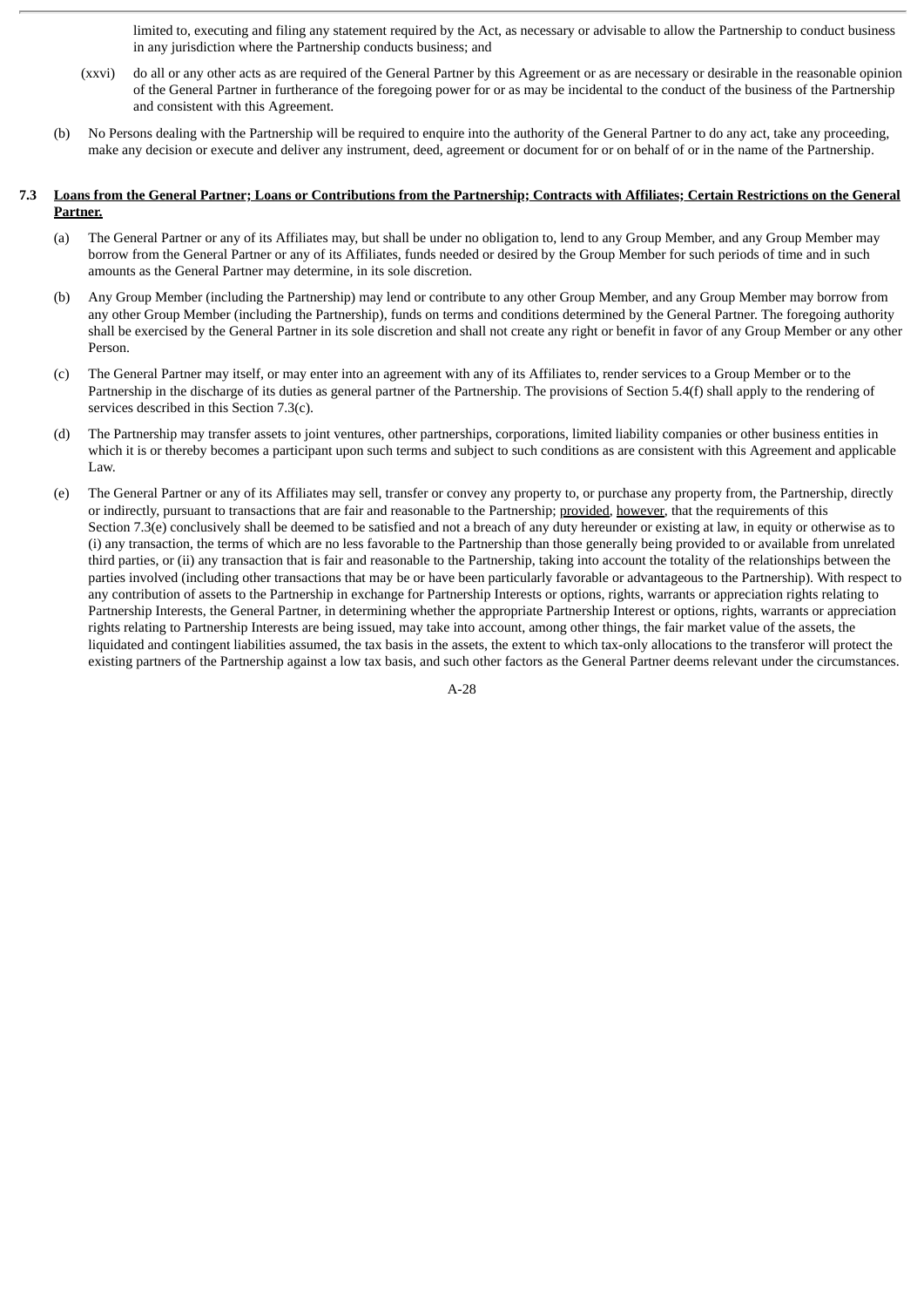limited to, executing and filing any statement required by the Act, as necessary or advisable to allow the Partnership to conduct business in any jurisdiction where the Partnership conducts business; and

(xxvi) do all or any other acts as are required of the General Partner by this Agreement or as are necessary or desirable in the reasonable opinion of the General Partner in furtherance of the foregoing power for or as may be incidental to the conduct of the business of the Partnership and consistent with this Agreement.

(b) No Persons dealing with the Partnership will be required to enquire into the authority of the General Partner to do any act, take any proceeding, make any decision or execute and deliver any instrument, deed, agreement or document for or on behalf of or in the name of the Partnership.

**7.3 Loans from the General Partner; Loans or Contributions from the Partnership; Contracts with Affiliates; Certain Restrictions on the General Partner.**

(a) The General Partner or any of its Affiliates may, but shall be under no obligation to, lend to any Group Member, and any Group Member may borrow from the General Partner or any of its Affiliates, funds needed or desired by the Group Member for such periods of time and in such amounts as the General Partner may determine, in its sole discretion.

(b) Any Group Member (including the Partnership) may lend or contribute to any other Group Member, and any Group Member may borrow from any other Group Member (including the Partnership), funds on terms and conditions determined by the General Partner. The foregoing authority shall be exercised by the General Partner in its sole discretion and shall not create any right or benefit in favor of any Group Member or any other Person.

(c) The General Partner may itself, or may enter into an agreement with any of its Affiliates to, render services to a Group Member or to the Partnership in the discharge of its duties as general partner of the Partnership. The provisions of Section 5.4(f) shall apply to the rendering of services described in this Section 7.3(c).

(d) The Partnership may transfer assets to joint ventures, other partnerships, corporations, limited liability companies or other business entities in which it is or thereby becomes a participant upon such terms and subject to such conditions as are consistent with this Agreement and applicable Law.

(e) The General Partner or any of its Affiliates may sell, transfer or convey any property to, or purchase any property from, the Partnership, directly or indirectly, pursuant to transactions that are fair and reasonable to the Partnership; provided, however, that the requirements of this Section 7.3(e) conclusively shall be deemed to be satisfied and not a breach of any duty hereunder or existing at law, in equity or otherwise as to (i) any transaction, the terms of which are no less favorable to the Partnership than those generally being provided to or available from unrelated third parties, or (ii) any transaction that is fair and reasonable to the Partnership, taking into account the totality of the relationships between the parties involved (including other transactions that may be or have been particularly favorable or advantageous to the Partnership). With respect to any contribution of assets to the Partnership in exchange for Partnership Interests or options, rights, warrants or appreciation rights relating to Partnership Interests, the General Partner, in determining whether the appropriate Partnership Interest or options, rights, warrants or appreciation rights relating to Partnership Interests are being issued, may take into account, among other things, the fair market value of the assets, the liquidated and contingent liabilities assumed, the tax basis in the assets, the extent to which tax-only allocations to the transferor will protect the existing partners of the Partnership against a low tax basis, and such other factors as the General Partner deems relevant under the circumstances.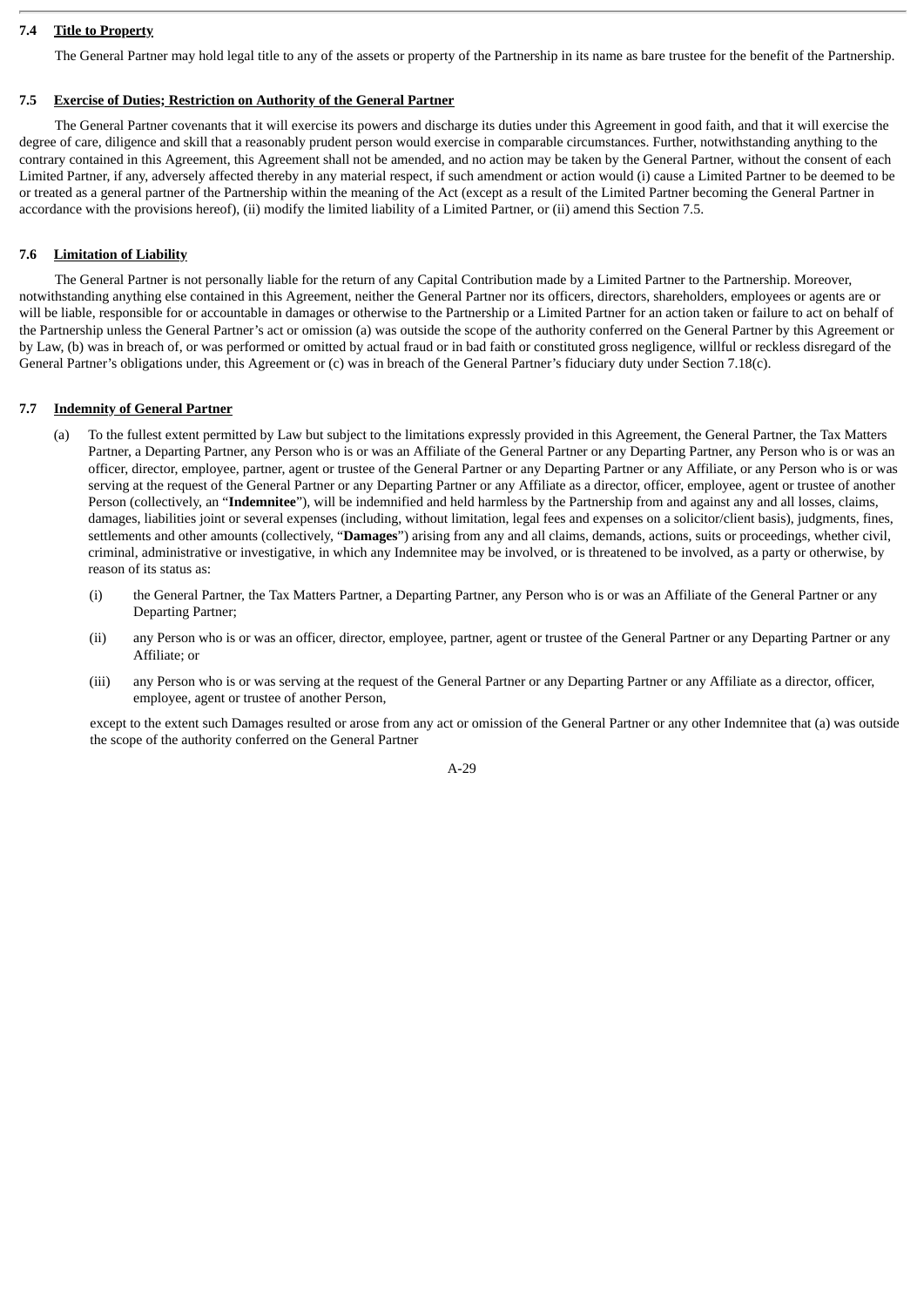### 7.4 Title to Property

The General Partner may hold legal title to any of the assets or property of the Partnership in its name as bare trustee for the benefit of the Partnership.

### 7.5 Exercise of Duties; Restriction on Authority of the General Partner

The General Partner covenants that it will exercise its powers and discharge its duties under this Agreement in good faith, and that it will exercise the degree of care, diligence and skill that a reasonably prudent person would exercise in comparable circumstances. Further, notwithstanding anything to the contrary contained in this Agreement, this Agreement shall not be amended, and no action may be taken by the General Partner, without the consent of each Limited Partner, if any, adversely affected thereby in any material respect, if such amendment or action would (i) cause a Limited Partner to be deemed to be or treated as a general partner of the Partnership within the meaning of the Act (except as a result of the Limited Partner becoming the General Partner in accordance with the provisions hereof), (ii) modify the limited liability of a Limited Partner, or (ii) amend this Section 7.5.

### 7.6 Limitation of Liability

The General Partner is not personally liable for the return of any Capital Contribution made by a Limited Partner to the Partnership. Moreover, notwithstanding anything else contained in this Agreement, neither the General Partner nor its officers, directors, shareholders, employees or agents are or will be liable, responsible for or accountable in damages or otherwise to the Partnership or a Limited Partner for an action taken or failure to act on behalf of the Partnership unless the General Partner's act or omission (a) was outside the scope of the authority conferred on the General Partner by this Agreement or by Law, (b) was in breach of, or was performed or omitted by actual fraud or in bad faith or constituted gross negligence, willful or reckless disregard of the General Partner's obligations under, this Agreement or (c) was in breach of the General Partner's fiduciary duty under Section 7.18(c).

### 7.7 Indemnity of General Partner

(a) To the fullest extent permitted by Law but subject to the limitations expressly provided in this Agreement, the General Partner, the Tax Matters Partner, a Departing Partner, any Person who is or was an Affiliate of the General Partner or any Departing Partner, any Person who is or was an officer, director, employee, partner, agent or trustee of the General Partner or any Departing Partner or any Affiliate, or any Person who is or was serving at the request of the General Partner or any Departing Partner or any Affiliate as a director, officer, employee, agent or trustee of another Person (collectively, an "**Indemnitee**"), will be indemnified and held harmless by the Partnership from and against any and all losses, claims, damages, liabilities joint or several expenses (including, without limitation, legal fees and expenses on a solicitor/client basis), judgments, fines, settlements and other amounts (collectively, "**Damages**") arising from any and all claims, demands, actions, suits or proceedings, whether civil, criminal, administrative or investigative, in which any Indemnitee may be involved, or is threatened to be involved, as a party or otherwise, by reason of its status as:

(i) the General Partner, the Tax Matters Partner, a Departing Partner, any Person who is or was an Affiliate of the General Partner or any Departing Partner;

(ii) any Person who is or was an officer, director, employee, partner, agent or trustee of the General Partner or any Departing Partner or any Affiliate; or

(iii) any Person who is or was serving at the request of the General Partner or any Departing Partner or any Affiliate as a director, officer, employee, agent or trustee of another Person,

except to the extent such Damages resulted or arose from any act or omission of the General Partner or any other Indemnitee that (a) was outside the scope of the authority conferred on the General Partner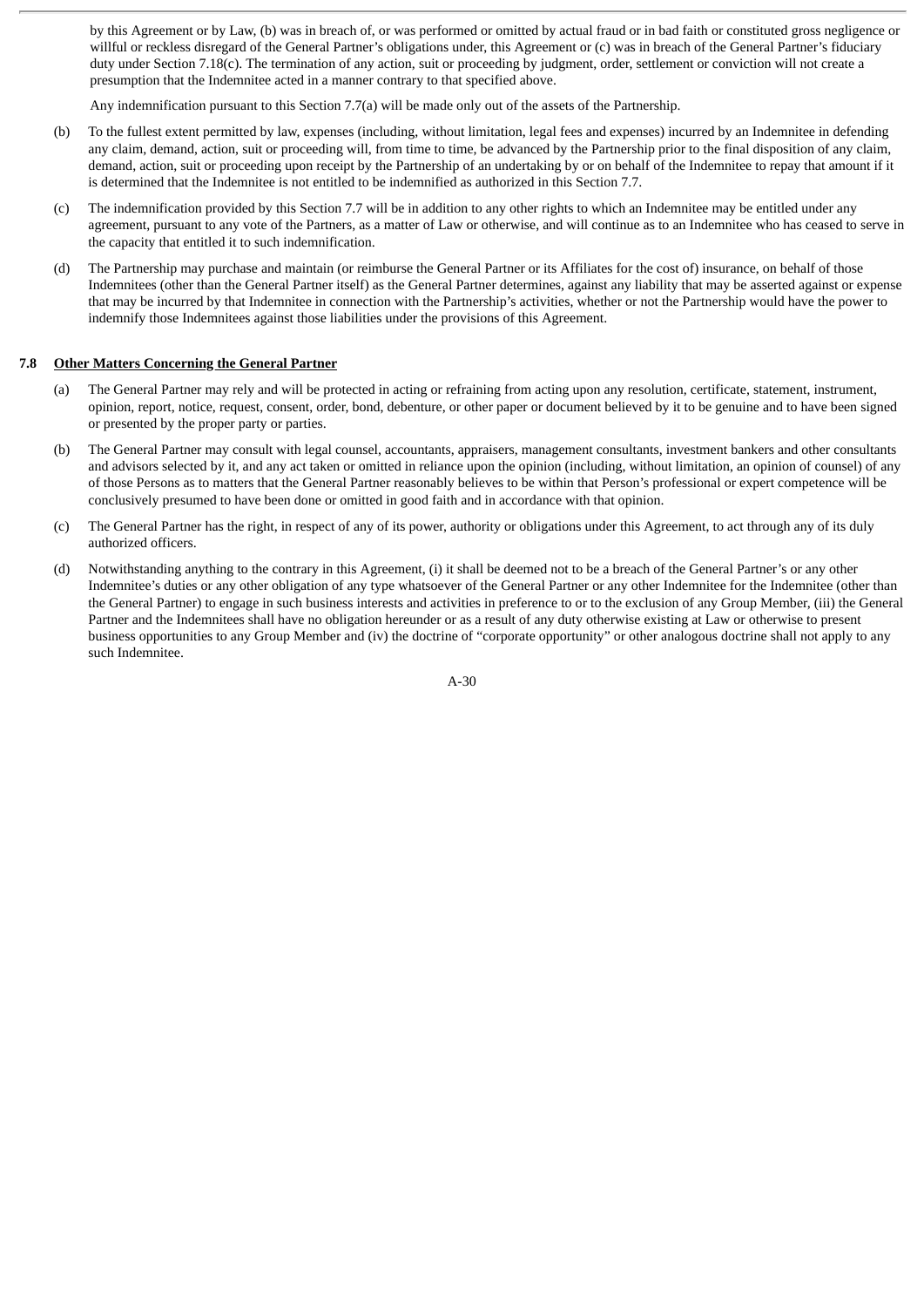by this Agreement or by Law, (b) was in breach of, or was performed or omitted by actual fraud or in bad faith or constituted gross negligence or willful or reckless disregard of the General Partner's obligations under, this Agreement or (c) was in breach of the General Partner's fiduciary duty under Section 7.18(c). The termination of any action, suit or proceeding by judgment, order, settlement or conviction will not create a presumption that the Indemnitee acted in a manner contrary to that specified above.

Any indemnification pursuant to this Section 7.7(a) will be made only out of the assets of the Partnership.

(b) To the fullest extent permitted by law, expenses (including, without limitation, legal fees and expenses) incurred by an Indemnitee in defending any claim, demand, action, suit or proceeding will, from time to time, be advanced by the Partnership prior to the final disposition of any claim, demand, action, suit or proceeding upon receipt by the Partnership of an undertaking by or on behalf of the Indemnitee to repay that amount if it is determined that the Indemnitee is not entitled to be indemnified as authorized in this Section 7.7.

(c) The indemnification provided by this Section 7.7 will be in addition to any other rights to which an Indemnitee may be entitled under any agreement, pursuant to any vote of the Partners, as a matter of Law or otherwise, and will continue as to an Indemnitee who has ceased to serve in the capacity that entitled it to such indemnification.

(d) The Partnership may purchase and maintain (or reimburse the General Partner or its Affiliates for the cost of) insurance, on behalf of those Indemnitees (other than the General Partner itself) as the General Partner determines, against any liability that may be asserted against or expense that may be incurred by that Indemnitee in connection with the Partnership's activities, whether or not the Partnership would have the power to indemnify those Indemnitees against those liabilities under the provisions of this Agreement.

**7.8 <u>Other Matters Concerning the General Partner</u>**

(a) The General Partner may rely and will be protected in acting or refraining from acting upon any resolution, certificate, statement, instrument, opinion, report, notice, request, consent, order, bond, debenture, or other paper or document believed by it to be genuine and to have been signed or presented by the proper party or parties.

(b) The General Partner may consult with legal counsel, accountants, appraisers, management consultants, investment bankers and other consultants and advisors selected by it, and any act taken or omitted in reliance upon the opinion (including, without limitation, an opinion of counsel) of any of those Persons as to matters that the General Partner reasonably believes to be within that Person's professional or expert competence will be conclusively presumed to have been done or omitted in good faith and in accordance with that opinion.

(c) The General Partner has the right, in respect of any of its power, authority or obligations under this Agreement, to act through any of its duly authorized officers.

(d) Notwithstanding anything to the contrary in this Agreement, (i) it shall be deemed not to be a breach of the General Partner's or any other Indemnitee's duties or any other obligation of any type whatsoever of the General Partner or any other Indemnitee for the Indemnitee (other than the General Partner) to engage in such business interests and activities in preference to or to the exclusion of any Group Member, (iii) the General Partner and the Indemnitees shall have no obligation hereunder or as a result of any duty otherwise existing at Law or otherwise to present business opportunities to any Group Member and (iv) the doctrine of "corporate opportunity" or other analogous doctrine shall not apply to any such Indemnitee.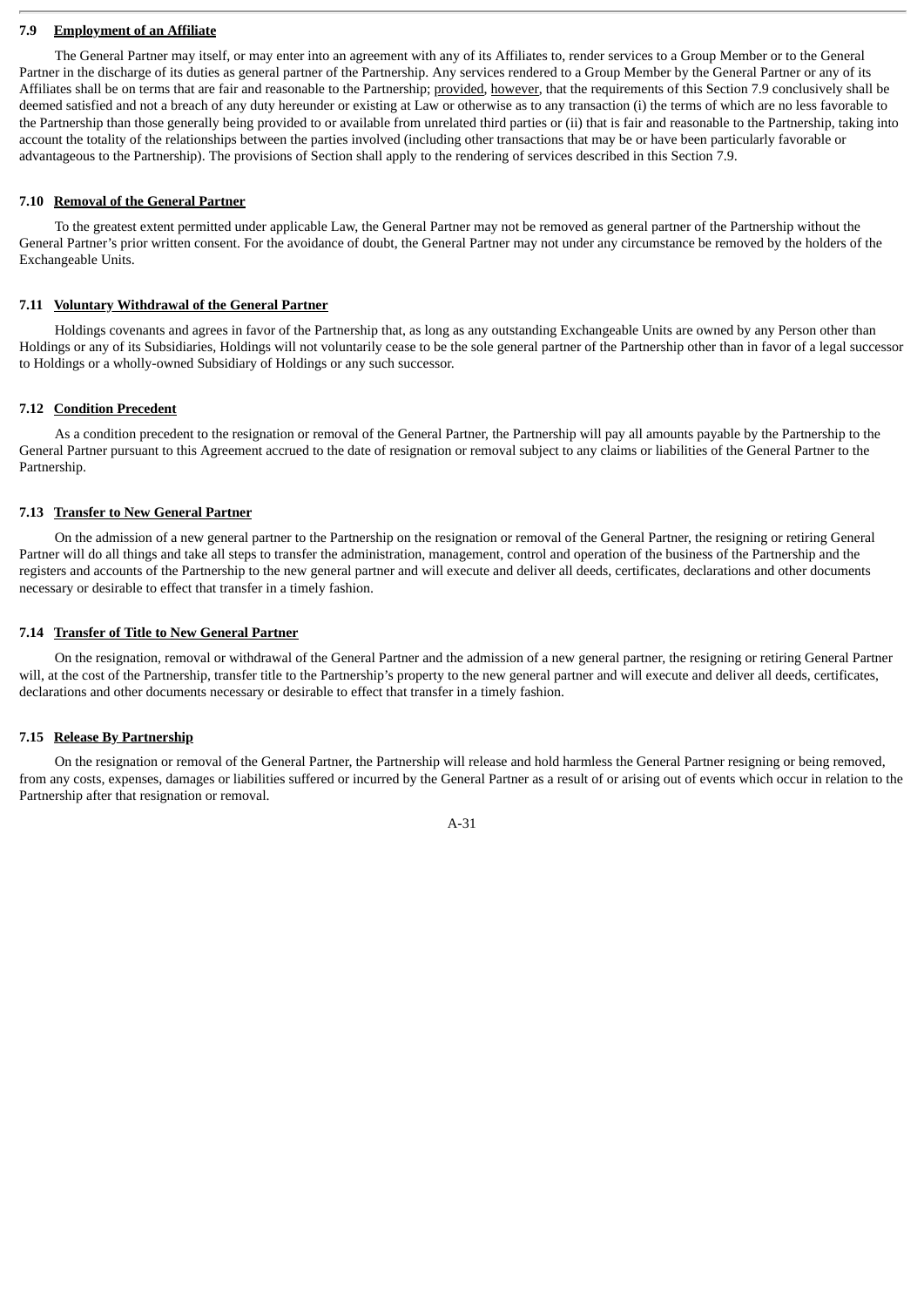### 7.9 Employment of an Affiliate

The General Partner may itself, or may enter into an agreement with any of its Affiliates to, render services to a Group Member or to the General Partner in the discharge of its duties as general partner of the Partnership. Any services rendered to a Group Member by the General Partner or any of its Affiliates shall be on terms that are fair and reasonable to the Partnership; provided, however, that the requirements of this Section 7.9 conclusively shall be deemed satisfied and not a breach of any duty hereunder or existing at Law or otherwise as to any transaction (i) the terms of which are no less favorable to the Partnership than those generally being provided to or available from unrelated third parties or (ii) that is fair and reasonable to the Partnership, taking into account the totality of the relationships between the parties involved (including other transactions that may be or have been particularly favorable or advantageous to the Partnership). The provisions of Section shall apply to the rendering of services described in this Section 7.9.

### 7.10 Removal of the General Partner

To the greatest extent permitted under applicable Law, the General Partner may not be removed as general partner of the Partnership without the General Partner's prior written consent. For the avoidance of doubt, the General Partner may not under any circumstance be removed by the holders of the Exchangeable Units.

### 7.11 Voluntary Withdrawal of the General Partner

Holdings covenants and agrees in favor of the Partnership that, as long as any outstanding Exchangeable Units are owned by any Person other than Holdings or any of its Subsidiaries, Holdings will not voluntarily cease to be the sole general partner of the Partnership other than in favor of a legal successor to Holdings or a wholly-owned Subsidiary of Holdings or any such successor.

### 7.12 Condition Precedent

As a condition precedent to the resignation or removal of the General Partner, the Partnership will pay all amounts payable by the Partnership to the General Partner pursuant to this Agreement accrued to the date of resignation or removal subject to any claims or liabilities of the General Partner to the Partnership.

### 7.13 Transfer to New General Partner

On the admission of a new general partner to the Partnership on the resignation or removal of the General Partner, the resigning or retiring General Partner will do all things and take all steps to transfer the administration, management, control and operation of the business of the Partnership and the registers and accounts of the Partnership to the new general partner and will execute and deliver all deeds, certificates, declarations and other documents necessary or desirable to effect that transfer in a timely fashion.

### 7.14 Transfer of Title to New General Partner

On the resignation, removal or withdrawal of the General Partner and the admission of a new general partner, the resigning or retiring General Partner will, at the cost of the Partnership, transfer title to the Partnership's property to the new general partner and will execute and deliver all deeds, certificates, declarations and other documents necessary or desirable to effect that transfer in a timely fashion.

### 7.15 Release By Partnership

On the resignation or removal of the General Partner, the Partnership will release and hold harmless the General Partner resigning or being removed, from any costs, expenses, damages or liabilities suffered or incurred by the General Partner as a result of or arising out of events which occur in relation to the Partnership after that resignation or removal.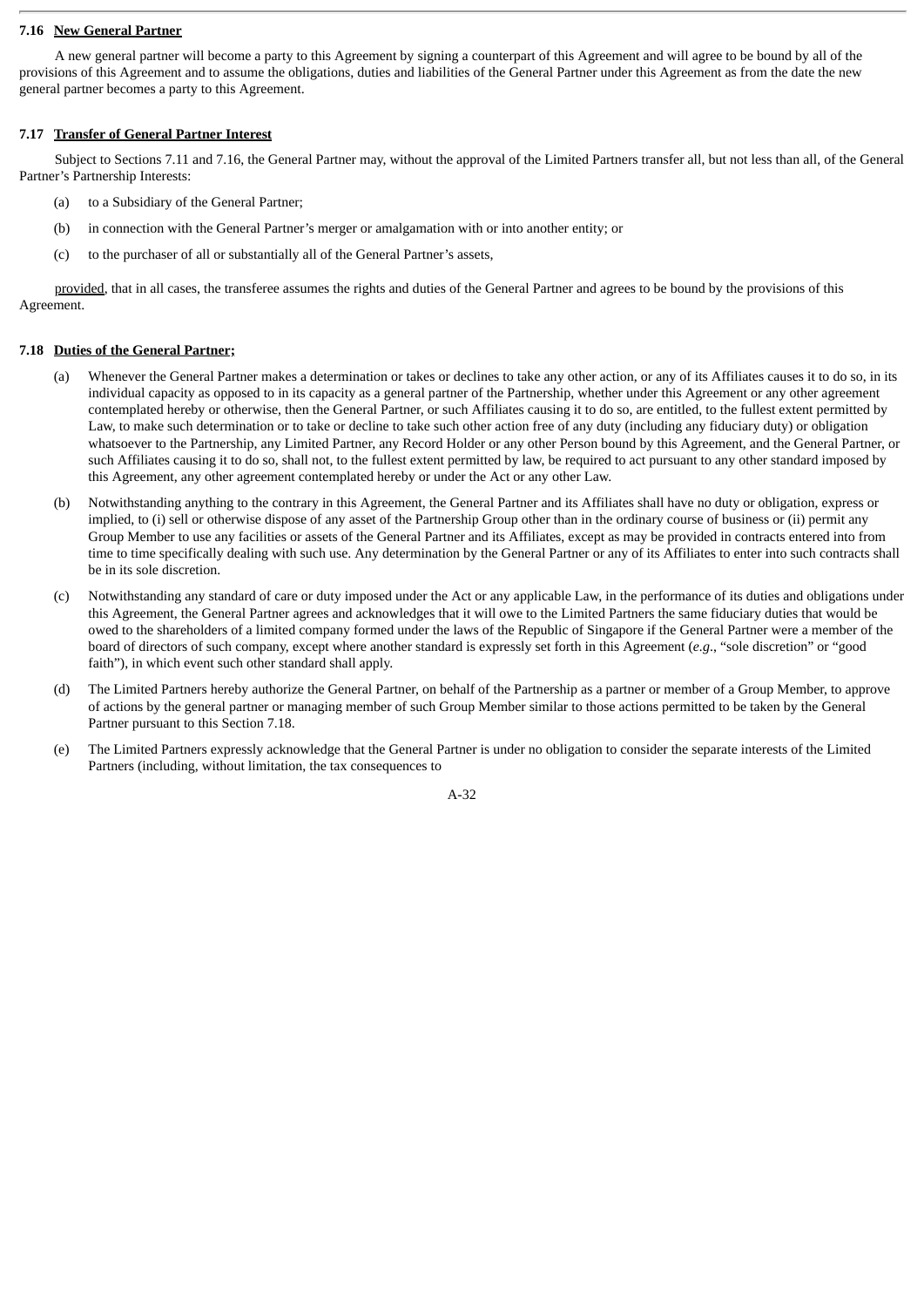**7.16 New General Partner**

A new general partner will become a party to this Agreement by signing a counterpart of this Agreement and will agree to be bound by all of the provisions of this Agreement and to assume the obligations, duties and liabilities of the General Partner under this Agreement as from the date the new general partner becomes a party to this Agreement.

**7.17 Transfer of General Partner Interest**

Subject to Sections 7.11 and 7.16, the General Partner may, without the approval of the Limited Partners transfer all, but not less than all, of the General Partner's Partnership Interests:

(a) to a Subsidiary of the General Partner;

(b) in connection with the General Partner's merger or amalgamation with or into another entity; or

(c) to the purchaser of all or substantially all of the General Partner's assets,

provided, that in all cases, the transferee assumes the rights and duties of the General Partner and agrees to be bound by the provisions of this Agreement.

**7.18 Duties of the General Partner;**

(a) Whenever the General Partner makes a determination or takes or declines to take any other action, or any of its Affiliates causes it to do so, in its individual capacity as opposed to in its capacity as a general partner of the Partnership, whether under this Agreement or any other agreement contemplated hereby or otherwise, then the General Partner, or such Affiliates causing it to do so, are entitled, to the fullest extent permitted by Law, to make such determination or to take or decline to take such other action free of any duty (including any fiduciary duty) or obligation whatsoever to the Partnership, any Limited Partner, any Record Holder or any other Person bound by this Agreement, and the General Partner, or such Affiliates causing it to do so, shall not, to the fullest extent permitted by law, be required to act pursuant to any other standard imposed by this Agreement, any other agreement contemplated hereby or under the Act or any other Law.

(b) Notwithstanding anything to the contrary in this Agreement, the General Partner and its Affiliates shall have no duty or obligation, express or implied, to (i) sell or otherwise dispose of any asset of the Partnership Group other than in the ordinary course of business or (ii) permit any Group Member to use any facilities or assets of the General Partner and its Affiliates, except as may be provided in contracts entered into from time to time specifically dealing with such use. Any determination by the General Partner or any of its Affiliates to enter into such contracts shall be in its sole discretion.

(c) Notwithstanding any standard of care or duty imposed under the Act or any applicable Law, in the performance of its duties and obligations under this Agreement, the General Partner agrees and acknowledges that it will owe to the Limited Partners the same fiduciary duties that would be owed to the shareholders of a limited company formed under the laws of the Republic of Singapore if the General Partner were a member of the board of directors of such company, except where another standard is expressly set forth in this Agreement (*e.g*., "sole discretion" or "good faith"), in which event such other standard shall apply.

(d) The Limited Partners hereby authorize the General Partner, on behalf of the Partnership as a partner or member of a Group Member, to approve of actions by the general partner or managing member of such Group Member similar to those actions permitted to be taken by the General Partner pursuant to this Section 7.18.

(e) The Limited Partners expressly acknowledge that the General Partner is under no obligation to consider the separate interests of the Limited Partners (including, without limitation, the tax consequences to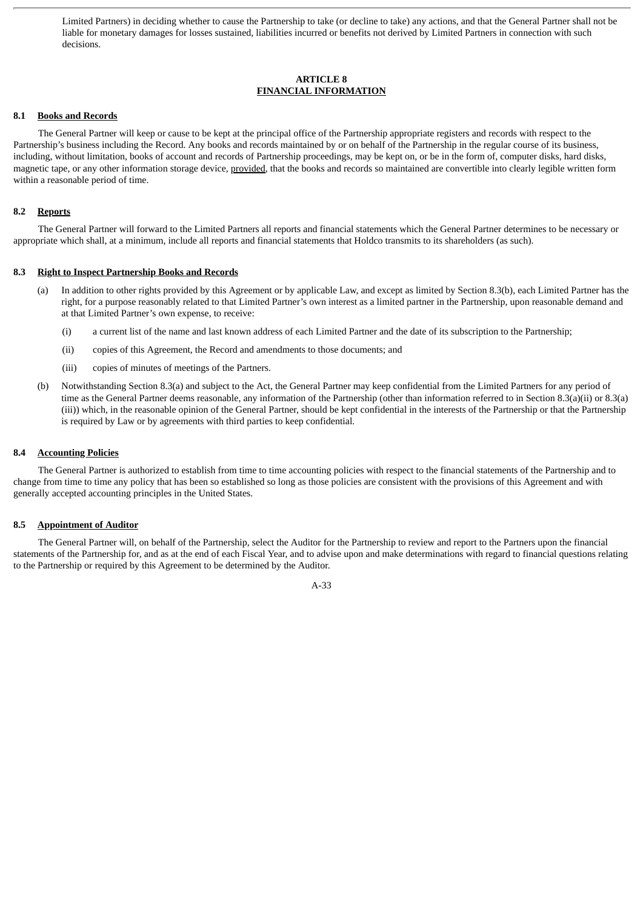Limited Partners) in deciding whether to cause the Partnership to take (or decline to take) any actions, and that the General Partner shall not be liable for monetary damages for losses sustained, liabilities incurred or benefits not derived by Limited Partners in connection with such decisions.

## ARTICLE 8
## FINANCIAL INFORMATION

### 8.1 Books and Records

The General Partner will keep or cause to be kept at the principal office of the Partnership appropriate registers and records with respect to the Partnership's business including the Record. Any books and records maintained by or on behalf of the Partnership in the regular course of its business, including, without limitation, books of account and records of Partnership proceedings, may be kept on, or be in the form of, computer disks, hard disks, magnetic tape, or any other information storage device, provided, that the books and records so maintained are convertible into clearly legible written form within a reasonable period of time.

### 8.2 Reports

The General Partner will forward to the Limited Partners all reports and financial statements which the General Partner determines to be necessary or appropriate which shall, at a minimum, include all reports and financial statements that Holdco transmits to its shareholders (as such).

### 8.3 Right to Inspect Partnership Books and Records

(a) In addition to other rights provided by this Agreement or by applicable Law, and except as limited by Section 8.3(b), each Limited Partner has the right, for a purpose reasonably related to that Limited Partner's own interest as a limited partner in the Partnership, upon reasonable demand and at that Limited Partner's own expense, to receive:

(i) a current list of the name and last known address of each Limited Partner and the date of its subscription to the Partnership;

(ii) copies of this Agreement, the Record and amendments to those documents; and

(iii) copies of minutes of meetings of the Partners.

(b) Notwithstanding Section 8.3(a) and subject to the Act, the General Partner may keep confidential from the Limited Partners for any period of time as the General Partner deems reasonable, any information of the Partnership (other than information referred to in Section 8.3(a)(ii) or 8.3(a)(iii)) which, in the reasonable opinion of the General Partner, should be kept confidential in the interests of the Partnership or that the Partnership is required by Law or by agreements with third parties to keep confidential.

### 8.4 Accounting Policies

The General Partner is authorized to establish from time to time accounting policies with respect to the financial statements of the Partnership and to change from time to time any policy that has been so established so long as those policies are consistent with the provisions of this Agreement and with generally accepted accounting principles in the United States.

### 8.5 Appointment of Auditor

The General Partner will, on behalf of the Partnership, select the Auditor for the Partnership to review and report to the Partners upon the financial statements of the Partnership for, and as at the end of each Fiscal Year, and to advise upon and make determinations with regard to financial questions relating to the Partnership or required by this Agreement to be determined by the Auditor.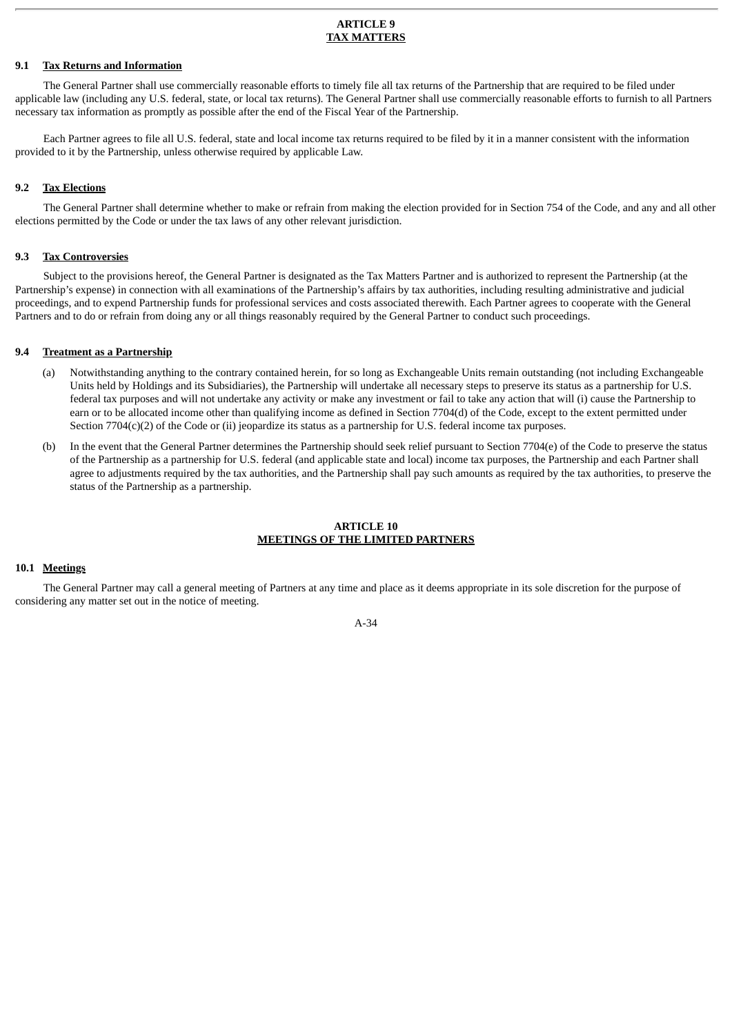# ARTICLE 9
# TAX MATTERS

## 9.1 Tax Returns and Information

The General Partner shall use commercially reasonable efforts to timely file all tax returns of the Partnership that are required to be filed under applicable law (including any U.S. federal, state, or local tax returns). The General Partner shall use commercially reasonable efforts to furnish to all Partners necessary tax information as promptly as possible after the end of the Fiscal Year of the Partnership.

Each Partner agrees to file all U.S. federal, state and local income tax returns required to be filed by it in a manner consistent with the information provided to it by the Partnership, unless otherwise required by applicable Law.

## 9.2 Tax Elections

The General Partner shall determine whether to make or refrain from making the election provided for in Section 754 of the Code, and any and all other elections permitted by the Code or under the tax laws of any other relevant jurisdiction.

## 9.3 Tax Controversies

Subject to the provisions hereof, the General Partner is designated as the Tax Matters Partner and is authorized to represent the Partnership (at the Partnership's expense) in connection with all examinations of the Partnership's affairs by tax authorities, including resulting administrative and judicial proceedings, and to expend Partnership funds for professional services and costs associated therewith. Each Partner agrees to cooperate with the General Partners and to do or refrain from doing any or all things reasonably required by the General Partner to conduct such proceedings.

## 9.4 Treatment as a Partnership

(a) Notwithstanding anything to the contrary contained herein, for so long as Exchangeable Units remain outstanding (not including Exchangeable Units held by Holdings and its Subsidiaries), the Partnership will undertake all necessary steps to preserve its status as a partnership for U.S. federal tax purposes and will not undertake any activity or make any investment or fail to take any action that will (i) cause the Partnership to earn or to be allocated income other than qualifying income as defined in Section 7704(d) of the Code, except to the extent permitted under Section 7704(c)(2) of the Code or (ii) jeopardize its status as a partnership for U.S. federal income tax purposes.

(b) In the event that the General Partner determines the Partnership should seek relief pursuant to Section 7704(e) of the Code to preserve the status of the Partnership as a partnership for U.S. federal (and applicable state and local) income tax purposes, the Partnership and each Partner shall agree to adjustments required by the tax authorities, and the Partnership shall pay such amounts as required by the tax authorities, to preserve the status of the Partnership as a partnership.

# ARTICLE 10
# MEETINGS OF THE LIMITED PARTNERS

## 10.1 Meetings

The General Partner may call a general meeting of Partners at any time and place as it deems appropriate in its sole discretion for the purpose of considering any matter set out in the notice of meeting.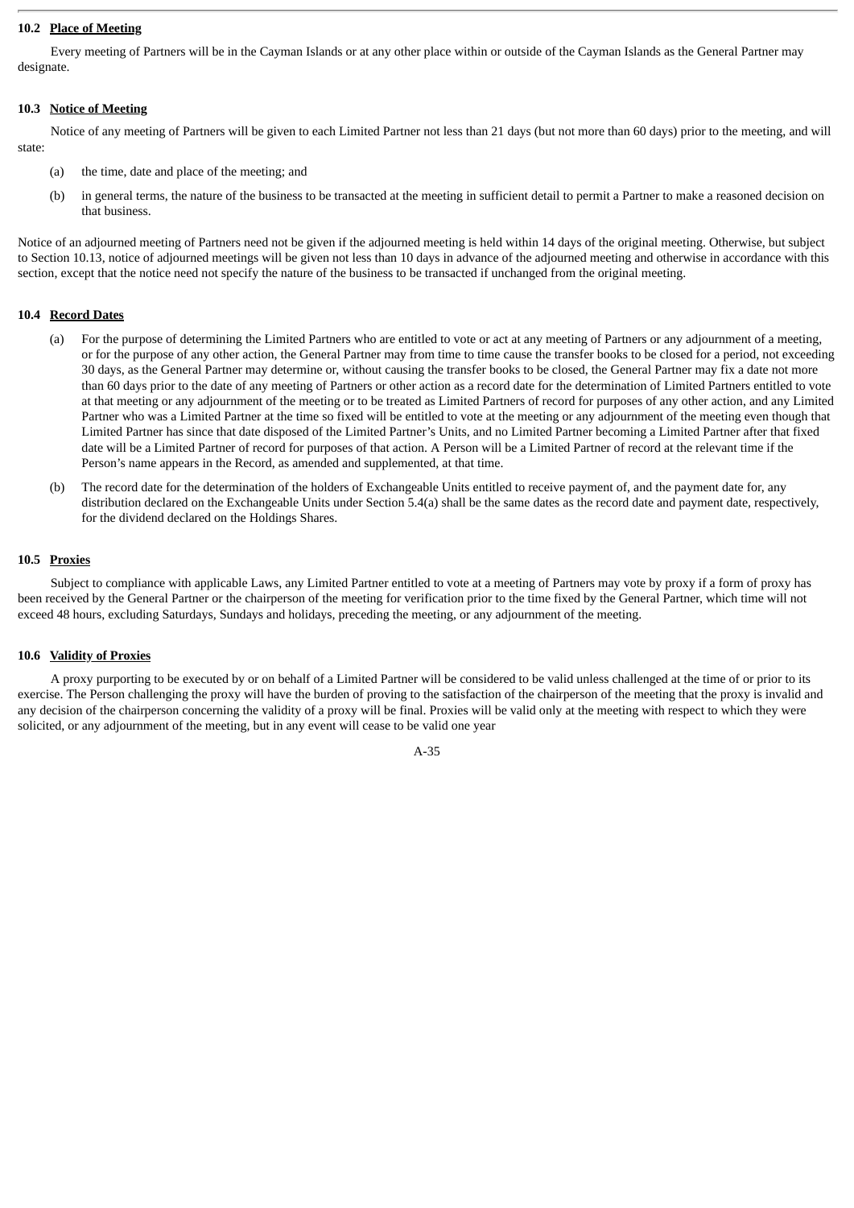### 10.2 Place of Meeting

Every meeting of Partners will be in the Cayman Islands or at any other place within or outside of the Cayman Islands as the General Partner may designate.

### 10.3 Notice of Meeting

Notice of any meeting of Partners will be given to each Limited Partner not less than 21 days (but not more than 60 days) prior to the meeting, and will state:

(a) the time, date and place of the meeting; and

(b) in general terms, the nature of the business to be transacted at the meeting in sufficient detail to permit a Partner to make a reasoned decision on that business.

Notice of an adjourned meeting of Partners need not be given if the adjourned meeting is held within 14 days of the original meeting. Otherwise, but subject to Section 10.13, notice of adjourned meetings will be given not less than 10 days in advance of the adjourned meeting and otherwise in accordance with this section, except that the notice need not specify the nature of the business to be transacted if unchanged from the original meeting.

### 10.4 Record Dates

(a) For the purpose of determining the Limited Partners who are entitled to vote or act at any meeting of Partners or any adjournment of a meeting, or for the purpose of any other action, the General Partner may from time to time cause the transfer books to be closed for a period, not exceeding 30 days, as the General Partner may determine or, without causing the transfer books to be closed, the General Partner may fix a date not more than 60 days prior to the date of any meeting of Partners or other action as a record date for the determination of Limited Partners entitled to vote at that meeting or any adjournment of the meeting or to be treated as Limited Partners of record for purposes of any other action, and any Limited Partner who was a Limited Partner at the time so fixed will be entitled to vote at the meeting or any adjournment of the meeting even though that Limited Partner has since that date disposed of the Limited Partner's Units, and no Limited Partner becoming a Limited Partner after that fixed date will be a Limited Partner of record for purposes of that action. A Person will be a Limited Partner of record at the relevant time if the Person's name appears in the Record, as amended and supplemented, at that time.

(b) The record date for the determination of the holders of Exchangeable Units entitled to receive payment of, and the payment date for, any distribution declared on the Exchangeable Units under Section 5.4(a) shall be the same dates as the record date and payment date, respectively, for the dividend declared on the Holdings Shares.

### 10.5 Proxies

Subject to compliance with applicable Laws, any Limited Partner entitled to vote at a meeting of Partners may vote by proxy if a form of proxy has been received by the General Partner or the chairperson of the meeting for verification prior to the time fixed by the General Partner, which time will not exceed 48 hours, excluding Saturdays, Sundays and holidays, preceding the meeting, or any adjournment of the meeting.

### 10.6 Validity of Proxies

A proxy purporting to be executed by or on behalf of a Limited Partner will be considered to be valid unless challenged at the time of or prior to its exercise. The Person challenging the proxy will have the burden of proving to the satisfaction of the chairperson of the meeting that the proxy is invalid and any decision of the chairperson concerning the validity of a proxy will be final. Proxies will be valid only at the meeting with respect to which they were solicited, or any adjournment of the meeting, but in any event will cease to be valid one year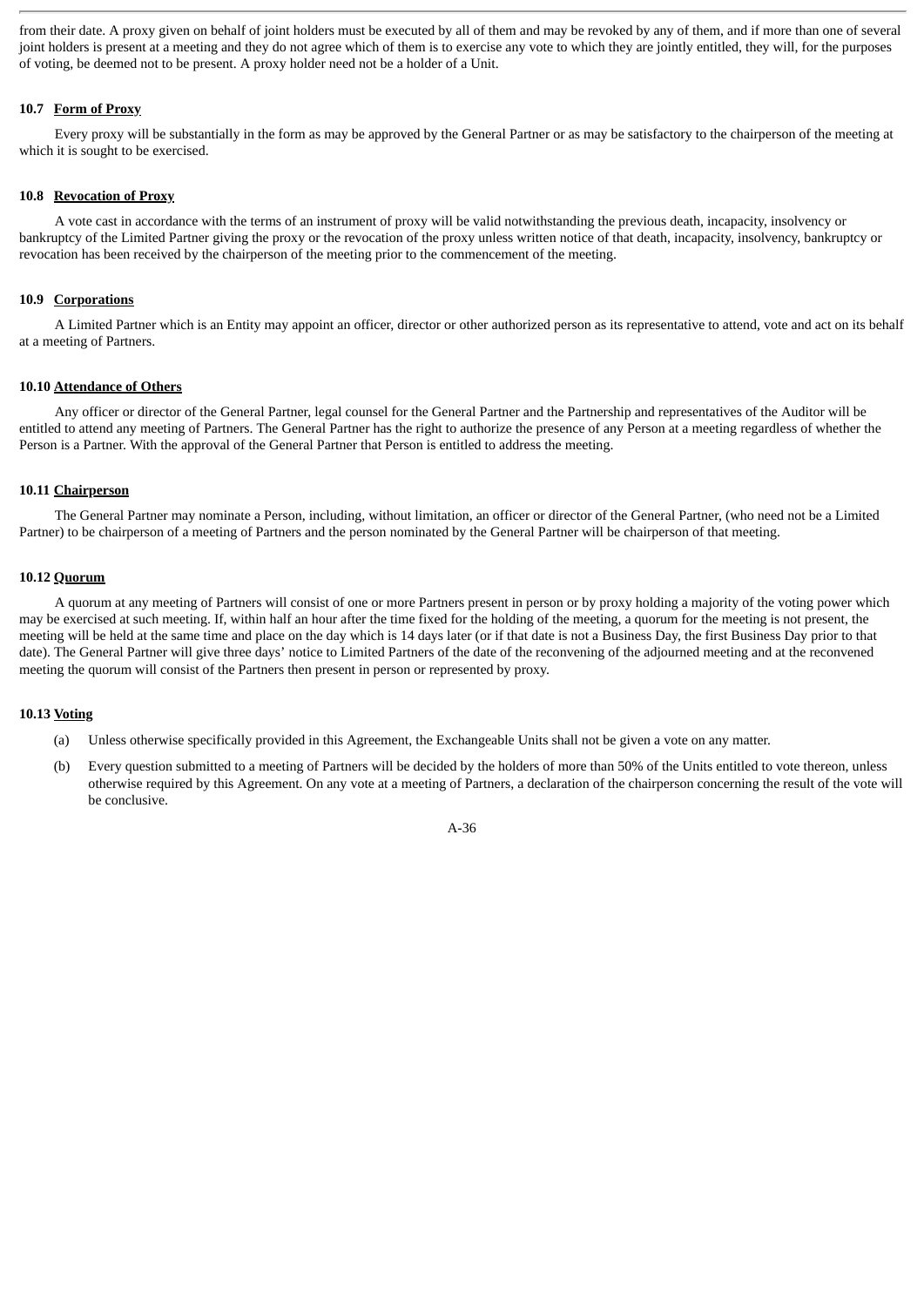from their date. A proxy given on behalf of joint holders must be executed by all of them and may be revoked by any of them, and if more than one of several joint holders is present at a meeting and they do not agree which of them is to exercise any vote to which they are jointly entitled, they will, for the purposes of voting, be deemed not to be present. A proxy holder need not be a holder of a Unit.

#### 10.7 Form of Proxy

Every proxy will be substantially in the form as may be approved by the General Partner or as may be satisfactory to the chairperson of the meeting at which it is sought to be exercised.

#### 10.8 Revocation of Proxy

A vote cast in accordance with the terms of an instrument of proxy will be valid notwithstanding the previous death, incapacity, insolvency or bankruptcy of the Limited Partner giving the proxy or the revocation of the proxy unless written notice of that death, incapacity, insolvency, bankruptcy or revocation has been received by the chairperson of the meeting prior to the commencement of the meeting.

#### 10.9 Corporations

A Limited Partner which is an Entity may appoint an officer, director or other authorized person as its representative to attend, vote and act on its behalf at a meeting of Partners.

#### 10.10 Attendance of Others

Any officer or director of the General Partner, legal counsel for the General Partner and the Partnership and representatives of the Auditor will be entitled to attend any meeting of Partners. The General Partner has the right to authorize the presence of any Person at a meeting regardless of whether the Person is a Partner. With the approval of the General Partner that Person is entitled to address the meeting.

#### 10.11 Chairperson

The General Partner may nominate a Person, including, without limitation, an officer or director of the General Partner, (who need not be a Limited Partner) to be chairperson of a meeting of Partners and the person nominated by the General Partner will be chairperson of that meeting.

#### 10.12 Quorum

A quorum at any meeting of Partners will consist of one or more Partners present in person or by proxy holding a majority of the voting power which may be exercised at such meeting. If, within half an hour after the time fixed for the holding of the meeting, a quorum for the meeting is not present, the meeting will be held at the same time and place on the day which is 14 days later (or if that date is not a Business Day, the first Business Day prior to that date). The General Partner will give three days' notice to Limited Partners of the date of the reconvening of the adjourned meeting and at the reconvened meeting the quorum will consist of the Partners then present in person or represented by proxy.

#### 10.13 Voting

(a) Unless otherwise specifically provided in this Agreement, the Exchangeable Units shall not be given a vote on any matter.

(b) Every question submitted to a meeting of Partners will be decided by the holders of more than 50% of the Units entitled to vote thereon, unless otherwise required by this Agreement. On any vote at a meeting of Partners, a declaration of the chairperson concerning the result of the vote will be conclusive.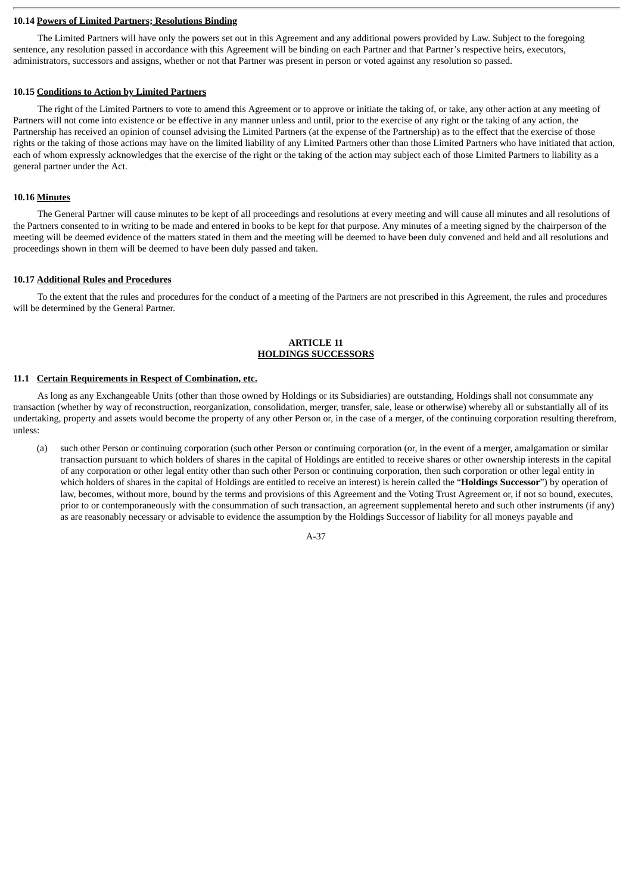**10.14 Powers of Limited Partners; Resolutions Binding**

The Limited Partners will have only the powers set out in this Agreement and any additional powers provided by Law. Subject to the foregoing sentence, any resolution passed in accordance with this Agreement will be binding on each Partner and that Partner's respective heirs, executors, administrators, successors and assigns, whether or not that Partner was present in person or voted against any resolution so passed.

**10.15 Conditions to Action by Limited Partners**

The right of the Limited Partners to vote to amend this Agreement or to approve or initiate the taking of, or take, any other action at any meeting of Partners will not come into existence or be effective in any manner unless and until, prior to the exercise of any right or the taking of any action, the Partnership has received an opinion of counsel advising the Limited Partners (at the expense of the Partnership) as to the effect that the exercise of those rights or the taking of those actions may have on the limited liability of any Limited Partners other than those Limited Partners who have initiated that action, each of whom expressly acknowledges that the exercise of the right or the taking of the action may subject each of those Limited Partners to liability as a general partner under the Act.

**10.16 Minutes**

The General Partner will cause minutes to be kept of all proceedings and resolutions at every meeting and will cause all minutes and all resolutions of the Partners consented to in writing to be made and entered in books to be kept for that purpose. Any minutes of a meeting signed by the chairperson of the meeting will be deemed evidence of the matters stated in them and the meeting will be deemed to have been duly convened and held and all resolutions and proceedings shown in them will be deemed to have been duly passed and taken.

**10.17 Additional Rules and Procedures**

To the extent that the rules and procedures for the conduct of a meeting of the Partners are not prescribed in this Agreement, the rules and procedures will be determined by the General Partner.

## ARTICLE 11
## HOLDINGS SUCCESSORS

**11.1 Certain Requirements in Respect of Combination, etc.**

As long as any Exchangeable Units (other than those owned by Holdings or its Subsidiaries) are outstanding, Holdings shall not consummate any transaction (whether by way of reconstruction, reorganization, consolidation, merger, transfer, sale, lease or otherwise) whereby all or substantially all of its undertaking, property and assets would become the property of any other Person or, in the case of a merger, of the continuing corporation resulting therefrom, unless:

(a) such other Person or continuing corporation (such other Person or continuing corporation (or, in the event of a merger, amalgamation or similar transaction pursuant to which holders of shares in the capital of Holdings are entitled to receive shares or other ownership interests in the capital of any corporation or other legal entity other than such other Person or continuing corporation, then such corporation or other legal entity in which holders of shares in the capital of Holdings are entitled to receive an interest) is herein called the "**Holdings Successor**") by operation of law, becomes, without more, bound by the terms and provisions of this Agreement and the Voting Trust Agreement or, if not so bound, executes, prior to or contemporaneously with the consummation of such transaction, an agreement supplemental hereto and such other instruments (if any) as are reasonably necessary or advisable to evidence the assumption by the Holdings Successor of liability for all moneys payable and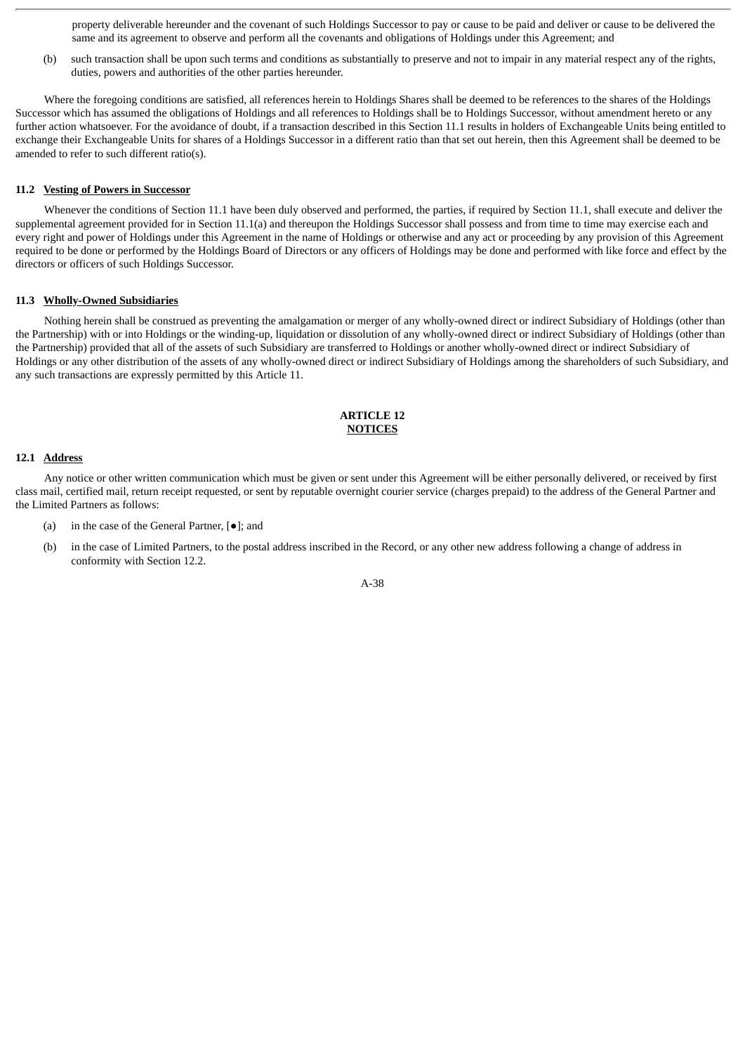property deliverable hereunder and the covenant of such Holdings Successor to pay or cause to be paid and deliver or cause to be delivered the same and its agreement to observe and perform all the covenants and obligations of Holdings under this Agreement; and

(b) such transaction shall be upon such terms and conditions as substantially to preserve and not to impair in any material respect any of the rights, duties, powers and authorities of the other parties hereunder.

Where the foregoing conditions are satisfied, all references herein to Holdings Shares shall be deemed to be references to the shares of the Holdings Successor which has assumed the obligations of Holdings and all references to Holdings shall be to Holdings Successor, without amendment hereto or any further action whatsoever. For the avoidance of doubt, if a transaction described in this Section 11.1 results in holders of Exchangeable Units being entitled to exchange their Exchangeable Units for shares of a Holdings Successor in a different ratio than that set out herein, then this Agreement shall be deemed to be amended to refer to such different ratio(s).

**11.2 Vesting of Powers in Successor**

Whenever the conditions of Section 11.1 have been duly observed and performed, the parties, if required by Section 11.1, shall execute and deliver the supplemental agreement provided for in Section 11.1(a) and thereupon the Holdings Successor shall possess and from time to time may exercise each and every right and power of Holdings under this Agreement in the name of Holdings or otherwise and any act or proceeding by any provision of this Agreement required to be done or performed by the Holdings Board of Directors or any officers of Holdings may be done and performed with like force and effect by the directors or officers of such Holdings Successor.

**11.3 Wholly-Owned Subsidiaries**

Nothing herein shall be construed as preventing the amalgamation or merger of any wholly-owned direct or indirect Subsidiary of Holdings (other than the Partnership) with or into Holdings or the winding-up, liquidation or dissolution of any wholly-owned direct or indirect Subsidiary of Holdings (other than the Partnership) provided that all of the assets of such Subsidiary are transferred to Holdings or another wholly-owned direct or indirect Subsidiary of Holdings or any other distribution of the assets of any wholly-owned direct or indirect Subsidiary of Holdings among the shareholders of such Subsidiary, and any such transactions are expressly permitted by this Article 11.

## ARTICLE 12
## NOTICES

**12.1 Address**

Any notice or other written communication which must be given or sent under this Agreement will be either personally delivered, or received by first class mail, certified mail, return receipt requested, or sent by reputable overnight courier service (charges prepaid) to the address of the General Partner and the Limited Partners as follows:

(a) in the case of the General Partner, [●]; and

(b) in the case of Limited Partners, to the postal address inscribed in the Record, or any other new address following a change of address in conformity with Section 12.2.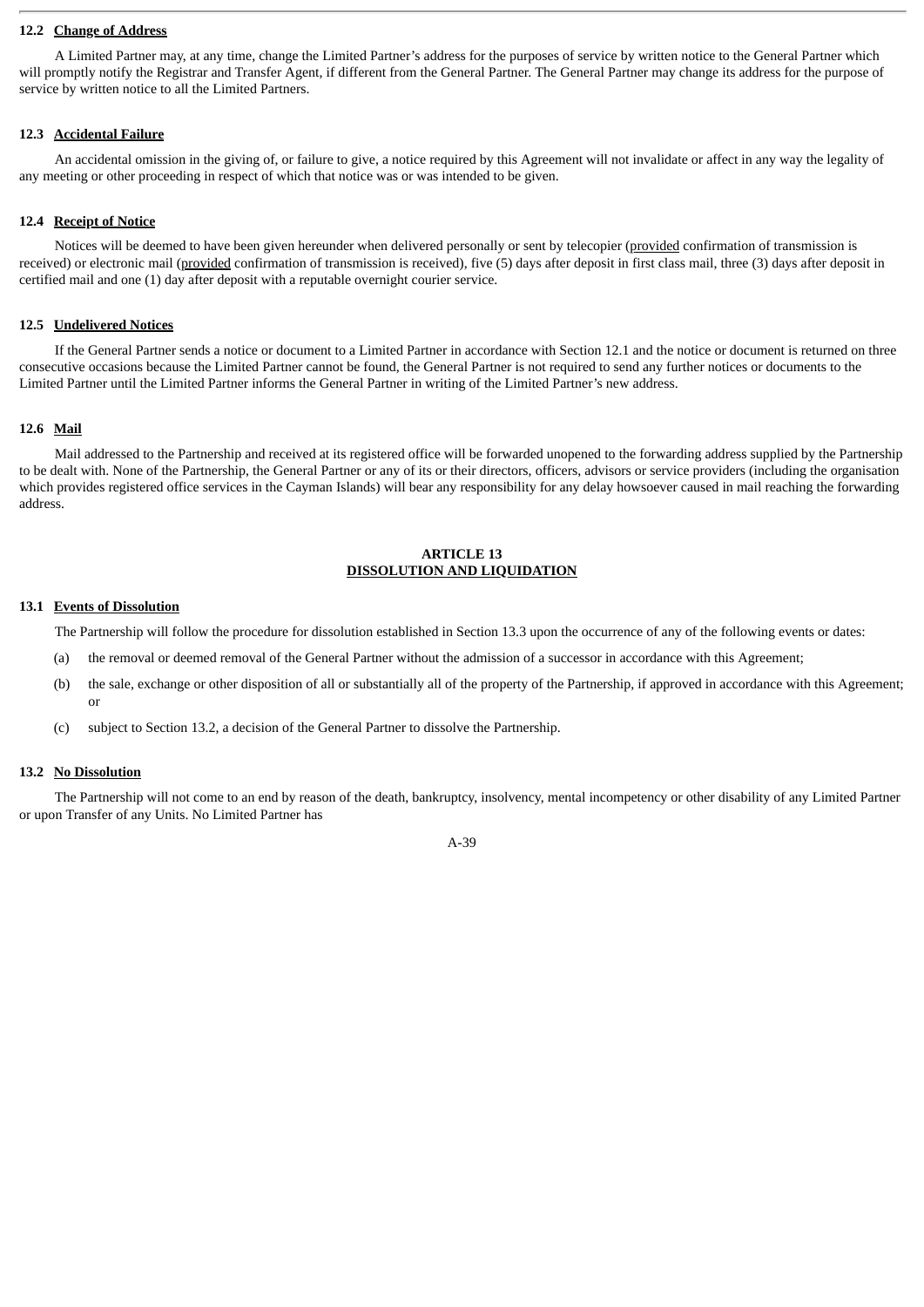### 12.2 Change of Address

A Limited Partner may, at any time, change the Limited Partner's address for the purposes of service by written notice to the General Partner which will promptly notify the Registrar and Transfer Agent, if different from the General Partner. The General Partner may change its address for the purpose of service by written notice to all the Limited Partners.

### 12.3 Accidental Failure

An accidental omission in the giving of, or failure to give, a notice required by this Agreement will not invalidate or affect in any way the legality of any meeting or other proceeding in respect of which that notice was or was intended to be given.

### 12.4 Receipt of Notice

Notices will be deemed to have been given hereunder when delivered personally or sent by telecopier (provided confirmation of transmission is received) or electronic mail (provided confirmation of transmission is received), five (5) days after deposit in first class mail, three (3) days after deposit in certified mail and one (1) day after deposit with a reputable overnight courier service.

### 12.5 Undelivered Notices

If the General Partner sends a notice or document to a Limited Partner in accordance with Section 12.1 and the notice or document is returned on three consecutive occasions because the Limited Partner cannot be found, the General Partner is not required to send any further notices or documents to the Limited Partner until the Limited Partner informs the General Partner in writing of the Limited Partner's new address.

### 12.6 Mail

Mail addressed to the Partnership and received at its registered office will be forwarded unopened to the forwarding address supplied by the Partnership to be dealt with. None of the Partnership, the General Partner or any of its or their directors, officers, advisors or service providers (including the organisation which provides registered office services in the Cayman Islands) will bear any responsibility for any delay howsoever caused in mail reaching the forwarding address.

## ARTICLE 13
## DISSOLUTION AND LIQUIDATION

### 13.1 Events of Dissolution

The Partnership will follow the procedure for dissolution established in Section 13.3 upon the occurrence of any of the following events or dates:

(a) the removal or deemed removal of the General Partner without the admission of a successor in accordance with this Agreement;

(b) the sale, exchange or other disposition of all or substantially all of the property of the Partnership, if approved in accordance with this Agreement; or

(c) subject to Section 13.2, a decision of the General Partner to dissolve the Partnership.

### 13.2 No Dissolution

The Partnership will not come to an end by reason of the death, bankruptcy, insolvency, mental incompetency or other disability of any Limited Partner or upon Transfer of any Units. No Limited Partner has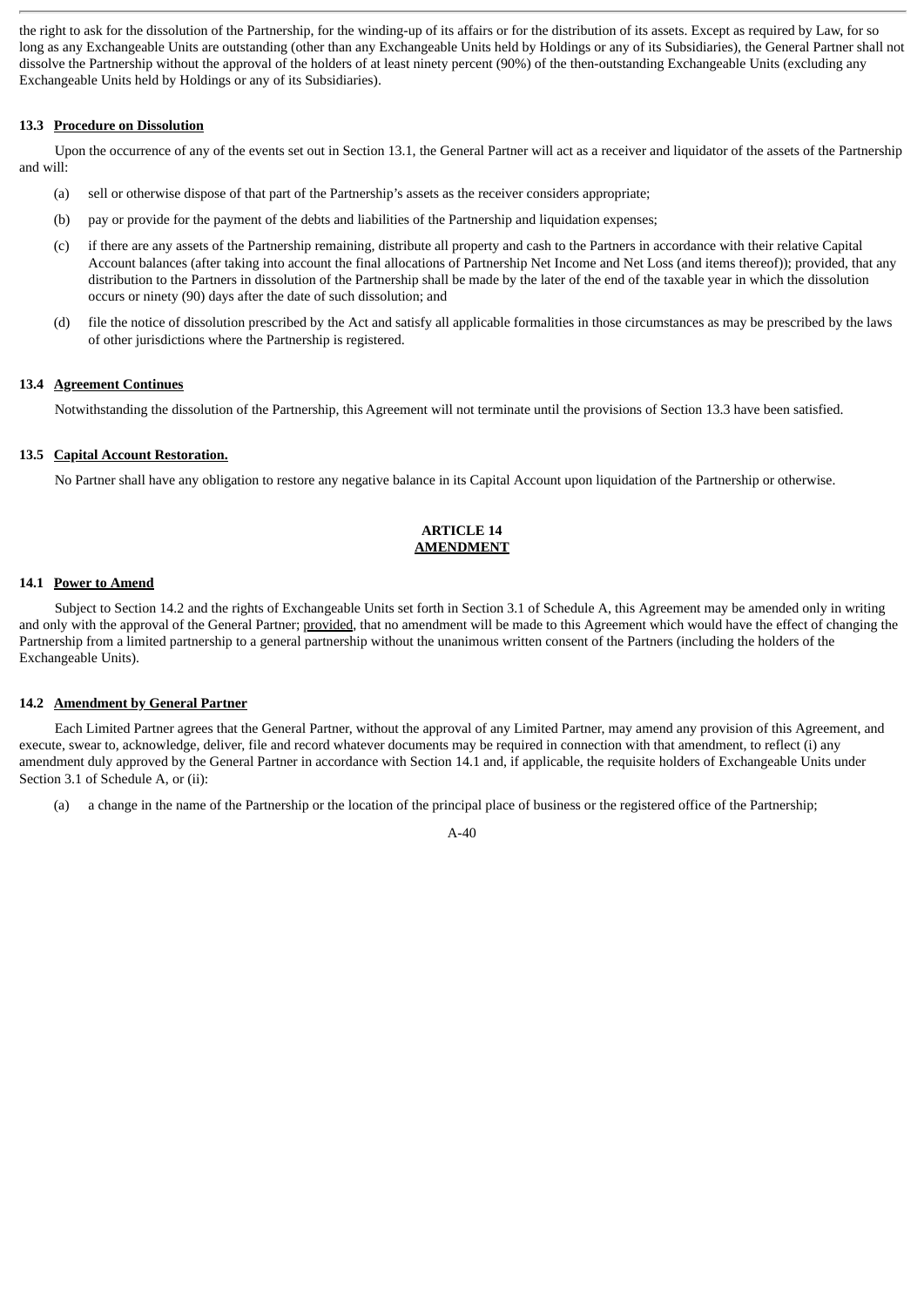the right to ask for the dissolution of the Partnership, for the winding-up of its affairs or for the distribution of its assets. Except as required by Law, for so long as any Exchangeable Units are outstanding (other than any Exchangeable Units held by Holdings or any of its Subsidiaries), the General Partner shall not dissolve the Partnership without the approval of the holders of at least ninety percent (90%) of the then-outstanding Exchangeable Units (excluding any Exchangeable Units held by Holdings or any of its Subsidiaries).

**13.3 Procedure on Dissolution**

Upon the occurrence of any of the events set out in Section 13.1, the General Partner will act as a receiver and liquidator of the assets of the Partnership and will:

(a) sell or otherwise dispose of that part of the Partnership's assets as the receiver considers appropriate;

(b) pay or provide for the payment of the debts and liabilities of the Partnership and liquidation expenses;

(c) if there are any assets of the Partnership remaining, distribute all property and cash to the Partners in accordance with their relative Capital Account balances (after taking into account the final allocations of Partnership Net Income and Net Loss (and items thereof)); provided, that any distribution to the Partners in dissolution of the Partnership shall be made by the later of the end of the taxable year in which the dissolution occurs or ninety (90) days after the date of such dissolution; and

(d) file the notice of dissolution prescribed by the Act and satisfy all applicable formalities in those circumstances as may be prescribed by the laws of other jurisdictions where the Partnership is registered.

**13.4 Agreement Continues**

Notwithstanding the dissolution of the Partnership, this Agreement will not terminate until the provisions of Section 13.3 have been satisfied.

**13.5 Capital Account Restoration.**

No Partner shall have any obligation to restore any negative balance in its Capital Account upon liquidation of the Partnership or otherwise.

## ARTICLE 14
## AMENDMENT

**14.1 Power to Amend**

Subject to Section 14.2 and the rights of Exchangeable Units set forth in Section 3.1 of Schedule A, this Agreement may be amended only in writing and only with the approval of the General Partner; provided, that no amendment will be made to this Agreement which would have the effect of changing the Partnership from a limited partnership to a general partnership without the unanimous written consent of the Partners (including the holders of the Exchangeable Units).

**14.2 Amendment by General Partner**

Each Limited Partner agrees that the General Partner, without the approval of any Limited Partner, may amend any provision of this Agreement, and execute, swear to, acknowledge, deliver, file and record whatever documents may be required in connection with that amendment, to reflect (i) any amendment duly approved by the General Partner in accordance with Section 14.1 and, if applicable, the requisite holders of Exchangeable Units under Section 3.1 of Schedule A, or (ii):

(a) a change in the name of the Partnership or the location of the principal place of business or the registered office of the Partnership;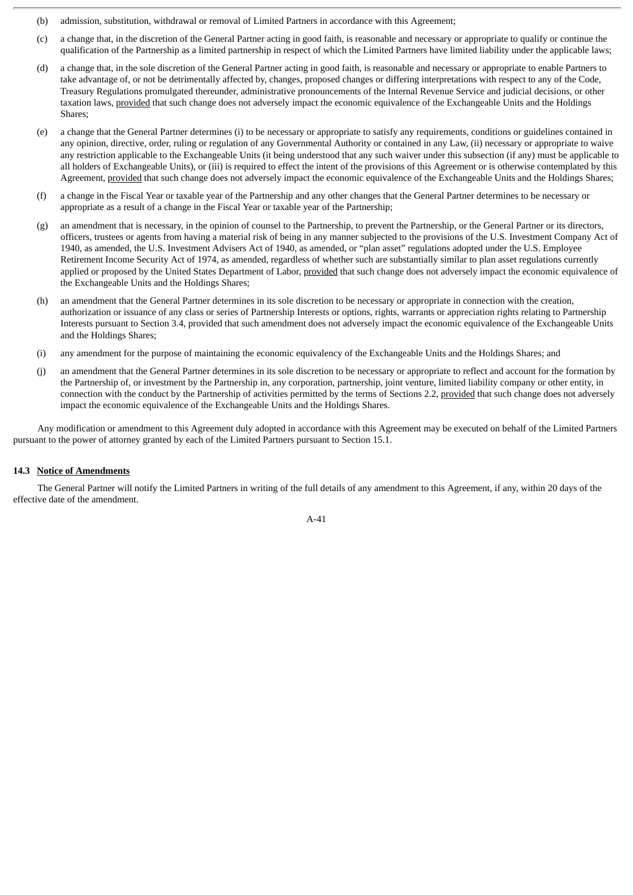(b) admission, substitution, withdrawal or removal of Limited Partners in accordance with this Agreement;

(c) a change that, in the discretion of the General Partner acting in good faith, is reasonable and necessary or appropriate to qualify or continue the qualification of the Partnership as a limited partnership in respect of which the Limited Partners have limited liability under the applicable laws;

(d) a change that, in the sole discretion of the General Partner acting in good faith, is reasonable and necessary or appropriate to enable Partners to take advantage of, or not be detrimentally affected by, changes, proposed changes or differing interpretations with respect to any of the Code, Treasury Regulations promulgated thereunder, administrative pronouncements of the Internal Revenue Service and judicial decisions, or other taxation laws, provided that such change does not adversely impact the economic equivalence of the Exchangeable Units and the Holdings Shares;

(e) a change that the General Partner determines (i) to be necessary or appropriate to satisfy any requirements, conditions or guidelines contained in any opinion, directive, order, ruling or regulation of any Governmental Authority or contained in any Law, (ii) necessary or appropriate to waive any restriction applicable to the Exchangeable Units (it being understood that any such waiver under this subsection (if any) must be applicable to all holders of Exchangeable Units), or (iii) is required to effect the intent of the provisions of this Agreement or is otherwise contemplated by this Agreement, provided that such change does not adversely impact the economic equivalence of the Exchangeable Units and the Holdings Shares;

(f) a change in the Fiscal Year or taxable year of the Partnership and any other changes that the General Partner determines to be necessary or appropriate as a result of a change in the Fiscal Year or taxable year of the Partnership;

(g) an amendment that is necessary, in the opinion of counsel to the Partnership, to prevent the Partnership, or the General Partner or its directors, officers, trustees or agents from having a material risk of being in any manner subjected to the provisions of the U.S. Investment Company Act of 1940, as amended, the U.S. Investment Advisers Act of 1940, as amended, or "plan asset" regulations adopted under the U.S. Employee Retirement Income Security Act of 1974, as amended, regardless of whether such are substantially similar to plan asset regulations currently applied or proposed by the United States Department of Labor, provided that such change does not adversely impact the economic equivalence of the Exchangeable Units and the Holdings Shares;

(h) an amendment that the General Partner determines in its sole discretion to be necessary or appropriate in connection with the creation, authorization or issuance of any class or series of Partnership Interests or options, rights, warrants or appreciation rights relating to Partnership Interests pursuant to Section 3.4, provided that such amendment does not adversely impact the economic equivalence of the Exchangeable Units and the Holdings Shares;

(i) any amendment for the purpose of maintaining the economic equivalency of the Exchangeable Units and the Holdings Shares; and

(j) an amendment that the General Partner determines in its sole discretion to be necessary or appropriate to reflect and account for the formation by the Partnership of, or investment by the Partnership in, any corporation, partnership, joint venture, limited liability company or other entity, in connection with the conduct by the Partnership of activities permitted by the terms of Sections 2.2, provided that such change does not adversely impact the economic equivalence of the Exchangeable Units and the Holdings Shares.

Any modification or amendment to this Agreement duly adopted in accordance with this Agreement may be executed on behalf of the Limited Partners pursuant to the power of attorney granted by each of the Limited Partners pursuant to Section 15.1.

**14.3 Notice of Amendments**

The General Partner will notify the Limited Partners in writing of the full details of any amendment to this Agreement, if any, within 20 days of the effective date of the amendment.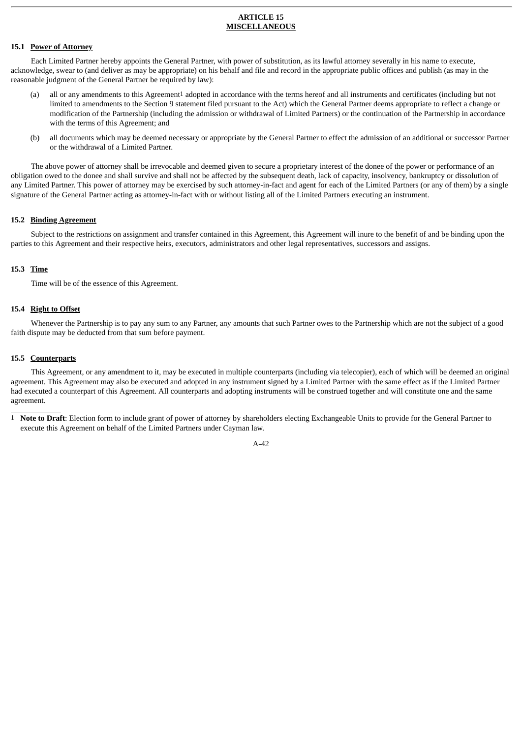## ARTICLE 15
## MISCELLANEOUS

### 15.1 Power of Attorney

Each Limited Partner hereby appoints the General Partner, with power of substitution, as its lawful attorney severally in his name to execute, acknowledge, swear to (and deliver as may be appropriate) on his behalf and file and record in the appropriate public offices and publish (as may in the reasonable judgment of the General Partner be required by law):

(a) all or any amendments to this Agreement[1] adopted in accordance with the terms hereof and all instruments and certificates (including but not limited to amendments to the Section 9 statement filed pursuant to the Act) which the General Partner deems appropriate to reflect a change or modification of the Partnership (including the admission or withdrawal of Limited Partners) or the continuation of the Partnership in accordance with the terms of this Agreement; and

(b) all documents which may be deemed necessary or appropriate by the General Partner to effect the admission of an additional or successor Partner or the withdrawal of a Limited Partner.

The above power of attorney shall be irrevocable and deemed given to secure a proprietary interest of the donee of the power or performance of an obligation owed to the donee and shall survive and shall not be affected by the subsequent death, lack of capacity, insolvency, bankruptcy or dissolution of any Limited Partner. This power of attorney may be exercised by such attorney-in-fact and agent for each of the Limited Partners (or any of them) by a single signature of the General Partner acting as attorney-in-fact with or without listing all of the Limited Partners executing an instrument.

### 15.2 Binding Agreement

Subject to the restrictions on assignment and transfer contained in this Agreement, this Agreement will inure to the benefit of and be binding upon the parties to this Agreement and their respective heirs, executors, administrators and other legal representatives, successors and assigns.

### 15.3 Time

Time will be of the essence of this Agreement.

### 15.4 Right to Offset

Whenever the Partnership is to pay any sum to any Partner, any amounts that such Partner owes to the Partnership which are not the subject of a good faith dispute may be deducted from that sum before payment.

### 15.5 Counterparts

This Agreement, or any amendment to it, may be executed in multiple counterparts (including via telecopier), each of which will be deemed an original agreement. This Agreement may also be executed and adopted in any instrument signed by a Limited Partner with the same effect as if the Limited Partner had executed a counterpart of this Agreement. All counterparts and adopting instruments will be construed together and will constitute one and the same agreement.

---

[1] **Note to Draft**: Election form to include grant of power of attorney by shareholders electing Exchangeable Units to provide for the General Partner to execute this Agreement on behalf of the Limited Partners under Cayman law.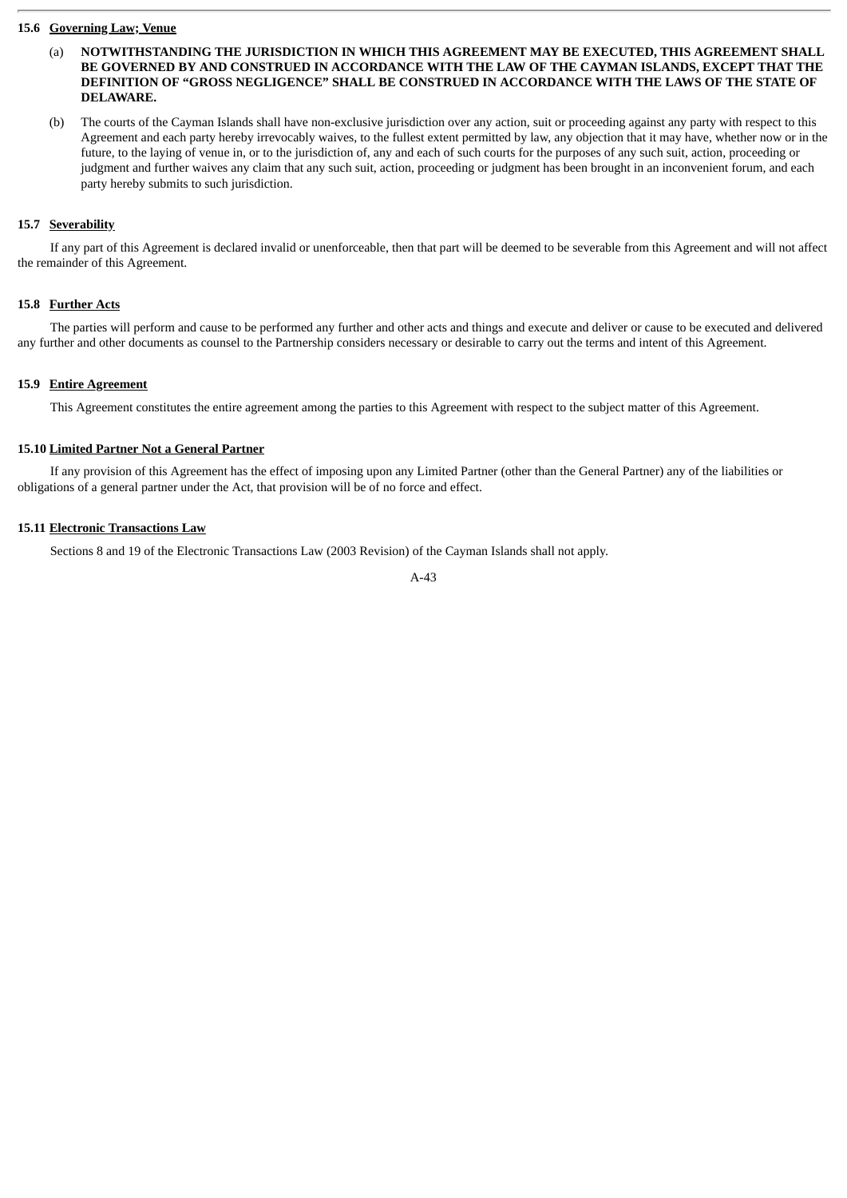### 15.6 Governing Law; Venue

(a) **NOTWITHSTANDING THE JURISDICTION IN WHICH THIS AGREEMENT MAY BE EXECUTED, THIS AGREEMENT SHALL BE GOVERNED BY AND CONSTRUED IN ACCORDANCE WITH THE LAW OF THE CAYMAN ISLANDS, EXCEPT THAT THE DEFINITION OF "GROSS NEGLIGENCE" SHALL BE CONSTRUED IN ACCORDANCE WITH THE LAWS OF THE STATE OF DELAWARE.**

(b) The courts of the Cayman Islands shall have non-exclusive jurisdiction over any action, suit or proceeding against any party with respect to this Agreement and each party hereby irrevocably waives, to the fullest extent permitted by law, any objection that it may have, whether now or in the future, to the laying of venue in, or to the jurisdiction of, any and each of such courts for the purposes of any such suit, action, proceeding or judgment and further waives any claim that any such suit, action, proceeding or judgment has been brought in an inconvenient forum, and each party hereby submits to such jurisdiction.

### 15.7 Severability

If any part of this Agreement is declared invalid or unenforceable, then that part will be deemed to be severable from this Agreement and will not affect the remainder of this Agreement.

### 15.8 Further Acts

The parties will perform and cause to be performed any further and other acts and things and execute and deliver or cause to be executed and delivered any further and other documents as counsel to the Partnership considers necessary or desirable to carry out the terms and intent of this Agreement.

### 15.9 Entire Agreement

This Agreement constitutes the entire agreement among the parties to this Agreement with respect to the subject matter of this Agreement.

### 15.10 Limited Partner Not a General Partner

If any provision of this Agreement has the effect of imposing upon any Limited Partner (other than the General Partner) any of the liabilities or obligations of a general partner under the Act, that provision will be of no force and effect.

### 15.11 Electronic Transactions Law

Sections 8 and 19 of the Electronic Transactions Law (2003 Revision) of the Cayman Islands shall not apply.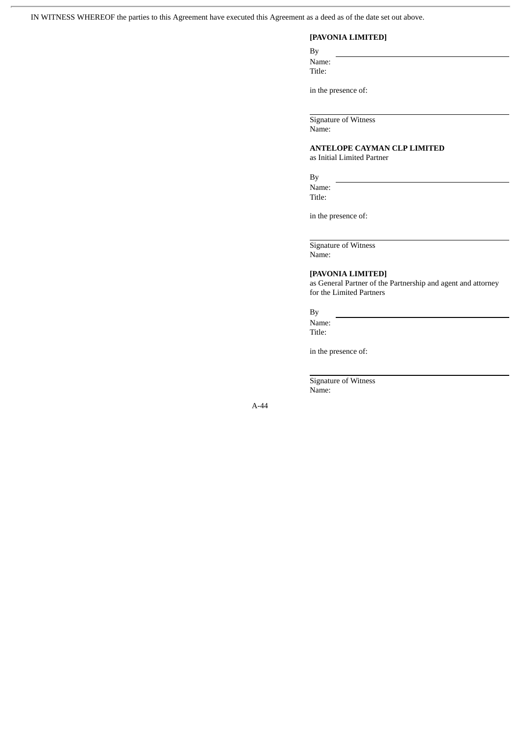IN WITNESS WHEREOF the parties to this Agreement have executed this Agreement as a deed as of the date set out above.

**[PAVONIA LIMITED]**

By \_\_\_\_\_\_\_\_\_\_\_\_\_\_\_\_\_\_\_\_\_\_\_\_\_\_\_\_\_\_
Name:
Title:

in the presence of:

\_\_\_\_\_\_\_\_\_\_\_\_\_\_\_\_\_\_\_\_\_\_\_\_\_\_\_\_\_\_
Signature of Witness
Name:

**ANTELOPE CAYMAN CLP LIMITED**
as Initial Limited Partner

By \_\_\_\_\_\_\_\_\_\_\_\_\_\_\_\_\_\_\_\_\_\_\_\_\_\_\_\_\_\_
Name:
Title:

in the presence of:

\_\_\_\_\_\_\_\_\_\_\_\_\_\_\_\_\_\_\_\_\_\_\_\_\_\_\_\_\_\_
Signature of Witness
Name:

**[PAVONIA LIMITED]**
as General Partner of the Partnership and agent and attorney for the Limited Partners

By \_\_\_\_\_\_\_\_\_\_\_\_\_\_\_\_\_\_\_\_\_\_\_\_\_\_\_\_\_\_
Name:
Title:

in the presence of:

\_\_\_\_\_\_\_\_\_\_\_\_\_\_\_\_\_\_\_\_\_\_\_\_\_\_\_\_\_\_
Signature of Witness
Name: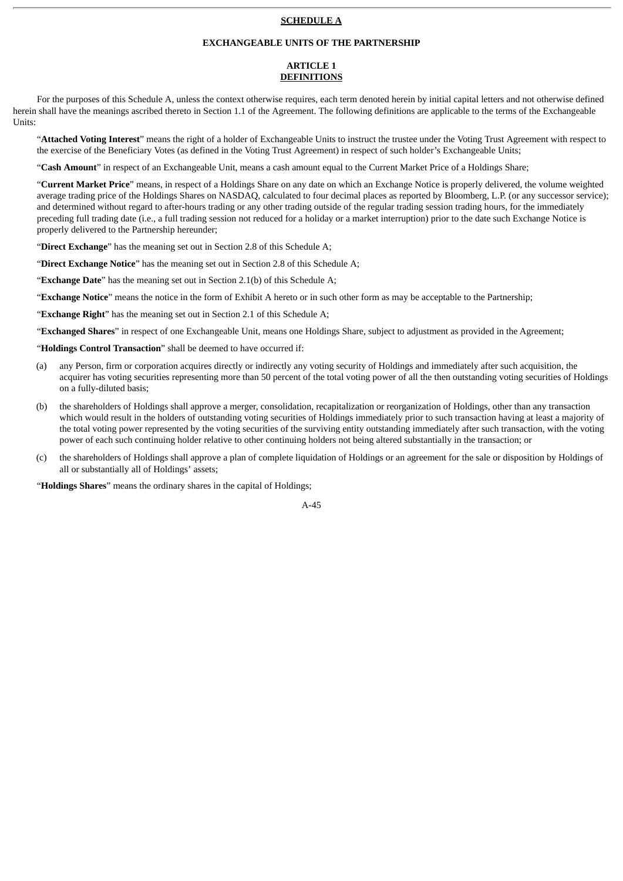**SCHEDULE A**

**EXCHANGEABLE UNITS OF THE PARTNERSHIP**

**ARTICLE 1**
**DEFINITIONS**

For the purposes of this Schedule A, unless the context otherwise requires, each term denoted herein by initial capital letters and not otherwise defined herein shall have the meanings ascribed thereto in Section 1.1 of the Agreement. The following definitions are applicable to the terms of the Exchangeable Units:

"**Attached Voting Interest**" means the right of a holder of Exchangeable Units to instruct the trustee under the Voting Trust Agreement with respect to the exercise of the Beneficiary Votes (as defined in the Voting Trust Agreement) in respect of such holder's Exchangeable Units;

"**Cash Amount**" in respect of an Exchangeable Unit, means a cash amount equal to the Current Market Price of a Holdings Share;

"**Current Market Price**" means, in respect of a Holdings Share on any date on which an Exchange Notice is properly delivered, the volume weighted average trading price of the Holdings Shares on NASDAQ, calculated to four decimal places as reported by Bloomberg, L.P. (or any successor service); and determined without regard to after-hours trading or any other trading outside of the regular trading session trading hours, for the immediately preceding full trading date (i.e., a full trading session not reduced for a holiday or a market interruption) prior to the date such Exchange Notice is properly delivered to the Partnership hereunder;

"**Direct Exchange**" has the meaning set out in Section 2.8 of this Schedule A;

"**Direct Exchange Notice**" has the meaning set out in Section 2.8 of this Schedule A;

"**Exchange Date**" has the meaning set out in Section 2.1(b) of this Schedule A;

"**Exchange Notice**" means the notice in the form of Exhibit A hereto or in such other form as may be acceptable to the Partnership;

"**Exchange Right**" has the meaning set out in Section 2.1 of this Schedule A;

"**Exchanged Shares**" in respect of one Exchangeable Unit, means one Holdings Share, subject to adjustment as provided in the Agreement;

"**Holdings Control Transaction**" shall be deemed to have occurred if:

(a) any Person, firm or corporation acquires directly or indirectly any voting security of Holdings and immediately after such acquisition, the acquirer has voting securities representing more than 50 percent of the total voting power of all the then outstanding voting securities of Holdings on a fully-diluted basis;

(b) the shareholders of Holdings shall approve a merger, consolidation, recapitalization or reorganization of Holdings, other than any transaction which would result in the holders of outstanding voting securities of Holdings immediately prior to such transaction having at least a majority of the total voting power represented by the voting securities of the surviving entity outstanding immediately after such transaction, with the voting power of each such continuing holder relative to other continuing holders not being altered substantially in the transaction; or

(c) the shareholders of Holdings shall approve a plan of complete liquidation of Holdings or an agreement for the sale or disposition by Holdings of all or substantially all of Holdings' assets;

"**Holdings Shares**" means the ordinary shares in the capital of Holdings;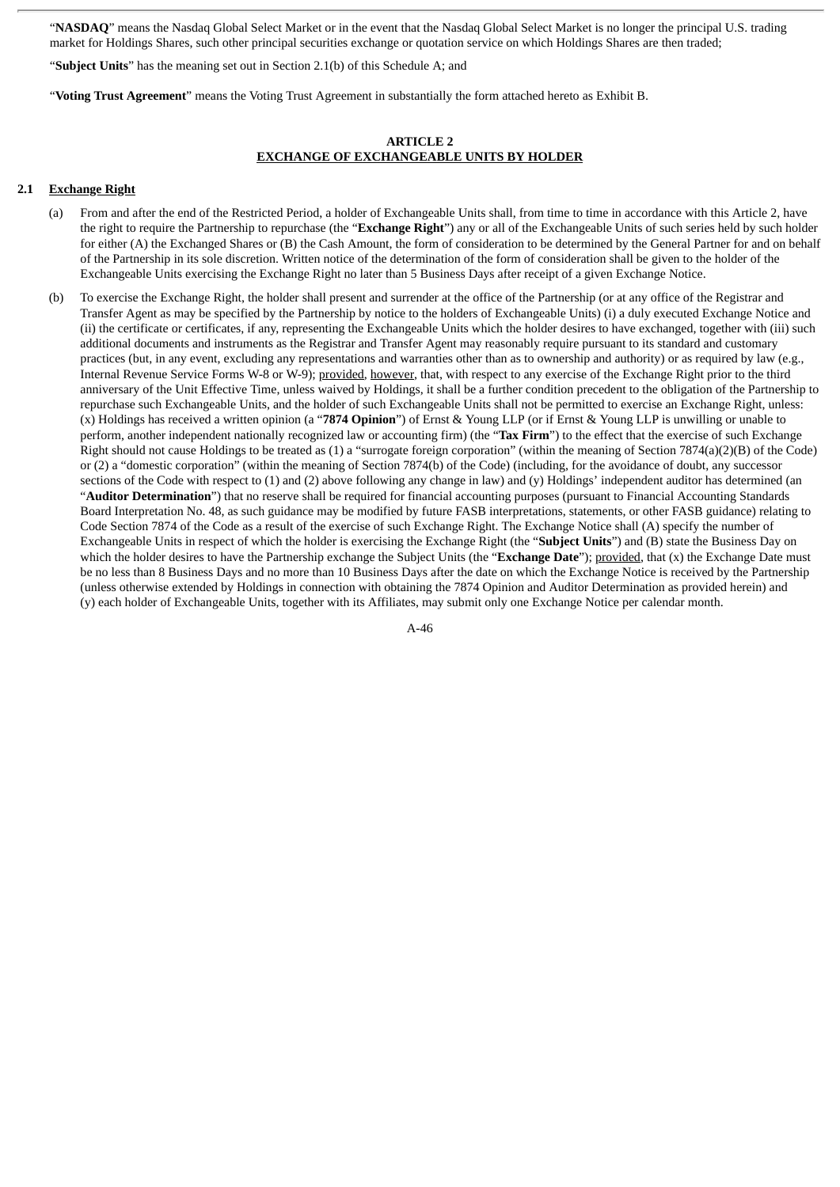"**NASDAQ**" means the Nasdaq Global Select Market or in the event that the Nasdaq Global Select Market is no longer the principal U.S. trading market for Holdings Shares, such other principal securities exchange or quotation service on which Holdings Shares are then traded;

"**Subject Units**" has the meaning set out in Section 2.1(b) of this Schedule A; and

"**Voting Trust Agreement**" means the Voting Trust Agreement in substantially the form attached hereto as Exhibit B.

## ARTICLE 2
## EXCHANGE OF EXCHANGEABLE UNITS BY HOLDER

**2.1 Exchange Right**

(a) From and after the end of the Restricted Period, a holder of Exchangeable Units shall, from time to time in accordance with this Article 2, have the right to require the Partnership to repurchase (the "**Exchange Right**") any or all of the Exchangeable Units of such series held by such holder for either (A) the Exchanged Shares or (B) the Cash Amount, the form of consideration to be determined by the General Partner for and on behalf of the Partnership in its sole discretion. Written notice of the determination of the form of consideration shall be given to the holder of the Exchangeable Units exercising the Exchange Right no later than 5 Business Days after receipt of a given Exchange Notice.

(b) To exercise the Exchange Right, the holder shall present and surrender at the office of the Partnership (or at any office of the Registrar and Transfer Agent as may be specified by the Partnership by notice to the holders of Exchangeable Units) (i) a duly executed Exchange Notice and (ii) the certificate or certificates, if any, representing the Exchangeable Units which the holder desires to have exchanged, together with (iii) such additional documents and instruments as the Registrar and Transfer Agent may reasonably require pursuant to its standard and customary practices (but, in any event, excluding any representations and warranties other than as to ownership and authority) or as required by law (e.g., Internal Revenue Service Forms W-8 or W-9); provided, however, that, with respect to any exercise of the Exchange Right prior to the third anniversary of the Unit Effective Time, unless waived by Holdings, it shall be a further condition precedent to the obligation of the Partnership to repurchase such Exchangeable Units, and the holder of such Exchangeable Units shall not be permitted to exercise an Exchange Right, unless: (x) Holdings has received a written opinion (a "**7874 Opinion**") of Ernst & Young LLP (or if Ernst & Young LLP is unwilling or unable to perform, another independent nationally recognized law or accounting firm) (the "**Tax Firm**") to the effect that the exercise of such Exchange Right should not cause Holdings to be treated as (1) a "surrogate foreign corporation" (within the meaning of Section 7874(a)(2)(B) of the Code) or (2) a "domestic corporation" (within the meaning of Section 7874(b) of the Code) (including, for the avoidance of doubt, any successor sections of the Code with respect to (1) and (2) above following any change in law) and (y) Holdings' independent auditor has determined (an "**Auditor Determination**") that no reserve shall be required for financial accounting purposes (pursuant to Financial Accounting Standards Board Interpretation No. 48, as such guidance may be modified by future FASB interpretations, statements, or other FASB guidance) relating to Code Section 7874 of the Code as a result of the exercise of such Exchange Right. The Exchange Notice shall (A) specify the number of Exchangeable Units in respect of which the holder is exercising the Exchange Right (the "**Subject Units**") and (B) state the Business Day on which the holder desires to have the Partnership exchange the Subject Units (the "**Exchange Date**"); provided, that (x) the Exchange Date must be no less than 8 Business Days and no more than 10 Business Days after the date on which the Exchange Notice is received by the Partnership (unless otherwise extended by Holdings in connection with obtaining the 7874 Opinion and Auditor Determination as provided herein) and (y) each holder of Exchangeable Units, together with its Affiliates, may submit only one Exchange Notice per calendar month.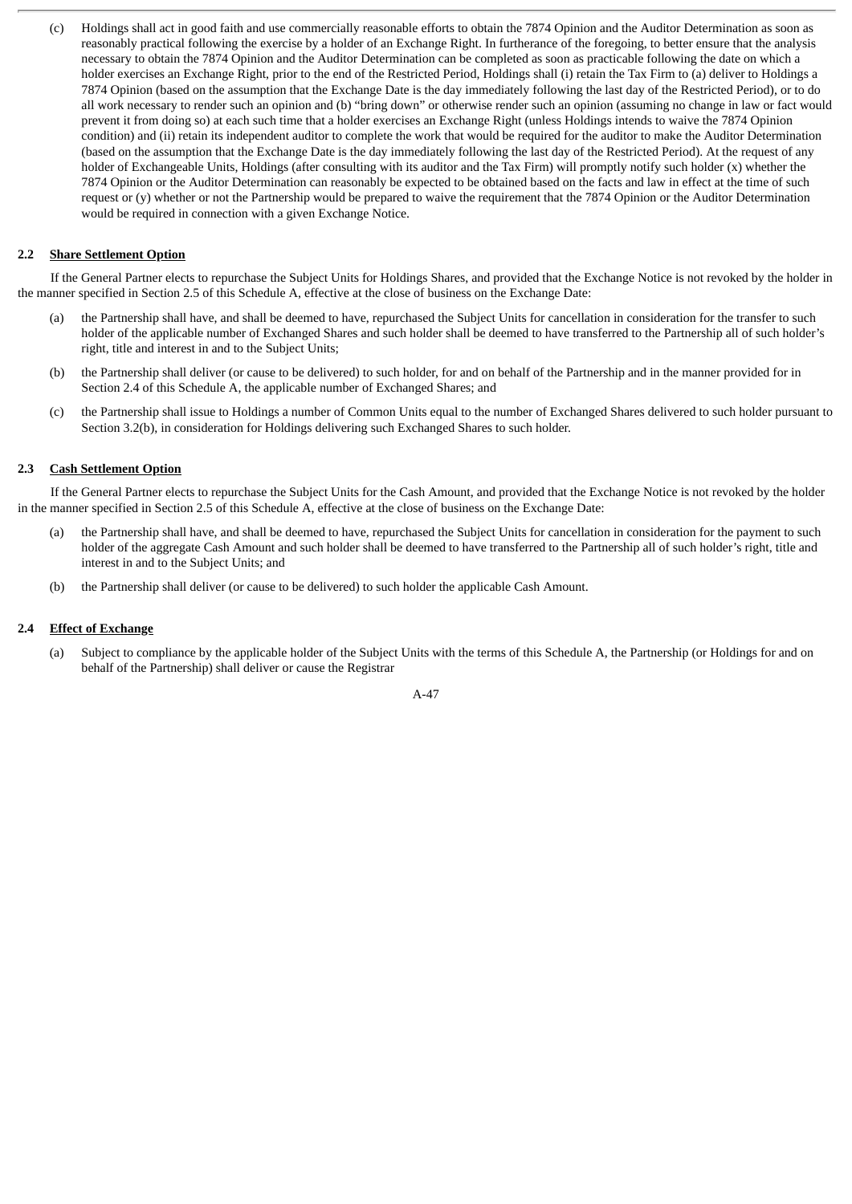(c) Holdings shall act in good faith and use commercially reasonable efforts to obtain the 7874 Opinion and the Auditor Determination as soon as reasonably practical following the exercise by a holder of an Exchange Right. In furtherance of the foregoing, to better ensure that the analysis necessary to obtain the 7874 Opinion and the Auditor Determination can be completed as soon as practicable following the date on which a holder exercises an Exchange Right, prior to the end of the Restricted Period, Holdings shall (i) retain the Tax Firm to (a) deliver to Holdings a 7874 Opinion (based on the assumption that the Exchange Date is the day immediately following the last day of the Restricted Period), or to do all work necessary to render such an opinion and (b) "bring down" or otherwise render such an opinion (assuming no change in law or fact would prevent it from doing so) at each such time that a holder exercises an Exchange Right (unless Holdings intends to waive the 7874 Opinion condition) and (ii) retain its independent auditor to complete the work that would be required for the auditor to make the Auditor Determination (based on the assumption that the Exchange Date is the day immediately following the last day of the Restricted Period). At the request of any holder of Exchangeable Units, Holdings (after consulting with its auditor and the Tax Firm) will promptly notify such holder (x) whether the 7874 Opinion or the Auditor Determination can reasonably be expected to be obtained based on the facts and law in effect at the time of such request or (y) whether or not the Partnership would be prepared to waive the requirement that the 7874 Opinion or the Auditor Determination would be required in connection with a given Exchange Notice.

**2.2 Share Settlement Option**

If the General Partner elects to repurchase the Subject Units for Holdings Shares, and provided that the Exchange Notice is not revoked by the holder in the manner specified in Section 2.5 of this Schedule A, effective at the close of business on the Exchange Date:

(a) the Partnership shall have, and shall be deemed to have, repurchased the Subject Units for cancellation in consideration for the transfer to such holder of the applicable number of Exchanged Shares and such holder shall be deemed to have transferred to the Partnership all of such holder's right, title and interest in and to the Subject Units;

(b) the Partnership shall deliver (or cause to be delivered) to such holder, for and on behalf of the Partnership and in the manner provided for in Section 2.4 of this Schedule A, the applicable number of Exchanged Shares; and

(c) the Partnership shall issue to Holdings a number of Common Units equal to the number of Exchanged Shares delivered to such holder pursuant to Section 3.2(b), in consideration for Holdings delivering such Exchanged Shares to such holder.

**2.3 Cash Settlement Option**

If the General Partner elects to repurchase the Subject Units for the Cash Amount, and provided that the Exchange Notice is not revoked by the holder in the manner specified in Section 2.5 of this Schedule A, effective at the close of business on the Exchange Date:

(a) the Partnership shall have, and shall be deemed to have, repurchased the Subject Units for cancellation in consideration for the payment to such holder of the aggregate Cash Amount and such holder shall be deemed to have transferred to the Partnership all of such holder's right, title and interest in and to the Subject Units; and

(b) the Partnership shall deliver (or cause to be delivered) to such holder the applicable Cash Amount.

**2.4 Effect of Exchange**

(a) Subject to compliance by the applicable holder of the Subject Units with the terms of this Schedule A, the Partnership (or Holdings for and on behalf of the Partnership) shall deliver or cause the Registrar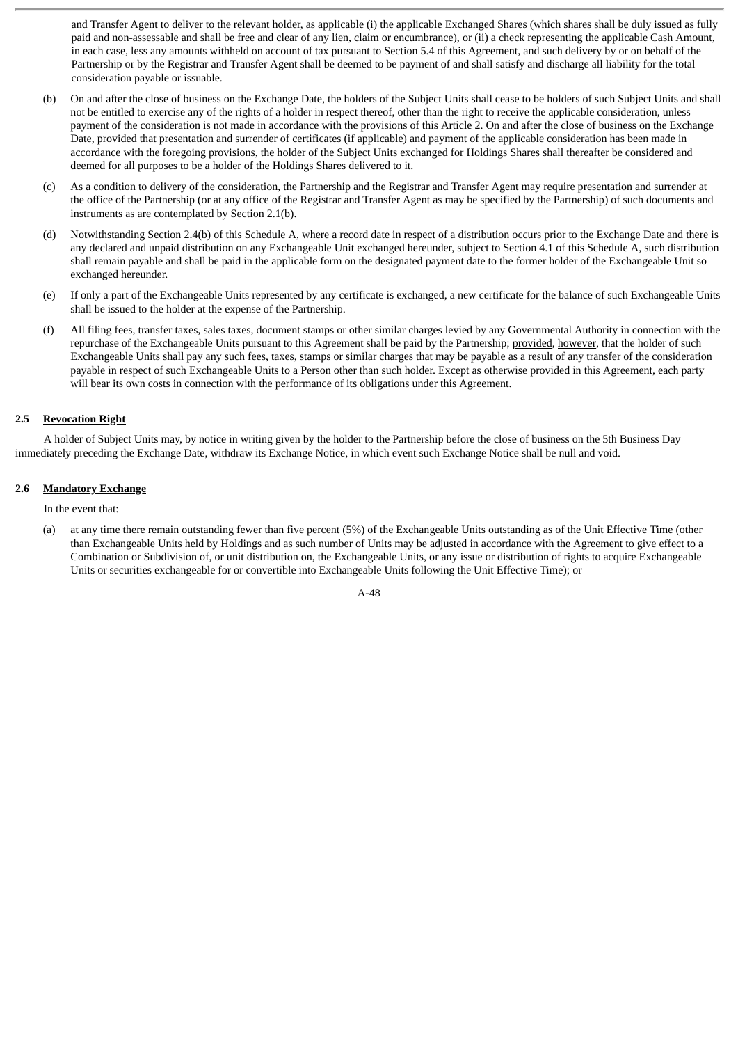and Transfer Agent to deliver to the relevant holder, as applicable (i) the applicable Exchanged Shares (which shares shall be duly issued as fully paid and non-assessable and shall be free and clear of any lien, claim or encumbrance), or (ii) a check representing the applicable Cash Amount, in each case, less any amounts withheld on account of tax pursuant to Section 5.4 of this Agreement, and such delivery by or on behalf of the Partnership or by the Registrar and Transfer Agent shall be deemed to be payment of and shall satisfy and discharge all liability for the total consideration payable or issuable.

(b) On and after the close of business on the Exchange Date, the holders of the Subject Units shall cease to be holders of such Subject Units and shall not be entitled to exercise any of the rights of a holder in respect thereof, other than the right to receive the applicable consideration, unless payment of the consideration is not made in accordance with the provisions of this Article 2. On and after the close of business on the Exchange Date, provided that presentation and surrender of certificates (if applicable) and payment of the applicable consideration has been made in accordance with the foregoing provisions, the holder of the Subject Units exchanged for Holdings Shares shall thereafter be considered and deemed for all purposes to be a holder of the Holdings Shares delivered to it.

(c) As a condition to delivery of the consideration, the Partnership and the Registrar and Transfer Agent may require presentation and surrender at the office of the Partnership (or at any office of the Registrar and Transfer Agent as may be specified by the Partnership) of such documents and instruments as are contemplated by Section 2.1(b).

(d) Notwithstanding Section 2.4(b) of this Schedule A, where a record date in respect of a distribution occurs prior to the Exchange Date and there is any declared and unpaid distribution on any Exchangeable Unit exchanged hereunder, subject to Section 4.1 of this Schedule A, such distribution shall remain payable and shall be paid in the applicable form on the designated payment date to the former holder of the Exchangeable Unit so exchanged hereunder.

(e) If only a part of the Exchangeable Units represented by any certificate is exchanged, a new certificate for the balance of such Exchangeable Units shall be issued to the holder at the expense of the Partnership.

(f) All filing fees, transfer taxes, sales taxes, document stamps or other similar charges levied by any Governmental Authority in connection with the repurchase of the Exchangeable Units pursuant to this Agreement shall be paid by the Partnership; provided, however, that the holder of such Exchangeable Units shall pay any such fees, taxes, stamps or similar charges that may be payable as a result of any transfer of the consideration payable in respect of such Exchangeable Units to a Person other than such holder. Except as otherwise provided in this Agreement, each party will bear its own costs in connection with the performance of its obligations under this Agreement.

### 2.5 Revocation Right

A holder of Subject Units may, by notice in writing given by the holder to the Partnership before the close of business on the 5th Business Day immediately preceding the Exchange Date, withdraw its Exchange Notice, in which event such Exchange Notice shall be null and void.

### 2.6 Mandatory Exchange

In the event that:

(a) at any time there remain outstanding fewer than five percent (5%) of the Exchangeable Units outstanding as of the Unit Effective Time (other than Exchangeable Units held by Holdings and as such number of Units may be adjusted in accordance with the Agreement to give effect to a Combination or Subdivision of, or unit distribution on, the Exchangeable Units, or any issue or distribution of rights to acquire Exchangeable Units or securities exchangeable for or convertible into Exchangeable Units following the Unit Effective Time); or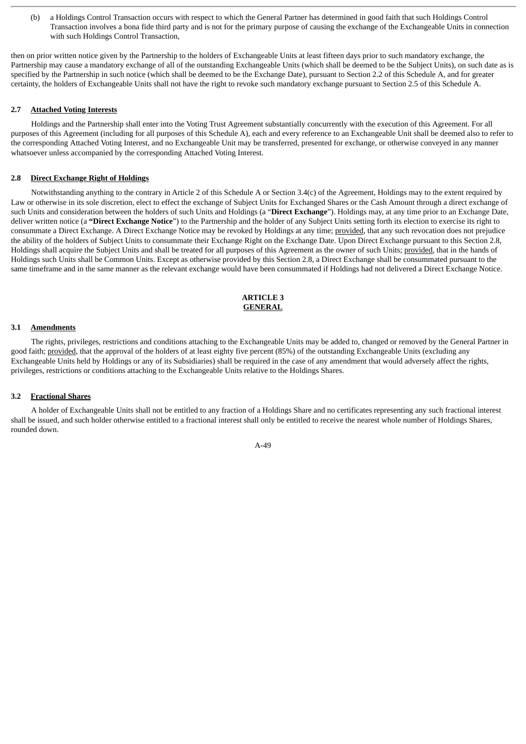(b) a Holdings Control Transaction occurs with respect to which the General Partner has determined in good faith that such Holdings Control Transaction involves a bona fide third party and is not for the primary purpose of causing the exchange of the Exchangeable Units in connection with such Holdings Control Transaction,

then on prior written notice given by the Partnership to the holders of Exchangeable Units at least fifteen days prior to such mandatory exchange, the Partnership may cause a mandatory exchange of all of the outstanding Exchangeable Units (which shall be deemed to be the Subject Units), on such date as is specified by the Partnership in such notice (which shall be deemed to be the Exchange Date), pursuant to Section 2.2 of this Schedule A, and for greater certainty, the holders of Exchangeable Units shall not have the right to revoke such mandatory exchange pursuant to Section 2.5 of this Schedule A.

### 2.7 Attached Voting Interests

Holdings and the Partnership shall enter into the Voting Trust Agreement substantially concurrently with the execution of this Agreement. For all purposes of this Agreement (including for all purposes of this Schedule A), each and every reference to an Exchangeable Unit shall be deemed also to refer to the corresponding Attached Voting Interest, and no Exchangeable Unit may be transferred, presented for exchange, or otherwise conveyed in any manner whatsoever unless accompanied by the corresponding Attached Voting Interest.

### 2.8 Direct Exchange Right of Holdings

Notwithstanding anything to the contrary in Article 2 of this Schedule A or Section 3.4(c) of the Agreement, Holdings may to the extent required by Law or otherwise in its sole discretion, elect to effect the exchange of Subject Units for Exchanged Shares or the Cash Amount through a direct exchange of such Units and consideration between the holders of such Units and Holdings (a "**Direct Exchange**"). Holdings may, at any time prior to an Exchange Date, deliver written notice (a **"Direct Exchange Notice"**) to the Partnership and the holder of any Subject Units setting forth its election to exercise its right to consummate a Direct Exchange. A Direct Exchange Notice may be revoked by Holdings at any time; provided, that any such revocation does not prejudice the ability of the holders of Subject Units to consummate their Exchange Right on the Exchange Date. Upon Direct Exchange pursuant to this Section 2.8, Holdings shall acquire the Subject Units and shall be treated for all purposes of this Agreement as the owner of such Units; provided, that in the hands of Holdings such Units shall be Common Units. Except as otherwise provided by this Section 2.8, a Direct Exchange shall be consummated pursuant to the same timeframe and in the same manner as the relevant exchange would have been consummated if Holdings had not delivered a Direct Exchange Notice.

## ARTICLE 3
## GENERAL

### 3.1 Amendments

The rights, privileges, restrictions and conditions attaching to the Exchangeable Units may be added to, changed or removed by the General Partner in good faith; provided, that the approval of the holders of at least eighty five percent (85%) of the outstanding Exchangeable Units (excluding any Exchangeable Units held by Holdings or any of its Subsidiaries) shall be required in the case of any amendment that would adversely affect the rights, privileges, restrictions or conditions attaching to the Exchangeable Units relative to the Holdings Shares.

### 3.2 Fractional Shares

A holder of Exchangeable Units shall not be entitled to any fraction of a Holdings Share and no certificates representing any such fractional interest shall be issued, and such holder otherwise entitled to a fractional interest shall only be entitled to receive the nearest whole number of Holdings Shares, rounded down.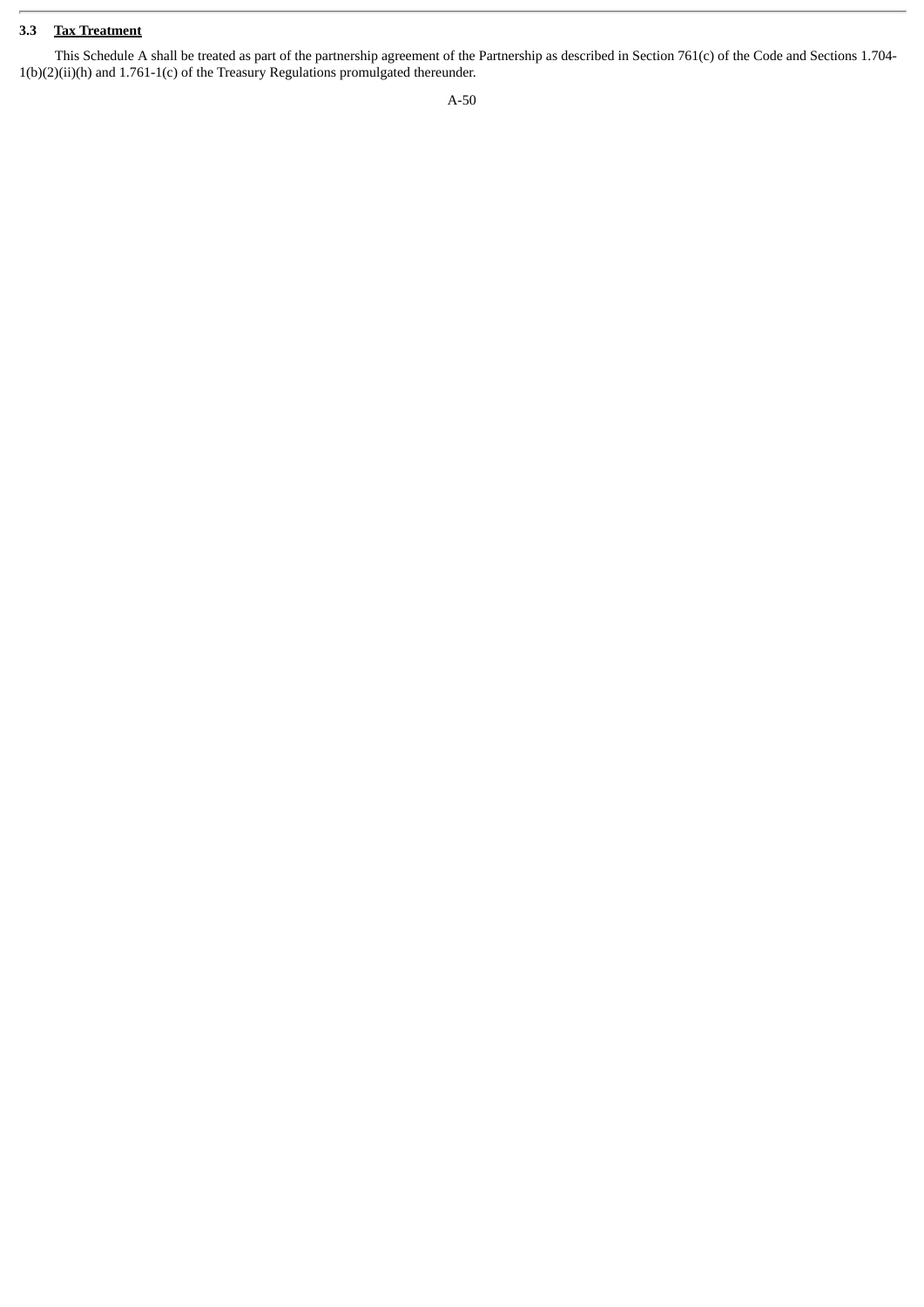### 3.3 Tax Treatment

This Schedule A shall be treated as part of the partnership agreement of the Partnership as described in Section 761(c) of the Code and Sections 1.704-1(b)(2)(ii)(h) and 1.761-1(c) of the Treasury Regulations promulgated thereunder.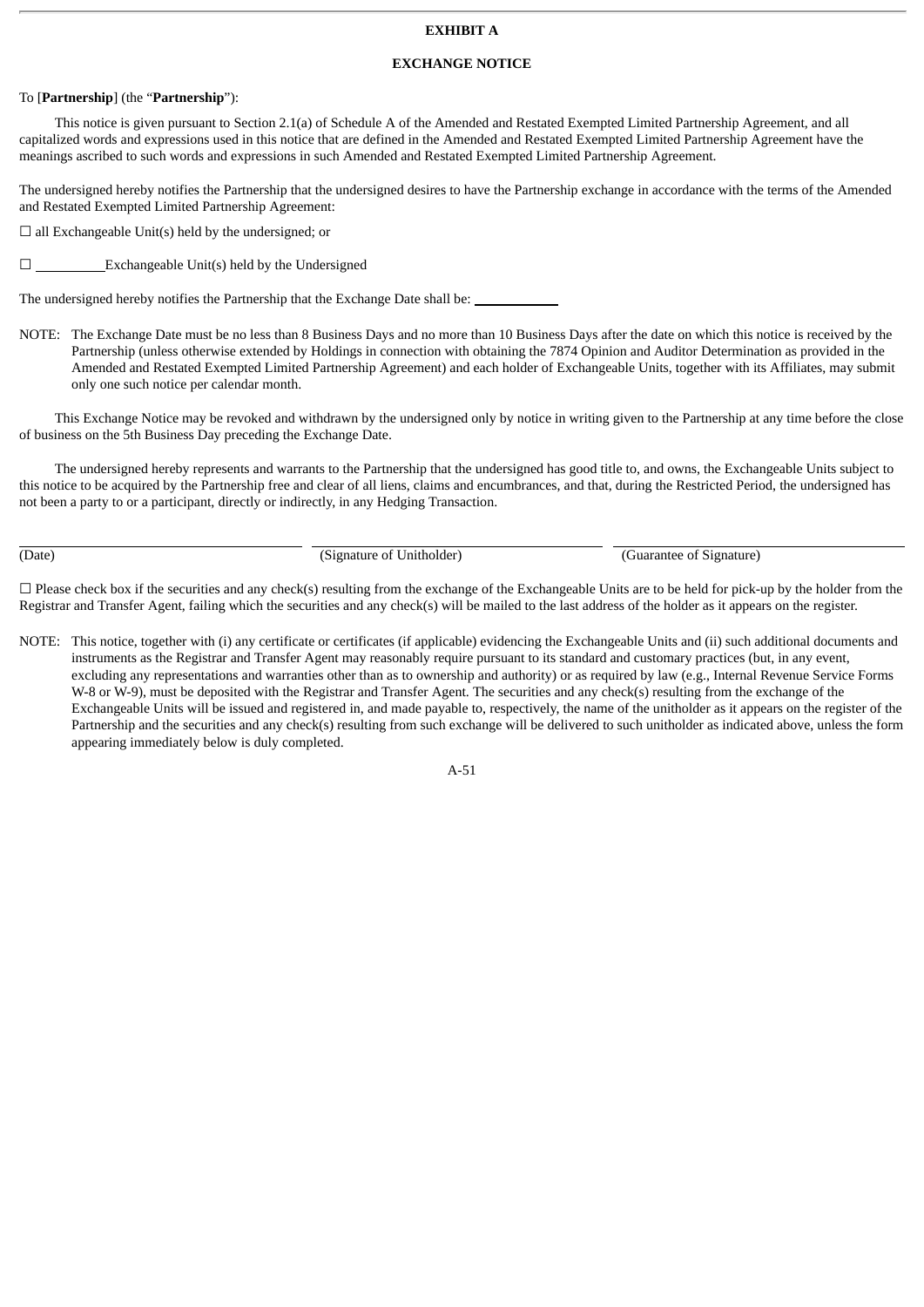# EXHIBIT A

## EXCHANGE NOTICE

To [**Partnership**] (the "**Partnership**"):

This notice is given pursuant to Section 2.1(a) of Schedule A of the Amended and Restated Exempted Limited Partnership Agreement, and all capitalized words and expressions used in this notice that are defined in the Amended and Restated Exempted Limited Partnership Agreement have the meanings ascribed to such words and expressions in such Amended and Restated Exempted Limited Partnership Agreement.

The undersigned hereby notifies the Partnership that the undersigned desires to have the Partnership exchange in accordance with the terms of the Amended and Restated Exempted Limited Partnership Agreement:

☐ all Exchangeable Unit(s) held by the undersigned; or

☐ __________ Exchangeable Unit(s) held by the Undersigned

The undersigned hereby notifies the Partnership that the Exchange Date shall be: ____________

NOTE: The Exchange Date must be no less than 8 Business Days and no more than 10 Business Days after the date on which this notice is received by the Partnership (unless otherwise extended by Holdings in connection with obtaining the 7874 Opinion and Auditor Determination as provided in the Amended and Restated Exempted Limited Partnership Agreement) and each holder of Exchangeable Units, together with its Affiliates, may submit only one such notice per calendar month.

This Exchange Notice may be revoked and withdrawn by the undersigned only by notice in writing given to the Partnership at any time before the close of business on the 5th Business Day preceding the Exchange Date.

The undersigned hereby represents and warrants to the Partnership that the undersigned has good title to, and owns, the Exchangeable Units subject to this notice to be acquired by the Partnership free and clear of all liens, claims and encumbrances, and that, during the Restricted Period, the undersigned has not been a party to or a participant, directly or indirectly, in any Hedging Transaction.

| (Date) | (Signature of Unitholder) | (Guarantee of Signature) |
|---|---|---|

☐ Please check box if the securities and any check(s) resulting from the exchange of the Exchangeable Units are to be held for pick-up by the holder from the Registrar and Transfer Agent, failing which the securities and any check(s) will be mailed to the last address of the holder as it appears on the register.

NOTE: This notice, together with (i) any certificate or certificates (if applicable) evidencing the Exchangeable Units and (ii) such additional documents and instruments as the Registrar and Transfer Agent may reasonably require pursuant to its standard and customary practices (but, in any event, excluding any representations and warranties other than as to ownership and authority) or as required by law (e.g., Internal Revenue Service Forms W-8 or W-9), must be deposited with the Registrar and Transfer Agent. The securities and any check(s) resulting from the exchange of the Exchangeable Units will be issued and registered in, and made payable to, respectively, the name of the unitholder as it appears on the register of the Partnership and the securities and any check(s) resulting from such exchange will be delivered to such unitholder as indicated above, unless the form appearing immediately below is duly completed.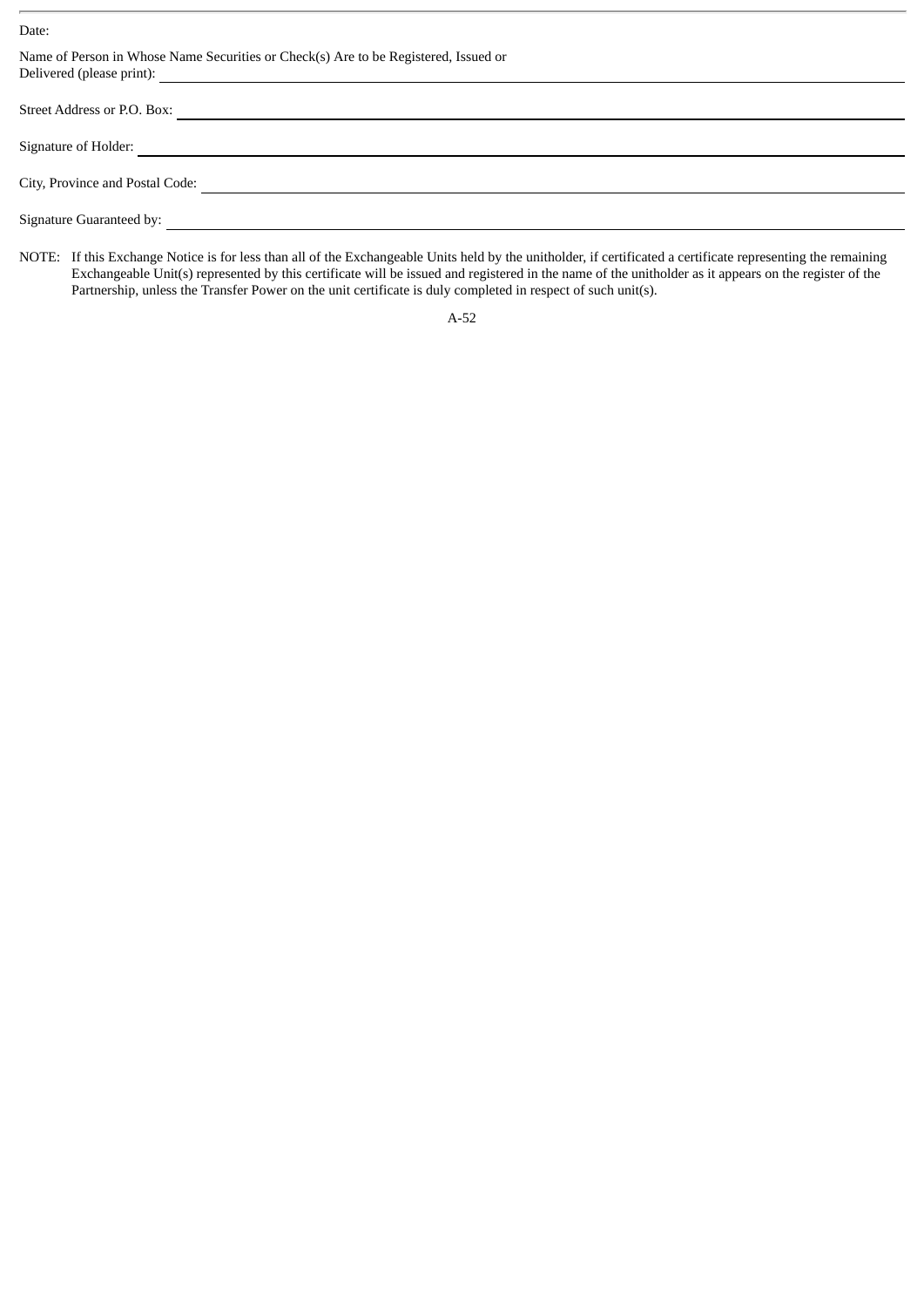Date:

Name of Person in Whose Name Securities or Check(s) Are to be Registered, Issued or Delivered (please print): \_\_\_\_\_\_\_\_\_\_\_\_\_\_\_\_\_\_\_\_\_\_\_\_\_\_\_\_\_\_

Street Address or P.O. Box: \_\_\_\_\_\_\_\_\_\_\_\_\_\_\_\_\_\_\_\_\_\_\_\_\_\_\_\_\_\_

Signature of Holder: \_\_\_\_\_\_\_\_\_\_\_\_\_\_\_\_\_\_\_\_\_\_\_\_\_\_\_\_\_\_

City, Province and Postal Code: \_\_\_\_\_\_\_\_\_\_\_\_\_\_\_\_\_\_\_\_\_\_\_\_\_\_\_\_\_\_

Signature Guaranteed by: \_\_\_\_\_\_\_\_\_\_\_\_\_\_\_\_\_\_\_\_\_\_\_\_\_\_\_\_\_\_

NOTE: If this Exchange Notice is for less than all of the Exchangeable Units held by the unitholder, if certificated a certificate representing the remaining Exchangeable Unit(s) represented by this certificate will be issued and registered in the name of the unitholder as it appears on the register of the Partnership, unless the Transfer Power on the unit certificate is duly completed in respect of such unit(s).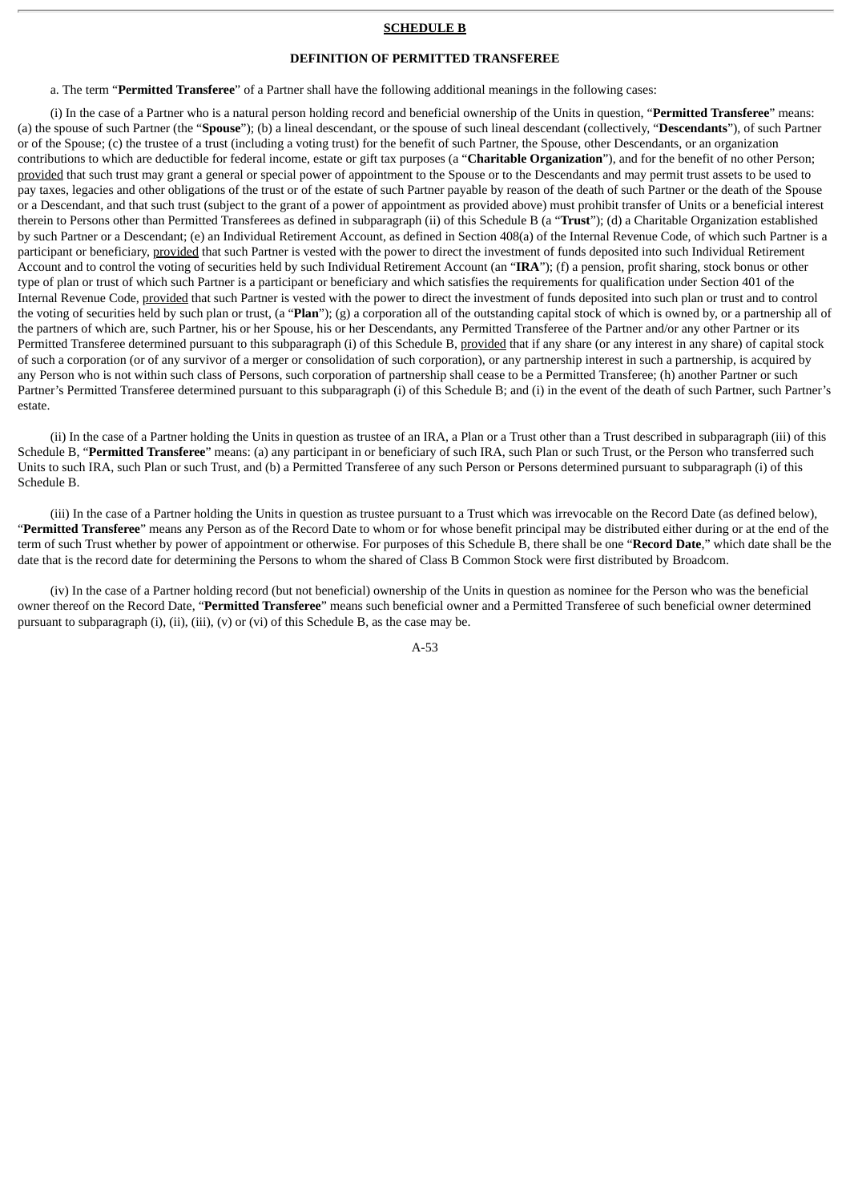**SCHEDULE B**

**DEFINITION OF PERMITTED TRANSFEREE**

a. The term "**Permitted Transferee**" of a Partner shall have the following additional meanings in the following cases:

(i) In the case of a Partner who is a natural person holding record and beneficial ownership of the Units in question, "**Permitted Transferee**" means: (a) the spouse of such Partner (the "**Spouse**"); (b) a lineal descendant, or the spouse of such lineal descendant (collectively, "**Descendants**"), of such Partner or of the Spouse; (c) the trustee of a trust (including a voting trust) for the benefit of such Partner, the Spouse, other Descendants, or an organization contributions to which are deductible for federal income, estate or gift tax purposes (a "**Charitable Organization**"), and for the benefit of no other Person; provided that such trust may grant a general or special power of appointment to the Spouse or to the Descendants and may permit trust assets to be used to pay taxes, legacies and other obligations of the trust or of the estate of such Partner payable by reason of the death of such Partner or the death of the Spouse or a Descendant, and that such trust (subject to the grant of a power of appointment as provided above) must prohibit transfer of Units or a beneficial interest therein to Persons other than Permitted Transferees as defined in subparagraph (ii) of this Schedule B (a "**Trust**"); (d) a Charitable Organization established by such Partner or a Descendant; (e) an Individual Retirement Account, as defined in Section 408(a) of the Internal Revenue Code, of which such Partner is a participant or beneficiary, provided that such Partner is vested with the power to direct the investment of funds deposited into such Individual Retirement Account and to control the voting of securities held by such Individual Retirement Account (an "**IRA**"); (f) a pension, profit sharing, stock bonus or other type of plan or trust of which such Partner is a participant or beneficiary and which satisfies the requirements for qualification under Section 401 of the Internal Revenue Code, provided that such Partner is vested with the power to direct the investment of funds deposited into such plan or trust and to control the voting of securities held by such plan or trust, (a "**Plan**"); (g) a corporation all of the outstanding capital stock of which is owned by, or a partnership all of the partners of which are, such Partner, his or her Spouse, his or her Descendants, any Permitted Transferee of the Partner and/or any other Partner or its Permitted Transferee determined pursuant to this subparagraph (i) of this Schedule B, provided that if any share (or any interest in any share) of capital stock of such a corporation (or of any survivor of a merger or consolidation of such corporation), or any partnership interest in such a partnership, is acquired by any Person who is not within such class of Persons, such corporation of partnership shall cease to be a Permitted Transferee; (h) another Partner or such Partner's Permitted Transferee determined pursuant to this subparagraph (i) of this Schedule B; and (i) in the event of the death of such Partner, such Partner's estate.

(ii) In the case of a Partner holding the Units in question as trustee of an IRA, a Plan or a Trust other than a Trust described in subparagraph (iii) of this Schedule B, "**Permitted Transferee**" means: (a) any participant in or beneficiary of such IRA, such Plan or such Trust, or the Person who transferred such Units to such IRA, such Plan or such Trust, and (b) a Permitted Transferee of any such Person or Persons determined pursuant to subparagraph (i) of this Schedule B.

(iii) In the case of a Partner holding the Units in question as trustee pursuant to a Trust which was irrevocable on the Record Date (as defined below), "**Permitted Transferee**" means any Person as of the Record Date to whom or for whose benefit principal may be distributed either during or at the end of the term of such Trust whether by power of appointment or otherwise. For purposes of this Schedule B, there shall be one "**Record Date**," which date shall be the date that is the record date for determining the Persons to whom the shared of Class B Common Stock were first distributed by Broadcom.

(iv) In the case of a Partner holding record (but not beneficial) ownership of the Units in question as nominee for the Person who was the beneficial owner thereof on the Record Date, "**Permitted Transferee**" means such beneficial owner and a Permitted Transferee of such beneficial owner determined pursuant to subparagraph (i), (ii), (iii), (v) or (vi) of this Schedule B, as the case may be.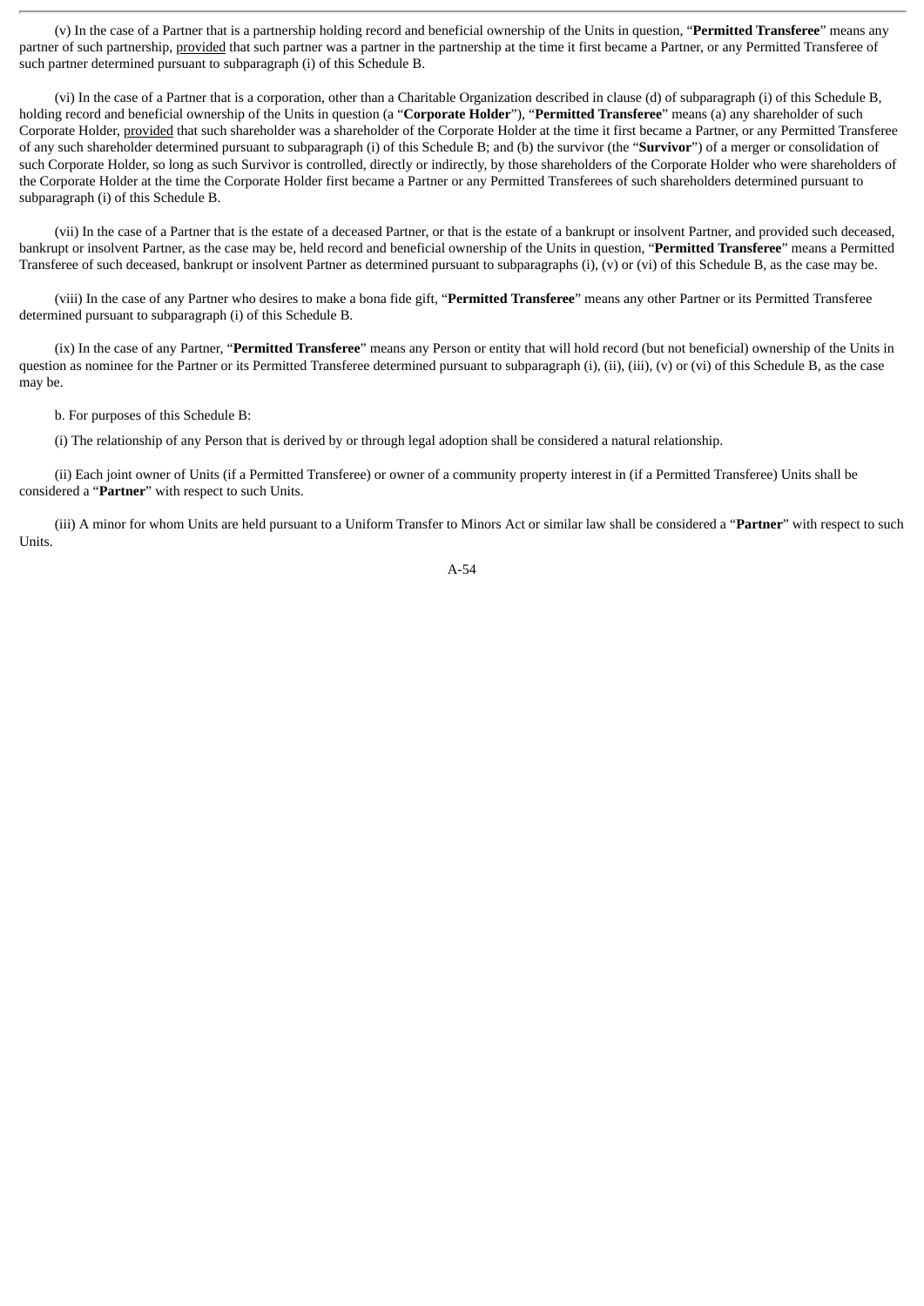(v) In the case of a Partner that is a partnership holding record and beneficial ownership of the Units in question, "**Permitted Transferee**" means any partner of such partnership, provided that such partner was a partner in the partnership at the time it first became a Partner, or any Permitted Transferee of such partner determined pursuant to subparagraph (i) of this Schedule B.

(vi) In the case of a Partner that is a corporation, other than a Charitable Organization described in clause (d) of subparagraph (i) of this Schedule B, holding record and beneficial ownership of the Units in question (a "**Corporate Holder**"), "**Permitted Transferee**" means (a) any shareholder of such Corporate Holder, provided that such shareholder was a shareholder of the Corporate Holder at the time it first became a Partner, or any Permitted Transferee of any such shareholder determined pursuant to subparagraph (i) of this Schedule B; and (b) the survivor (the "**Survivor**") of a merger or consolidation of such Corporate Holder, so long as such Survivor is controlled, directly or indirectly, by those shareholders of the Corporate Holder who were shareholders of the Corporate Holder at the time the Corporate Holder first became a Partner or any Permitted Transferees of such shareholders determined pursuant to subparagraph (i) of this Schedule B.

(vii) In the case of a Partner that is the estate of a deceased Partner, or that is the estate of a bankrupt or insolvent Partner, and provided such deceased, bankrupt or insolvent Partner, as the case may be, held record and beneficial ownership of the Units in question, "**Permitted Transferee**" means a Permitted Transferee of such deceased, bankrupt or insolvent Partner as determined pursuant to subparagraphs (i), (v) or (vi) of this Schedule B, as the case may be.

(viii) In the case of any Partner who desires to make a bona fide gift, "**Permitted Transferee**" means any other Partner or its Permitted Transferee determined pursuant to subparagraph (i) of this Schedule B.

(ix) In the case of any Partner, "**Permitted Transferee**" means any Person or entity that will hold record (but not beneficial) ownership of the Units in question as nominee for the Partner or its Permitted Transferee determined pursuant to subparagraph (i), (ii), (iii), (v) or (vi) of this Schedule B, as the case may be.

b. For purposes of this Schedule B:

(i) The relationship of any Person that is derived by or through legal adoption shall be considered a natural relationship.

(ii) Each joint owner of Units (if a Permitted Transferee) or owner of a community property interest in (if a Permitted Transferee) Units shall be considered a "**Partner**" with respect to such Units.

(iii) A minor for whom Units are held pursuant to a Uniform Transfer to Minors Act or similar law shall be considered a "**Partner**" with respect to such Units.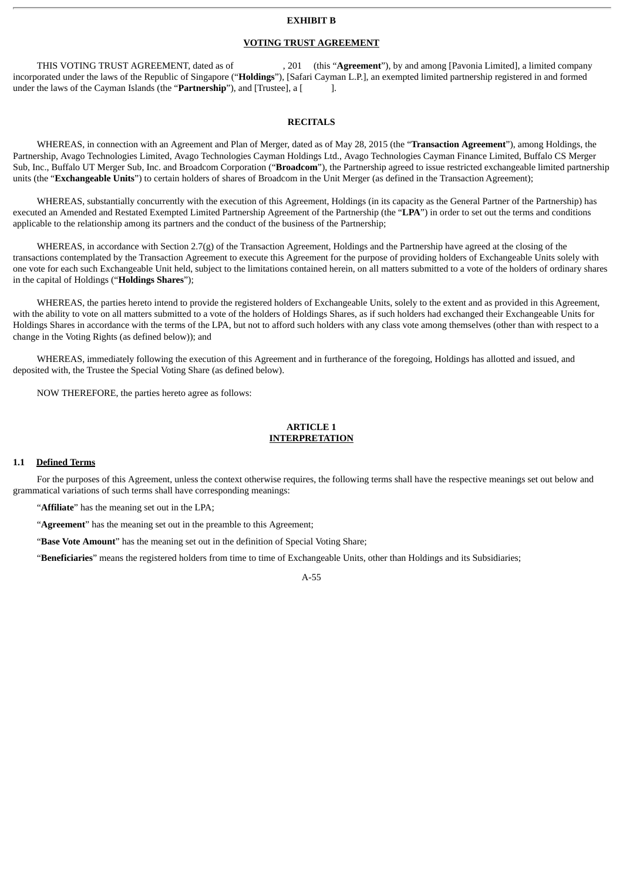**EXHIBIT B**

**VOTING TRUST AGREEMENT**

THIS VOTING TRUST AGREEMENT, dated as of , 201 (this "**Agreement**"), by and among [Pavonia Limited], a limited company incorporated under the laws of the Republic of Singapore ("**Holdings**"), [Safari Cayman L.P.], an exempted limited partnership registered in and formed under the laws of the Cayman Islands (the "**Partnership**"), and [Trustee], a [ ].

**RECITALS**

WHEREAS, in connection with an Agreement and Plan of Merger, dated as of May 28, 2015 (the "**Transaction Agreement**"), among Holdings, the Partnership, Avago Technologies Limited, Avago Technologies Cayman Holdings Ltd., Avago Technologies Cayman Finance Limited, Buffalo CS Merger Sub, Inc., Buffalo UT Merger Sub, Inc. and Broadcom Corporation ("**Broadcom**"), the Partnership agreed to issue restricted exchangeable limited partnership units (the "**Exchangeable Units**") to certain holders of shares of Broadcom in the Unit Merger (as defined in the Transaction Agreement);

WHEREAS, substantially concurrently with the execution of this Agreement, Holdings (in its capacity as the General Partner of the Partnership) has executed an Amended and Restated Exempted Limited Partnership Agreement of the Partnership (the "**LPA**") in order to set out the terms and conditions applicable to the relationship among its partners and the conduct of the business of the Partnership;

WHEREAS, in accordance with Section 2.7(g) of the Transaction Agreement, Holdings and the Partnership have agreed at the closing of the transactions contemplated by the Transaction Agreement to execute this Agreement for the purpose of providing holders of Exchangeable Units solely with one vote for each such Exchangeable Unit held, subject to the limitations contained herein, on all matters submitted to a vote of the holders of ordinary shares in the capital of Holdings ("**Holdings Shares**");

WHEREAS, the parties hereto intend to provide the registered holders of Exchangeable Units, solely to the extent and as provided in this Agreement, with the ability to vote on all matters submitted to a vote of the holders of Holdings Shares, as if such holders had exchanged their Exchangeable Units for Holdings Shares in accordance with the terms of the LPA, but not to afford such holders with any class vote among themselves (other than with respect to a change in the Voting Rights (as defined below)); and

WHEREAS, immediately following the execution of this Agreement and in furtherance of the foregoing, Holdings has allotted and issued, and deposited with, the Trustee the Special Voting Share (as defined below).

NOW THEREFORE, the parties hereto agree as follows:

**ARTICLE 1**
**INTERPRETATION**

**1.1 Defined Terms**

For the purposes of this Agreement, unless the context otherwise requires, the following terms shall have the respective meanings set out below and grammatical variations of such terms shall have corresponding meanings:

"**Affiliate**" has the meaning set out in the LPA;

"**Agreement**" has the meaning set out in the preamble to this Agreement;

"**Base Vote Amount**" has the meaning set out in the definition of Special Voting Share;

"**Beneficiaries**" means the registered holders from time to time of Exchangeable Units, other than Holdings and its Subsidiaries;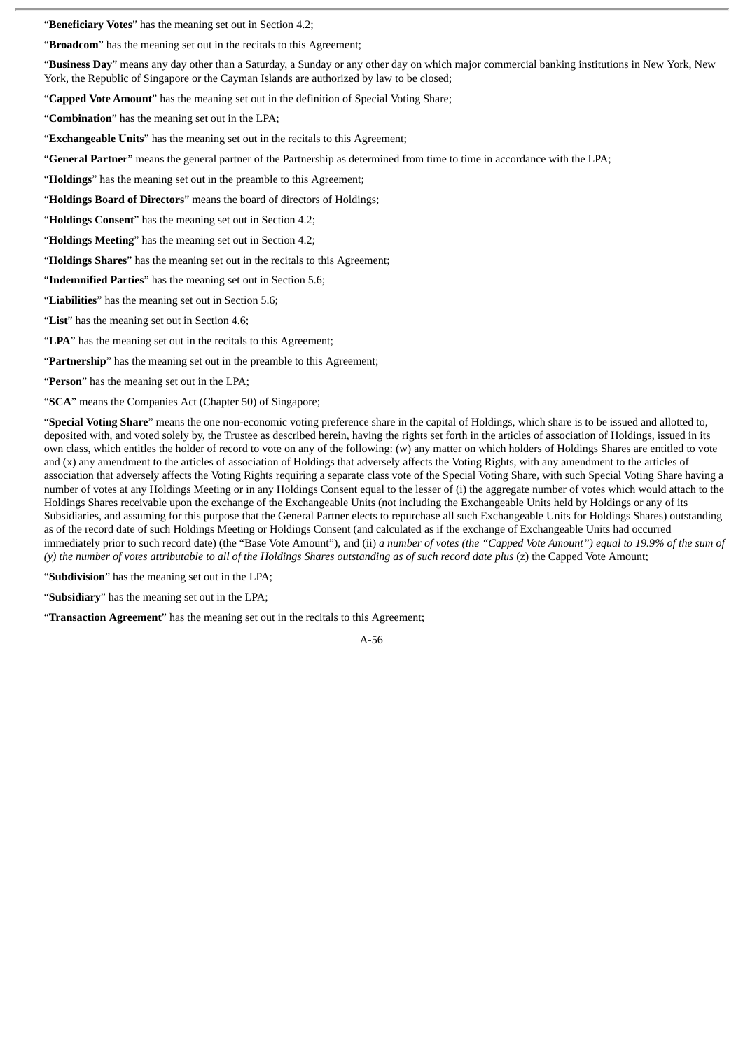"**Beneficiary Votes**" has the meaning set out in Section 4.2;

"**Broadcom**" has the meaning set out in the recitals to this Agreement;

"**Business Day**" means any day other than a Saturday, a Sunday or any other day on which major commercial banking institutions in New York, New York, the Republic of Singapore or the Cayman Islands are authorized by law to be closed;

"**Capped Vote Amount**" has the meaning set out in the definition of Special Voting Share;

"**Combination**" has the meaning set out in the LPA;

"**Exchangeable Units**" has the meaning set out in the recitals to this Agreement;

"**General Partner**" means the general partner of the Partnership as determined from time to time in accordance with the LPA;

"**Holdings**" has the meaning set out in the preamble to this Agreement;

"**Holdings Board of Directors**" means the board of directors of Holdings;

"**Holdings Consent**" has the meaning set out in Section 4.2;

"**Holdings Meeting**" has the meaning set out in Section 4.2;

"**Holdings Shares**" has the meaning set out in the recitals to this Agreement;

"**Indemnified Parties**" has the meaning set out in Section 5.6;

"**Liabilities**" has the meaning set out in Section 5.6;

"**List**" has the meaning set out in Section 4.6;

"**LPA**" has the meaning set out in the recitals to this Agreement;

"**Partnership**" has the meaning set out in the preamble to this Agreement;

"**Person**" has the meaning set out in the LPA;

"**SCA**" means the Companies Act (Chapter 50) of Singapore;

"**Special Voting Share**" means the one non-economic voting preference share in the capital of Holdings, which share is to be issued and allotted to, deposited with, and voted solely by, the Trustee as described herein, having the rights set forth in the articles of association of Holdings, issued in its own class, which entitles the holder of record to vote on any of the following: (w) any matter on which holders of Holdings Shares are entitled to vote and (x) any amendment to the articles of association of Holdings that adversely affects the Voting Rights, with any amendment to the articles of association that adversely affects the Voting Rights requiring a separate class vote of the Special Voting Share, with such Special Voting Share having a number of votes at any Holdings Meeting or in any Holdings Consent equal to the lesser of (i) the aggregate number of votes which would attach to the Holdings Shares receivable upon the exchange of the Exchangeable Units (not including the Exchangeable Units held by Holdings or any of its Subsidiaries, and assuming for this purpose that the General Partner elects to repurchase all such Exchangeable Units for Holdings Shares) outstanding as of the record date of such Holdings Meeting or Holdings Consent (and calculated as if the exchange of Exchangeable Units had occurred immediately prior to such record date) (the "Base Vote Amount"), and (ii) *a number of votes (the "Capped Vote Amount") equal to 19.9% of the sum of (y) the number of votes attributable to all of the Holdings Shares outstanding as of such record date plus* (z) the Capped Vote Amount;

"**Subdivision**" has the meaning set out in the LPA;

"**Subsidiary**" has the meaning set out in the LPA;

"**Transaction Agreement**" has the meaning set out in the recitals to this Agreement;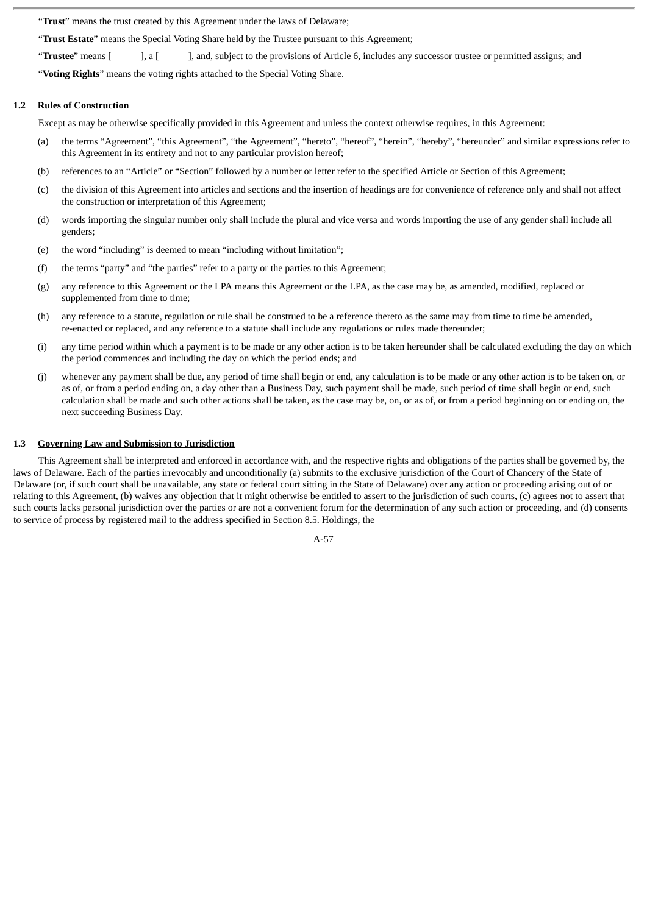"**Trust**" means the trust created by this Agreement under the laws of Delaware;

"**Trust Estate**" means the Special Voting Share held by the Trustee pursuant to this Agreement;

"**Trustee**" means [ ], a [ ], and, subject to the provisions of Article 6, includes any successor trustee or permitted assigns; and

"**Voting Rights**" means the voting rights attached to the Special Voting Share.

**1.2 Rules of Construction**

Except as may be otherwise specifically provided in this Agreement and unless the context otherwise requires, in this Agreement:

(a) the terms "Agreement", "this Agreement", "the Agreement", "hereto", "hereof", "herein", "hereby", "hereunder" and similar expressions refer to this Agreement in its entirety and not to any particular provision hereof;

(b) references to an "Article" or "Section" followed by a number or letter refer to the specified Article or Section of this Agreement;

(c) the division of this Agreement into articles and sections and the insertion of headings are for convenience of reference only and shall not affect the construction or interpretation of this Agreement;

(d) words importing the singular number only shall include the plural and vice versa and words importing the use of any gender shall include all genders;

(e) the word "including" is deemed to mean "including without limitation";

(f) the terms "party" and "the parties" refer to a party or the parties to this Agreement;

(g) any reference to this Agreement or the LPA means this Agreement or the LPA, as the case may be, as amended, modified, replaced or supplemented from time to time;

(h) any reference to a statute, regulation or rule shall be construed to be a reference thereto as the same may from time to time be amended, re-enacted or replaced, and any reference to a statute shall include any regulations or rules made thereunder;

(i) any time period within which a payment is to be made or any other action is to be taken hereunder shall be calculated excluding the day on which the period commences and including the day on which the period ends; and

(j) whenever any payment shall be due, any period of time shall begin or end, any calculation is to be made or any other action is to be taken on, or as of, or from a period ending on, a day other than a Business Day, such payment shall be made, such period of time shall begin or end, such calculation shall be made and such other actions shall be taken, as the case may be, on, or as of, or from a period beginning on or ending on, the next succeeding Business Day.

**1.3 Governing Law and Submission to Jurisdiction**

This Agreement shall be interpreted and enforced in accordance with, and the respective rights and obligations of the parties shall be governed by, the laws of Delaware. Each of the parties irrevocably and unconditionally (a) submits to the exclusive jurisdiction of the Court of Chancery of the State of Delaware (or, if such court shall be unavailable, any state or federal court sitting in the State of Delaware) over any action or proceeding arising out of or relating to this Agreement, (b) waives any objection that it might otherwise be entitled to assert to the jurisdiction of such courts, (c) agrees not to assert that such courts lacks personal jurisdiction over the parties or are not a convenient forum for the determination of any such action or proceeding, and (d) consents to service of process by registered mail to the address specified in Section 8.5. Holdings, the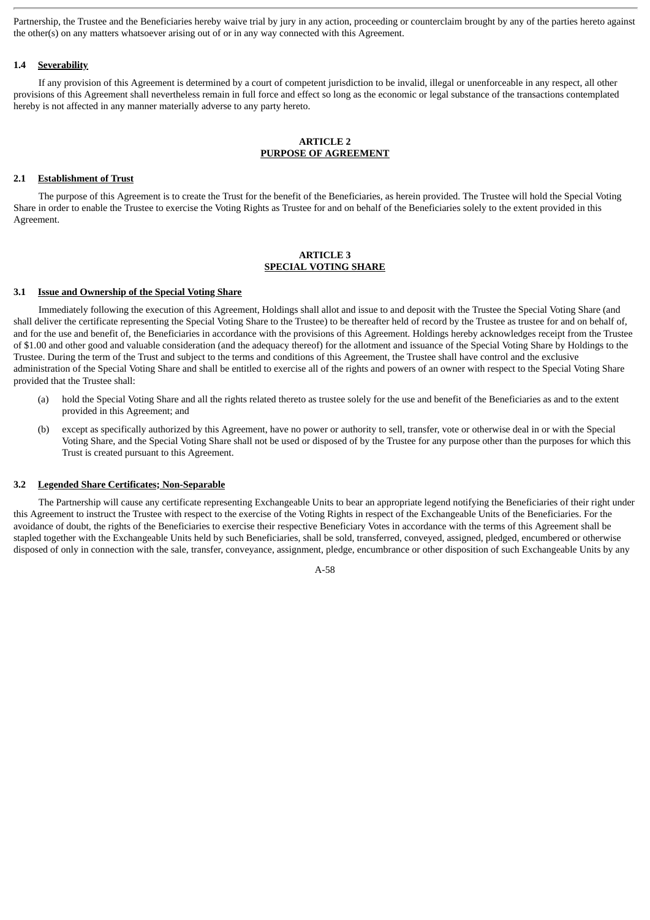Partnership, the Trustee and the Beneficiaries hereby waive trial by jury in any action, proceeding or counterclaim brought by any of the parties hereto against the other(s) on any matters whatsoever arising out of or in any way connected with this Agreement.

### 1.4 Severability

If any provision of this Agreement is determined by a court of competent jurisdiction to be invalid, illegal or unenforceable in any respect, all other provisions of this Agreement shall nevertheless remain in full force and effect so long as the economic or legal substance of the transactions contemplated hereby is not affected in any manner materially adverse to any party hereto.

## ARTICLE 2
## PURPOSE OF AGREEMENT

### 2.1 Establishment of Trust

The purpose of this Agreement is to create the Trust for the benefit of the Beneficiaries, as herein provided. The Trustee will hold the Special Voting Share in order to enable the Trustee to exercise the Voting Rights as Trustee for and on behalf of the Beneficiaries solely to the extent provided in this Agreement.

## ARTICLE 3
## SPECIAL VOTING SHARE

### 3.1 Issue and Ownership of the Special Voting Share

Immediately following the execution of this Agreement, Holdings shall allot and issue to and deposit with the Trustee the Special Voting Share (and shall deliver the certificate representing the Special Voting Share to the Trustee) to be thereafter held of record by the Trustee as trustee for and on behalf of, and for the use and benefit of, the Beneficiaries in accordance with the provisions of this Agreement. Holdings hereby acknowledges receipt from the Trustee of $1.00 and other good and valuable consideration (and the adequacy thereof) for the allotment and issuance of the Special Voting Share by Holdings to the Trustee. During the term of the Trust and subject to the terms and conditions of this Agreement, the Trustee shall have control and the exclusive administration of the Special Voting Share and shall be entitled to exercise all of the rights and powers of an owner with respect to the Special Voting Share provided that the Trustee shall:

(a) hold the Special Voting Share and all the rights related thereto as trustee solely for the use and benefit of the Beneficiaries as and to the extent provided in this Agreement; and

(b) except as specifically authorized by this Agreement, have no power or authority to sell, transfer, vote or otherwise deal in or with the Special Voting Share, and the Special Voting Share shall not be used or disposed of by the Trustee for any purpose other than the purposes for which this Trust is created pursuant to this Agreement.

### 3.2 Legended Share Certificates; Non-Separable

The Partnership will cause any certificate representing Exchangeable Units to bear an appropriate legend notifying the Beneficiaries of their right under this Agreement to instruct the Trustee with respect to the exercise of the Voting Rights in respect of the Exchangeable Units of the Beneficiaries. For the avoidance of doubt, the rights of the Beneficiaries to exercise their respective Beneficiary Votes in accordance with the terms of this Agreement shall be stapled together with the Exchangeable Units held by such Beneficiaries, shall be sold, transferred, conveyed, assigned, pledged, encumbered or otherwise disposed of only in connection with the sale, transfer, conveyance, assignment, pledge, encumbrance or other disposition of such Exchangeable Units by any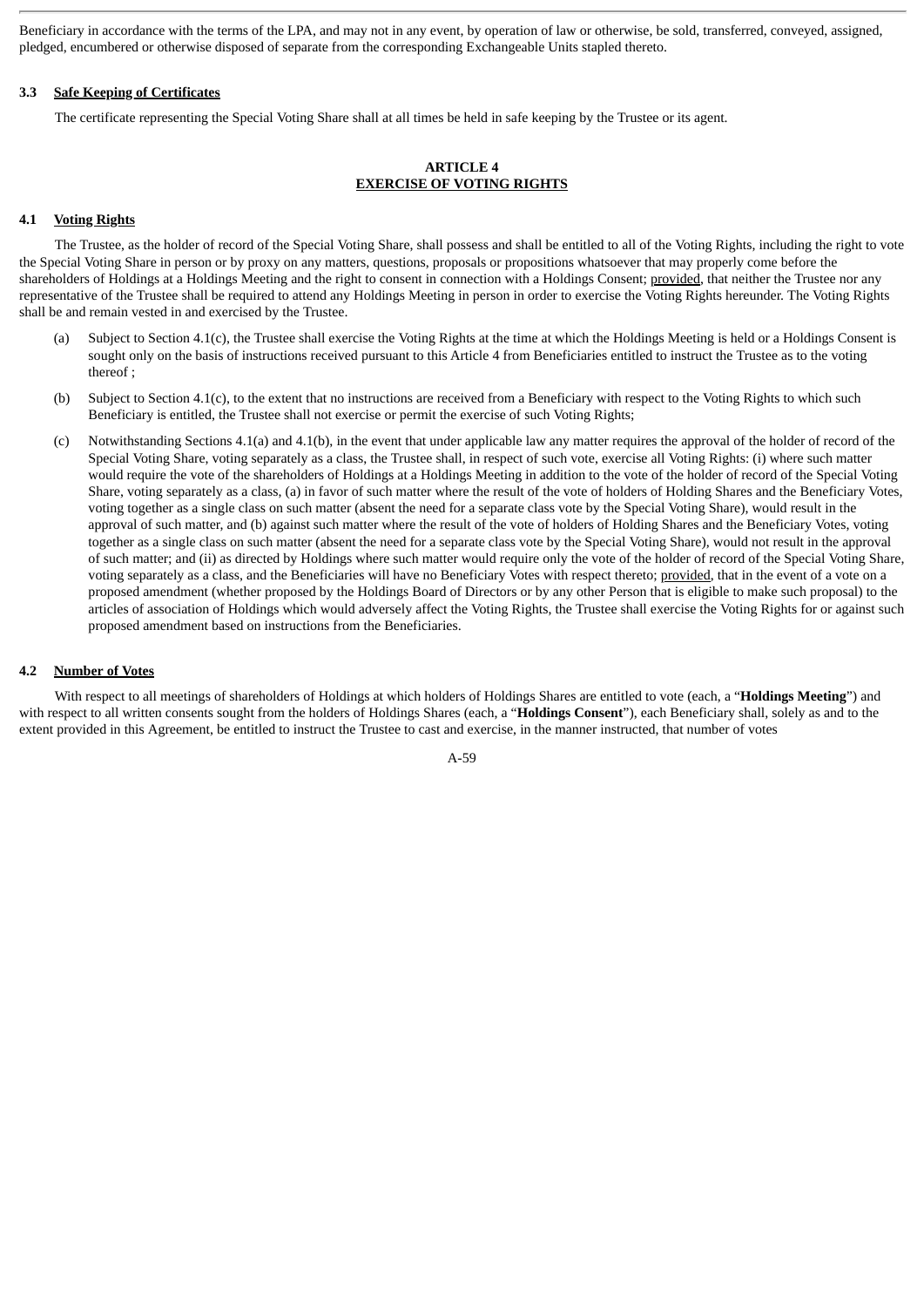Beneficiary in accordance with the terms of the LPA, and may not in any event, by operation of law or otherwise, be sold, transferred, conveyed, assigned, pledged, encumbered or otherwise disposed of separate from the corresponding Exchangeable Units stapled thereto.

### 3.3 Safe Keeping of Certificates

The certificate representing the Special Voting Share shall at all times be held in safe keeping by the Trustee or its agent.

## ARTICLE 4
## EXERCISE OF VOTING RIGHTS

### 4.1 Voting Rights

The Trustee, as the holder of record of the Special Voting Share, shall possess and shall be entitled to all of the Voting Rights, including the right to vote the Special Voting Share in person or by proxy on any matters, questions, proposals or propositions whatsoever that may properly come before the shareholders of Holdings at a Holdings Meeting and the right to consent in connection with a Holdings Consent; provided, that neither the Trustee nor any representative of the Trustee shall be required to attend any Holdings Meeting in person in order to exercise the Voting Rights hereunder. The Voting Rights shall be and remain vested in and exercised by the Trustee.

(a) Subject to Section 4.1(c), the Trustee shall exercise the Voting Rights at the time at which the Holdings Meeting is held or a Holdings Consent is sought only on the basis of instructions received pursuant to this Article 4 from Beneficiaries entitled to instruct the Trustee as to the voting thereof ;

(b) Subject to Section 4.1(c), to the extent that no instructions are received from a Beneficiary with respect to the Voting Rights to which such Beneficiary is entitled, the Trustee shall not exercise or permit the exercise of such Voting Rights;

(c) Notwithstanding Sections 4.1(a) and 4.1(b), in the event that under applicable law any matter requires the approval of the holder of record of the Special Voting Share, voting separately as a class, the Trustee shall, in respect of such vote, exercise all Voting Rights: (i) where such matter would require the vote of the shareholders of Holdings at a Holdings Meeting in addition to the vote of the holder of record of the Special Voting Share, voting separately as a class, (a) in favor of such matter where the result of the vote of holders of Holding Shares and the Beneficiary Votes, voting together as a single class on such matter (absent the need for a separate class vote by the Special Voting Share), would result in the approval of such matter, and (b) against such matter where the result of the vote of holders of Holding Shares and the Beneficiary Votes, voting together as a single class on such matter (absent the need for a separate class vote by the Special Voting Share), would not result in the approval of such matter; and (ii) as directed by Holdings where such matter would require only the vote of the holder of record of the Special Voting Share, voting separately as a class, and the Beneficiaries will have no Beneficiary Votes with respect thereto; provided, that in the event of a vote on a proposed amendment (whether proposed by the Holdings Board of Directors or by any other Person that is eligible to make such proposal) to the articles of association of Holdings which would adversely affect the Voting Rights, the Trustee shall exercise the Voting Rights for or against such proposed amendment based on instructions from the Beneficiaries.

### 4.2 Number of Votes

With respect to all meetings of shareholders of Holdings at which holders of Holdings Shares are entitled to vote (each, a "**Holdings Meeting**") and with respect to all written consents sought from the holders of Holdings Shares (each, a "**Holdings Consent**"), each Beneficiary shall, solely as and to the extent provided in this Agreement, be entitled to instruct the Trustee to cast and exercise, in the manner instructed, that number of votes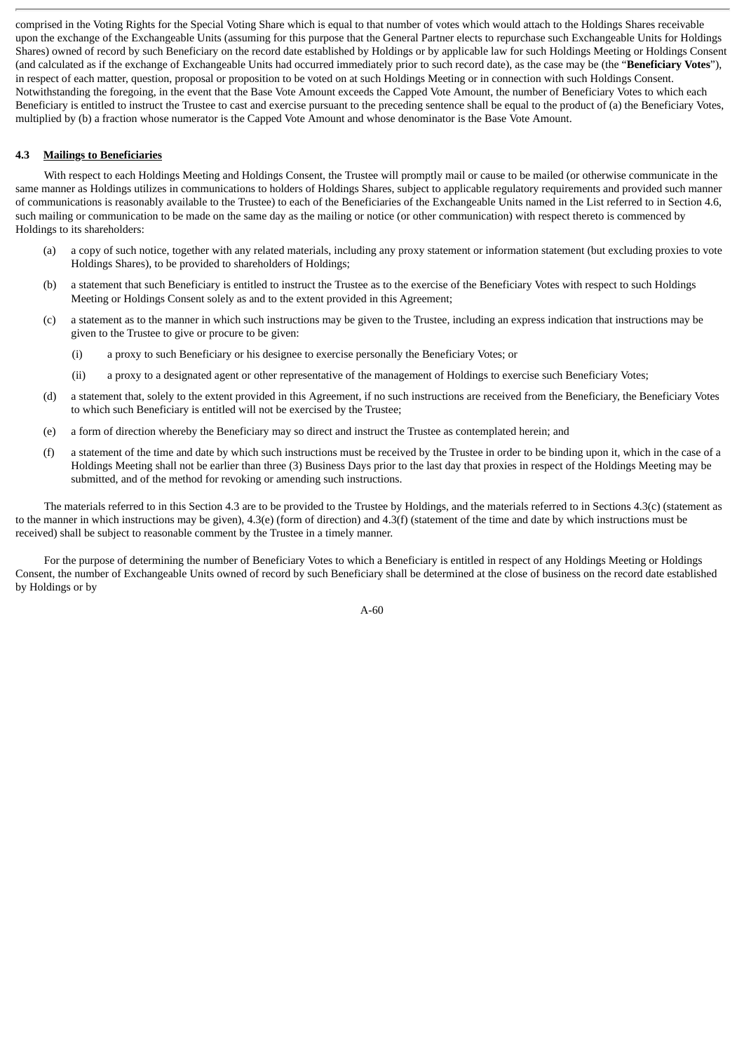comprised in the Voting Rights for the Special Voting Share which is equal to that number of votes which would attach to the Holdings Shares receivable upon the exchange of the Exchangeable Units (assuming for this purpose that the General Partner elects to repurchase such Exchangeable Units for Holdings Shares) owned of record by such Beneficiary on the record date established by Holdings or by applicable law for such Holdings Meeting or Holdings Consent (and calculated as if the exchange of Exchangeable Units had occurred immediately prior to such record date), as the case may be (the "**Beneficiary Votes**"), in respect of each matter, question, proposal or proposition to be voted on at such Holdings Meeting or in connection with such Holdings Consent. Notwithstanding the foregoing, in the event that the Base Vote Amount exceeds the Capped Vote Amount, the number of Beneficiary Votes to which each Beneficiary is entitled to instruct the Trustee to cast and exercise pursuant to the preceding sentence shall be equal to the product of (a) the Beneficiary Votes, multiplied by (b) a fraction whose numerator is the Capped Vote Amount and whose denominator is the Base Vote Amount.

**4.3 Mailings to Beneficiaries**

With respect to each Holdings Meeting and Holdings Consent, the Trustee will promptly mail or cause to be mailed (or otherwise communicate in the same manner as Holdings utilizes in communications to holders of Holdings Shares, subject to applicable regulatory requirements and provided such manner of communications is reasonably available to the Trustee) to each of the Beneficiaries of the Exchangeable Units named in the List referred to in Section 4.6, such mailing or communication to be made on the same day as the mailing or notice (or other communication) with respect thereto is commenced by Holdings to its shareholders:

(a) a copy of such notice, together with any related materials, including any proxy statement or information statement (but excluding proxies to vote Holdings Shares), to be provided to shareholders of Holdings;

(b) a statement that such Beneficiary is entitled to instruct the Trustee as to the exercise of the Beneficiary Votes with respect to such Holdings Meeting or Holdings Consent solely as and to the extent provided in this Agreement;

(c) a statement as to the manner in which such instructions may be given to the Trustee, including an express indication that instructions may be given to the Trustee to give or procure to be given:

  (i) a proxy to such Beneficiary or his designee to exercise personally the Beneficiary Votes; or

  (ii) a proxy to a designated agent or other representative of the management of Holdings to exercise such Beneficiary Votes;

(d) a statement that, solely to the extent provided in this Agreement, if no such instructions are received from the Beneficiary, the Beneficiary Votes to which such Beneficiary is entitled will not be exercised by the Trustee;

(e) a form of direction whereby the Beneficiary may so direct and instruct the Trustee as contemplated herein; and

(f) a statement of the time and date by which such instructions must be received by the Trustee in order to be binding upon it, which in the case of a Holdings Meeting shall not be earlier than three (3) Business Days prior to the last day that proxies in respect of the Holdings Meeting may be submitted, and of the method for revoking or amending such instructions.

The materials referred to in this Section 4.3 are to be provided to the Trustee by Holdings, and the materials referred to in Sections 4.3(c) (statement as to the manner in which instructions may be given), 4.3(e) (form of direction) and 4.3(f) (statement of the time and date by which instructions must be received) shall be subject to reasonable comment by the Trustee in a timely manner.

For the purpose of determining the number of Beneficiary Votes to which a Beneficiary is entitled in respect of any Holdings Meeting or Holdings Consent, the number of Exchangeable Units owned of record by such Beneficiary shall be determined at the close of business on the record date established by Holdings or by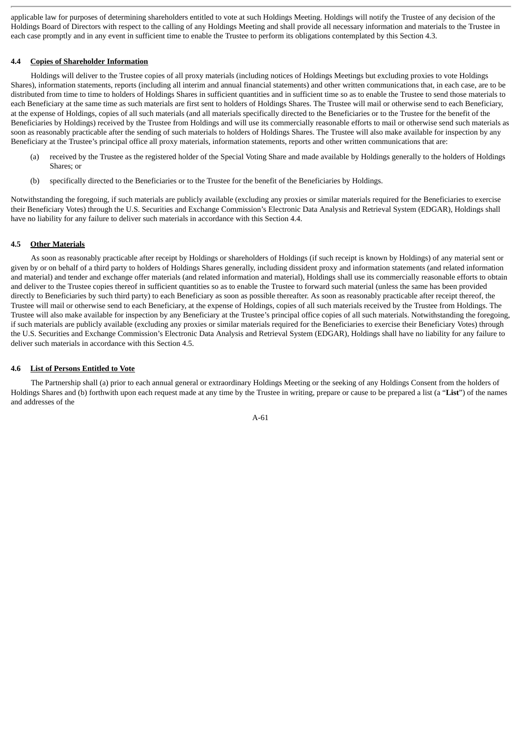applicable law for purposes of determining shareholders entitled to vote at such Holdings Meeting. Holdings will notify the Trustee of any decision of the Holdings Board of Directors with respect to the calling of any Holdings Meeting and shall provide all necessary information and materials to the Trustee in each case promptly and in any event in sufficient time to enable the Trustee to perform its obligations contemplated by this Section 4.3.

#### 4.4 Copies of Shareholder Information

Holdings will deliver to the Trustee copies of all proxy materials (including notices of Holdings Meetings but excluding proxies to vote Holdings Shares), information statements, reports (including all interim and annual financial statements) and other written communications that, in each case, are to be distributed from time to time to holders of Holdings Shares in sufficient quantities and in sufficient time so as to enable the Trustee to send those materials to each Beneficiary at the same time as such materials are first sent to holders of Holdings Shares. The Trustee will mail or otherwise send to each Beneficiary, at the expense of Holdings, copies of all such materials (and all materials specifically directed to the Beneficiaries or to the Trustee for the benefit of the Beneficiaries by Holdings) received by the Trustee from Holdings and will use its commercially reasonable efforts to mail or otherwise send such materials as soon as reasonably practicable after the sending of such materials to holders of Holdings Shares. The Trustee will also make available for inspection by any Beneficiary at the Trustee's principal office all proxy materials, information statements, reports and other written communications that are:

(a) received by the Trustee as the registered holder of the Special Voting Share and made available by Holdings generally to the holders of Holdings Shares; or

(b) specifically directed to the Beneficiaries or to the Trustee for the benefit of the Beneficiaries by Holdings.

Notwithstanding the foregoing, if such materials are publicly available (excluding any proxies or similar materials required for the Beneficiaries to exercise their Beneficiary Votes) through the U.S. Securities and Exchange Commission's Electronic Data Analysis and Retrieval System (EDGAR), Holdings shall have no liability for any failure to deliver such materials in accordance with this Section 4.4.

#### 4.5 Other Materials

As soon as reasonably practicable after receipt by Holdings or shareholders of Holdings (if such receipt is known by Holdings) of any material sent or given by or on behalf of a third party to holders of Holdings Shares generally, including dissident proxy and information statements (and related information and material) and tender and exchange offer materials (and related information and material), Holdings shall use its commercially reasonable efforts to obtain and deliver to the Trustee copies thereof in sufficient quantities so as to enable the Trustee to forward such material (unless the same has been provided directly to Beneficiaries by such third party) to each Beneficiary as soon as possible thereafter. As soon as reasonably practicable after receipt thereof, the Trustee will mail or otherwise send to each Beneficiary, at the expense of Holdings, copies of all such materials received by the Trustee from Holdings. The Trustee will also make available for inspection by any Beneficiary at the Trustee's principal office copies of all such materials. Notwithstanding the foregoing, if such materials are publicly available (excluding any proxies or similar materials required for the Beneficiaries to exercise their Beneficiary Votes) through the U.S. Securities and Exchange Commission's Electronic Data Analysis and Retrieval System (EDGAR), Holdings shall have no liability for any failure to deliver such materials in accordance with this Section 4.5.

#### 4.6 List of Persons Entitled to Vote

The Partnership shall (a) prior to each annual general or extraordinary Holdings Meeting or the seeking of any Holdings Consent from the holders of Holdings Shares and (b) forthwith upon each request made at any time by the Trustee in writing, prepare or cause to be prepared a list (a "**List**") of the names and addresses of the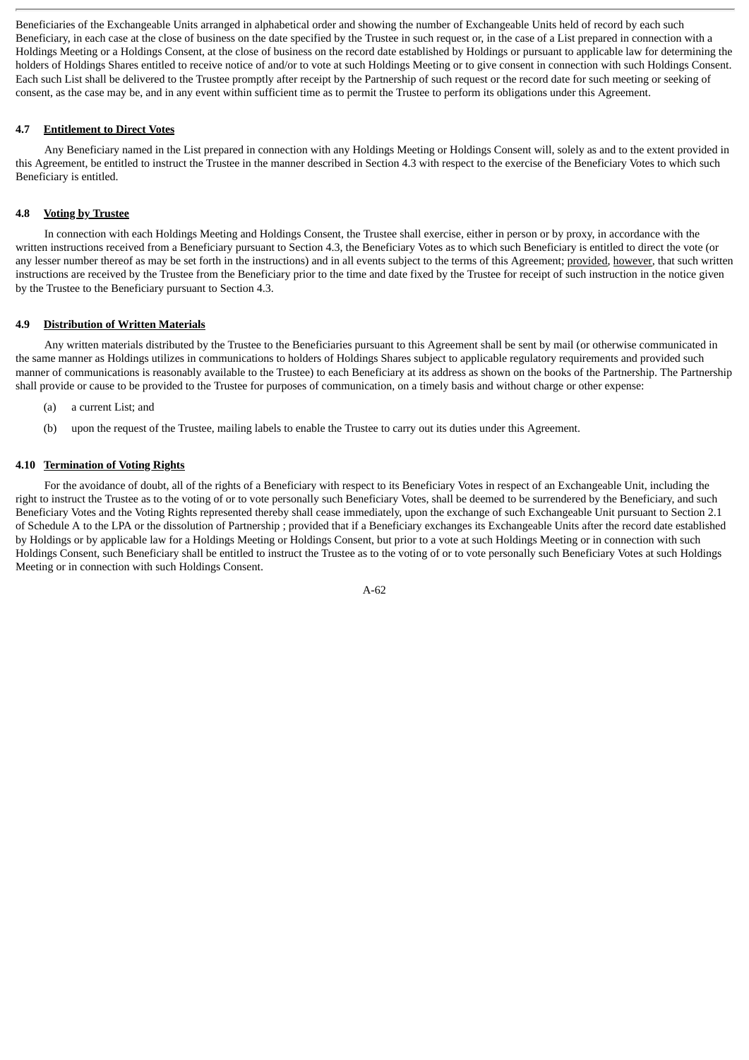Beneficiaries of the Exchangeable Units arranged in alphabetical order and showing the number of Exchangeable Units held of record by each such Beneficiary, in each case at the close of business on the date specified by the Trustee in such request or, in the case of a List prepared in connection with a Holdings Meeting or a Holdings Consent, at the close of business on the record date established by Holdings or pursuant to applicable law for determining the holders of Holdings Shares entitled to receive notice of and/or to vote at such Holdings Meeting or to give consent in connection with such Holdings Consent. Each such List shall be delivered to the Trustee promptly after receipt by the Partnership of such request or the record date for such meeting or seeking of consent, as the case may be, and in any event within sufficient time as to permit the Trustee to perform its obligations under this Agreement.

#### 4.7 Entitlement to Direct Votes

Any Beneficiary named in the List prepared in connection with any Holdings Meeting or Holdings Consent will, solely as and to the extent provided in this Agreement, be entitled to instruct the Trustee in the manner described in Section 4.3 with respect to the exercise of the Beneficiary Votes to which such Beneficiary is entitled.

#### 4.8 Voting by Trustee

In connection with each Holdings Meeting and Holdings Consent, the Trustee shall exercise, either in person or by proxy, in accordance with the written instructions received from a Beneficiary pursuant to Section 4.3, the Beneficiary Votes as to which such Beneficiary is entitled to direct the vote (or any lesser number thereof as may be set forth in the instructions) and in all events subject to the terms of this Agreement; provided, however, that such written instructions are received by the Trustee from the Beneficiary prior to the time and date fixed by the Trustee for receipt of such instruction in the notice given by the Trustee to the Beneficiary pursuant to Section 4.3.

#### 4.9 Distribution of Written Materials

Any written materials distributed by the Trustee to the Beneficiaries pursuant to this Agreement shall be sent by mail (or otherwise communicated in the same manner as Holdings utilizes in communications to holders of Holdings Shares subject to applicable regulatory requirements and provided such manner of communications is reasonably available to the Trustee) to each Beneficiary at its address as shown on the books of the Partnership. The Partnership shall provide or cause to be provided to the Trustee for purposes of communication, on a timely basis and without charge or other expense:

(a) a current List; and

(b) upon the request of the Trustee, mailing labels to enable the Trustee to carry out its duties under this Agreement.

#### 4.10 Termination of Voting Rights

For the avoidance of doubt, all of the rights of a Beneficiary with respect to its Beneficiary Votes in respect of an Exchangeable Unit, including the right to instruct the Trustee as to the voting of or to vote personally such Beneficiary Votes, shall be deemed to be surrendered by the Beneficiary, and such Beneficiary Votes and the Voting Rights represented thereby shall cease immediately, upon the exchange of such Exchangeable Unit pursuant to Section 2.1 of Schedule A to the LPA or the dissolution of Partnership ; provided that if a Beneficiary exchanges its Exchangeable Units after the record date established by Holdings or by applicable law for a Holdings Meeting or Holdings Consent, but prior to a vote at such Holdings Meeting or in connection with such Holdings Consent, such Beneficiary shall be entitled to instruct the Trustee as to the voting of or to vote personally such Beneficiary Votes at such Holdings Meeting or in connection with such Holdings Consent.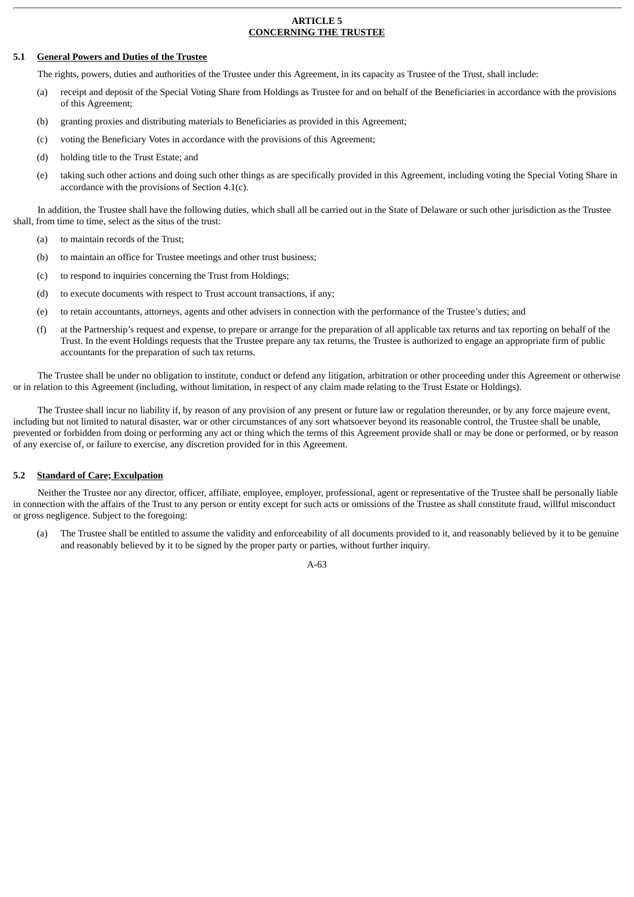## ARTICLE 5
## CONCERNING THE TRUSTEE

### 5.1 General Powers and Duties of the Trustee

The rights, powers, duties and authorities of the Trustee under this Agreement, in its capacity as Trustee of the Trust, shall include:

(a) receipt and deposit of the Special Voting Share from Holdings as Trustee for and on behalf of the Beneficiaries in accordance with the provisions of this Agreement;

(b) granting proxies and distributing materials to Beneficiaries as provided in this Agreement;

(c) voting the Beneficiary Votes in accordance with the provisions of this Agreement;

(d) holding title to the Trust Estate; and

(e) taking such other actions and doing such other things as are specifically provided in this Agreement, including voting the Special Voting Share in accordance with the provisions of Section 4.1(c).

In addition, the Trustee shall have the following duties, which shall all be carried out in the State of Delaware or such other jurisdiction as the Trustee shall, from time to time, select as the situs of the trust:

(a) to maintain records of the Trust;

(b) to maintain an office for Trustee meetings and other trust business;

(c) to respond to inquiries concerning the Trust from Holdings;

(d) to execute documents with respect to Trust account transactions, if any;

(e) to retain accountants, attorneys, agents and other advisers in connection with the performance of the Trustee's duties; and

(f) at the Partnership's request and expense, to prepare or arrange for the preparation of all applicable tax returns and tax reporting on behalf of the Trust. In the event Holdings requests that the Trustee prepare any tax returns, the Trustee is authorized to engage an appropriate firm of public accountants for the preparation of such tax returns.

The Trustee shall be under no obligation to institute, conduct or defend any litigation, arbitration or other proceeding under this Agreement or otherwise or in relation to this Agreement (including, without limitation, in respect of any claim made relating to the Trust Estate or Holdings).

The Trustee shall incur no liability if, by reason of any provision of any present or future law or regulation thereunder, or by any force majeure event, including but not limited to natural disaster, war or other circumstances of any sort whatsoever beyond its reasonable control, the Trustee shall be unable, prevented or forbidden from doing or performing any act or thing which the terms of this Agreement provide shall or may be done or performed, or by reason of any exercise of, or failure to exercise, any discretion provided for in this Agreement.

### 5.2 Standard of Care; Exculpation

Neither the Trustee nor any director, officer, affiliate, employee, employer, professional, agent or representative of the Trustee shall be personally liable in connection with the affairs of the Trust to any person or entity except for such acts or omissions of the Trustee as shall constitute fraud, willful misconduct or gross negligence. Subject to the foregoing:

(a) The Trustee shall be entitled to assume the validity and enforceability of all documents provided to it, and reasonably believed by it to be genuine and reasonably believed by it to be signed by the proper party or parties, without further inquiry.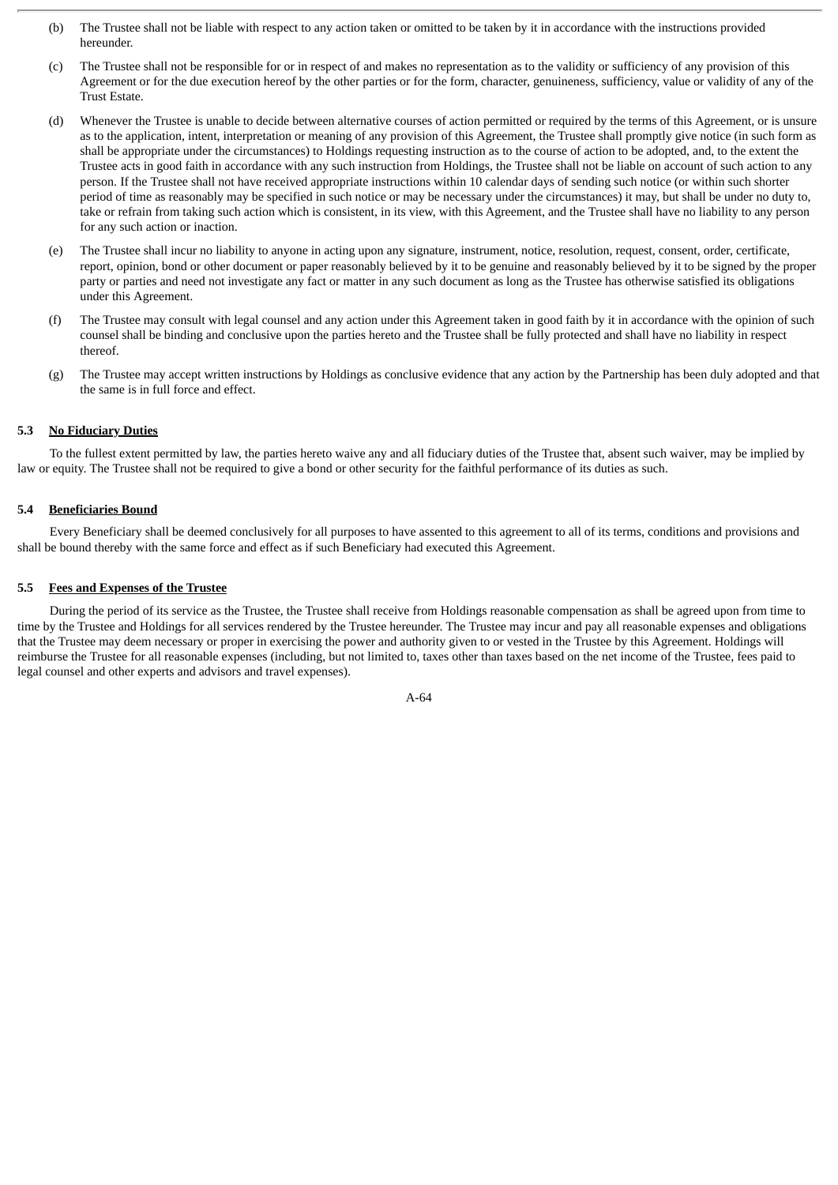(b) The Trustee shall not be liable with respect to any action taken or omitted to be taken by it in accordance with the instructions provided hereunder.

(c) The Trustee shall not be responsible for or in respect of and makes no representation as to the validity or sufficiency of any provision of this Agreement or for the due execution hereof by the other parties or for the form, character, genuineness, sufficiency, value or validity of any of the Trust Estate.

(d) Whenever the Trustee is unable to decide between alternative courses of action permitted or required by the terms of this Agreement, or is unsure as to the application, intent, interpretation or meaning of any provision of this Agreement, the Trustee shall promptly give notice (in such form as shall be appropriate under the circumstances) to Holdings requesting instruction as to the course of action to be adopted, and, to the extent the Trustee acts in good faith in accordance with any such instruction from Holdings, the Trustee shall not be liable on account of such action to any person. If the Trustee shall not have received appropriate instructions within 10 calendar days of sending such notice (or within such shorter period of time as reasonably may be specified in such notice or may be necessary under the circumstances) it may, but shall be under no duty to, take or refrain from taking such action which is consistent, in its view, with this Agreement, and the Trustee shall have no liability to any person for any such action or inaction.

(e) The Trustee shall incur no liability to anyone in acting upon any signature, instrument, notice, resolution, request, consent, order, certificate, report, opinion, bond or other document or paper reasonably believed by it to be genuine and reasonably believed by it to be signed by the proper party or parties and need not investigate any fact or matter in any such document as long as the Trustee has otherwise satisfied its obligations under this Agreement.

(f) The Trustee may consult with legal counsel and any action under this Agreement taken in good faith by it in accordance with the opinion of such counsel shall be binding and conclusive upon the parties hereto and the Trustee shall be fully protected and shall have no liability in respect thereof.

(g) The Trustee may accept written instructions by Holdings as conclusive evidence that any action by the Partnership has been duly adopted and that the same is in full force and effect.

**5.3 No Fiduciary Duties**

To the fullest extent permitted by law, the parties hereto waive any and all fiduciary duties of the Trustee that, absent such waiver, may be implied by law or equity. The Trustee shall not be required to give a bond or other security for the faithful performance of its duties as such.

**5.4 Beneficiaries Bound**

Every Beneficiary shall be deemed conclusively for all purposes to have assented to this agreement to all of its terms, conditions and provisions and shall be bound thereby with the same force and effect as if such Beneficiary had executed this Agreement.

**5.5 Fees and Expenses of the Trustee**

During the period of its service as the Trustee, the Trustee shall receive from Holdings reasonable compensation as shall be agreed upon from time to time by the Trustee and Holdings for all services rendered by the Trustee hereunder. The Trustee may incur and pay all reasonable expenses and obligations that the Trustee may deem necessary or proper in exercising the power and authority given to or vested in the Trustee by this Agreement. Holdings will reimburse the Trustee for all reasonable expenses (including, but not limited to, taxes other than taxes based on the net income of the Trustee, fees paid to legal counsel and other experts and advisors and travel expenses).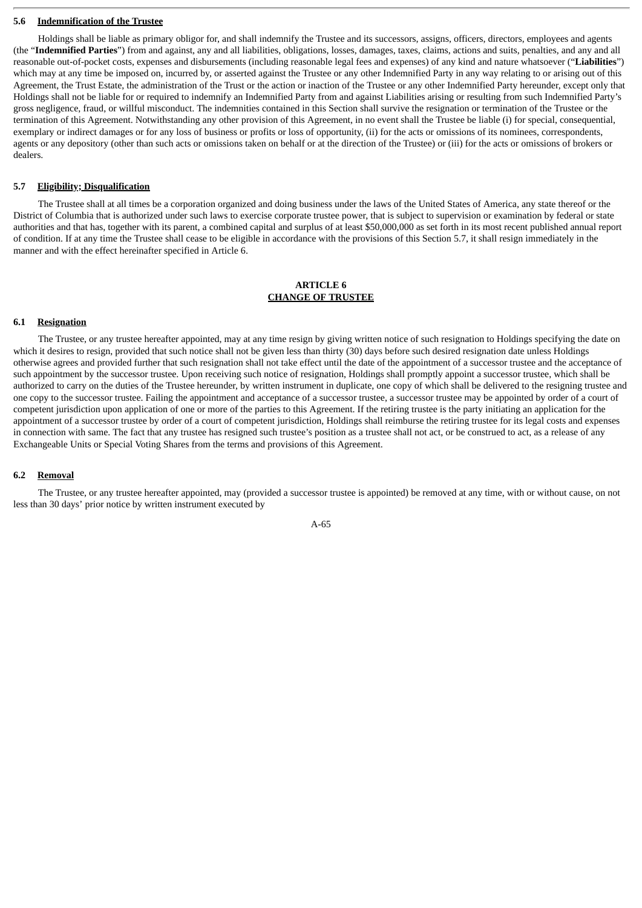### 5.6 Indemnification of the Trustee

Holdings shall be liable as primary obligor for, and shall indemnify the Trustee and its successors, assigns, officers, directors, employees and agents (the "**Indemnified Parties**") from and against, any and all liabilities, obligations, losses, damages, taxes, claims, actions and suits, penalties, and any and all reasonable out-of-pocket costs, expenses and disbursements (including reasonable legal fees and expenses) of any kind and nature whatsoever ("**Liabilities**") which may at any time be imposed on, incurred by, or asserted against the Trustee or any other Indemnified Party in any way relating to or arising out of this Agreement, the Trust Estate, the administration of the Trust or the action or inaction of the Trustee or any other Indemnified Party hereunder, except only that Holdings shall not be liable for or required to indemnify an Indemnified Party from and against Liabilities arising or resulting from such Indemnified Party's gross negligence, fraud, or willful misconduct. The indemnities contained in this Section shall survive the resignation or termination of the Trustee or the termination of this Agreement. Notwithstanding any other provision of this Agreement, in no event shall the Trustee be liable (i) for special, consequential, exemplary or indirect damages or for any loss of business or profits or loss of opportunity, (ii) for the acts or omissions of its nominees, correspondents, agents or any depository (other than such acts or omissions taken on behalf or at the direction of the Trustee) or (iii) for the acts or omissions of brokers or dealers.

### 5.7 Eligibility; Disqualification

The Trustee shall at all times be a corporation organized and doing business under the laws of the United States of America, any state thereof or the District of Columbia that is authorized under such laws to exercise corporate trustee power, that is subject to supervision or examination by federal or state authorities and that has, together with its parent, a combined capital and surplus of at least $50,000,000 as set forth in its most recent published annual report of condition. If at any time the Trustee shall cease to be eligible in accordance with the provisions of this Section 5.7, it shall resign immediately in the manner and with the effect hereinafter specified in Article 6.

## ARTICLE 6
## CHANGE OF TRUSTEE

### 6.1 Resignation

The Trustee, or any trustee hereafter appointed, may at any time resign by giving written notice of such resignation to Holdings specifying the date on which it desires to resign, provided that such notice shall not be given less than thirty (30) days before such desired resignation date unless Holdings otherwise agrees and provided further that such resignation shall not take effect until the date of the appointment of a successor trustee and the acceptance of such appointment by the successor trustee. Upon receiving such notice of resignation, Holdings shall promptly appoint a successor trustee, which shall be authorized to carry on the duties of the Trustee hereunder, by written instrument in duplicate, one copy of which shall be delivered to the resigning trustee and one copy to the successor trustee. Failing the appointment and acceptance of a successor trustee, a successor trustee may be appointed by order of a court of competent jurisdiction upon application of one or more of the parties to this Agreement. If the retiring trustee is the party initiating an application for the appointment of a successor trustee by order of a court of competent jurisdiction, Holdings shall reimburse the retiring trustee for its legal costs and expenses in connection with same. The fact that any trustee has resigned such trustee's position as a trustee shall not act, or be construed to act, as a release of any Exchangeable Units or Special Voting Shares from the terms and provisions of this Agreement.

### 6.2 Removal

The Trustee, or any trustee hereafter appointed, may (provided a successor trustee is appointed) be removed at any time, with or without cause, on not less than 30 days' prior notice by written instrument executed by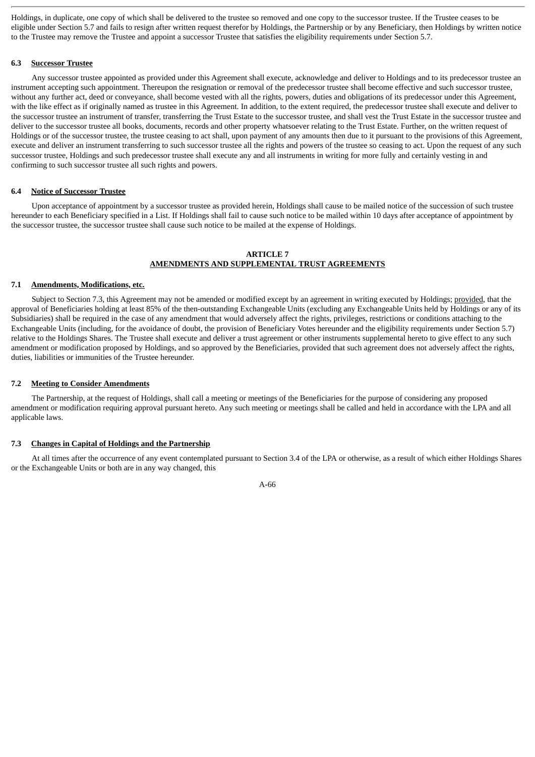Holdings, in duplicate, one copy of which shall be delivered to the trustee so removed and one copy to the successor trustee. If the Trustee ceases to be eligible under Section 5.7 and fails to resign after written request therefor by Holdings, the Partnership or by any Beneficiary, then Holdings by written notice to the Trustee may remove the Trustee and appoint a successor Trustee that satisfies the eligibility requirements under Section 5.7.

**6.3 Successor Trustee**

Any successor trustee appointed as provided under this Agreement shall execute, acknowledge and deliver to Holdings and to its predecessor trustee an instrument accepting such appointment. Thereupon the resignation or removal of the predecessor trustee shall become effective and such successor trustee, without any further act, deed or conveyance, shall become vested with all the rights, powers, duties and obligations of its predecessor under this Agreement, with the like effect as if originally named as trustee in this Agreement. In addition, to the extent required, the predecessor trustee shall execute and deliver to the successor trustee an instrument of transfer, transferring the Trust Estate to the successor trustee, and shall vest the Trust Estate in the successor trustee and deliver to the successor trustee all books, documents, records and other property whatsoever relating to the Trust Estate. Further, on the written request of Holdings or of the successor trustee, the trustee ceasing to act shall, upon payment of any amounts then due to it pursuant to the provisions of this Agreement, execute and deliver an instrument transferring to such successor trustee all the rights and powers of the trustee so ceasing to act. Upon the request of any such successor trustee, Holdings and such predecessor trustee shall execute any and all instruments in writing for more fully and certainly vesting in and confirming to such successor trustee all such rights and powers.

**6.4 Notice of Successor Trustee**

Upon acceptance of appointment by a successor trustee as provided herein, Holdings shall cause to be mailed notice of the succession of such trustee hereunder to each Beneficiary specified in a List. If Holdings shall fail to cause such notice to be mailed within 10 days after acceptance of appointment by the successor trustee, the successor trustee shall cause such notice to be mailed at the expense of Holdings.

## ARTICLE 7
## AMENDMENTS AND SUPPLEMENTAL TRUST AGREEMENTS

**7.1 Amendments, Modifications, etc.**

Subject to Section 7.3, this Agreement may not be amended or modified except by an agreement in writing executed by Holdings; provided, that the approval of Beneficiaries holding at least 85% of the then-outstanding Exchangeable Units (excluding any Exchangeable Units held by Holdings or any of its Subsidiaries) shall be required in the case of any amendment that would adversely affect the rights, privileges, restrictions or conditions attaching to the Exchangeable Units (including, for the avoidance of doubt, the provision of Beneficiary Votes hereunder and the eligibility requirements under Section 5.7) relative to the Holdings Shares. The Trustee shall execute and deliver a trust agreement or other instruments supplemental hereto to give effect to any such amendment or modification proposed by Holdings, and so approved by the Beneficiaries, provided that such agreement does not adversely affect the rights, duties, liabilities or immunities of the Trustee hereunder.

**7.2 Meeting to Consider Amendments**

The Partnership, at the request of Holdings, shall call a meeting or meetings of the Beneficiaries for the purpose of considering any proposed amendment or modification requiring approval pursuant hereto. Any such meeting or meetings shall be called and held in accordance with the LPA and all applicable laws.

**7.3 Changes in Capital of Holdings and the Partnership**

At all times after the occurrence of any event contemplated pursuant to Section 3.4 of the LPA or otherwise, as a result of which either Holdings Shares or the Exchangeable Units or both are in any way changed, this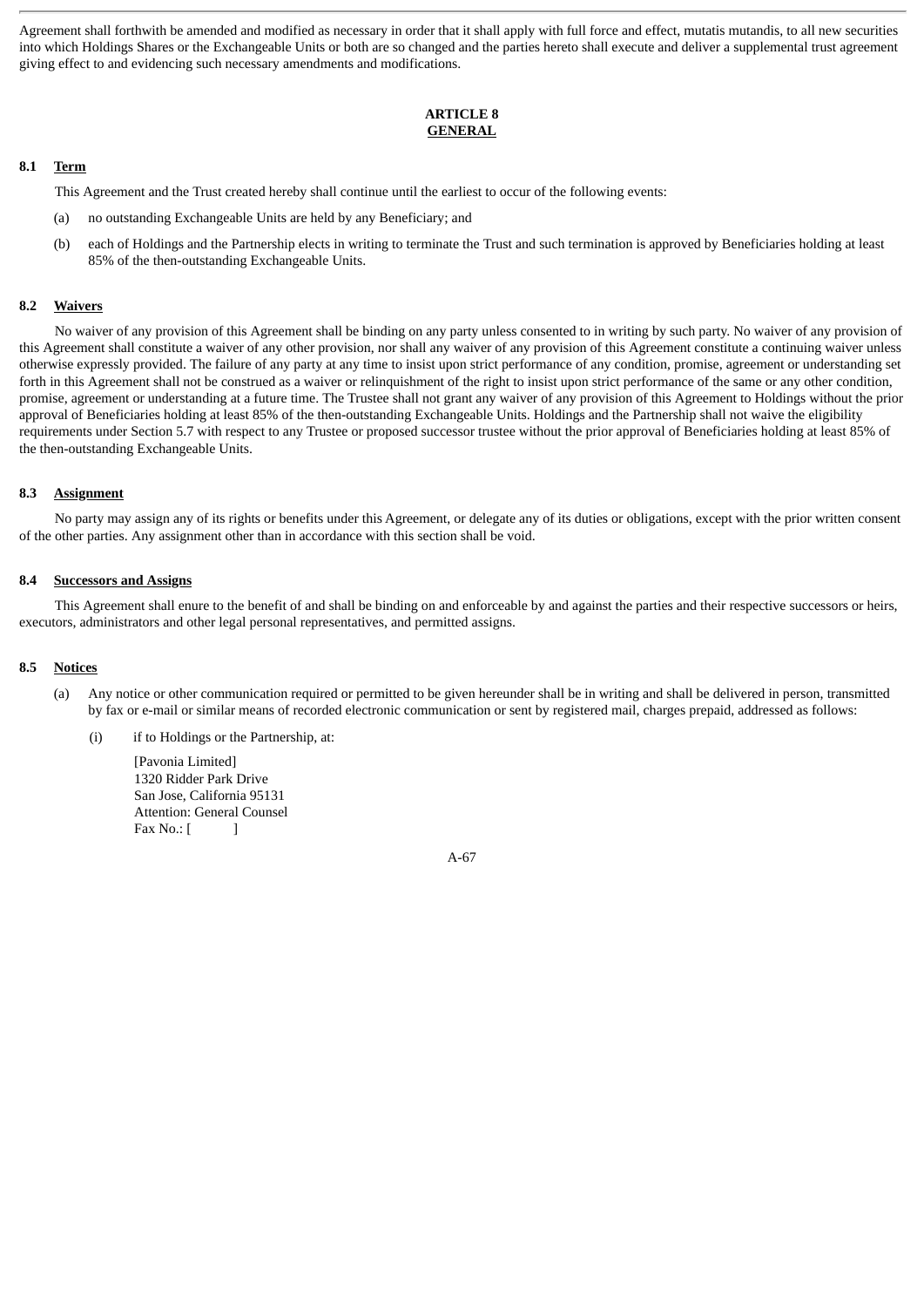Agreement shall forthwith be amended and modified as necessary in order that it shall apply with full force and effect, mutatis mutandis, to all new securities into which Holdings Shares or the Exchangeable Units or both are so changed and the parties hereto shall execute and deliver a supplemental trust agreement giving effect to and evidencing such necessary amendments and modifications.

## ARTICLE 8
## GENERAL

### 8.1 Term

This Agreement and the Trust created hereby shall continue until the earliest to occur of the following events:

(a) no outstanding Exchangeable Units are held by any Beneficiary; and

(b) each of Holdings and the Partnership elects in writing to terminate the Trust and such termination is approved by Beneficiaries holding at least 85% of the then-outstanding Exchangeable Units.

### 8.2 Waivers

No waiver of any provision of this Agreement shall be binding on any party unless consented to in writing by such party. No waiver of any provision of this Agreement shall constitute a waiver of any other provision, nor shall any waiver of any provision of this Agreement constitute a continuing waiver unless otherwise expressly provided. The failure of any party at any time to insist upon strict performance of any condition, promise, agreement or understanding set forth in this Agreement shall not be construed as a waiver or relinquishment of the right to insist upon strict performance of the same or any other condition, promise, agreement or understanding at a future time. The Trustee shall not grant any waiver of any provision of this Agreement to Holdings without the prior approval of Beneficiaries holding at least 85% of the then-outstanding Exchangeable Units. Holdings and the Partnership shall not waive the eligibility requirements under Section 5.7 with respect to any Trustee or proposed successor trustee without the prior approval of Beneficiaries holding at least 85% of the then-outstanding Exchangeable Units.

### 8.3 Assignment

No party may assign any of its rights or benefits under this Agreement, or delegate any of its duties or obligations, except with the prior written consent of the other parties. Any assignment other than in accordance with this section shall be void.

### 8.4 Successors and Assigns

This Agreement shall enure to the benefit of and shall be binding on and enforceable by and against the parties and their respective successors or heirs, executors, administrators and other legal personal representatives, and permitted assigns.

### 8.5 Notices

(a) Any notice or other communication required or permitted to be given hereunder shall be in writing and shall be delivered in person, transmitted by fax or e-mail or similar means of recorded electronic communication or sent by registered mail, charges prepaid, addressed as follows:

(i) if to Holdings or the Partnership, at:

[Pavonia Limited]
1320 Ridder Park Drive
San Jose, California 95131
Attention: General Counsel
Fax No.: [ ]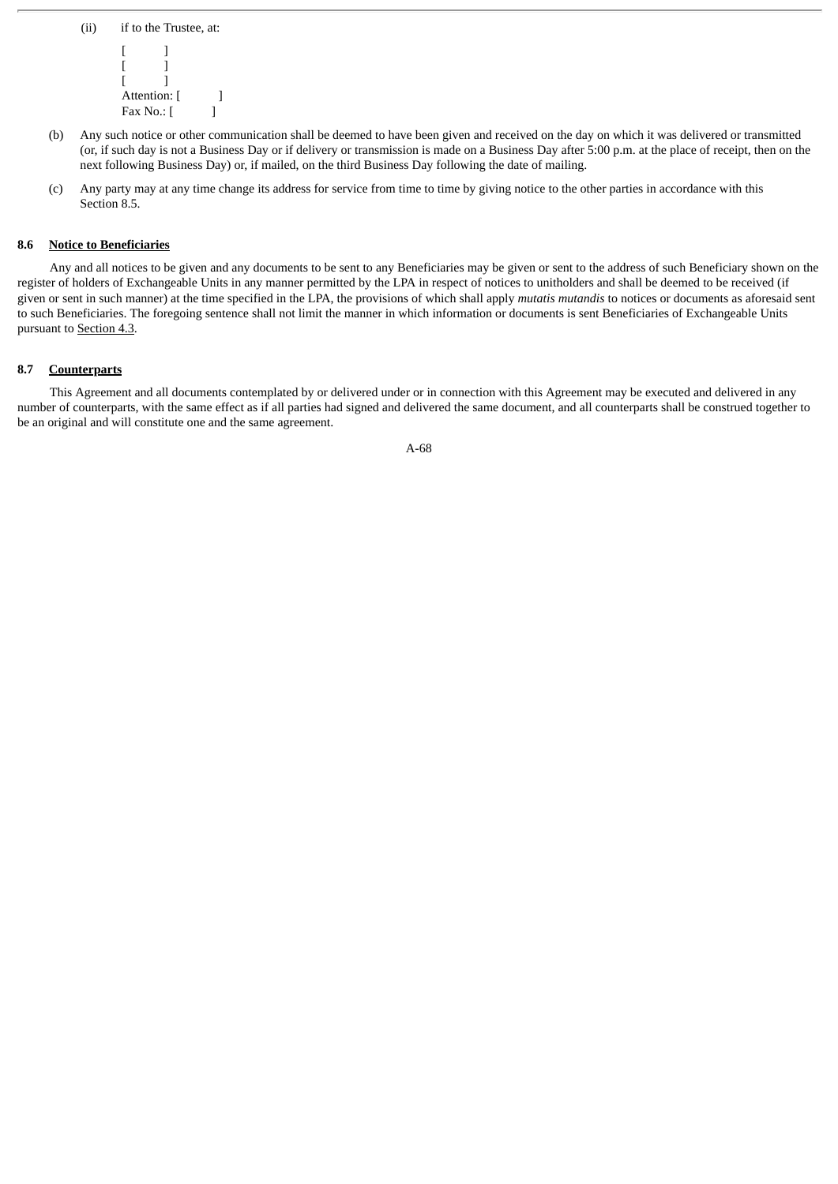(ii) if to the Trustee, at:

[ ]
[ ]
[ ]
Attention: [ ]
Fax No.: [ ]

(b) Any such notice or other communication shall be deemed to have been given and received on the day on which it was delivered or transmitted (or, if such day is not a Business Day or if delivery or transmission is made on a Business Day after 5:00 p.m. at the place of receipt, then on the next following Business Day) or, if mailed, on the third Business Day following the date of mailing.

(c) Any party may at any time change its address for service from time to time by giving notice to the other parties in accordance with this Section 8.5.

**8.6 <u>Notice to Beneficiaries</u>**

Any and all notices to be given and any documents to be sent to any Beneficiaries may be given or sent to the address of such Beneficiary shown on the register of holders of Exchangeable Units in any manner permitted by the LPA in respect of notices to unitholders and shall be deemed to be received (if given or sent in such manner) at the time specified in the LPA, the provisions of which shall apply *mutatis mutandis* to notices or documents as aforesaid sent to such Beneficiaries. The foregoing sentence shall not limit the manner in which information or documents is sent Beneficiaries of Exchangeable Units pursuant to <u>Section 4.3</u>.

**8.7 <u>Counterparts</u>**

This Agreement and all documents contemplated by or delivered under or in connection with this Agreement may be executed and delivered in any number of counterparts, with the same effect as if all parties had signed and delivered the same document, and all counterparts shall be construed together to be an original and will constitute one and the same agreement.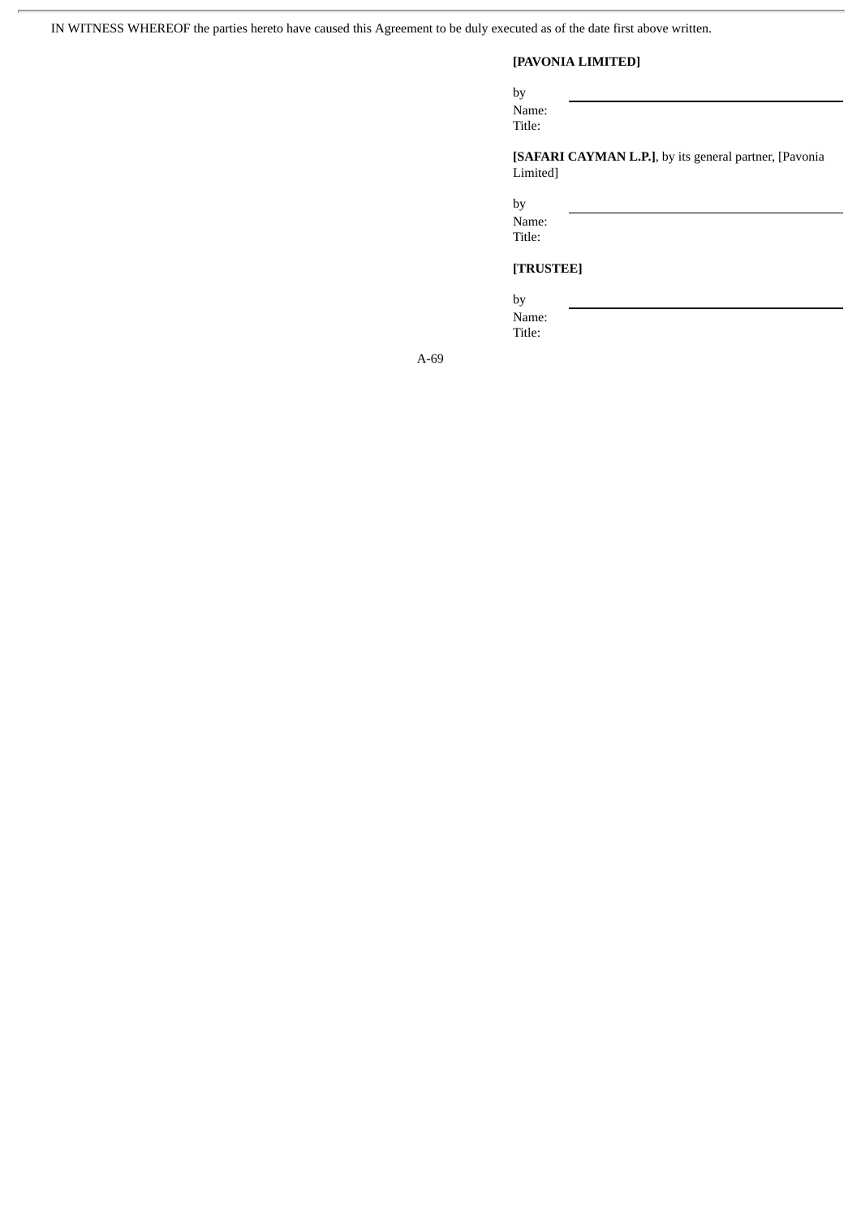IN WITNESS WHEREOF the parties hereto have caused this Agreement to be duly executed as of the date first above written.

**[PAVONIA LIMITED]**

by \_\_\_\_\_\_\_\_\_\_\_\_\_\_\_\_\_\_\_\_\_\_\_\_\_\_\_\_
Name:
Title:

**[SAFARI CAYMAN L.P.]**, by its general partner, [Pavonia Limited]

by \_\_\_\_\_\_\_\_\_\_\_\_\_\_\_\_\_\_\_\_\_\_\_\_\_\_\_\_
Name:
Title:

**[TRUSTEE]**

by \_\_\_\_\_\_\_\_\_\_\_\_\_\_\_\_\_\_\_\_\_\_\_\_\_\_\_\_
Name:
Title: